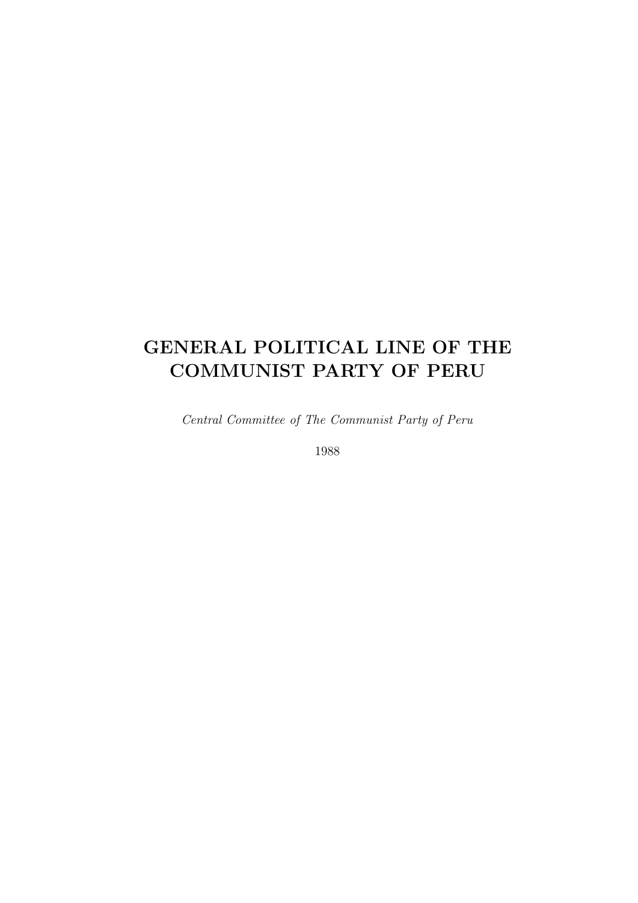# GENERAL POLITICAL LINE OF THE COMMUNIST PARTY OF PERU

*Central Committee of The Communist Party of Peru*

1988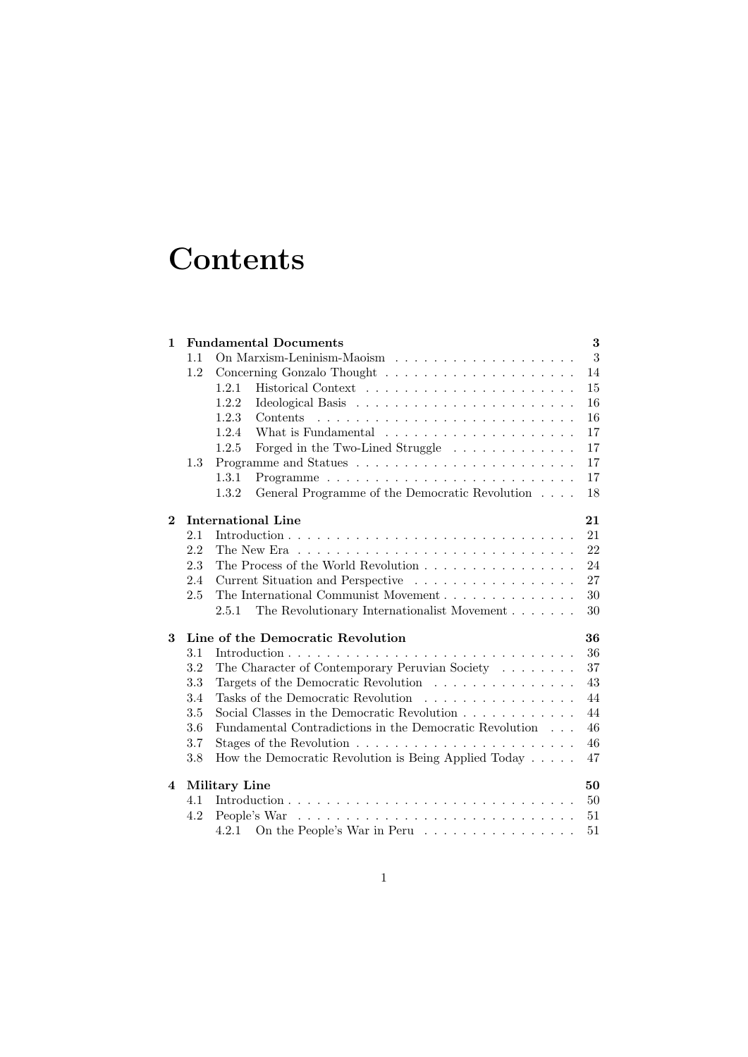# Contents

- **1 Fundamental Documents** — 3
  - 1.1 On Marxism-Leninism-Maoism — 3
  - 1.2 Concerning Gonzalo Thought — 14
    - 1.2.1 Historical Context — 15
    - 1.2.2 Ideological Basis — 16
    - 1.2.3 Contents — 16
    - 1.2.4 What is Fundamental — 17
    - 1.2.5 Forged in the Two-Lined Struggle — 17
  - 1.3 Programme and Statues — 17
    - 1.3.1 Programme — 17
    - 1.3.2 General Programme of the Democratic Revolution — 18
- **2 International Line** — 21
  - 2.1 Introduction — 21
  - 2.2 The New Era — 22
  - 2.3 The Process of the World Revolution — 24
  - 2.4 Current Situation and Perspective — 27
  - 2.5 The International Communist Movement — 30
    - 2.5.1 The Revolutionary Internationalist Movement — 30
- **3 Line of the Democratic Revolution** — 36
  - 3.1 Introduction — 36
  - 3.2 The Character of Contemporary Peruvian Society — 37
  - 3.3 Targets of the Democratic Revolution — 43
  - 3.4 Tasks of the Democratic Revolution — 44
  - 3.5 Social Classes in the Democratic Revolution — 44
  - 3.6 Fundamental Contradictions in the Democratic Revolution — 46
  - 3.7 Stages of the Revolution — 46
  - 3.8 How the Democratic Revolution is Being Applied Today — 47
- **4 Military Line** — 50
  - 4.1 Introduction — 50
  - 4.2 People's War — 51
    - 4.2.1 On the People's War in Peru — 51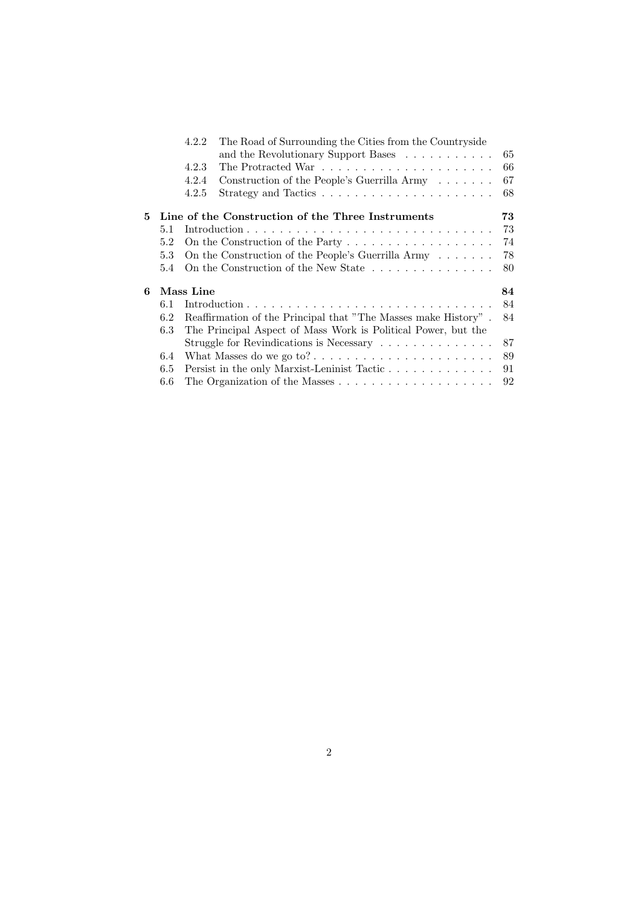- 4.2.2 The Road of Surrounding the Cities from the Countryside and the Revolutionary Support Bases . . . . . . . . . . . 65
- 4.2.3 The Protracted War . . . . . . . . . . . . . . . . . . . . . . 66
- 4.2.4 Construction of the People's Guerrilla Army . . . . . . . 67
- 4.2.5 Strategy and Tactics . . . . . . . . . . . . . . . . . . . . . . 68

**5 Line of the Construction of the Three Instruments 73**

- 5.1 Introduction . . . . . . . . . . . . . . . . . . . . . . . . . . . . . . . 73
- 5.2 On the Construction of the Party . . . . . . . . . . . . . . . . . . 74
- 5.3 On the Construction of the People's Guerrilla Army . . . . . . . 78
- 5.4 On the Construction of the New State . . . . . . . . . . . . . . . 80

**6 Mass Line 84**

- 6.1 Introduction . . . . . . . . . . . . . . . . . . . . . . . . . . . . . . . 84
- 6.2 Reaffirmation of the Principal that "The Masses make History" . 84
- 6.3 The Principal Aspect of Mass Work is Political Power, but the Struggle for Revindications is Necessary . . . . . . . . . . . . . . 87
- 6.4 What Masses do we go to? . . . . . . . . . . . . . . . . . . . . . . 89
- 6.5 Persist in the only Marxist-Leninist Tactic . . . . . . . . . . . . . 91
- 6.6 The Organization of the Masses . . . . . . . . . . . . . . . . . . . 92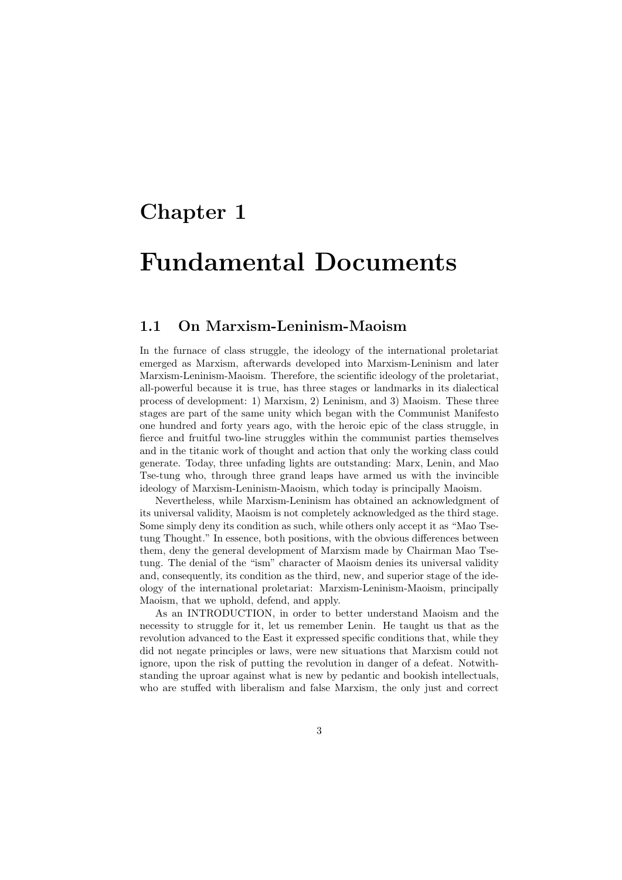# Chapter 1

# Fundamental Documents

## 1.1 On Marxism-Leninism-Maoism

In the furnace of class struggle, the ideology of the international proletariat emerged as Marxism, afterwards developed into Marxism-Leninism and later Marxism-Leninism-Maoism. Therefore, the scientific ideology of the proletariat, all-powerful because it is true, has three stages or landmarks in its dialectical process of development: 1) Marxism, 2) Leninism, and 3) Maoism. These three stages are part of the same unity which began with the Communist Manifesto one hundred and forty years ago, with the heroic epic of the class struggle, in fierce and fruitful two-line struggles within the communist parties themselves and in the titanic work of thought and action that only the working class could generate. Today, three unfading lights are outstanding: Marx, Lenin, and Mao Tse-tung who, through three grand leaps have armed us with the invincible ideology of Marxism-Leninism-Maoism, which today is principally Maoism.

Nevertheless, while Marxism-Leninism has obtained an acknowledgment of its universal validity, Maoism is not completely acknowledged as the third stage. Some simply deny its condition as such, while others only accept it as "Mao Tsetung Thought." In essence, both positions, with the obvious differences between them, deny the general development of Marxism made by Chairman Mao Tsetung. The denial of the "ism" character of Maoism denies its universal validity and, consequently, its condition as the third, new, and superior stage of the ideology of the international proletariat: Marxism-Leninism-Maoism, principally Maoism, that we uphold, defend, and apply.

As an INTRODUCTION, in order to better understand Maoism and the necessity to struggle for it, let us remember Lenin. He taught us that as the revolution advanced to the East it expressed specific conditions that, while they did not negate principles or laws, were new situations that Marxism could not ignore, upon the risk of putting the revolution in danger of a defeat. Notwithstanding the uproar against what is new by pedantic and bookish intellectuals, who are stuffed with liberalism and false Marxism, the only just and correct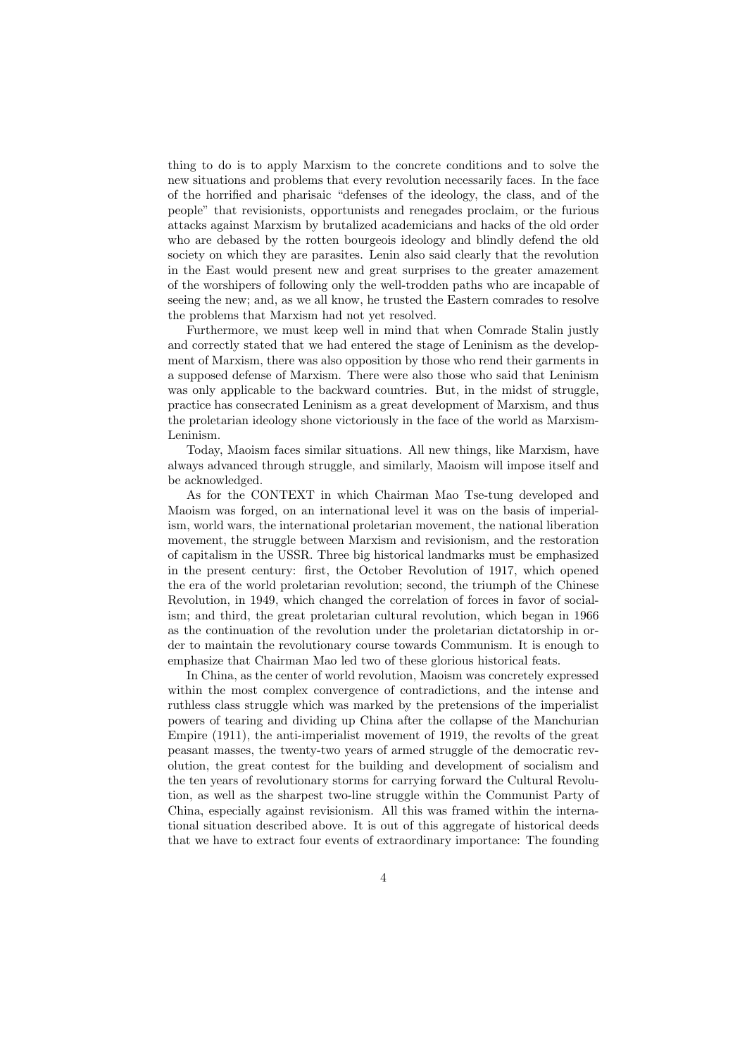thing to do is to apply Marxism to the concrete conditions and to solve the new situations and problems that every revolution necessarily faces. In the face of the horrified and pharisaic "defenses of the ideology, the class, and of the people" that revisionists, opportunists and renegades proclaim, or the furious attacks against Marxism by brutalized academicians and hacks of the old order who are debased by the rotten bourgeois ideology and blindly defend the old society on which they are parasites. Lenin also said clearly that the revolution in the East would present new and great surprises to the greater amazement of the worshipers of following only the well-trodden paths who are incapable of seeing the new; and, as we all know, he trusted the Eastern comrades to resolve the problems that Marxism had not yet resolved.

Furthermore, we must keep well in mind that when Comrade Stalin justly and correctly stated that we had entered the stage of Leninism as the development of Marxism, there was also opposition by those who rend their garments in a supposed defense of Marxism. There were also those who said that Leninism was only applicable to the backward countries. But, in the midst of struggle, practice has consecrated Leninism as a great development of Marxism, and thus the proletarian ideology shone victoriously in the face of the world as Marxism-Leninism.

Today, Maoism faces similar situations. All new things, like Marxism, have always advanced through struggle, and similarly, Maoism will impose itself and be acknowledged.

As for the CONTEXT in which Chairman Mao Tse-tung developed and Maoism was forged, on an international level it was on the basis of imperialism, world wars, the international proletarian movement, the national liberation movement, the struggle between Marxism and revisionism, and the restoration of capitalism in the USSR. Three big historical landmarks must be emphasized in the present century: first, the October Revolution of 1917, which opened the era of the world proletarian revolution; second, the triumph of the Chinese Revolution, in 1949, which changed the correlation of forces in favor of socialism; and third, the great proletarian cultural revolution, which began in 1966 as the continuation of the revolution under the proletarian dictatorship in order to maintain the revolutionary course towards Communism. It is enough to emphasize that Chairman Mao led two of these glorious historical feats.

In China, as the center of world revolution, Maoism was concretely expressed within the most complex convergence of contradictions, and the intense and ruthless class struggle which was marked by the pretensions of the imperialist powers of tearing and dividing up China after the collapse of the Manchurian Empire (1911), the anti-imperialist movement of 1919, the revolts of the great peasant masses, the twenty-two years of armed struggle of the democratic revolution, the great contest for the building and development of socialism and the ten years of revolutionary storms for carrying forward the Cultural Revolution, as well as the sharpest two-line struggle within the Communist Party of China, especially against revisionism. All this was framed within the international situation described above. It is out of this aggregate of historical deeds that we have to extract four events of extraordinary importance: The founding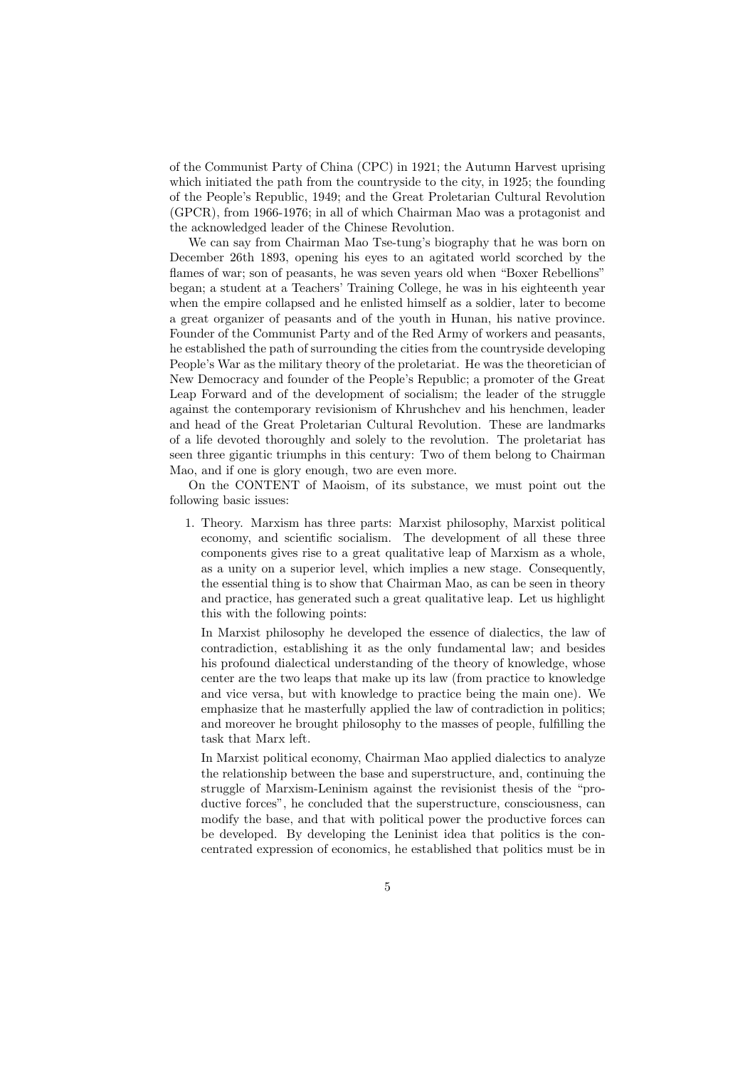of the Communist Party of China (CPC) in 1921; the Autumn Harvest uprising which initiated the path from the countryside to the city, in 1925; the founding of the People's Republic, 1949; and the Great Proletarian Cultural Revolution (GPCR), from 1966-1976; in all of which Chairman Mao was a protagonist and the acknowledged leader of the Chinese Revolution.

We can say from Chairman Mao Tse-tung's biography that he was born on December 26th 1893, opening his eyes to an agitated world scorched by the flames of war; son of peasants, he was seven years old when "Boxer Rebellions" began; a student at a Teachers' Training College, he was in his eighteenth year when the empire collapsed and he enlisted himself as a soldier, later to become a great organizer of peasants and of the youth in Hunan, his native province. Founder of the Communist Party and of the Red Army of workers and peasants, he established the path of surrounding the cities from the countryside developing People's War as the military theory of the proletariat. He was the theoretician of New Democracy and founder of the People's Republic; a promoter of the Great Leap Forward and of the development of socialism; the leader of the struggle against the contemporary revisionism of Khrushchev and his henchmen, leader and head of the Great Proletarian Cultural Revolution. These are landmarks of a life devoted thoroughly and solely to the revolution. The proletariat has seen three gigantic triumphs in this century: Two of them belong to Chairman Mao, and if one is glory enough, two are even more.

On the CONTENT of Maoism, of its substance, we must point out the following basic issues:

1. Theory. Marxism has three parts: Marxist philosophy, Marxist political economy, and scientific socialism. The development of all these three components gives rise to a great qualitative leap of Marxism as a whole, as a unity on a superior level, which implies a new stage. Consequently, the essential thing is to show that Chairman Mao, as can be seen in theory and practice, has generated such a great qualitative leap. Let us highlight this with the following points:

   In Marxist philosophy he developed the essence of dialectics, the law of contradiction, establishing it as the only fundamental law; and besides his profound dialectical understanding of the theory of knowledge, whose center are the two leaps that make up its law (from practice to knowledge and vice versa, but with knowledge to practice being the main one). We emphasize that he masterfully applied the law of contradiction in politics; and moreover he brought philosophy to the masses of people, fulfilling the task that Marx left.

   In Marxist political economy, Chairman Mao applied dialectics to analyze the relationship between the base and superstructure, and, continuing the struggle of Marxism-Leninism against the revisionist thesis of the "productive forces", he concluded that the superstructure, consciousness, can modify the base, and that with political power the productive forces can be developed. By developing the Leninist idea that politics is the concentrated expression of economics, he established that politics must be in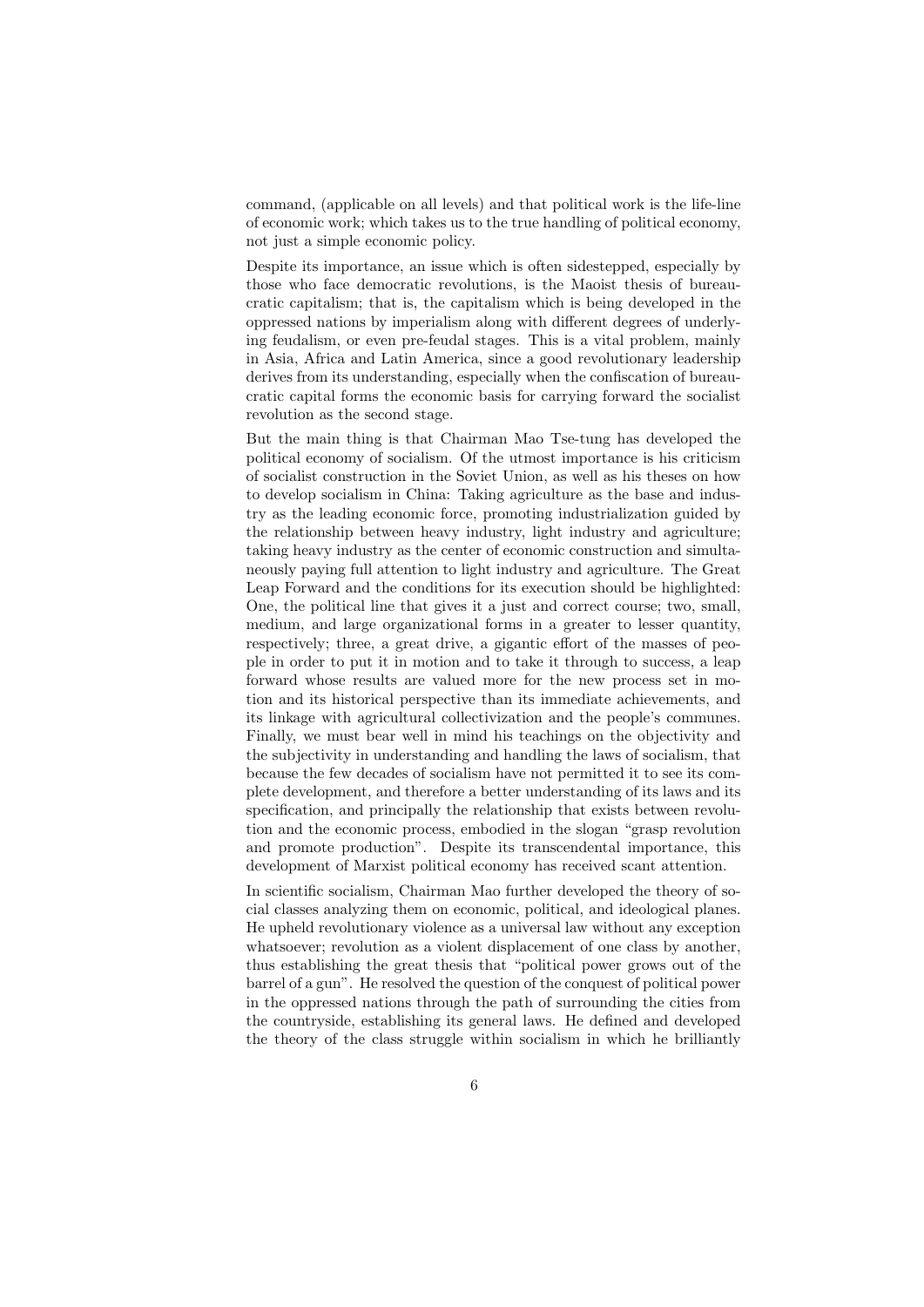command, (applicable on all levels) and that political work is the life-line of economic work; which takes us to the true handling of political economy, not just a simple economic policy.

Despite its importance, an issue which is often sidestepped, especially by those who face democratic revolutions, is the Maoist thesis of bureaucratic capitalism; that is, the capitalism which is being developed in the oppressed nations by imperialism along with different degrees of underlying feudalism, or even pre-feudal stages. This is a vital problem, mainly in Asia, Africa and Latin America, since a good revolutionary leadership derives from its understanding, especially when the confiscation of bureaucratic capital forms the economic basis for carrying forward the socialist revolution as the second stage.

But the main thing is that Chairman Mao Tse-tung has developed the political economy of socialism. Of the utmost importance is his criticism of socialist construction in the Soviet Union, as well as his theses on how to develop socialism in China: Taking agriculture as the base and industry as the leading economic force, promoting industrialization guided by the relationship between heavy industry, light industry and agriculture; taking heavy industry as the center of economic construction and simultaneously paying full attention to light industry and agriculture. The Great Leap Forward and the conditions for its execution should be highlighted: One, the political line that gives it a just and correct course; two, small, medium, and large organizational forms in a greater to lesser quantity, respectively; three, a great drive, a gigantic effort of the masses of people in order to put it in motion and to take it through to success, a leap forward whose results are valued more for the new process set in motion and its historical perspective than its immediate achievements, and its linkage with agricultural collectivization and the people's communes. Finally, we must bear well in mind his teachings on the objectivity and the subjectivity in understanding and handling the laws of socialism, that because the few decades of socialism have not permitted it to see its complete development, and therefore a better understanding of its laws and its specification, and principally the relationship that exists between revolution and the economic process, embodied in the slogan "grasp revolution and promote production". Despite its transcendental importance, this development of Marxist political economy has received scant attention.

In scientific socialism, Chairman Mao further developed the theory of social classes analyzing them on economic, political, and ideological planes. He upheld revolutionary violence as a universal law without any exception whatsoever; revolution as a violent displacement of one class by another, thus establishing the great thesis that "political power grows out of the barrel of a gun". He resolved the question of the conquest of political power in the oppressed nations through the path of surrounding the cities from the countryside, establishing its general laws. He defined and developed the theory of the class struggle within socialism in which he brilliantly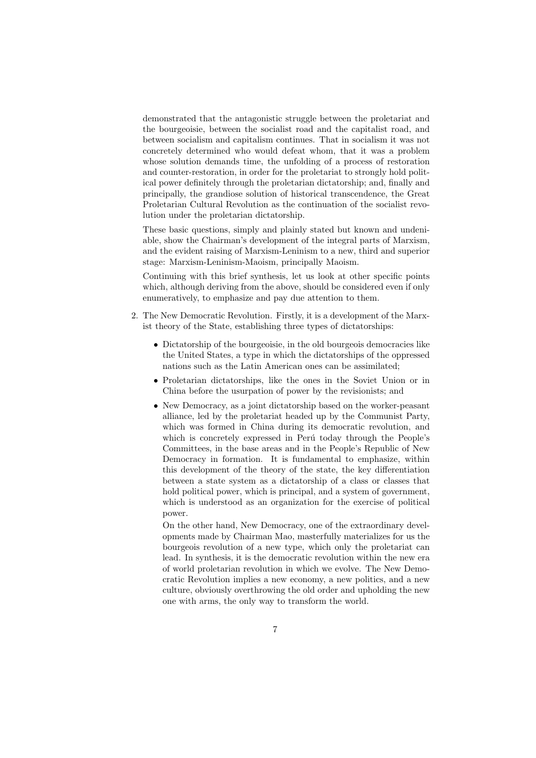demonstrated that the antagonistic struggle between the proletariat and the bourgeoisie, between the socialist road and the capitalist road, and between socialism and capitalism continues. That in socialism it was not concretely determined who would defeat whom, that it was a problem whose solution demands time, the unfolding of a process of restoration and counter-restoration, in order for the proletariat to strongly hold political power definitely through the proletarian dictatorship; and, finally and principally, the grandiose solution of historical transcendence, the Great Proletarian Cultural Revolution as the continuation of the socialist revolution under the proletarian dictatorship.

These basic questions, simply and plainly stated but known and undeniable, show the Chairman's development of the integral parts of Marxism, and the evident raising of Marxism-Leninism to a new, third and superior stage: Marxism-Leninism-Maoism, principally Maoism.

Continuing with this brief synthesis, let us look at other specific points which, although deriving from the above, should be considered even if only enumeratively, to emphasize and pay due attention to them.

2. The New Democratic Revolution. Firstly, it is a development of the Marxist theory of the State, establishing three types of dictatorships:

   - Dictatorship of the bourgeoisie, in the old bourgeois democracies like the United States, a type in which the dictatorships of the oppressed nations such as the Latin American ones can be assimilated;
   - Proletarian dictatorships, like the ones in the Soviet Union or in China before the usurpation of power by the revisionists; and
   - New Democracy, as a joint dictatorship based on the worker-peasant alliance, led by the proletariat headed up by the Communist Party, which was formed in China during its democratic revolution, and which is concretely expressed in Perú today through the People's Committees, in the base areas and in the People's Republic of New Democracy in formation. It is fundamental to emphasize, within this development of the theory of the state, the key differentiation between a state system as a dictatorship of a class or classes that hold political power, which is principal, and a system of government, which is understood as an organization for the exercise of political power.

     On the other hand, New Democracy, one of the extraordinary developments made by Chairman Mao, masterfully materializes for us the bourgeois revolution of a new type, which only the proletariat can lead. In synthesis, it is the democratic revolution within the new era of world proletarian revolution in which we evolve. The New Democratic Revolution implies a new economy, a new politics, and a new culture, obviously overthrowing the old order and upholding the new one with arms, the only way to transform the world.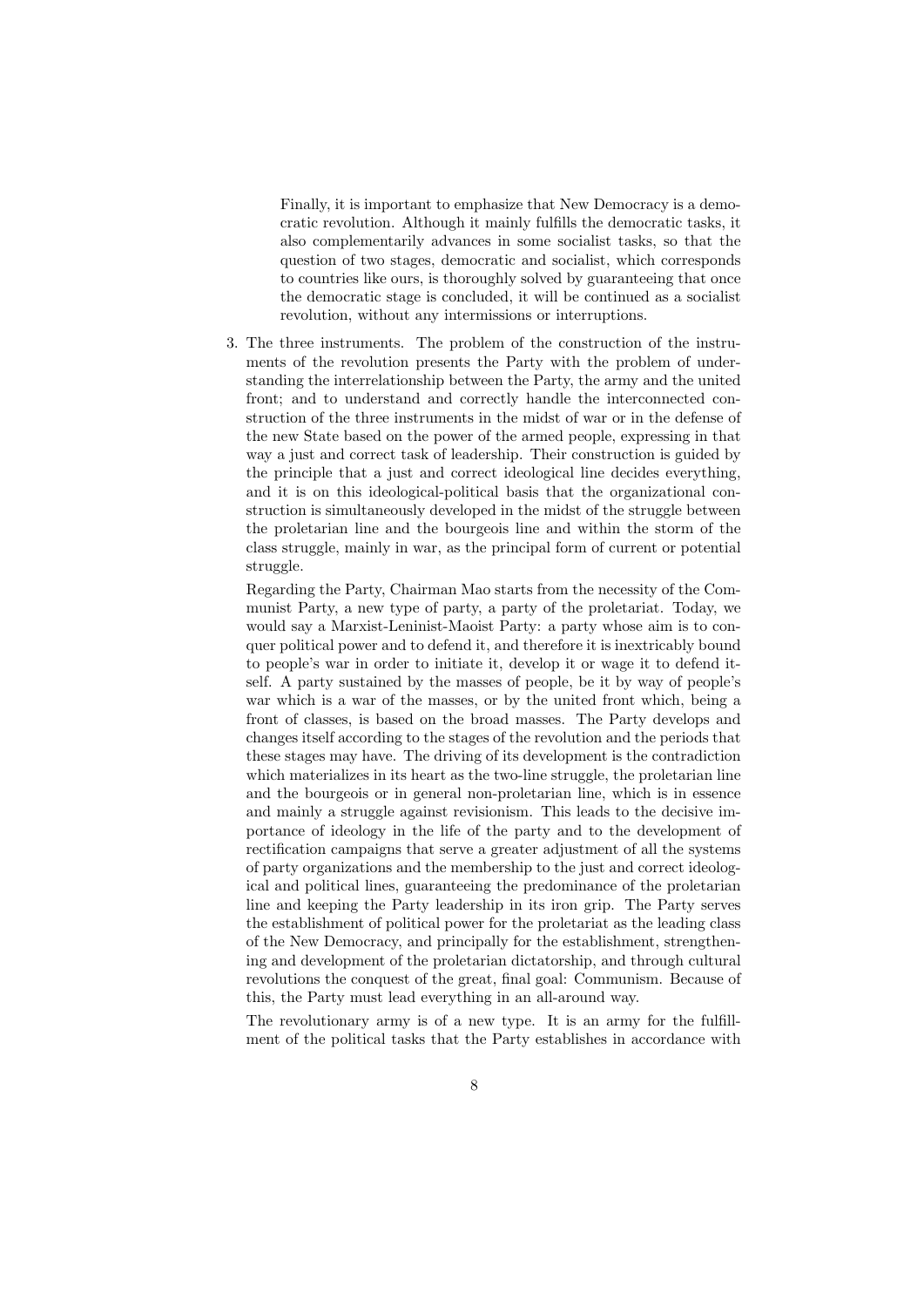Finally, it is important to emphasize that New Democracy is a democratic revolution. Although it mainly fulfills the democratic tasks, it also complementarily advances in some socialist tasks, so that the question of two stages, democratic and socialist, which corresponds to countries like ours, is thoroughly solved by guaranteeing that once the democratic stage is concluded, it will be continued as a socialist revolution, without any intermissions or interruptions.

3. The three instruments. The problem of the construction of the instruments of the revolution presents the Party with the problem of understanding the interrelationship between the Party, the army and the united front; and to understand and correctly handle the interconnected construction of the three instruments in the midst of war or in the defense of the new State based on the power of the armed people, expressing in that way a just and correct task of leadership. Their construction is guided by the principle that a just and correct ideological line decides everything, and it is on this ideological-political basis that the organizational construction is simultaneously developed in the midst of the struggle between the proletarian line and the bourgeois line and within the storm of the class struggle, mainly in war, as the principal form of current or potential struggle.

   Regarding the Party, Chairman Mao starts from the necessity of the Communist Party, a new type of party, a party of the proletariat. Today, we would say a Marxist-Leninist-Maoist Party: a party whose aim is to conquer political power and to defend it, and therefore it is inextricably bound to people's war in order to initiate it, develop it or wage it to defend itself. A party sustained by the masses of people, be it by way of people's war which is a war of the masses, or by the united front which, being a front of classes, is based on the broad masses. The Party develops and changes itself according to the stages of the revolution and the periods that these stages may have. The driving of its development is the contradiction which materializes in its heart as the two-line struggle, the proletarian line and the bourgeois or in general non-proletarian line, which is in essence and mainly a struggle against revisionism. This leads to the decisive importance of ideology in the life of the party and to the development of rectification campaigns that serve a greater adjustment of all the systems of party organizations and the membership to the just and correct ideological and political lines, guaranteeing the predominance of the proletarian line and keeping the Party leadership in its iron grip. The Party serves the establishment of political power for the proletariat as the leading class of the New Democracy, and principally for the establishment, strengthening and development of the proletarian dictatorship, and through cultural revolutions the conquest of the great, final goal: Communism. Because of this, the Party must lead everything in an all-around way.

   The revolutionary army is of a new type. It is an army for the fulfillment of the political tasks that the Party establishes in accordance with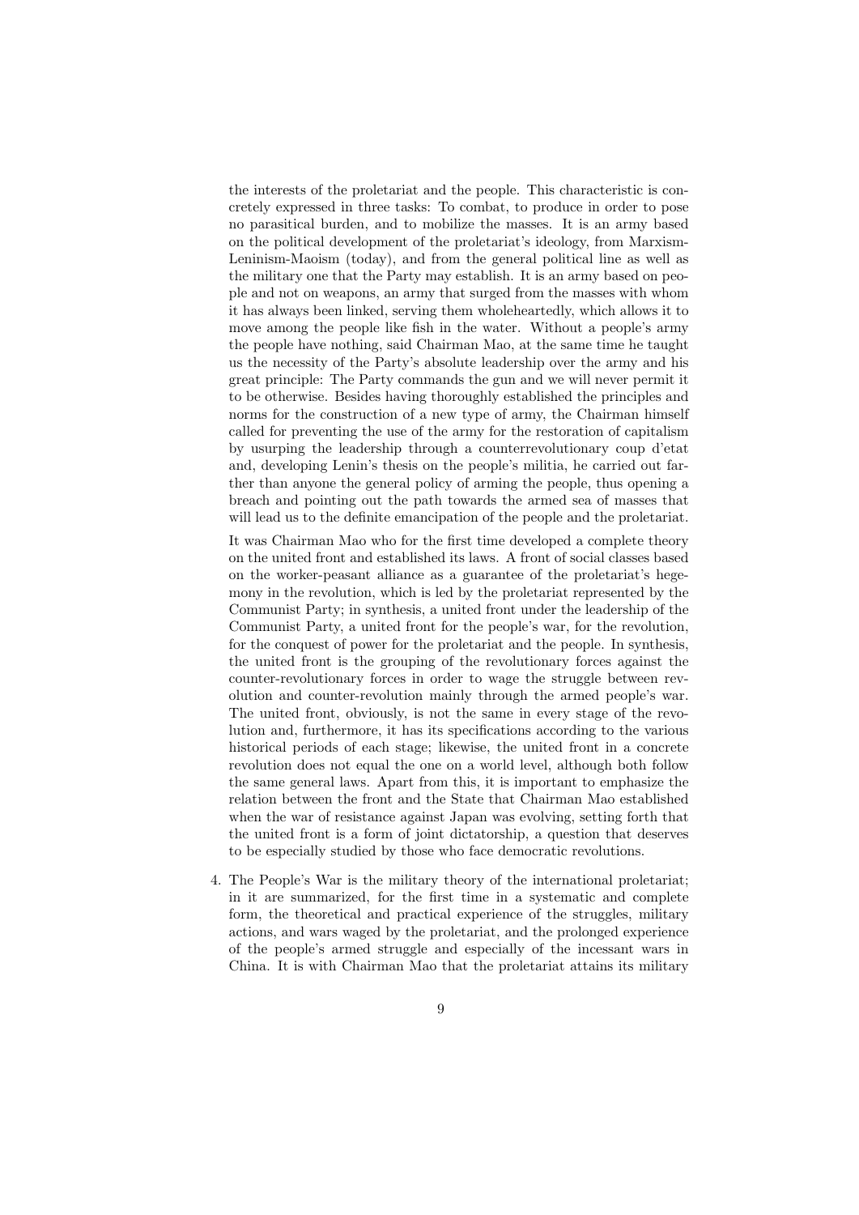the interests of the proletariat and the people. This characteristic is concretely expressed in three tasks: To combat, to produce in order to pose no parasitical burden, and to mobilize the masses. It is an army based on the political development of the proletariat's ideology, from Marxism-Leninism-Maoism (today), and from the general political line as well as the military one that the Party may establish. It is an army based on people and not on weapons, an army that surged from the masses with whom it has always been linked, serving them wholeheartedly, which allows it to move among the people like fish in the water. Without a people's army the people have nothing, said Chairman Mao, at the same time he taught us the necessity of the Party's absolute leadership over the army and his great principle: The Party commands the gun and we will never permit it to be otherwise. Besides having thoroughly established the principles and norms for the construction of a new type of army, the Chairman himself called for preventing the use of the army for the restoration of capitalism by usurping the leadership through a counterrevolutionary coup d'etat and, developing Lenin's thesis on the people's militia, he carried out farther than anyone the general policy of arming the people, thus opening a breach and pointing out the path towards the armed sea of masses that will lead us to the definite emancipation of the people and the proletariat.

It was Chairman Mao who for the first time developed a complete theory on the united front and established its laws. A front of social classes based on the worker-peasant alliance as a guarantee of the proletariat's hegemony in the revolution, which is led by the proletariat represented by the Communist Party; in synthesis, a united front under the leadership of the Communist Party, a united front for the people's war, for the revolution, for the conquest of power for the proletariat and the people. In synthesis, the united front is the grouping of the revolutionary forces against the counter-revolutionary forces in order to wage the struggle between revolution and counter-revolution mainly through the armed people's war. The united front, obviously, is not the same in every stage of the revolution and, furthermore, it has its specifications according to the various historical periods of each stage; likewise, the united front in a concrete revolution does not equal the one on a world level, although both follow the same general laws. Apart from this, it is important to emphasize the relation between the front and the State that Chairman Mao established when the war of resistance against Japan was evolving, setting forth that the united front is a form of joint dictatorship, a question that deserves to be especially studied by those who face democratic revolutions.

4. The People's War is the military theory of the international proletariat; in it are summarized, for the first time in a systematic and complete form, the theoretical and practical experience of the struggles, military actions, and wars waged by the proletariat, and the prolonged experience of the people's armed struggle and especially of the incessant wars in China. It is with Chairman Mao that the proletariat attains its military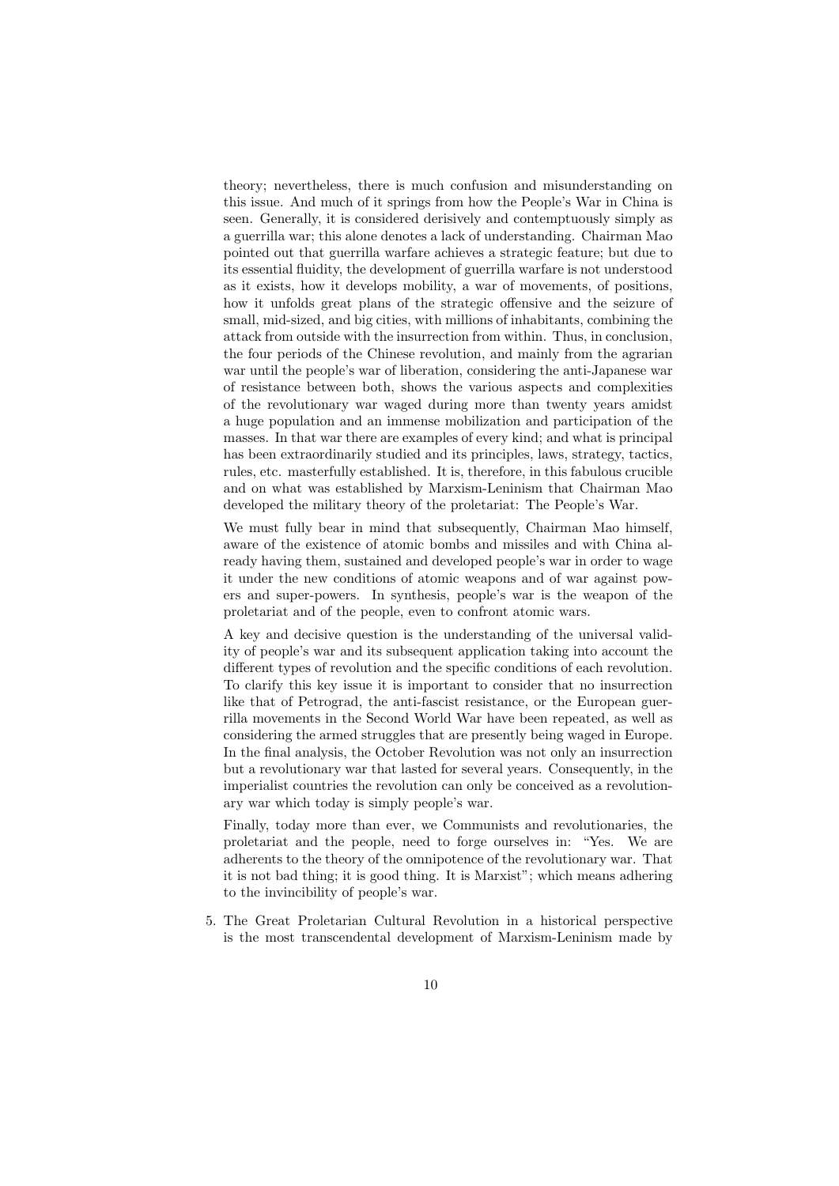theory; nevertheless, there is much confusion and misunderstanding on this issue. And much of it springs from how the People's War in China is seen. Generally, it is considered derisively and contemptuously simply as a guerrilla war; this alone denotes a lack of understanding. Chairman Mao pointed out that guerrilla warfare achieves a strategic feature; but due to its essential fluidity, the development of guerrilla warfare is not understood as it exists, how it develops mobility, a war of movements, of positions, how it unfolds great plans of the strategic offensive and the seizure of small, mid-sized, and big cities, with millions of inhabitants, combining the attack from outside with the insurrection from within. Thus, in conclusion, the four periods of the Chinese revolution, and mainly from the agrarian war until the people's war of liberation, considering the anti-Japanese war of resistance between both, shows the various aspects and complexities of the revolutionary war waged during more than twenty years amidst a huge population and an immense mobilization and participation of the masses. In that war there are examples of every kind; and what is principal has been extraordinarily studied and its principles, laws, strategy, tactics, rules, etc. masterfully established. It is, therefore, in this fabulous crucible and on what was established by Marxism-Leninism that Chairman Mao developed the military theory of the proletariat: The People's War.

We must fully bear in mind that subsequently, Chairman Mao himself, aware of the existence of atomic bombs and missiles and with China already having them, sustained and developed people's war in order to wage it under the new conditions of atomic weapons and of war against powers and super-powers. In synthesis, people's war is the weapon of the proletariat and of the people, even to confront atomic wars.

A key and decisive question is the understanding of the universal validity of people's war and its subsequent application taking into account the different types of revolution and the specific conditions of each revolution. To clarify this key issue it is important to consider that no insurrection like that of Petrograd, the anti-fascist resistance, or the European guerrilla movements in the Second World War have been repeated, as well as considering the armed struggles that are presently being waged in Europe. In the final analysis, the October Revolution was not only an insurrection but a revolutionary war that lasted for several years. Consequently, in the imperialist countries the revolution can only be conceived as a revolutionary war which today is simply people's war.

Finally, today more than ever, we Communists and revolutionaries, the proletariat and the people, need to forge ourselves in: "Yes. We are adherents to the theory of the omnipotence of the revolutionary war. That it is not bad thing; it is good thing. It is Marxist"; which means adhering to the invincibility of people's war.

5. The Great Proletarian Cultural Revolution in a historical perspective is the most transcendental development of Marxism-Leninism made by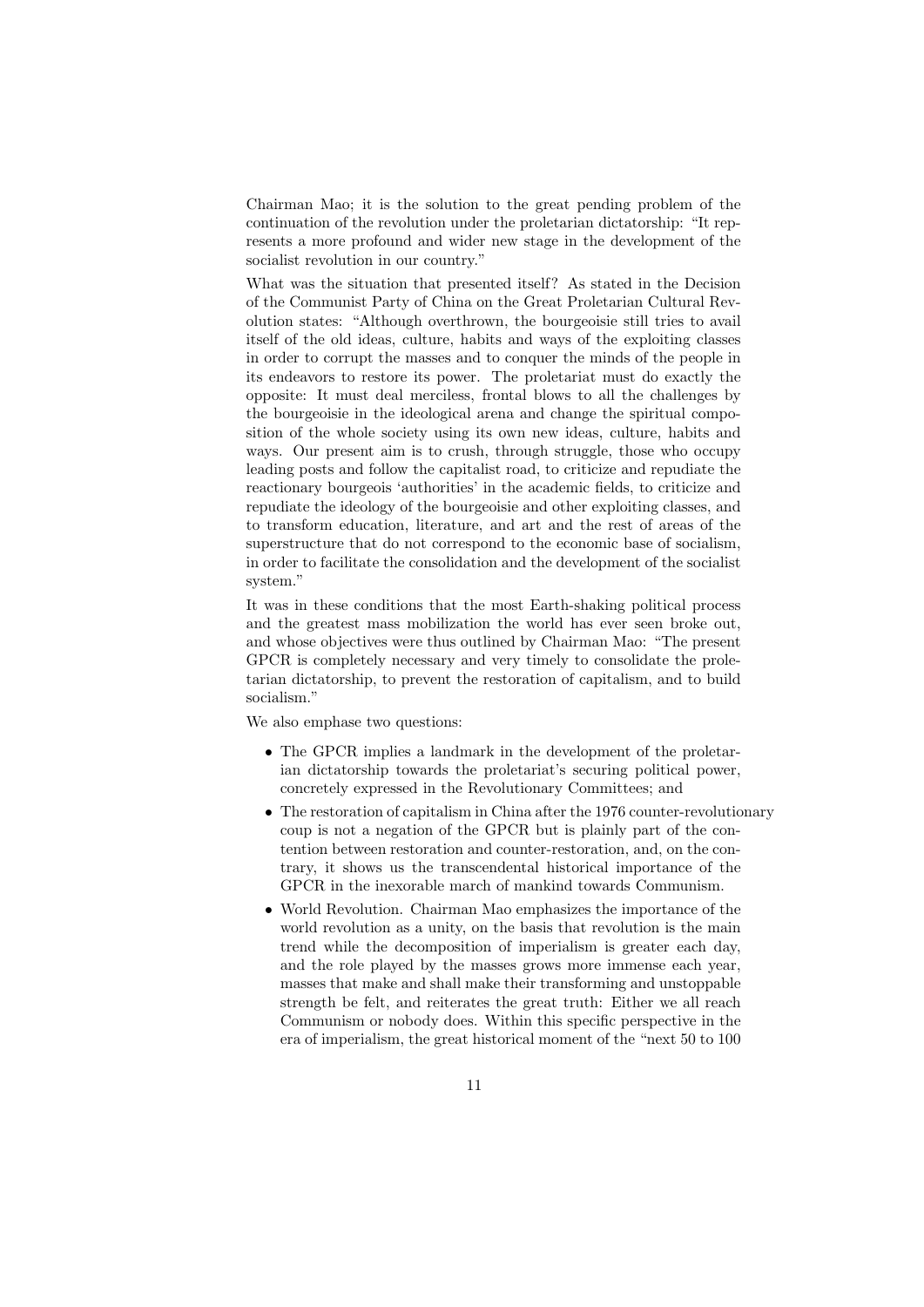Chairman Mao; it is the solution to the great pending problem of the continuation of the revolution under the proletarian dictatorship: "It represents a more profound and wider new stage in the development of the socialist revolution in our country."

What was the situation that presented itself? As stated in the Decision of the Communist Party of China on the Great Proletarian Cultural Revolution states: "Although overthrown, the bourgeoisie still tries to avail itself of the old ideas, culture, habits and ways of the exploiting classes in order to corrupt the masses and to conquer the minds of the people in its endeavors to restore its power. The proletariat must do exactly the opposite: It must deal merciless, frontal blows to all the challenges by the bourgeoisie in the ideological arena and change the spiritual composition of the whole society using its own new ideas, culture, habits and ways. Our present aim is to crush, through struggle, those who occupy leading posts and follow the capitalist road, to criticize and repudiate the reactionary bourgeois 'authorities' in the academic fields, to criticize and repudiate the ideology of the bourgeoisie and other exploiting classes, and to transform education, literature, and art and the rest of areas of the superstructure that do not correspond to the economic base of socialism, in order to facilitate the consolidation and the development of the socialist system."

It was in these conditions that the most Earth-shaking political process and the greatest mass mobilization the world has ever seen broke out, and whose objectives were thus outlined by Chairman Mao: "The present GPCR is completely necessary and very timely to consolidate the proletarian dictatorship, to prevent the restoration of capitalism, and to build socialism."

We also emphase two questions:

- The GPCR implies a landmark in the development of the proletarian dictatorship towards the proletariat's securing political power, concretely expressed in the Revolutionary Committees; and
- The restoration of capitalism in China after the 1976 counter-revolutionary coup is not a negation of the GPCR but is plainly part of the contention between restoration and counter-restoration, and, on the contrary, it shows us the transcendental historical importance of the GPCR in the inexorable march of mankind towards Communism.
- World Revolution. Chairman Mao emphasizes the importance of the world revolution as a unity, on the basis that revolution is the main trend while the decomposition of imperialism is greater each day, and the role played by the masses grows more immense each year, masses that make and shall make their transforming and unstoppable strength be felt, and reiterates the great truth: Either we all reach Communism or nobody does. Within this specific perspective in the era of imperialism, the great historical moment of the "next 50 to 100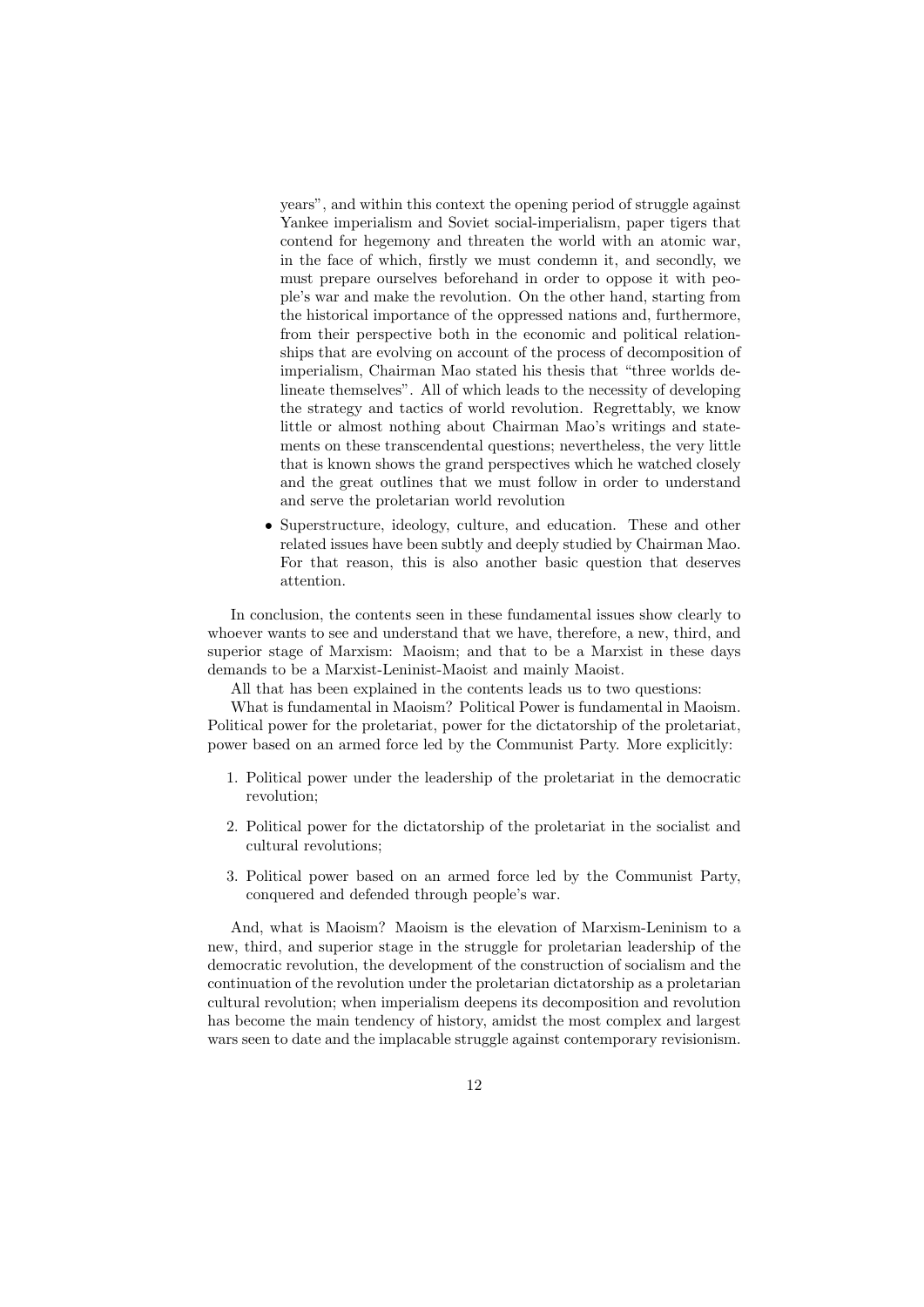years", and within this context the opening period of struggle against Yankee imperialism and Soviet social-imperialism, paper tigers that contend for hegemony and threaten the world with an atomic war, in the face of which, firstly we must condemn it, and secondly, we must prepare ourselves beforehand in order to oppose it with people's war and make the revolution. On the other hand, starting from the historical importance of the oppressed nations and, furthermore, from their perspective both in the economic and political relationships that are evolving on account of the process of decomposition of imperialism, Chairman Mao stated his thesis that "three worlds delineate themselves". All of which leads to the necessity of developing the strategy and tactics of world revolution. Regrettably, we know little or almost nothing about Chairman Mao's writings and statements on these transcendental questions; nevertheless, the very little that is known shows the grand perspectives which he watched closely and the great outlines that we must follow in order to understand and serve the proletarian world revolution

- Superstructure, ideology, culture, and education. These and other related issues have been subtly and deeply studied by Chairman Mao. For that reason, this is also another basic question that deserves attention.

In conclusion, the contents seen in these fundamental issues show clearly to whoever wants to see and understand that we have, therefore, a new, third, and superior stage of Marxism: Maoism; and that to be a Marxist in these days demands to be a Marxist-Leninist-Maoist and mainly Maoist.

All that has been explained in the contents leads us to two questions:

What is fundamental in Maoism? Political Power is fundamental in Maoism. Political power for the proletariat, power for the dictatorship of the proletariat, power based on an armed force led by the Communist Party. More explicitly:

1. Political power under the leadership of the proletariat in the democratic revolution;
2. Political power for the dictatorship of the proletariat in the socialist and cultural revolutions;
3. Political power based on an armed force led by the Communist Party, conquered and defended through people's war.

And, what is Maoism? Maoism is the elevation of Marxism-Leninism to a new, third, and superior stage in the struggle for proletarian leadership of the democratic revolution, the development of the construction of socialism and the continuation of the revolution under the proletarian dictatorship as a proletarian cultural revolution; when imperialism deepens its decomposition and revolution has become the main tendency of history, amidst the most complex and largest wars seen to date and the implacable struggle against contemporary revisionism.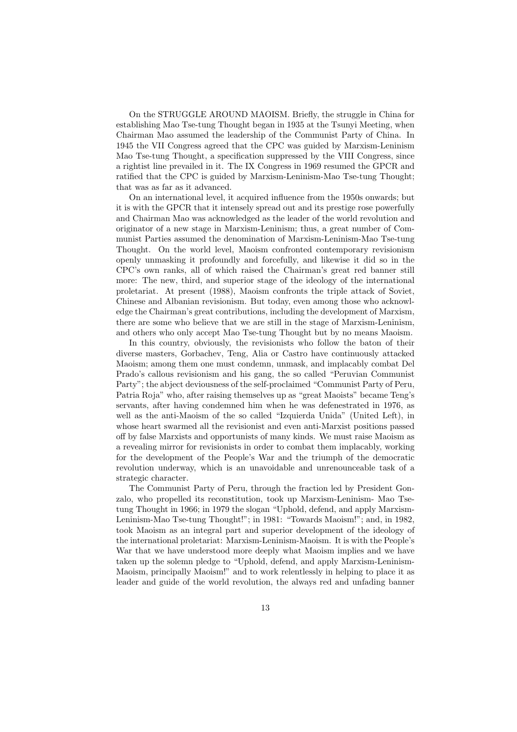On the STRUGGLE AROUND MAOISM. Briefly, the struggle in China for establishing Mao Tse-tung Thought began in 1935 at the Tsunyi Meeting, when Chairman Mao assumed the leadership of the Communist Party of China. In 1945 the VII Congress agreed that the CPC was guided by Marxism-Leninism Mao Tse-tung Thought, a specification suppressed by the VIII Congress, since a rightist line prevailed in it. The IX Congress in 1969 resumed the GPCR and ratified that the CPC is guided by Marxism-Leninism-Mao Tse-tung Thought; that was as far as it advanced.

On an international level, it acquired influence from the 1950s onwards; but it is with the GPCR that it intensely spread out and its prestige rose powerfully and Chairman Mao was acknowledged as the leader of the world revolution and originator of a new stage in Marxism-Leninism; thus, a great number of Communist Parties assumed the denomination of Marxism-Leninism-Mao Tse-tung Thought. On the world level, Maoism confronted contemporary revisionism openly unmasking it profoundly and forcefully, and likewise it did so in the CPC's own ranks, all of which raised the Chairman's great red banner still more: The new, third, and superior stage of the ideology of the international proletariat. At present (1988), Maoism confronts the triple attack of Soviet, Chinese and Albanian revisionism. But today, even among those who acknowledge the Chairman's great contributions, including the development of Marxism, there are some who believe that we are still in the stage of Marxism-Leninism, and others who only accept Mao Tse-tung Thought but by no means Maoism.

In this country, obviously, the revisionists who follow the baton of their diverse masters, Gorbachev, Teng, Alia or Castro have continuously attacked Maoism; among them one must condemn, unmask, and implacably combat Del Prado's callous revisionism and his gang, the so called "Peruvian Communist Party"; the abject deviousness of the self-proclaimed "Communist Party of Peru, Patria Roja" who, after raising themselves up as "great Maoists" became Teng's servants, after having condemned him when he was defenestrated in 1976, as well as the anti-Maoism of the so called "Izquierda Unida" (United Left), in whose heart swarmed all the revisionist and even anti-Marxist positions passed off by false Marxists and opportunists of many kinds. We must raise Maoism as a revealing mirror for revisionists in order to combat them implacably, working for the development of the People's War and the triumph of the democratic revolution underway, which is an unavoidable and unrenounceable task of a strategic character.

The Communist Party of Peru, through the fraction led by President Gonzalo, who propelled its reconstitution, took up Marxism-Leninism- Mao Tse-tung Thought in 1966; in 1979 the slogan "Uphold, defend, and apply Marxism-Leninism-Mao Tse-tung Thought!"; in 1981: "Towards Maoism!"; and, in 1982, took Maoism as an integral part and superior development of the ideology of the international proletariat: Marxism-Leninism-Maoism. It is with the People's War that we have understood more deeply what Maoism implies and we have taken up the solemn pledge to "Uphold, defend, and apply Marxism-Leninism-Maoism, principally Maoism!" and to work relentlessly in helping to place it as leader and guide of the world revolution, the always red and unfading banner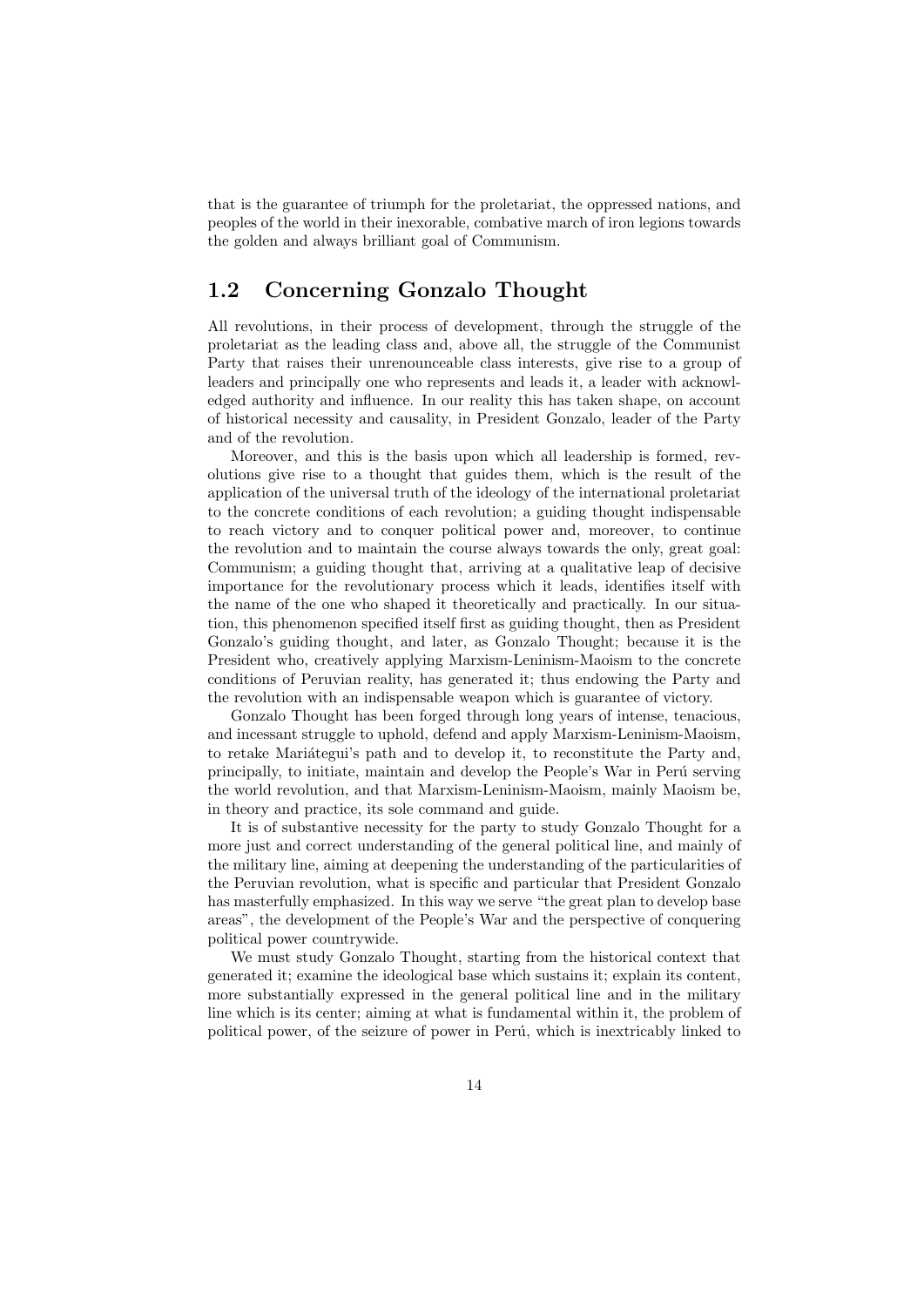that is the guarantee of triumph for the proletariat, the oppressed nations, and peoples of the world in their inexorable, combative march of iron legions towards the golden and always brilliant goal of Communism.

## 1.2 Concerning Gonzalo Thought

All revolutions, in their process of development, through the struggle of the proletariat as the leading class and, above all, the struggle of the Communist Party that raises their unrenounceable class interests, give rise to a group of leaders and principally one who represents and leads it, a leader with acknowledged authority and influence. In our reality this has taken shape, on account of historical necessity and causality, in President Gonzalo, leader of the Party and of the revolution.

Moreover, and this is the basis upon which all leadership is formed, revolutions give rise to a thought that guides them, which is the result of the application of the universal truth of the ideology of the international proletariat to the concrete conditions of each revolution; a guiding thought indispensable to reach victory and to conquer political power and, moreover, to continue the revolution and to maintain the course always towards the only, great goal: Communism; a guiding thought that, arriving at a qualitative leap of decisive importance for the revolutionary process which it leads, identifies itself with the name of the one who shaped it theoretically and practically. In our situation, this phenomenon specified itself first as guiding thought, then as President Gonzalo's guiding thought, and later, as Gonzalo Thought; because it is the President who, creatively applying Marxism-Leninism-Maoism to the concrete conditions of Peruvian reality, has generated it; thus endowing the Party and the revolution with an indispensable weapon which is guarantee of victory.

Gonzalo Thought has been forged through long years of intense, tenacious, and incessant struggle to uphold, defend and apply Marxism-Leninism-Maoism, to retake Mariátegui's path and to develop it, to reconstitute the Party and, principally, to initiate, maintain and develop the People's War in Perú serving the world revolution, and that Marxism-Leninism-Maoism, mainly Maoism be, in theory and practice, its sole command and guide.

It is of substantive necessity for the party to study Gonzalo Thought for a more just and correct understanding of the general political line, and mainly of the military line, aiming at deepening the understanding of the particularities of the Peruvian revolution, what is specific and particular that President Gonzalo has masterfully emphasized. In this way we serve "the great plan to develop base areas", the development of the People's War and the perspective of conquering political power countrywide.

We must study Gonzalo Thought, starting from the historical context that generated it; examine the ideological base which sustains it; explain its content, more substantially expressed in the general political line and in the military line which is its center; aiming at what is fundamental within it, the problem of political power, of the seizure of power in Perú, which is inextricably linked to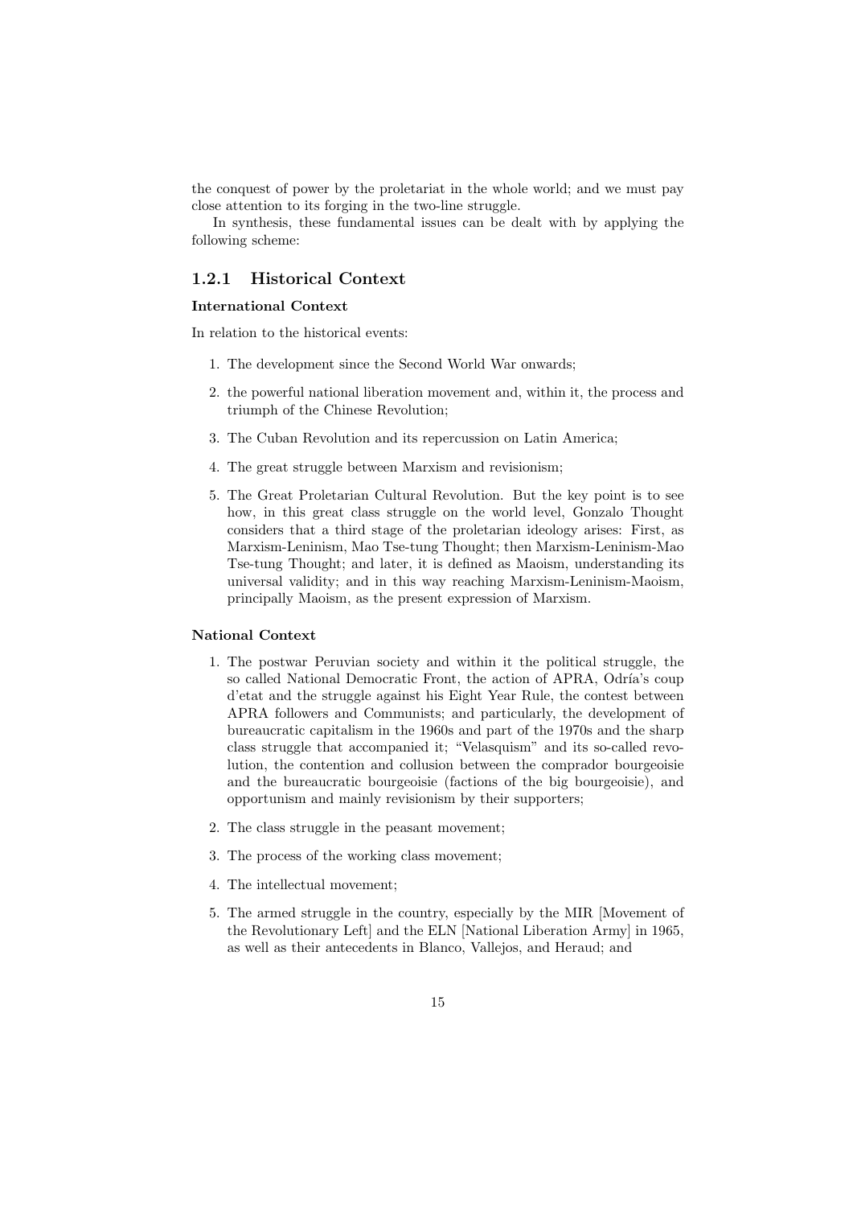the conquest of power by the proletariat in the whole world; and we must pay close attention to its forging in the two-line struggle.

In synthesis, these fundamental issues can be dealt with by applying the following scheme:

### 1.2.1 Historical Context

**International Context**

In relation to the historical events:

1. The development since the Second World War onwards;
2. the powerful national liberation movement and, within it, the process and triumph of the Chinese Revolution;
3. The Cuban Revolution and its repercussion on Latin America;
4. The great struggle between Marxism and revisionism;
5. The Great Proletarian Cultural Revolution. But the key point is to see how, in this great class struggle on the world level, Gonzalo Thought considers that a third stage of the proletarian ideology arises: First, as Marxism-Leninism, Mao Tse-tung Thought; then Marxism-Leninism-Mao Tse-tung Thought; and later, it is defined as Maoism, understanding its universal validity; and in this way reaching Marxism-Leninism-Maoism, principally Maoism, as the present expression of Marxism.

**National Context**

1. The postwar Peruvian society and within it the political struggle, the so called National Democratic Front, the action of APRA, Odría's coup d'etat and the struggle against his Eight Year Rule, the contest between APRA followers and Communists; and particularly, the development of bureaucratic capitalism in the 1960s and part of the 1970s and the sharp class struggle that accompanied it; "Velasquism" and its so-called revolution, the contention and collusion between the comprador bourgeoisie and the bureaucratic bourgeoisie (factions of the big bourgeoisie), and opportunism and mainly revisionism by their supporters;
2. The class struggle in the peasant movement;
3. The process of the working class movement;
4. The intellectual movement;
5. The armed struggle in the country, especially by the MIR [Movement of the Revolutionary Left] and the ELN [National Liberation Army] in 1965, as well as their antecedents in Blanco, Vallejos, and Heraud; and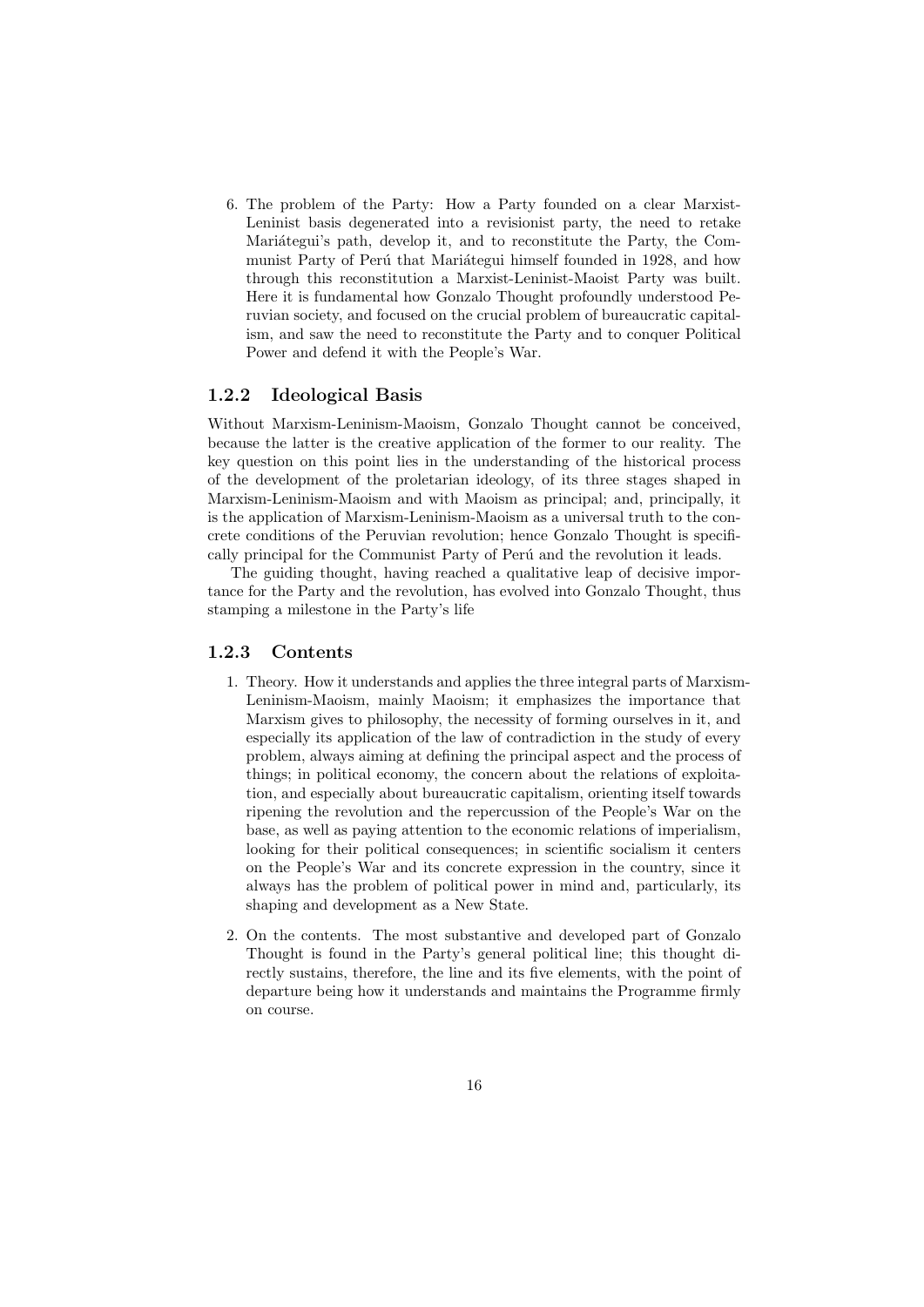6. The problem of the Party: How a Party founded on a clear Marxist-Leninist basis degenerated into a revisionist party, the need to retake Mariátegui's path, develop it, and to reconstitute the Party, the Communist Party of Perú that Mariátegui himself founded in 1928, and how through this reconstitution a Marxist-Leninist-Maoist Party was built. Here it is fundamental how Gonzalo Thought profoundly understood Peruvian society, and focused on the crucial problem of bureaucratic capitalism, and saw the need to reconstitute the Party and to conquer Political Power and defend it with the People's War.

### 1.2.2 Ideological Basis

Without Marxism-Leninism-Maoism, Gonzalo Thought cannot be conceived, because the latter is the creative application of the former to our reality. The key question on this point lies in the understanding of the historical process of the development of the proletarian ideology, of its three stages shaped in Marxism-Leninism-Maoism and with Maoism as principal; and, principally, it is the application of Marxism-Leninism-Maoism as a universal truth to the concrete conditions of the Peruvian revolution; hence Gonzalo Thought is specifically principal for the Communist Party of Perú and the revolution it leads.

The guiding thought, having reached a qualitative leap of decisive importance for the Party and the revolution, has evolved into Gonzalo Thought, thus stamping a milestone in the Party's life

### 1.2.3 Contents

1. Theory. How it understands and applies the three integral parts of Marxism-Leninism-Maoism, mainly Maoism; it emphasizes the importance that Marxism gives to philosophy, the necessity of forming ourselves in it, and especially its application of the law of contradiction in the study of every problem, always aiming at defining the principal aspect and the process of things; in political economy, the concern about the relations of exploitation, and especially about bureaucratic capitalism, orienting itself towards ripening the revolution and the repercussion of the People's War on the base, as well as paying attention to the economic relations of imperialism, looking for their political consequences; in scientific socialism it centers on the People's War and its concrete expression in the country, since it always has the problem of political power in mind and, particularly, its shaping and development as a New State.

2. On the contents. The most substantive and developed part of Gonzalo Thought is found in the Party's general political line; this thought directly sustains, therefore, the line and its five elements, with the point of departure being how it understands and maintains the Programme firmly on course.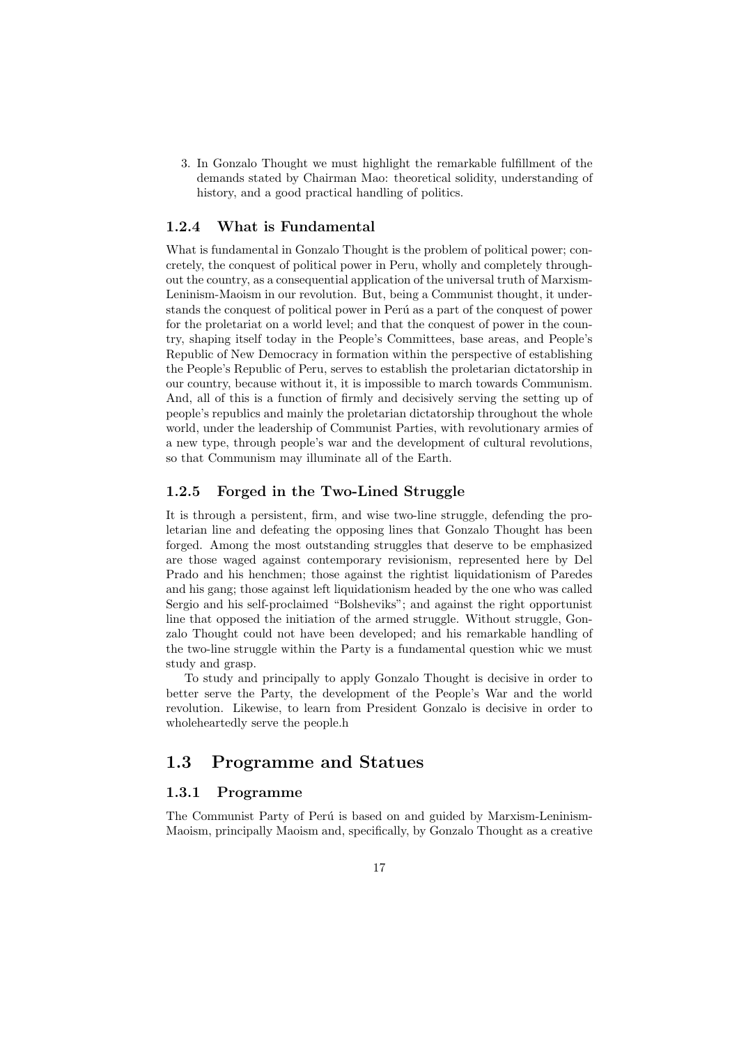3. In Gonzalo Thought we must highlight the remarkable fulfillment of the demands stated by Chairman Mao: theoretical solidity, understanding of history, and a good practical handling of politics.

### 1.2.4 What is Fundamental

What is fundamental in Gonzalo Thought is the problem of political power; concretely, the conquest of political power in Peru, wholly and completely throughout the country, as a consequential application of the universal truth of Marxism-Leninism-Maoism in our revolution. But, being a Communist thought, it understands the conquest of political power in Perú as a part of the conquest of power for the proletariat on a world level; and that the conquest of power in the country, shaping itself today in the People's Committees, base areas, and People's Republic of New Democracy in formation within the perspective of establishing the People's Republic of Peru, serves to establish the proletarian dictatorship in our country, because without it, it is impossible to march towards Communism. And, all of this is a function of firmly and decisively serving the setting up of people's republics and mainly the proletarian dictatorship throughout the whole world, under the leadership of Communist Parties, with revolutionary armies of a new type, through people's war and the development of cultural revolutions, so that Communism may illuminate all of the Earth.

### 1.2.5 Forged in the Two-Lined Struggle

It is through a persistent, firm, and wise two-line struggle, defending the proletarian line and defeating the opposing lines that Gonzalo Thought has been forged. Among the most outstanding struggles that deserve to be emphasized are those waged against contemporary revisionism, represented here by Del Prado and his henchmen; those against the rightist liquidationism of Paredes and his gang; those against left liquidationism headed by the one who was called Sergio and his self-proclaimed "Bolsheviks"; and against the right opportunist line that opposed the initiation of the armed struggle. Without struggle, Gonzalo Thought could not have been developed; and his remarkable handling of the two-line struggle within the Party is a fundamental question whic we must study and grasp.

To study and principally to apply Gonzalo Thought is decisive in order to better serve the Party, the development of the People's War and the world revolution. Likewise, to learn from President Gonzalo is decisive in order to wholeheartedly serve the people.h

## 1.3 Programme and Statues

### 1.3.1 Programme

The Communist Party of Perú is based on and guided by Marxism-Leninism-Maoism, principally Maoism and, specifically, by Gonzalo Thought as a creative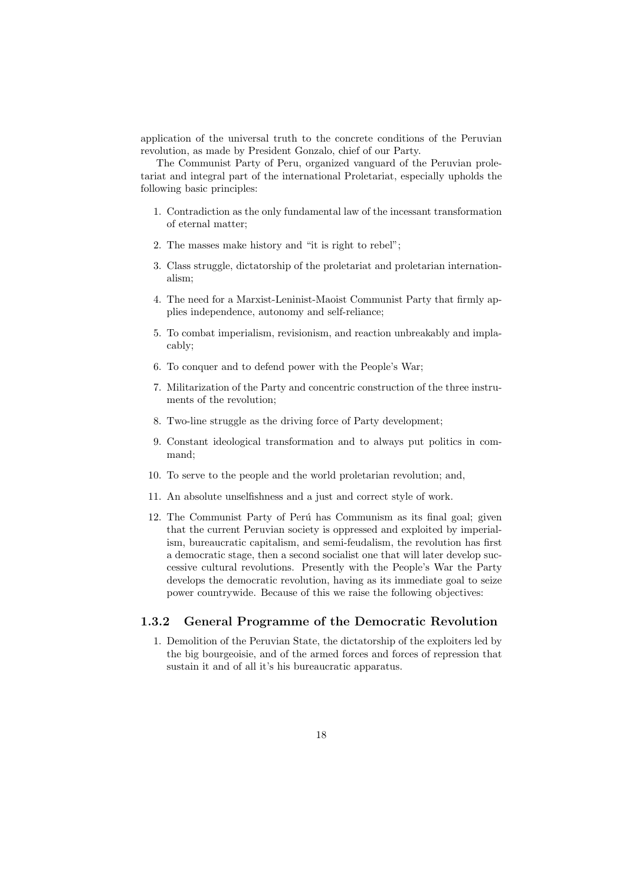application of the universal truth to the concrete conditions of the Peruvian revolution, as made by President Gonzalo, chief of our Party.

The Communist Party of Peru, organized vanguard of the Peruvian proletariat and integral part of the international Proletariat, especially upholds the following basic principles:

1. Contradiction as the only fundamental law of the incessant transformation of eternal matter;
2. The masses make history and "it is right to rebel";
3. Class struggle, dictatorship of the proletariat and proletarian internationalism;
4. The need for a Marxist-Leninist-Maoist Communist Party that firmly applies independence, autonomy and self-reliance;
5. To combat imperialism, revisionism, and reaction unbreakably and implacably;
6. To conquer and to defend power with the People's War;
7. Militarization of the Party and concentric construction of the three instruments of the revolution;
8. Two-line struggle as the driving force of Party development;
9. Constant ideological transformation and to always put politics in command;
10. To serve to the people and the world proletarian revolution; and,
11. An absolute unselfishness and a just and correct style of work.
12. The Communist Party of Perú has Communism as its final goal; given that the current Peruvian society is oppressed and exploited by imperialism, bureaucratic capitalism, and semi-feudalism, the revolution has first a democratic stage, then a second socialist one that will later develop successive cultural revolutions. Presently with the People's War the Party develops the democratic revolution, having as its immediate goal to seize power countrywide. Because of this we raise the following objectives:

### 1.3.2 General Programme of the Democratic Revolution

1. Demolition of the Peruvian State, the dictatorship of the exploiters led by the big bourgeoisie, and of the armed forces and forces of repression that sustain it and of all it's his bureaucratic apparatus.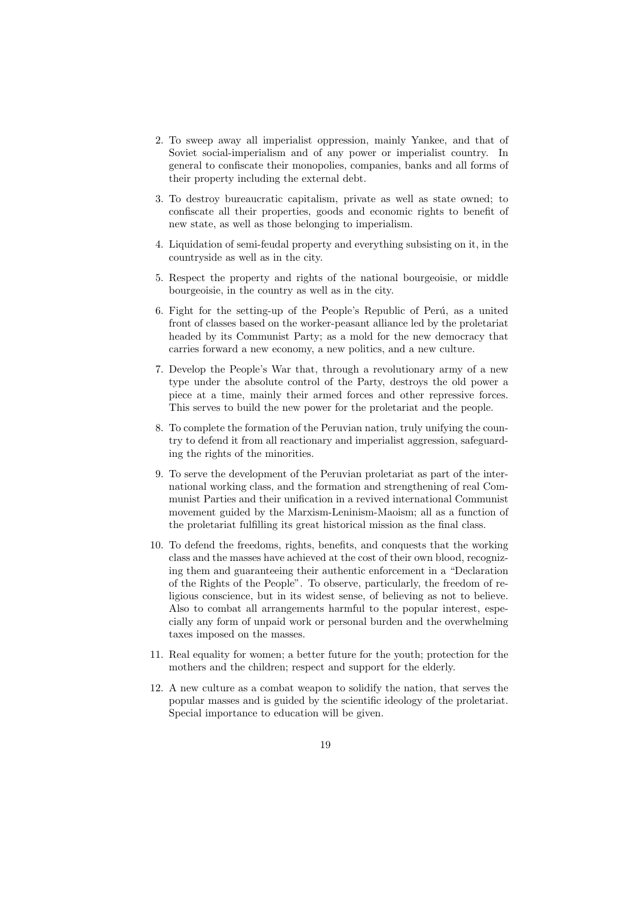2. To sweep away all imperialist oppression, mainly Yankee, and that of Soviet social-imperialism and of any power or imperialist country. In general to confiscate their monopolies, companies, banks and all forms of their property including the external debt.

3. To destroy bureaucratic capitalism, private as well as state owned; to confiscate all their properties, goods and economic rights to benefit of new state, as well as those belonging to imperialism.

4. Liquidation of semi-feudal property and everything subsisting on it, in the countryside as well as in the city.

5. Respect the property and rights of the national bourgeoisie, or middle bourgeoisie, in the country as well as in the city.

6. Fight for the setting-up of the People's Republic of Perú, as a united front of classes based on the worker-peasant alliance led by the proletariat headed by its Communist Party; as a mold for the new democracy that carries forward a new economy, a new politics, and a new culture.

7. Develop the People's War that, through a revolutionary army of a new type under the absolute control of the Party, destroys the old power a piece at a time, mainly their armed forces and other repressive forces. This serves to build the new power for the proletariat and the people.

8. To complete the formation of the Peruvian nation, truly unifying the country to defend it from all reactionary and imperialist aggression, safeguarding the rights of the minorities.

9. To serve the development of the Peruvian proletariat as part of the international working class, and the formation and strengthening of real Communist Parties and their unification in a revived international Communist movement guided by the Marxism-Leninism-Maoism; all as a function of the proletariat fulfilling its great historical mission as the final class.

10. To defend the freedoms, rights, benefits, and conquests that the working class and the masses have achieved at the cost of their own blood, recognizing them and guaranteeing their authentic enforcement in a "Declaration of the Rights of the People". To observe, particularly, the freedom of religious conscience, but in its widest sense, of believing as not to believe. Also to combat all arrangements harmful to the popular interest, especially any form of unpaid work or personal burden and the overwhelming taxes imposed on the masses.

11. Real equality for women; a better future for the youth; protection for the mothers and the children; respect and support for the elderly.

12. A new culture as a combat weapon to solidify the nation, that serves the popular masses and is guided by the scientific ideology of the proletariat. Special importance to education will be given.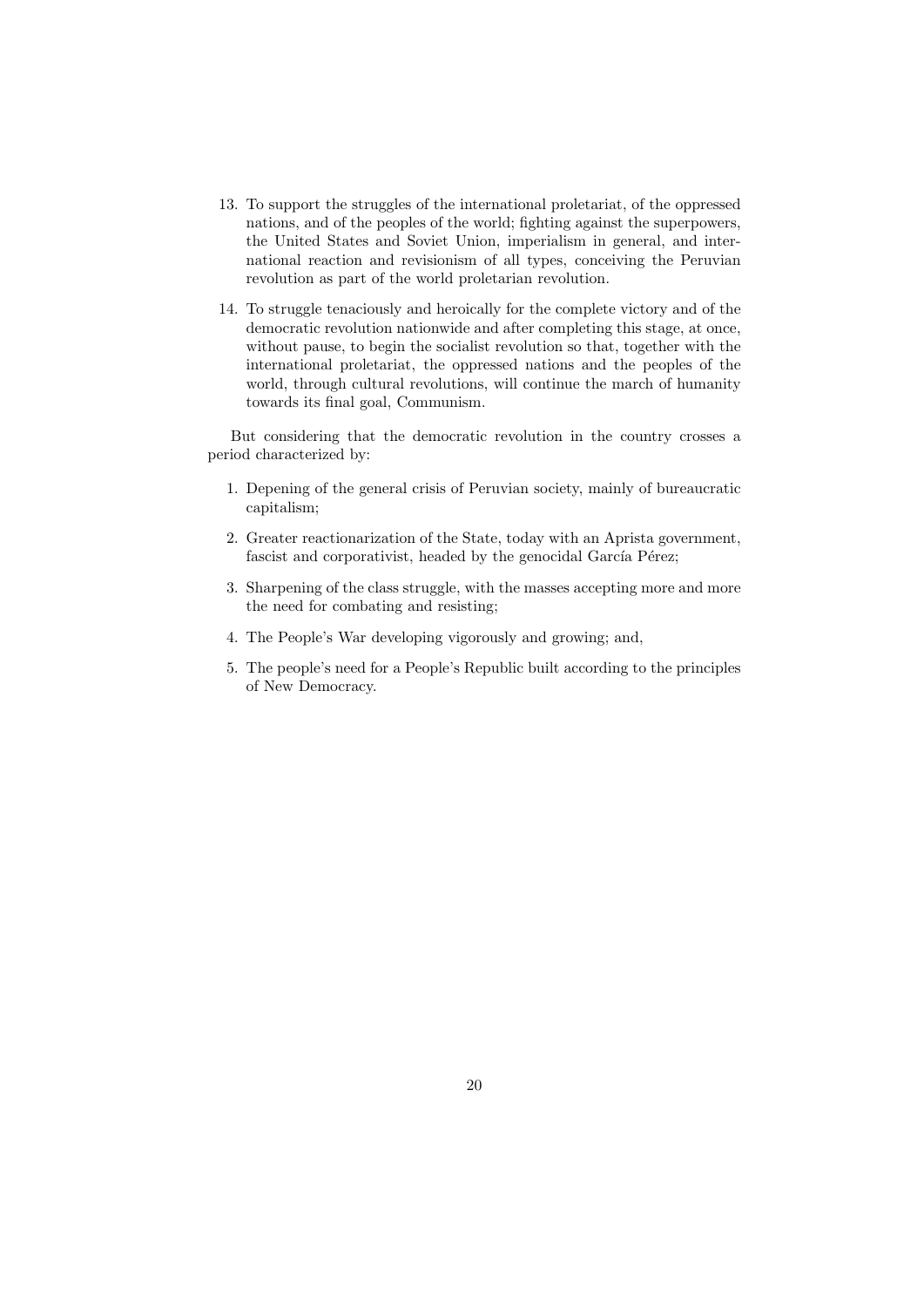13. To support the struggles of the international proletariat, of the oppressed nations, and of the peoples of the world; fighting against the superpowers, the United States and Soviet Union, imperialism in general, and international reaction and revisionism of all types, conceiving the Peruvian revolution as part of the world proletarian revolution.

14. To struggle tenaciously and heroically for the complete victory and of the democratic revolution nationwide and after completing this stage, at once, without pause, to begin the socialist revolution so that, together with the international proletariat, the oppressed nations and the peoples of the world, through cultural revolutions, will continue the march of humanity towards its final goal, Communism.

But considering that the democratic revolution in the country crosses a period characterized by:

1. Depening of the general crisis of Peruvian society, mainly of bureaucratic capitalism;

2. Greater reactionarization of the State, today with an Aprista government, fascist and corporativist, headed by the genocidal García Pérez;

3. Sharpening of the class struggle, with the masses accepting more and more the need for combating and resisting;

4. The People's War developing vigorously and growing; and,

5. The people's need for a People's Republic built according to the principles of New Democracy.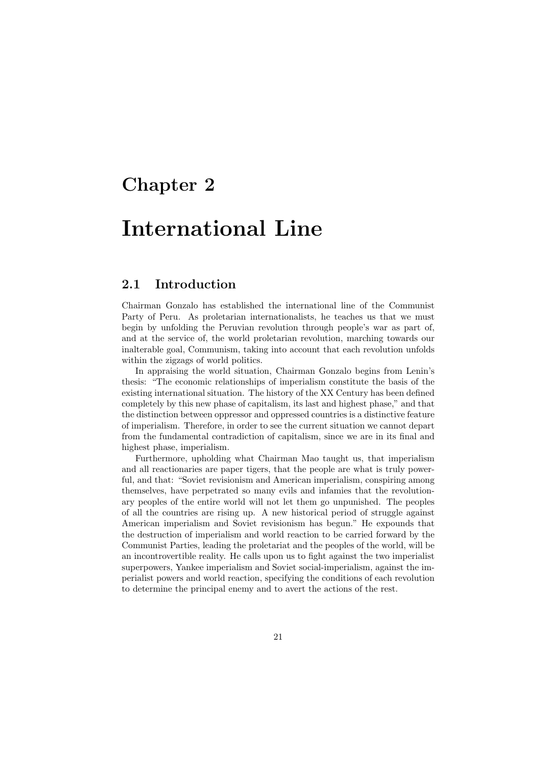# Chapter 2

# International Line

## 2.1 Introduction

Chairman Gonzalo has established the international line of the Communist Party of Peru. As proletarian internationalists, he teaches us that we must begin by unfolding the Peruvian revolution through people's war as part of, and at the service of, the world proletarian revolution, marching towards our inalterable goal, Communism, taking into account that each revolution unfolds within the zigzags of world politics.

In appraising the world situation, Chairman Gonzalo begins from Lenin's thesis: "The economic relationships of imperialism constitute the basis of the existing international situation. The history of the XX Century has been defined completely by this new phase of capitalism, its last and highest phase," and that the distinction between oppressor and oppressed countries is a distinctive feature of imperialism. Therefore, in order to see the current situation we cannot depart from the fundamental contradiction of capitalism, since we are in its final and highest phase, imperialism.

Furthermore, upholding what Chairman Mao taught us, that imperialism and all reactionaries are paper tigers, that the people are what is truly powerful, and that: "Soviet revisionism and American imperialism, conspiring among themselves, have perpetrated so many evils and infamies that the revolutionary peoples of the entire world will not let them go unpunished. The peoples of all the countries are rising up. A new historical period of struggle against American imperialism and Soviet revisionism has begun." He expounds that the destruction of imperialism and world reaction to be carried forward by the Communist Parties, leading the proletariat and the peoples of the world, will be an incontrovertible reality. He calls upon us to fight against the two imperialist superpowers, Yankee imperialism and Soviet social-imperialism, against the imperialist powers and world reaction, specifying the conditions of each revolution to determine the principal enemy and to avert the actions of the rest.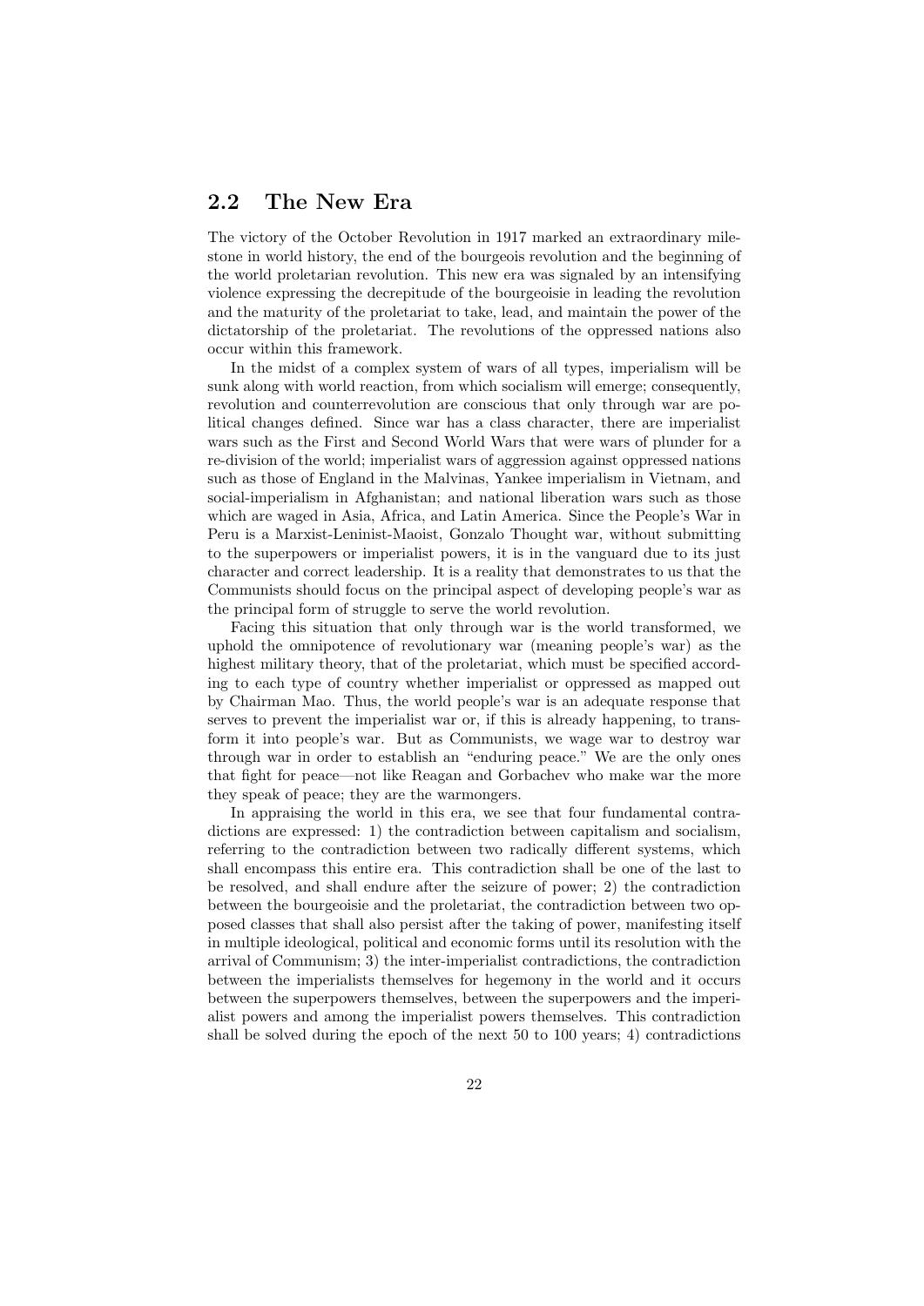## 2.2 The New Era

The victory of the October Revolution in 1917 marked an extraordinary milestone in world history, the end of the bourgeois revolution and the beginning of the world proletarian revolution. This new era was signaled by an intensifying violence expressing the decrepitude of the bourgeoisie in leading the revolution and the maturity of the proletariat to take, lead, and maintain the power of the dictatorship of the proletariat. The revolutions of the oppressed nations also occur within this framework.

In the midst of a complex system of wars of all types, imperialism will be sunk along with world reaction, from which socialism will emerge; consequently, revolution and counterrevolution are conscious that only through war are political changes defined. Since war has a class character, there are imperialist wars such as the First and Second World Wars that were wars of plunder for a re-division of the world; imperialist wars of aggression against oppressed nations such as those of England in the Malvinas, Yankee imperialism in Vietnam, and social-imperialism in Afghanistan; and national liberation wars such as those which are waged in Asia, Africa, and Latin America. Since the People's War in Peru is a Marxist-Leninist-Maoist, Gonzalo Thought war, without submitting to the superpowers or imperialist powers, it is in the vanguard due to its just character and correct leadership. It is a reality that demonstrates to us that the Communists should focus on the principal aspect of developing people's war as the principal form of struggle to serve the world revolution.

Facing this situation that only through war is the world transformed, we uphold the omnipotence of revolutionary war (meaning people's war) as the highest military theory, that of the proletariat, which must be specified according to each type of country whether imperialist or oppressed as mapped out by Chairman Mao. Thus, the world people's war is an adequate response that serves to prevent the imperialist war or, if this is already happening, to transform it into people's war. But as Communists, we wage war to destroy war through war in order to establish an "enduring peace." We are the only ones that fight for peace—not like Reagan and Gorbachev who make war the more they speak of peace; they are the warmongers.

In appraising the world in this era, we see that four fundamental contradictions are expressed: 1) the contradiction between capitalism and socialism, referring to the contradiction between two radically different systems, which shall encompass this entire era. This contradiction shall be one of the last to be resolved, and shall endure after the seizure of power; 2) the contradiction between the bourgeoisie and the proletariat, the contradiction between two opposed classes that shall also persist after the taking of power, manifesting itself in multiple ideological, political and economic forms until its resolution with the arrival of Communism; 3) the inter-imperialist contradictions, the contradiction between the imperialists themselves for hegemony in the world and it occurs between the superpowers themselves, between the superpowers and the imperialist powers and among the imperialist powers themselves. This contradiction shall be solved during the epoch of the next 50 to 100 years; 4) contradictions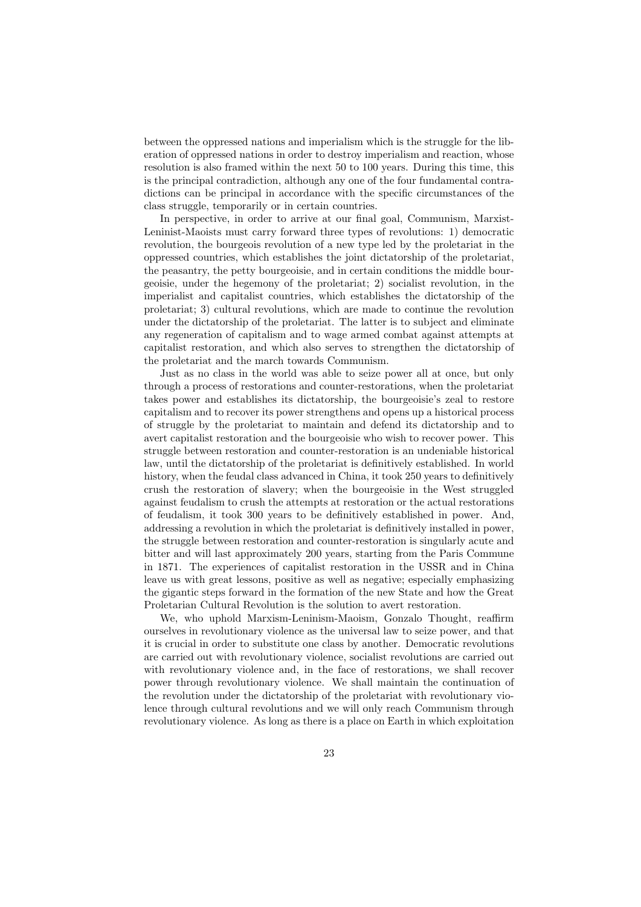between the oppressed nations and imperialism which is the struggle for the liberation of oppressed nations in order to destroy imperialism and reaction, whose resolution is also framed within the next 50 to 100 years. During this time, this is the principal contradiction, although any one of the four fundamental contradictions can be principal in accordance with the specific circumstances of the class struggle, temporarily or in certain countries.

In perspective, in order to arrive at our final goal, Communism, Marxist-Leninist-Maoists must carry forward three types of revolutions: 1) democratic revolution, the bourgeois revolution of a new type led by the proletariat in the oppressed countries, which establishes the joint dictatorship of the proletariat, the peasantry, the petty bourgeoisie, and in certain conditions the middle bourgeoisie, under the hegemony of the proletariat; 2) socialist revolution, in the imperialist and capitalist countries, which establishes the dictatorship of the proletariat; 3) cultural revolutions, which are made to continue the revolution under the dictatorship of the proletariat. The latter is to subject and eliminate any regeneration of capitalism and to wage armed combat against attempts at capitalist restoration, and which also serves to strengthen the dictatorship of the proletariat and the march towards Communism.

Just as no class in the world was able to seize power all at once, but only through a process of restorations and counter-restorations, when the proletariat takes power and establishes its dictatorship, the bourgeoisie's zeal to restore capitalism and to recover its power strengthens and opens up a historical process of struggle by the proletariat to maintain and defend its dictatorship and to avert capitalist restoration and the bourgeoisie who wish to recover power. This struggle between restoration and counter-restoration is an undeniable historical law, until the dictatorship of the proletariat is definitively established. In world history, when the feudal class advanced in China, it took 250 years to definitively crush the restoration of slavery; when the bourgeoisie in the West struggled against feudalism to crush the attempts at restoration or the actual restorations of feudalism, it took 300 years to be definitively established in power. And, addressing a revolution in which the proletariat is definitively installed in power, the struggle between restoration and counter-restoration is singularly acute and bitter and will last approximately 200 years, starting from the Paris Commune in 1871. The experiences of capitalist restoration in the USSR and in China leave us with great lessons, positive as well as negative; especially emphasizing the gigantic steps forward in the formation of the new State and how the Great Proletarian Cultural Revolution is the solution to avert restoration.

We, who uphold Marxism-Leninism-Maoism, Gonzalo Thought, reaffirm ourselves in revolutionary violence as the universal law to seize power, and that it is crucial in order to substitute one class by another. Democratic revolutions are carried out with revolutionary violence, socialist revolutions are carried out with revolutionary violence and, in the face of restorations, we shall recover power through revolutionary violence. We shall maintain the continuation of the revolution under the dictatorship of the proletariat with revolutionary violence through cultural revolutions and we will only reach Communism through revolutionary violence. As long as there is a place on Earth in which exploitation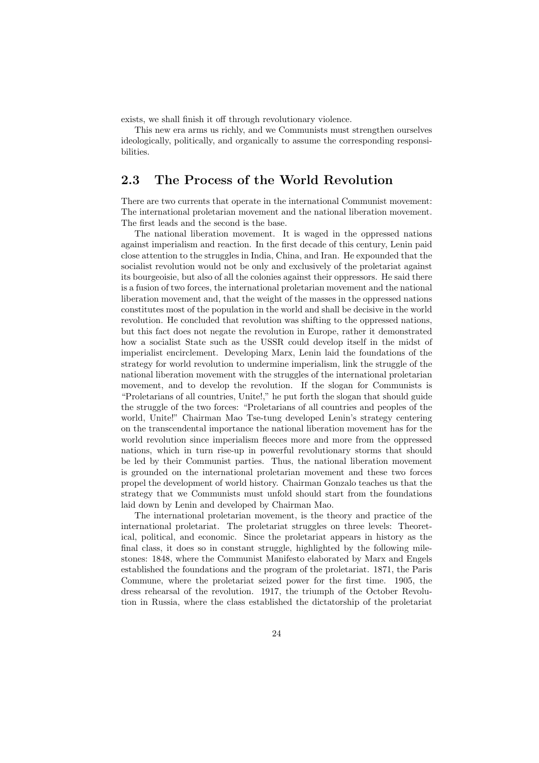exists, we shall finish it off through revolutionary violence.

This new era arms us richly, and we Communists must strengthen ourselves ideologically, politically, and organically to assume the corresponding responsibilities.

## 2.3 The Process of the World Revolution

There are two currents that operate in the international Communist movement: The international proletarian movement and the national liberation movement. The first leads and the second is the base.

The national liberation movement. It is waged in the oppressed nations against imperialism and reaction. In the first decade of this century, Lenin paid close attention to the struggles in India, China, and Iran. He expounded that the socialist revolution would not be only and exclusively of the proletariat against its bourgeoisie, but also of all the colonies against their oppressors. He said there is a fusion of two forces, the international proletarian movement and the national liberation movement and, that the weight of the masses in the oppressed nations constitutes most of the population in the world and shall be decisive in the world revolution. He concluded that revolution was shifting to the oppressed nations, but this fact does not negate the revolution in Europe, rather it demonstrated how a socialist State such as the USSR could develop itself in the midst of imperialist encirclement. Developing Marx, Lenin laid the foundations of the strategy for world revolution to undermine imperialism, link the struggle of the national liberation movement with the struggles of the international proletarian movement, and to develop the revolution. If the slogan for Communists is "Proletarians of all countries, Unite!," he put forth the slogan that should guide the struggle of the two forces: "Proletarians of all countries and peoples of the world, Unite!" Chairman Mao Tse-tung developed Lenin's strategy centering on the transcendental importance the national liberation movement has for the world revolution since imperialism fleeces more and more from the oppressed nations, which in turn rise-up in powerful revolutionary storms that should be led by their Communist parties. Thus, the national liberation movement is grounded on the international proletarian movement and these two forces propel the development of world history. Chairman Gonzalo teaches us that the strategy that we Communists must unfold should start from the foundations laid down by Lenin and developed by Chairman Mao.

The international proletarian movement, is the theory and practice of the international proletariat. The proletariat struggles on three levels: Theoretical, political, and economic. Since the proletariat appears in history as the final class, it does so in constant struggle, highlighted by the following milestones: 1848, where the Communist Manifesto elaborated by Marx and Engels established the foundations and the program of the proletariat. 1871, the Paris Commune, where the proletariat seized power for the first time. 1905, the dress rehearsal of the revolution. 1917, the triumph of the October Revolution in Russia, where the class established the dictatorship of the proletariat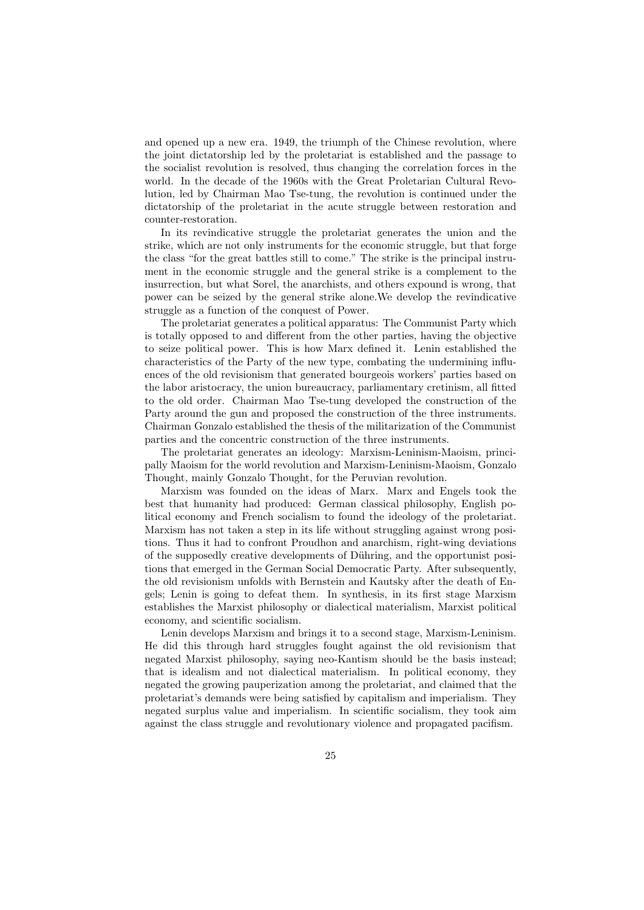and opened up a new era. 1949, the triumph of the Chinese revolution, where the joint dictatorship led by the proletariat is established and the passage to the socialist revolution is resolved, thus changing the correlation forces in the world. In the decade of the 1960s with the Great Proletarian Cultural Revolution, led by Chairman Mao Tse-tung, the revolution is continued under the dictatorship of the proletariat in the acute struggle between restoration and counter-restoration.

In its revindicative struggle the proletariat generates the union and the strike, which are not only instruments for the economic struggle, but that forge the class "for the great battles still to come." The strike is the principal instrument in the economic struggle and the general strike is a complement to the insurrection, but what Sorel, the anarchists, and others expound is wrong, that power can be seized by the general strike alone.We develop the revindicative struggle as a function of the conquest of Power.

The proletariat generates a political apparatus: The Communist Party which is totally opposed to and different from the other parties, having the objective to seize political power. This is how Marx defined it. Lenin established the characteristics of the Party of the new type, combating the undermining influences of the old revisionism that generated bourgeois workers' parties based on the labor aristocracy, the union bureaucracy, parliamentary cretinism, all fitted to the old order. Chairman Mao Tse-tung developed the construction of the Party around the gun and proposed the construction of the three instruments. Chairman Gonzalo established the thesis of the militarization of the Communist parties and the concentric construction of the three instruments.

The proletariat generates an ideology: Marxism-Leninism-Maoism, principally Maoism for the world revolution and Marxism-Leninism-Maoism, Gonzalo Thought, mainly Gonzalo Thought, for the Peruvian revolution.

Marxism was founded on the ideas of Marx. Marx and Engels took the best that humanity had produced: German classical philosophy, English political economy and French socialism to found the ideology of the proletariat. Marxism has not taken a step in its life without struggling against wrong positions. Thus it had to confront Proudhon and anarchism, right-wing deviations of the supposedly creative developments of Dühring, and the opportunist positions that emerged in the German Social Democratic Party. After subsequently, the old revisionism unfolds with Bernstein and Kautsky after the death of Engels; Lenin is going to defeat them. In synthesis, in its first stage Marxism establishes the Marxist philosophy or dialectical materialism, Marxist political economy, and scientific socialism.

Lenin develops Marxism and brings it to a second stage, Marxism-Leninism. He did this through hard struggles fought against the old revisionism that negated Marxist philosophy, saying neo-Kantism should be the basis instead; that is idealism and not dialectical materialism. In political economy, they negated the growing pauperization among the proletariat, and claimed that the proletariat's demands were being satisfied by capitalism and imperialism. They negated surplus value and imperialism. In scientific socialism, they took aim against the class struggle and revolutionary violence and propagated pacifism.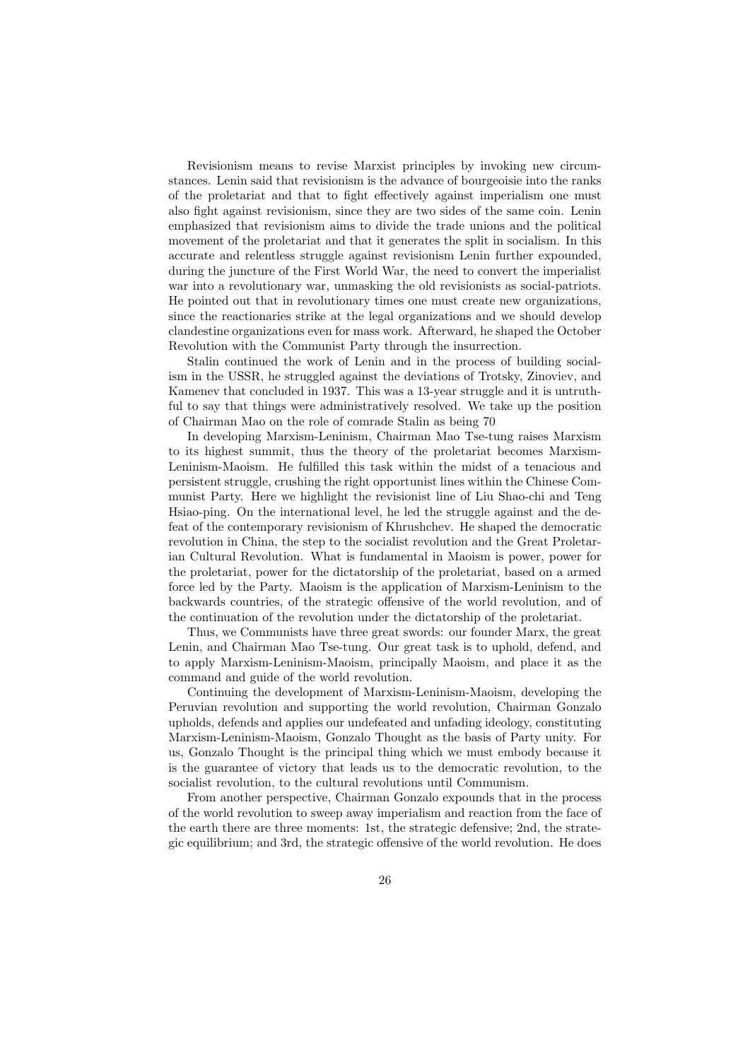Revisionism means to revise Marxist principles by invoking new circumstances. Lenin said that revisionism is the advance of bourgeoisie into the ranks of the proletariat and that to fight effectively against imperialism one must also fight against revisionism, since they are two sides of the same coin. Lenin emphasized that revisionism aims to divide the trade unions and the political movement of the proletariat and that it generates the split in socialism. In this accurate and relentless struggle against revisionism Lenin further expounded, during the juncture of the First World War, the need to convert the imperialist war into a revolutionary war, unmasking the old revisionists as social-patriots. He pointed out that in revolutionary times one must create new organizations, since the reactionaries strike at the legal organizations and we should develop clandestine organizations even for mass work. Afterward, he shaped the October Revolution with the Communist Party through the insurrection.

Stalin continued the work of Lenin and in the process of building socialism in the USSR, he struggled against the deviations of Trotsky, Zinoviev, and Kamenev that concluded in 1937. This was a 13-year struggle and it is untruthful to say that things were administratively resolved. We take up the position of Chairman Mao on the role of comrade Stalin as being 70

In developing Marxism-Leninism, Chairman Mao Tse-tung raises Marxism to its highest summit, thus the theory of the proletariat becomes Marxism-Leninism-Maoism. He fulfilled this task within the midst of a tenacious and persistent struggle, crushing the right opportunist lines within the Chinese Communist Party. Here we highlight the revisionist line of Liu Shao-chi and Teng Hsiao-ping. On the international level, he led the struggle against and the defeat of the contemporary revisionism of Khrushchev. He shaped the democratic revolution in China, the step to the socialist revolution and the Great Proletarian Cultural Revolution. What is fundamental in Maoism is power, power for the proletariat, power for the dictatorship of the proletariat, based on a armed force led by the Party. Maoism is the application of Marxism-Leninism to the backwards countries, of the strategic offensive of the world revolution, and of the continuation of the revolution under the dictatorship of the proletariat.

Thus, we Communists have three great swords: our founder Marx, the great Lenin, and Chairman Mao Tse-tung. Our great task is to uphold, defend, and to apply Marxism-Leninism-Maoism, principally Maoism, and place it as the command and guide of the world revolution.

Continuing the development of Marxism-Leninism-Maoism, developing the Peruvian revolution and supporting the world revolution, Chairman Gonzalo upholds, defends and applies our undefeated and unfading ideology, constituting Marxism-Leninism-Maoism, Gonzalo Thought as the basis of Party unity. For us, Gonzalo Thought is the principal thing which we must embody because it is the guarantee of victory that leads us to the democratic revolution, to the socialist revolution, to the cultural revolutions until Communism.

From another perspective, Chairman Gonzalo expounds that in the process of the world revolution to sweep away imperialism and reaction from the face of the earth there are three moments: 1st, the strategic defensive; 2nd, the strategic equilibrium; and 3rd, the strategic offensive of the world revolution. He does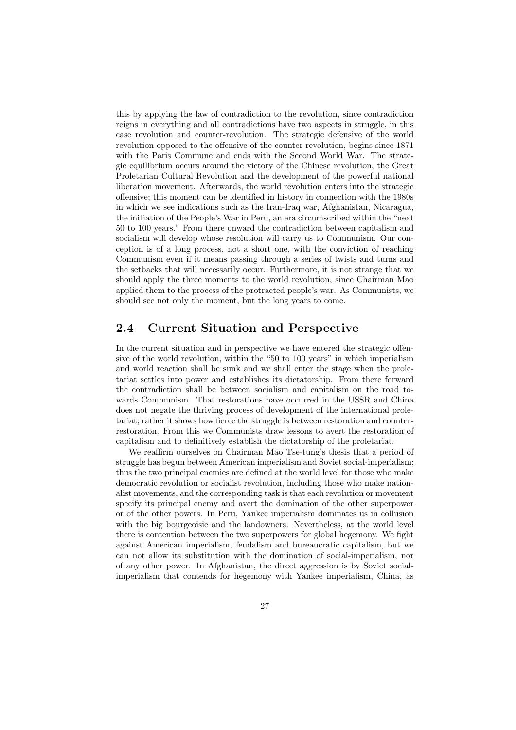this by applying the law of contradiction to the revolution, since contradiction reigns in everything and all contradictions have two aspects in struggle, in this case revolution and counter-revolution. The strategic defensive of the world revolution opposed to the offensive of the counter-revolution, begins since 1871 with the Paris Commune and ends with the Second World War. The strategic equilibrium occurs around the victory of the Chinese revolution, the Great Proletarian Cultural Revolution and the development of the powerful national liberation movement. Afterwards, the world revolution enters into the strategic offensive; this moment can be identified in history in connection with the 1980s in which we see indications such as the Iran-Iraq war, Afghanistan, Nicaragua, the initiation of the People's War in Peru, an era circumscribed within the "next 50 to 100 years." From there onward the contradiction between capitalism and socialism will develop whose resolution will carry us to Communism. Our conception is of a long process, not a short one, with the conviction of reaching Communism even if it means passing through a series of twists and turns and the setbacks that will necessarily occur. Furthermore, it is not strange that we should apply the three moments to the world revolution, since Chairman Mao applied them to the process of the protracted people's war. As Communists, we should see not only the moment, but the long years to come.

## 2.4 Current Situation and Perspective

In the current situation and in perspective we have entered the strategic offensive of the world revolution, within the "50 to 100 years" in which imperialism and world reaction shall be sunk and we shall enter the stage when the proletariat settles into power and establishes its dictatorship. From there forward the contradiction shall be between socialism and capitalism on the road towards Communism. That restorations have occurred in the USSR and China does not negate the thriving process of development of the international proletariat; rather it shows how fierce the struggle is between restoration and counter-restoration. From this we Communists draw lessons to avert the restoration of capitalism and to definitively establish the dictatorship of the proletariat.

We reaffirm ourselves on Chairman Mao Tse-tung's thesis that a period of struggle has begun between American imperialism and Soviet social-imperialism; thus the two principal enemies are defined at the world level for those who make democratic revolution or socialist revolution, including those who make nationalist movements, and the corresponding task is that each revolution or movement specify its principal enemy and avert the domination of the other superpower or of the other powers. In Peru, Yankee imperialism dominates us in collusion with the big bourgeoisie and the landowners. Nevertheless, at the world level there is contention between the two superpowers for global hegemony. We fight against American imperialism, feudalism and bureaucratic capitalism, but we can not allow its substitution with the domination of social-imperialism, nor of any other power. In Afghanistan, the direct aggression is by Soviet social-imperialism that contends for hegemony with Yankee imperialism, China, as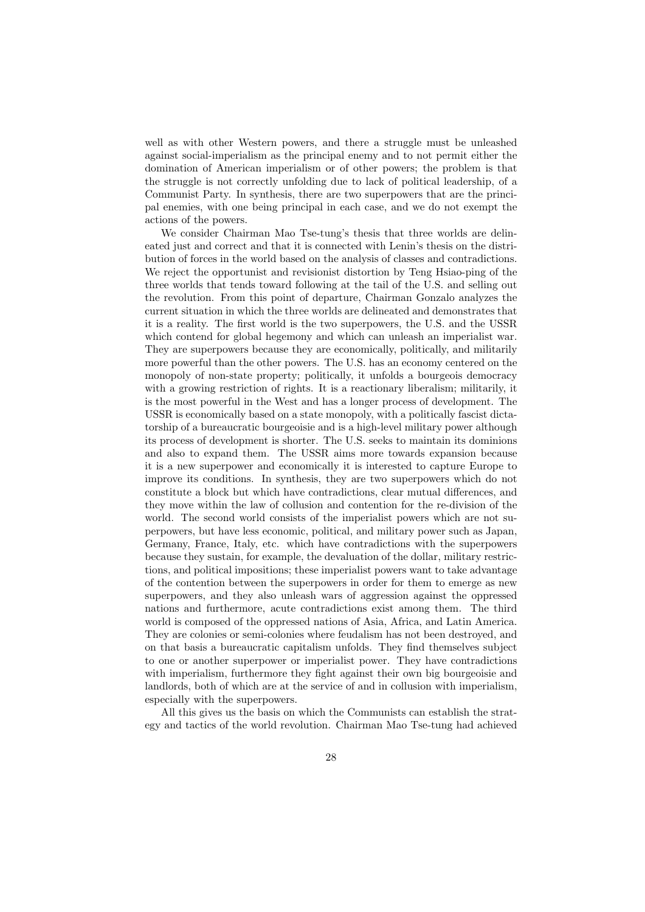well as with other Western powers, and there a struggle must be unleashed against social-imperialism as the principal enemy and to not permit either the domination of American imperialism or of other powers; the problem is that the struggle is not correctly unfolding due to lack of political leadership, of a Communist Party. In synthesis, there are two superpowers that are the principal enemies, with one being principal in each case, and we do not exempt the actions of the powers.

We consider Chairman Mao Tse-tung's thesis that three worlds are delineated just and correct and that it is connected with Lenin's thesis on the distribution of forces in the world based on the analysis of classes and contradictions. We reject the opportunist and revisionist distortion by Teng Hsiao-ping of the three worlds that tends toward following at the tail of the U.S. and selling out the revolution. From this point of departure, Chairman Gonzalo analyzes the current situation in which the three worlds are delineated and demonstrates that it is a reality. The first world is the two superpowers, the U.S. and the USSR which contend for global hegemony and which can unleash an imperialist war. They are superpowers because they are economically, politically, and militarily more powerful than the other powers. The U.S. has an economy centered on the monopoly of non-state property; politically, it unfolds a bourgeois democracy with a growing restriction of rights. It is a reactionary liberalism; militarily, it is the most powerful in the West and has a longer process of development. The USSR is economically based on a state monopoly, with a politically fascist dictatorship of a bureaucratic bourgeoisie and is a high-level military power although its process of development is shorter. The U.S. seeks to maintain its dominions and also to expand them. The USSR aims more towards expansion because it is a new superpower and economically it is interested to capture Europe to improve its conditions. In synthesis, they are two superpowers which do not constitute a block but which have contradictions, clear mutual differences, and they move within the law of collusion and contention for the re-division of the world. The second world consists of the imperialist powers which are not superpowers, but have less economic, political, and military power such as Japan, Germany, France, Italy, etc. which have contradictions with the superpowers because they sustain, for example, the devaluation of the dollar, military restrictions, and political impositions; these imperialist powers want to take advantage of the contention between the superpowers in order for them to emerge as new superpowers, and they also unleash wars of aggression against the oppressed nations and furthermore, acute contradictions exist among them. The third world is composed of the oppressed nations of Asia, Africa, and Latin America. They are colonies or semi-colonies where feudalism has not been destroyed, and on that basis a bureaucratic capitalism unfolds. They find themselves subject to one or another superpower or imperialist power. They have contradictions with imperialism, furthermore they fight against their own big bourgeoisie and landlords, both of which are at the service of and in collusion with imperialism, especially with the superpowers.

All this gives us the basis on which the Communists can establish the strategy and tactics of the world revolution. Chairman Mao Tse-tung had achieved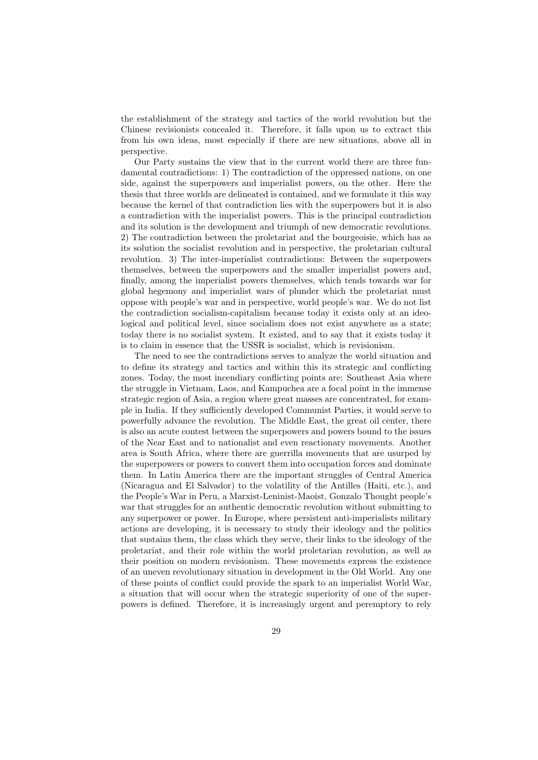the establishment of the strategy and tactics of the world revolution but the Chinese revisionists concealed it. Therefore, it falls upon us to extract this from his own ideas, most especially if there are new situations, above all in perspective.

Our Party sustains the view that in the current world there are three fundamental contradictions: 1) The contradiction of the oppressed nations, on one side, against the superpowers and imperialist powers, on the other. Here the thesis that three worlds are delineated is contained, and we formulate it this way because the kernel of that contradiction lies with the superpowers but it is also a contradiction with the imperialist powers. This is the principal contradiction and its solution is the development and triumph of new democratic revolutions. 2) The contradiction between the proletariat and the bourgeoisie, which has as its solution the socialist revolution and in perspective, the proletarian cultural revolution. 3) The inter-imperialist contradictions: Between the superpowers themselves, between the superpowers and the smaller imperialist powers and, finally, among the imperialist powers themselves, which tends towards war for global hegemony and imperialist wars of plunder which the proletariat must oppose with people's war and in perspective, world people's war. We do not list the contradiction socialism-capitalism because today it exists only at an ideological and political level, since socialism does not exist anywhere as a state; today there is no socialist system. It existed, and to say that it exists today it is to claim in essence that the USSR is socialist, which is revisionism.

The need to see the contradictions serves to analyze the world situation and to define its strategy and tactics and within this its strategic and conflicting zones. Today, the most incendiary conflicting points are: Southeast Asia where the struggle in Vietnam, Laos, and Kampuchea are a focal point in the immense strategic region of Asia, a region where great masses are concentrated, for example in India. If they sufficiently developed Communist Parties, it would serve to powerfully advance the revolution. The Middle East, the great oil center, there is also an acute contest between the superpowers and powers bound to the issues of the Near East and to nationalist and even reactionary movements. Another area is South Africa, where there are guerrilla movements that are usurped by the superpowers or powers to convert them into occupation forces and dominate them. In Latin America there are the important struggles of Central America (Nicaragua and El Salvador) to the volatility of the Antilles (Haiti, etc.), and the People's War in Peru, a Marxist-Leninist-Maoist, Gonzalo Thought people's war that struggles for an authentic democratic revolution without submitting to any superpower or power. In Europe, where persistent anti-imperialists military actions are developing, it is necessary to study their ideology and the politics that sustains them, the class which they serve, their links to the ideology of the proletariat, and their role within the world proletarian revolution, as well as their position on modern revisionism. These movements express the existence of an uneven revolutionary situation in development in the Old World. Any one of these points of conflict could provide the spark to an imperialist World War, a situation that will occur when the strategic superiority of one of the superpowers is defined. Therefore, it is increasingly urgent and peremptory to rely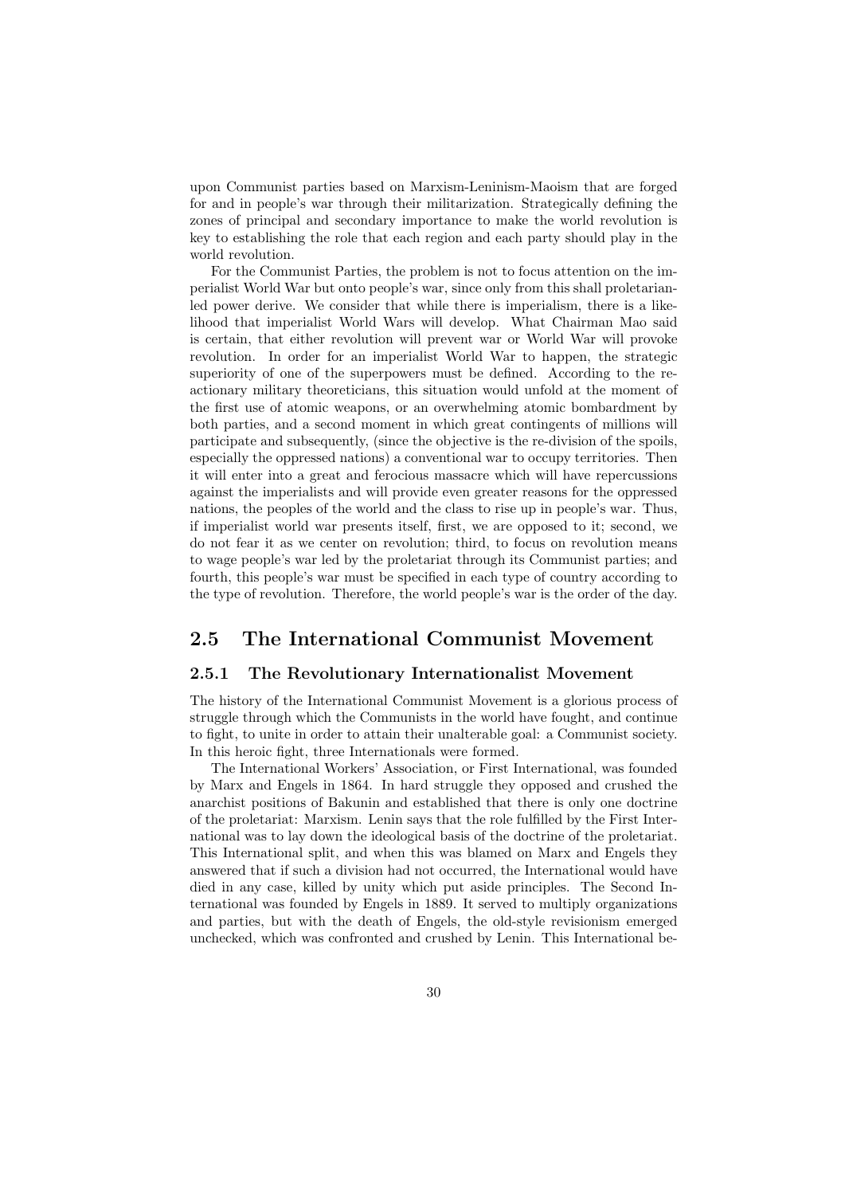upon Communist parties based on Marxism-Leninism-Maoism that are forged for and in people's war through their militarization. Strategically defining the zones of principal and secondary importance to make the world revolution is key to establishing the role that each region and each party should play in the world revolution.

For the Communist Parties, the problem is not to focus attention on the imperialist World War but onto people's war, since only from this shall proletarian-led power derive. We consider that while there is imperialism, there is a likelihood that imperialist World Wars will develop. What Chairman Mao said is certain, that either revolution will prevent war or World War will provoke revolution. In order for an imperialist World War to happen, the strategic superiority of one of the superpowers must be defined. According to the reactionary military theoreticians, this situation would unfold at the moment of the first use of atomic weapons, or an overwhelming atomic bombardment by both parties, and a second moment in which great contingents of millions will participate and subsequently, (since the objective is the re-division of the spoils, especially the oppressed nations) a conventional war to occupy territories. Then it will enter into a great and ferocious massacre which will have repercussions against the imperialists and will provide even greater reasons for the oppressed nations, the peoples of the world and the class to rise up in people's war. Thus, if imperialist world war presents itself, first, we are opposed to it; second, we do not fear it as we center on revolution; third, to focus on revolution means to wage people's war led by the proletariat through its Communist parties; and fourth, this people's war must be specified in each type of country according to the type of revolution. Therefore, the world people's war is the order of the day.

## 2.5 The International Communist Movement

### 2.5.1 The Revolutionary Internationalist Movement

The history of the International Communist Movement is a glorious process of struggle through which the Communists in the world have fought, and continue to fight, to unite in order to attain their unalterable goal: a Communist society. In this heroic fight, three Internationals were formed.

The International Workers' Association, or First International, was founded by Marx and Engels in 1864. In hard struggle they opposed and crushed the anarchist positions of Bakunin and established that there is only one doctrine of the proletariat: Marxism. Lenin says that the role fulfilled by the First International was to lay down the ideological basis of the doctrine of the proletariat. This International split, and when this was blamed on Marx and Engels they answered that if such a division had not occurred, the International would have died in any case, killed by unity which put aside principles. The Second International was founded by Engels in 1889. It served to multiply organizations and parties, but with the death of Engels, the old-style revisionism emerged unchecked, which was confronted and crushed by Lenin. This International be-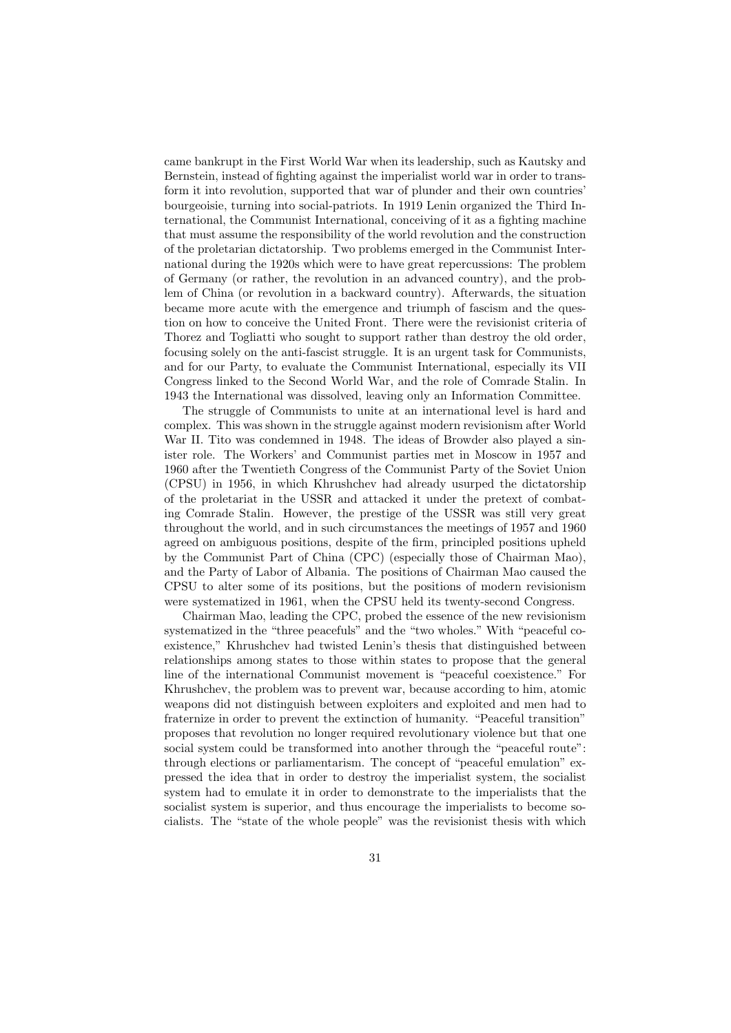came bankrupt in the First World War when its leadership, such as Kautsky and Bernstein, instead of fighting against the imperialist world war in order to transform it into revolution, supported that war of plunder and their own countries' bourgeoisie, turning into social-patriots. In 1919 Lenin organized the Third International, the Communist International, conceiving of it as a fighting machine that must assume the responsibility of the world revolution and the construction of the proletarian dictatorship. Two problems emerged in the Communist International during the 1920s which were to have great repercussions: The problem of Germany (or rather, the revolution in an advanced country), and the problem of China (or revolution in a backward country). Afterwards, the situation became more acute with the emergence and triumph of fascism and the question on how to conceive the United Front. There were the revisionist criteria of Thorez and Togliatti who sought to support rather than destroy the old order, focusing solely on the anti-fascist struggle. It is an urgent task for Communists, and for our Party, to evaluate the Communist International, especially its VII Congress linked to the Second World War, and the role of Comrade Stalin. In 1943 the International was dissolved, leaving only an Information Committee.

The struggle of Communists to unite at an international level is hard and complex. This was shown in the struggle against modern revisionism after World War II. Tito was condemned in 1948. The ideas of Browder also played a sinister role. The Workers' and Communist parties met in Moscow in 1957 and 1960 after the Twentieth Congress of the Communist Party of the Soviet Union (CPSU) in 1956, in which Khrushchev had already usurped the dictatorship of the proletariat in the USSR and attacked it under the pretext of combating Comrade Stalin. However, the prestige of the USSR was still very great throughout the world, and in such circumstances the meetings of 1957 and 1960 agreed on ambiguous positions, despite of the firm, principled positions upheld by the Communist Part of China (CPC) (especially those of Chairman Mao), and the Party of Labor of Albania. The positions of Chairman Mao caused the CPSU to alter some of its positions, but the positions of modern revisionism were systematized in 1961, when the CPSU held its twenty-second Congress.

Chairman Mao, leading the CPC, probed the essence of the new revisionism systematized in the "three peacefuls" and the "two wholes." With "peaceful coexistence," Khrushchev had twisted Lenin's thesis that distinguished between relationships among states to those within states to propose that the general line of the international Communist movement is "peaceful coexistence." For Khrushchev, the problem was to prevent war, because according to him, atomic weapons did not distinguish between exploiters and exploited and men had to fraternize in order to prevent the extinction of humanity. "Peaceful transition" proposes that revolution no longer required revolutionary violence but that one social system could be transformed into another through the "peaceful route": through elections or parliamentarism. The concept of "peaceful emulation" expressed the idea that in order to destroy the imperialist system, the socialist system had to emulate it in order to demonstrate to the imperialists that the socialist system is superior, and thus encourage the imperialists to become socialists. The "state of the whole people" was the revisionist thesis with which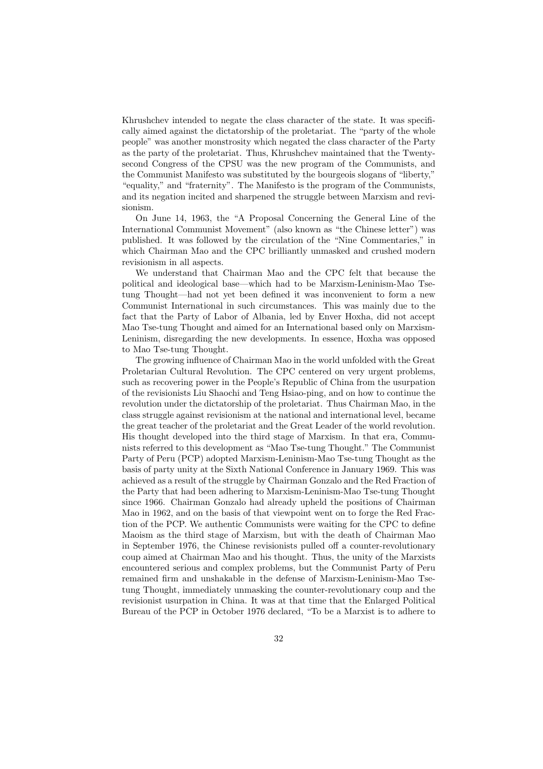Khrushchev intended to negate the class character of the state. It was specifically aimed against the dictatorship of the proletariat. The "party of the whole people" was another monstrosity which negated the class character of the Party as the party of the proletariat. Thus, Khrushchev maintained that the Twenty-second Congress of the CPSU was the new program of the Communists, and the Communist Manifesto was substituted by the bourgeois slogans of "liberty," "equality," and "fraternity". The Manifesto is the program of the Communists, and its negation incited and sharpened the struggle between Marxism and revisionism.

On June 14, 1963, the "A Proposal Concerning the General Line of the International Communist Movement" (also known as "the Chinese letter") was published. It was followed by the circulation of the "Nine Commentaries," in which Chairman Mao and the CPC brilliantly unmasked and crushed modern revisionism in all aspects.

We understand that Chairman Mao and the CPC felt that because the political and ideological base—which had to be Marxism-Leninism-Mao Tse-tung Thought—had not yet been defined it was inconvenient to form a new Communist International in such circumstances. This was mainly due to the fact that the Party of Labor of Albania, led by Enver Hoxha, did not accept Mao Tse-tung Thought and aimed for an International based only on Marxism-Leninism, disregarding the new developments. In essence, Hoxha was opposed to Mao Tse-tung Thought.

The growing influence of Chairman Mao in the world unfolded with the Great Proletarian Cultural Revolution. The CPC centered on very urgent problems, such as recovering power in the People's Republic of China from the usurpation of the revisionists Liu Shaochi and Teng Hsiao-ping, and on how to continue the revolution under the dictatorship of the proletariat. Thus Chairman Mao, in the class struggle against revisionism at the national and international level, became the great teacher of the proletariat and the Great Leader of the world revolution. His thought developed into the third stage of Marxism. In that era, Communists referred to this development as "Mao Tse-tung Thought." The Communist Party of Peru (PCP) adopted Marxism-Leninism-Mao Tse-tung Thought as the basis of party unity at the Sixth National Conference in January 1969. This was achieved as a result of the struggle by Chairman Gonzalo and the Red Fraction of the Party that had been adhering to Marxism-Leninism-Mao Tse-tung Thought since 1966. Chairman Gonzalo had already upheld the positions of Chairman Mao in 1962, and on the basis of that viewpoint went on to forge the Red Fraction of the PCP. We authentic Communists were waiting for the CPC to define Maoism as the third stage of Marxism, but with the death of Chairman Mao in September 1976, the Chinese revisionists pulled off a counter-revolutionary coup aimed at Chairman Mao and his thought. Thus, the unity of the Marxists encountered serious and complex problems, but the Communist Party of Peru remained firm and unshakable in the defense of Marxism-Leninism-Mao Tse-tung Thought, immediately unmasking the counter-revolutionary coup and the revisionist usurpation in China. It was at that time that the Enlarged Political Bureau of the PCP in October 1976 declared, "To be a Marxist is to adhere to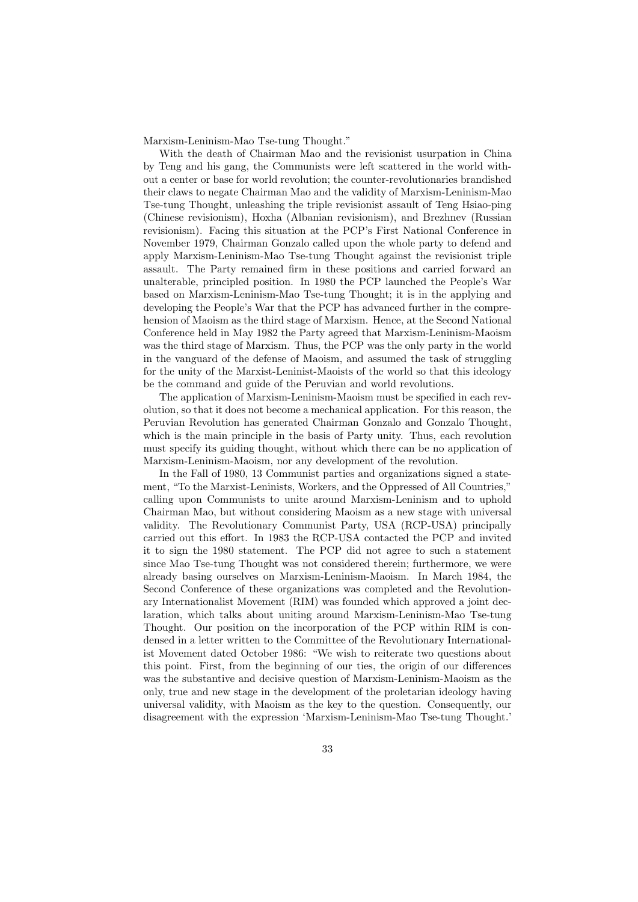Marxism-Leninism-Mao Tse-tung Thought."

With the death of Chairman Mao and the revisionist usurpation in China by Teng and his gang, the Communists were left scattered in the world without a center or base for world revolution; the counter-revolutionaries brandished their claws to negate Chairman Mao and the validity of Marxism-Leninism-Mao Tse-tung Thought, unleashing the triple revisionist assault of Teng Hsiao-ping (Chinese revisionism), Hoxha (Albanian revisionism), and Brezhnev (Russian revisionism). Facing this situation at the PCP's First National Conference in November 1979, Chairman Gonzalo called upon the whole party to defend and apply Marxism-Leninism-Mao Tse-tung Thought against the revisionist triple assault. The Party remained firm in these positions and carried forward an unalterable, principled position. In 1980 the PCP launched the People's War based on Marxism-Leninism-Mao Tse-tung Thought; it is in the applying and developing the People's War that the PCP has advanced further in the comprehension of Maoism as the third stage of Marxism. Hence, at the Second National Conference held in May 1982 the Party agreed that Marxism-Leninism-Maoism was the third stage of Marxism. Thus, the PCP was the only party in the world in the vanguard of the defense of Maoism, and assumed the task of struggling for the unity of the Marxist-Leninist-Maoists of the world so that this ideology be the command and guide of the Peruvian and world revolutions.

The application of Marxism-Leninism-Maoism must be specified in each revolution, so that it does not become a mechanical application. For this reason, the Peruvian Revolution has generated Chairman Gonzalo and Gonzalo Thought, which is the main principle in the basis of Party unity. Thus, each revolution must specify its guiding thought, without which there can be no application of Marxism-Leninism-Maoism, nor any development of the revolution.

In the Fall of 1980, 13 Communist parties and organizations signed a statement, "To the Marxist-Leninists, Workers, and the Oppressed of All Countries," calling upon Communists to unite around Marxism-Leninism and to uphold Chairman Mao, but without considering Maoism as a new stage with universal validity. The Revolutionary Communist Party, USA (RCP-USA) principally carried out this effort. In 1983 the RCP-USA contacted the PCP and invited it to sign the 1980 statement. The PCP did not agree to such a statement since Mao Tse-tung Thought was not considered therein; furthermore, we were already basing ourselves on Marxism-Leninism-Maoism. In March 1984, the Second Conference of these organizations was completed and the Revolutionary Internationalist Movement (RIM) was founded which approved a joint declaration, which talks about uniting around Marxism-Leninism-Mao Tse-tung Thought. Our position on the incorporation of the PCP within RIM is condensed in a letter written to the Committee of the Revolutionary Internationalist Movement dated October 1986: "We wish to reiterate two questions about this point. First, from the beginning of our ties, the origin of our differences was the substantive and decisive question of Marxism-Leninism-Maoism as the only, true and new stage in the development of the proletarian ideology having universal validity, with Maoism as the key to the question. Consequently, our disagreement with the expression 'Marxism-Leninism-Mao Tse-tung Thought.'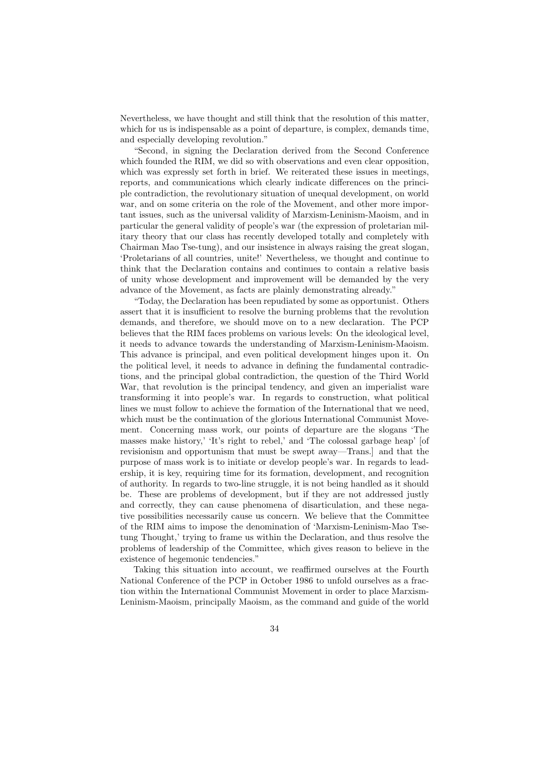Nevertheless, we have thought and still think that the resolution of this matter, which for us is indispensable as a point of departure, is complex, demands time, and especially developing revolution."

"Second, in signing the Declaration derived from the Second Conference which founded the RIM, we did so with observations and even clear opposition, which was expressly set forth in brief. We reiterated these issues in meetings, reports, and communications which clearly indicate differences on the principle contradiction, the revolutionary situation of unequal development, on world war, and on some criteria on the role of the Movement, and other more important issues, such as the universal validity of Marxism-Leninism-Maoism, and in particular the general validity of people's war (the expression of proletarian military theory that our class has recently developed totally and completely with Chairman Mao Tse-tung), and our insistence in always raising the great slogan, 'Proletarians of all countries, unite!' Nevertheless, we thought and continue to think that the Declaration contains and continues to contain a relative basis of unity whose development and improvement will be demanded by the very advance of the Movement, as facts are plainly demonstrating already."

"Today, the Declaration has been repudiated by some as opportunist. Others assert that it is insufficient to resolve the burning problems that the revolution demands, and therefore, we should move on to a new declaration. The PCP believes that the RIM faces problems on various levels: On the ideological level, it needs to advance towards the understanding of Marxism-Leninism-Maoism. This advance is principal, and even political development hinges upon it. On the political level, it needs to advance in defining the fundamental contradictions, and the principal global contradiction, the question of the Third World War, that revolution is the principal tendency, and given an imperialist ware transforming it into people's war. In regards to construction, what political lines we must follow to achieve the formation of the International that we need, which must be the continuation of the glorious International Communist Movement. Concerning mass work, our points of departure are the slogans 'The masses make history,' 'It's right to rebel,' and 'The colossal garbage heap' [of revisionism and opportunism that must be swept away—Trans.] and that the purpose of mass work is to initiate or develop people's war. In regards to leadership, it is key, requiring time for its formation, development, and recognition of authority. In regards to two-line struggle, it is not being handled as it should be. These are problems of development, but if they are not addressed justly and correctly, they can cause phenomena of disarticulation, and these negative possibilities necessarily cause us concern. We believe that the Committee of the RIM aims to impose the denomination of 'Marxism-Leninism-Mao Tsetung Thought,' trying to frame us within the Declaration, and thus resolve the problems of leadership of the Committee, which gives reason to believe in the existence of hegemonic tendencies."

Taking this situation into account, we reaffirmed ourselves at the Fourth National Conference of the PCP in October 1986 to unfold ourselves as a fraction within the International Communist Movement in order to place Marxism-Leninism-Maoism, principally Maoism, as the command and guide of the world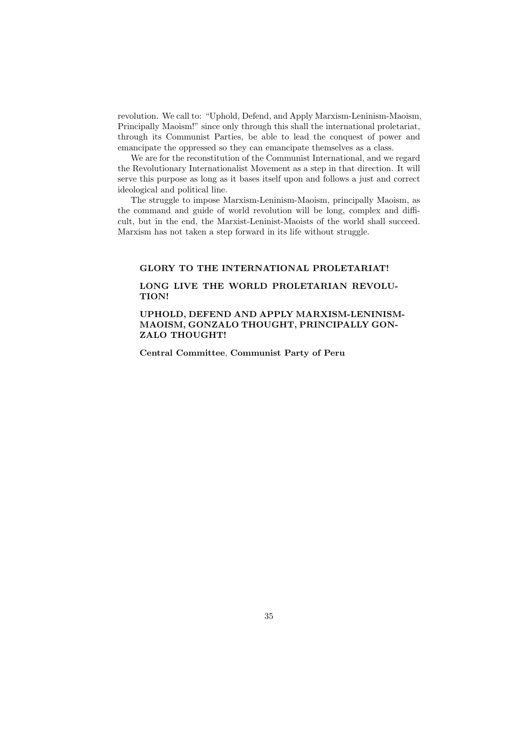revolution. We call to: "Uphold, Defend, and Apply Marxism-Leninism-Maoism, Principally Maoism!" since only through this shall the international proletariat, through its Communist Parties, be able to lead the conquest of power and emancipate the oppressed so they can emancipate themselves as a class.

We are for the reconstitution of the Communist International, and we regard the Revolutionary Internationalist Movement as a step in that direction. It will serve this purpose as long as it bases itself upon and follows a just and correct ideological and political line.

The struggle to impose Marxism-Leninism-Maoism, principally Maoism, as the command and guide of world revolution will be long, complex and difficult, but in the end, the Marxist-Leninist-Maoists of the world shall succeed. Marxism has not taken a step forward in its life without struggle.

**GLORY TO THE INTERNATIONAL PROLETARIAT!**

**LONG LIVE THE WORLD PROLETARIAN REVOLUTION!**

**UPHOLD, DEFEND AND APPLY MARXISM-LENINISM-MAOISM, GONZALO THOUGHT, PRINCIPALLY GONZALO THOUGHT!**

**Central Committee**, **Communist Party of Peru**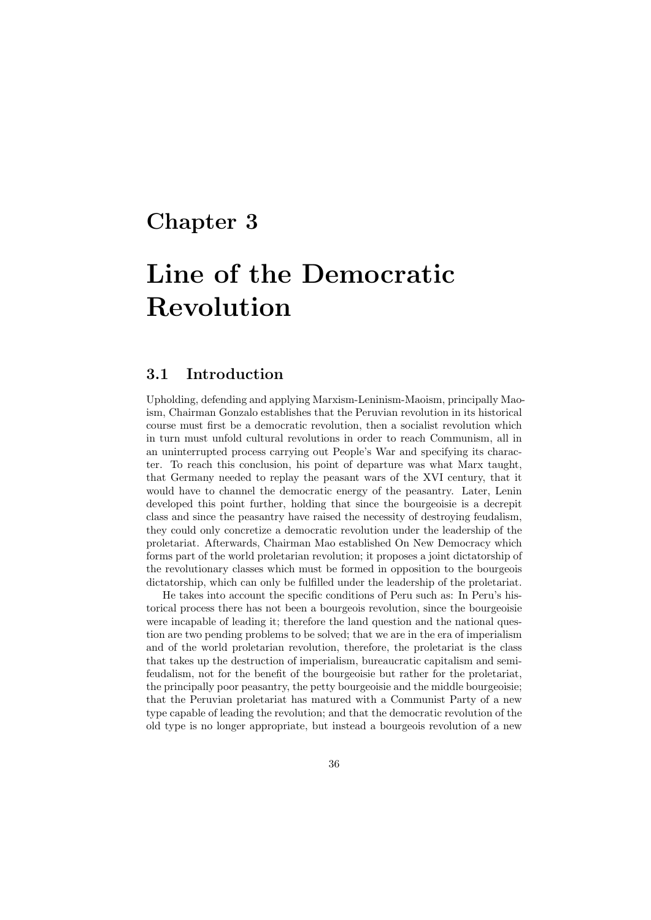# Chapter 3

# Line of the Democratic Revolution

## 3.1 Introduction

Upholding, defending and applying Marxism-Leninism-Maoism, principally Maoism, Chairman Gonzalo establishes that the Peruvian revolution in its historical course must first be a democratic revolution, then a socialist revolution which in turn must unfold cultural revolutions in order to reach Communism, all in an uninterrupted process carrying out People's War and specifying its character. To reach this conclusion, his point of departure was what Marx taught, that Germany needed to replay the peasant wars of the XVI century, that it would have to channel the democratic energy of the peasantry. Later, Lenin developed this point further, holding that since the bourgeoisie is a decrepit class and since the peasantry have raised the necessity of destroying feudalism, they could only concretize a democratic revolution under the leadership of the proletariat. Afterwards, Chairman Mao established On New Democracy which forms part of the world proletarian revolution; it proposes a joint dictatorship of the revolutionary classes which must be formed in opposition to the bourgeois dictatorship, which can only be fulfilled under the leadership of the proletariat.

He takes into account the specific conditions of Peru such as: In Peru's historical process there has not been a bourgeois revolution, since the bourgeoisie were incapable of leading it; therefore the land question and the national question are two pending problems to be solved; that we are in the era of imperialism and of the world proletarian revolution, therefore, the proletariat is the class that takes up the destruction of imperialism, bureaucratic capitalism and semi-feudalism, not for the benefit of the bourgeoisie but rather for the proletariat, the principally poor peasantry, the petty bourgeoisie and the middle bourgeoisie; that the Peruvian proletariat has matured with a Communist Party of a new type capable of leading the revolution; and that the democratic revolution of the old type is no longer appropriate, but instead a bourgeois revolution of a new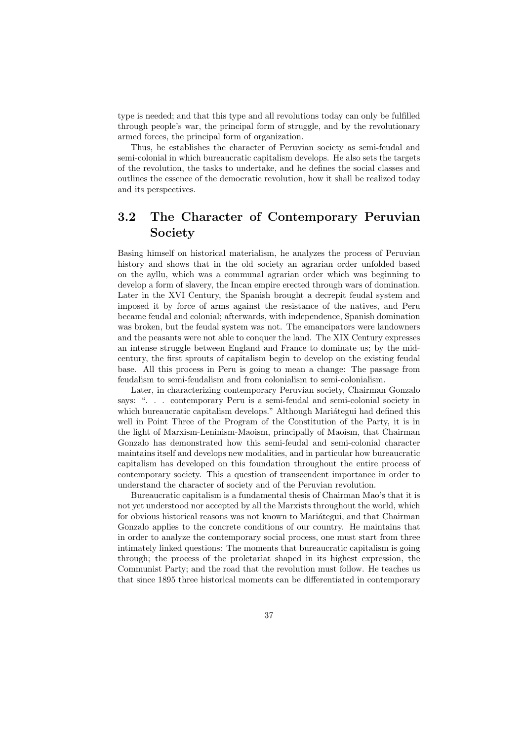type is needed; and that this type and all revolutions today can only be fulfilled through people's war, the principal form of struggle, and by the revolutionary armed forces, the principal form of organization.

Thus, he establishes the character of Peruvian society as semi-feudal and semi-colonial in which bureaucratic capitalism develops. He also sets the targets of the revolution, the tasks to undertake, and he defines the social classes and outlines the essence of the democratic revolution, how it shall be realized today and its perspectives.

## 3.2 The Character of Contemporary Peruvian Society

Basing himself on historical materialism, he analyzes the process of Peruvian history and shows that in the old society an agrarian order unfolded based on the ayllu, which was a communal agrarian order which was beginning to develop a form of slavery, the Incan empire erected through wars of domination. Later in the XVI Century, the Spanish brought a decrepit feudal system and imposed it by force of arms against the resistance of the natives, and Peru became feudal and colonial; afterwards, with independence, Spanish domination was broken, but the feudal system was not. The emancipators were landowners and the peasants were not able to conquer the land. The XIX Century expresses an intense struggle between England and France to dominate us; by the mid-century, the first sprouts of capitalism begin to develop on the existing feudal base. All this process in Peru is going to mean a change: The passage from feudalism to semi-feudalism and from colonialism to semi-colonialism.

Later, in characterizing contemporary Peruvian society, Chairman Gonzalo says: ". . . contemporary Peru is a semi-feudal and semi-colonial society in which bureaucratic capitalism develops." Although Mariátegui had defined this well in Point Three of the Program of the Constitution of the Party, it is in the light of Marxism-Leninism-Maoism, principally of Maoism, that Chairman Gonzalo has demonstrated how this semi-feudal and semi-colonial character maintains itself and develops new modalities, and in particular how bureaucratic capitalism has developed on this foundation throughout the entire process of contemporary society. This a question of transcendent importance in order to understand the character of society and of the Peruvian revolution.

Bureaucratic capitalism is a fundamental thesis of Chairman Mao's that it is not yet understood nor accepted by all the Marxists throughout the world, which for obvious historical reasons was not known to Mariátegui, and that Chairman Gonzalo applies to the concrete conditions of our country. He maintains that in order to analyze the contemporary social process, one must start from three intimately linked questions: The moments that bureaucratic capitalism is going through; the process of the proletariat shaped in its highest expression, the Communist Party; and the road that the revolution must follow. He teaches us that since 1895 three historical moments can be differentiated in contemporary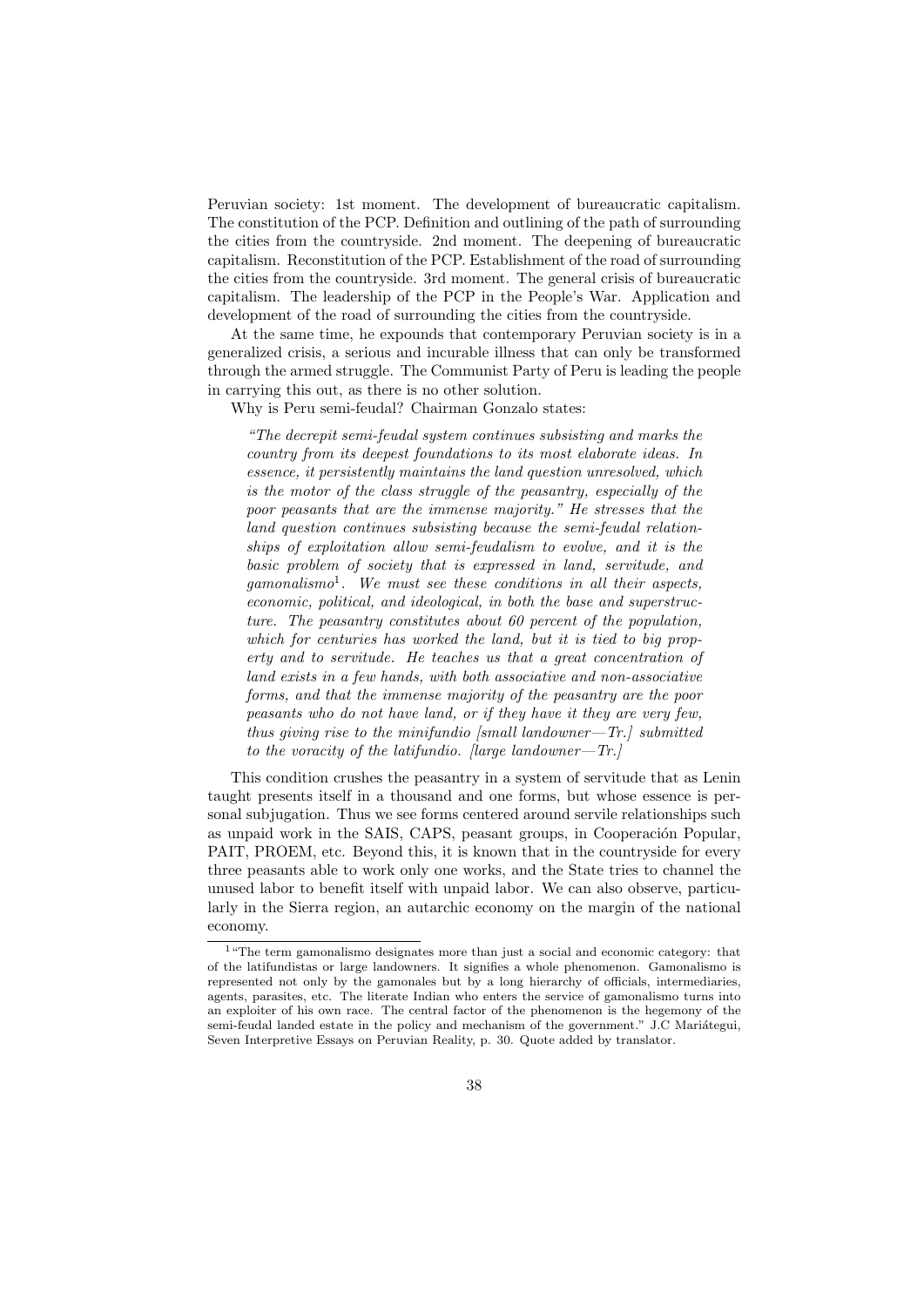Peruvian society: 1st moment. The development of bureaucratic capitalism. The constitution of the PCP. Definition and outlining of the path of surrounding the cities from the countryside. 2nd moment. The deepening of bureaucratic capitalism. Reconstitution of the PCP. Establishment of the road of surrounding the cities from the countryside. 3rd moment. The general crisis of bureaucratic capitalism. The leadership of the PCP in the People's War. Application and development of the road of surrounding the cities from the countryside.

At the same time, he expounds that contemporary Peruvian society is in a generalized crisis, a serious and incurable illness that can only be transformed through the armed struggle. The Communist Party of Peru is leading the people in carrying this out, as there is no other solution.

Why is Peru semi-feudal? Chairman Gonzalo states:

> *"The decrepit semi-feudal system continues subsisting and marks the country from its deepest foundations to its most elaborate ideas. In essence, it persistently maintains the land question unresolved, which is the motor of the class struggle of the peasantry, especially of the poor peasants that are the immense majority." He stresses that the land question continues subsisting because the semi-feudal relationships of exploitation allow semi-feudalism to evolve, and it is the basic problem of society that is expressed in land, servitude, and gamonalismo*[1]*. We must see these conditions in all their aspects, economic, political, and ideological, in both the base and superstructure. The peasantry constitutes about 60 percent of the population, which for centuries has worked the land, but it is tied to big property and to servitude. He teaches us that a great concentration of land exists in a few hands, with both associative and non-associative forms, and that the immense majority of the peasantry are the poor peasants who do not have land, or if they have it they are very few, thus giving rise to the minifundio [small landowner—Tr.] submitted to the voracity of the latifundio. [large landowner—Tr.]*

This condition crushes the peasantry in a system of servitude that as Lenin taught presents itself in a thousand and one forms, but whose essence is personal subjugation. Thus we see forms centered around servile relationships such as unpaid work in the SAIS, CAPS, peasant groups, in Cooperación Popular, PAIT, PROEM, etc. Beyond this, it is known that in the countryside for every three peasants able to work only one works, and the State tries to channel the unused labor to benefit itself with unpaid labor. We can also observe, particularly in the Sierra region, an autarchic economy on the margin of the national economy.

---

[1] "The term gamonalismo designates more than just a social and economic category: that of the latifundistas or large landowners. It signifies a whole phenomenon. Gamonalismo is represented not only by the gamonales but by a long hierarchy of officials, intermediaries, agents, parasites, etc. The literate Indian who enters the service of gamonalismo turns into an exploiter of his own race. The central factor of the phenomenon is the hegemony of the semi-feudal landed estate in the policy and mechanism of the government." J.C Mariátegui, Seven Interpretive Essays on Peruvian Reality, p. 30. Quote added by translator.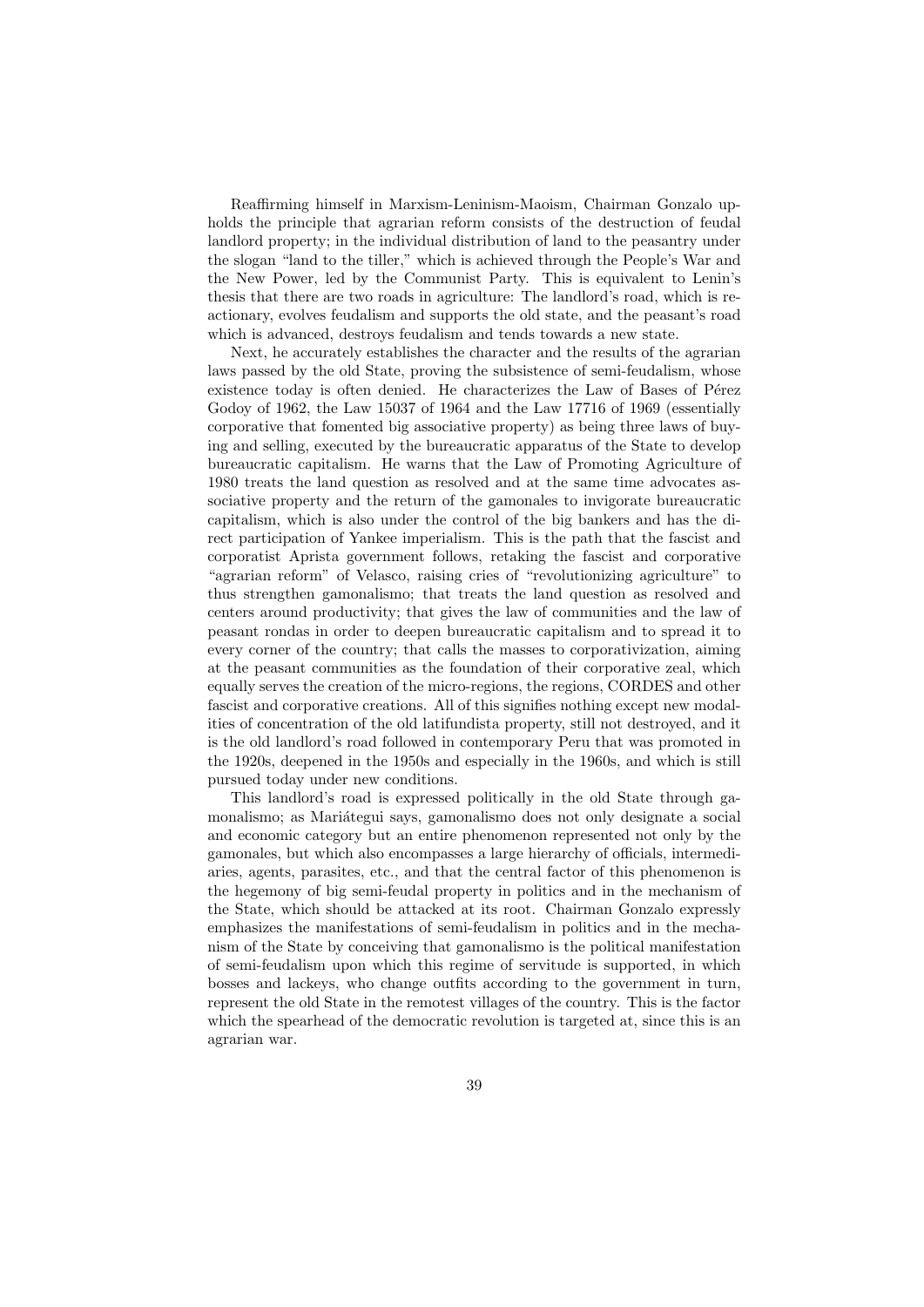Reaffirming himself in Marxism-Leninism-Maoism, Chairman Gonzalo upholds the principle that agrarian reform consists of the destruction of feudal landlord property; in the individual distribution of land to the peasantry under the slogan "land to the tiller," which is achieved through the People's War and the New Power, led by the Communist Party. This is equivalent to Lenin's thesis that there are two roads in agriculture: The landlord's road, which is reactionary, evolves feudalism and supports the old state, and the peasant's road which is advanced, destroys feudalism and tends towards a new state.

Next, he accurately establishes the character and the results of the agrarian laws passed by the old State, proving the subsistence of semi-feudalism, whose existence today is often denied. He characterizes the Law of Bases of Pérez Godoy of 1962, the Law 15037 of 1964 and the Law 17716 of 1969 (essentially corporative that fomented big associative property) as being three laws of buying and selling, executed by the bureaucratic apparatus of the State to develop bureaucratic capitalism. He warns that the Law of Promoting Agriculture of 1980 treats the land question as resolved and at the same time advocates associative property and the return of the gamonales to invigorate bureaucratic capitalism, which is also under the control of the big bankers and has the direct participation of Yankee imperialism. This is the path that the fascist and corporatist Aprista government follows, retaking the fascist and corporative "agrarian reform" of Velasco, raising cries of "revolutionizing agriculture" to thus strengthen gamonalismo; that treats the land question as resolved and centers around productivity; that gives the law of communities and the law of peasant rondas in order to deepen bureaucratic capitalism and to spread it to every corner of the country; that calls the masses to corporativization, aiming at the peasant communities as the foundation of their corporative zeal, which equally serves the creation of the micro-regions, the regions, CORDES and other fascist and corporative creations. All of this signifies nothing except new modalities of concentration of the old latifundista property, still not destroyed, and it is the old landlord's road followed in contemporary Peru that was promoted in the 1920s, deepened in the 1950s and especially in the 1960s, and which is still pursued today under new conditions.

This landlord's road is expressed politically in the old State through gamonalismo; as Mariátegui says, gamonalismo does not only designate a social and economic category but an entire phenomenon represented not only by the gamonales, but which also encompasses a large hierarchy of officials, intermediaries, agents, parasites, etc., and that the central factor of this phenomenon is the hegemony of big semi-feudal property in politics and in the mechanism of the State, which should be attacked at its root. Chairman Gonzalo expressly emphasizes the manifestations of semi-feudalism in politics and in the mechanism of the State by conceiving that gamonalismo is the political manifestation of semi-feudalism upon which this regime of servitude is supported, in which bosses and lackeys, who change outfits according to the government in turn, represent the old State in the remotest villages of the country. This is the factor which the spearhead of the democratic revolution is targeted at, since this is an agrarian war.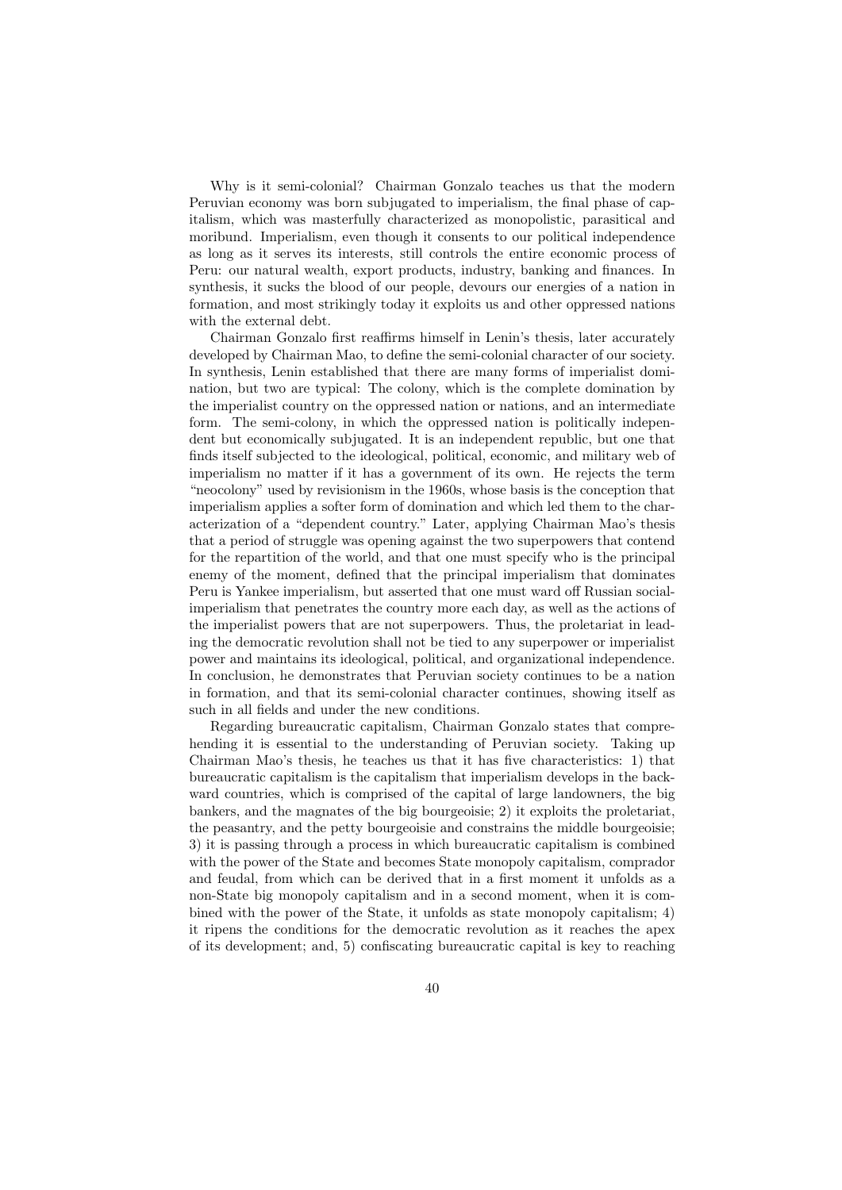Why is it semi-colonial? Chairman Gonzalo teaches us that the modern Peruvian economy was born subjugated to imperialism, the final phase of capitalism, which was masterfully characterized as monopolistic, parasitical and moribund. Imperialism, even though it consents to our political independence as long as it serves its interests, still controls the entire economic process of Peru: our natural wealth, export products, industry, banking and finances. In synthesis, it sucks the blood of our people, devours our energies of a nation in formation, and most strikingly today it exploits us and other oppressed nations with the external debt.

Chairman Gonzalo first reaffirms himself in Lenin's thesis, later accurately developed by Chairman Mao, to define the semi-colonial character of our society. In synthesis, Lenin established that there are many forms of imperialist domination, but two are typical: The colony, which is the complete domination by the imperialist country on the oppressed nation or nations, and an intermediate form. The semi-colony, in which the oppressed nation is politically independent but economically subjugated. It is an independent republic, but one that finds itself subjected to the ideological, political, economic, and military web of imperialism no matter if it has a government of its own. He rejects the term "neocolony" used by revisionism in the 1960s, whose basis is the conception that imperialism applies a softer form of domination and which led them to the characterization of a "dependent country." Later, applying Chairman Mao's thesis that a period of struggle was opening against the two superpowers that contend for the repartition of the world, and that one must specify who is the principal enemy of the moment, defined that the principal imperialism that dominates Peru is Yankee imperialism, but asserted that one must ward off Russian social-imperialism that penetrates the country more each day, as well as the actions of the imperialist powers that are not superpowers. Thus, the proletariat in leading the democratic revolution shall not be tied to any superpower or imperialist power and maintains its ideological, political, and organizational independence. In conclusion, he demonstrates that Peruvian society continues to be a nation in formation, and that its semi-colonial character continues, showing itself as such in all fields and under the new conditions.

Regarding bureaucratic capitalism, Chairman Gonzalo states that comprehending it is essential to the understanding of Peruvian society. Taking up Chairman Mao's thesis, he teaches us that it has five characteristics: 1) that bureaucratic capitalism is the capitalism that imperialism develops in the backward countries, which is comprised of the capital of large landowners, the big bankers, and the magnates of the big bourgeoisie; 2) it exploits the proletariat, the peasantry, and the petty bourgeoisie and constrains the middle bourgeoisie; 3) it is passing through a process in which bureaucratic capitalism is combined with the power of the State and becomes State monopoly capitalism, comprador and feudal, from which can be derived that in a first moment it unfolds as a non-State big monopoly capitalism and in a second moment, when it is combined with the power of the State, it unfolds as state monopoly capitalism; 4) it ripens the conditions for the democratic revolution as it reaches the apex of its development; and, 5) confiscating bureaucratic capital is key to reaching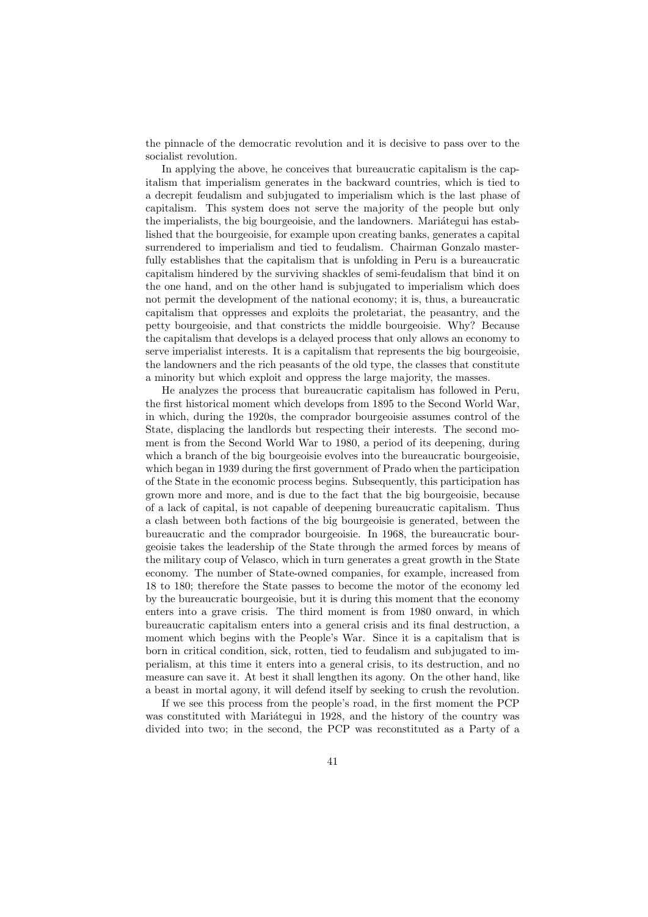the pinnacle of the democratic revolution and it is decisive to pass over to the socialist revolution.

In applying the above, he conceives that bureaucratic capitalism is the capitalism that imperialism generates in the backward countries, which is tied to a decrepit feudalism and subjugated to imperialism which is the last phase of capitalism. This system does not serve the majority of the people but only the imperialists, the big bourgeoisie, and the landowners. Mariátegui has established that the bourgeoisie, for example upon creating banks, generates a capital surrendered to imperialism and tied to feudalism. Chairman Gonzalo masterfully establishes that the capitalism that is unfolding in Peru is a bureaucratic capitalism hindered by the surviving shackles of semi-feudalism that bind it on the one hand, and on the other hand is subjugated to imperialism which does not permit the development of the national economy; it is, thus, a bureaucratic capitalism that oppresses and exploits the proletariat, the peasantry, and the petty bourgeoisie, and that constricts the middle bourgeoisie. Why? Because the capitalism that develops is a delayed process that only allows an economy to serve imperialist interests. It is a capitalism that represents the big bourgeoisie, the landowners and the rich peasants of the old type, the classes that constitute a minority but which exploit and oppress the large majority, the masses.

He analyzes the process that bureaucratic capitalism has followed in Peru, the first historical moment which develops from 1895 to the Second World War, in which, during the 1920s, the comprador bourgeoisie assumes control of the State, displacing the landlords but respecting their interests. The second moment is from the Second World War to 1980, a period of its deepening, during which a branch of the big bourgeoisie evolves into the bureaucratic bourgeoisie, which began in 1939 during the first government of Prado when the participation of the State in the economic process begins. Subsequently, this participation has grown more and more, and is due to the fact that the big bourgeoisie, because of a lack of capital, is not capable of deepening bureaucratic capitalism. Thus a clash between both factions of the big bourgeoisie is generated, between the bureaucratic and the comprador bourgeoisie. In 1968, the bureaucratic bourgeoisie takes the leadership of the State through the armed forces by means of the military coup of Velasco, which in turn generates a great growth in the State economy. The number of State-owned companies, for example, increased from 18 to 180; therefore the State passes to become the motor of the economy led by the bureaucratic bourgeoisie, but it is during this moment that the economy enters into a grave crisis. The third moment is from 1980 onward, in which bureaucratic capitalism enters into a general crisis and its final destruction, a moment which begins with the People's War. Since it is a capitalism that is born in critical condition, sick, rotten, tied to feudalism and subjugated to imperialism, at this time it enters into a general crisis, to its destruction, and no measure can save it. At best it shall lengthen its agony. On the other hand, like a beast in mortal agony, it will defend itself by seeking to crush the revolution.

If we see this process from the people's road, in the first moment the PCP was constituted with Mariátegui in 1928, and the history of the country was divided into two; in the second, the PCP was reconstituted as a Party of a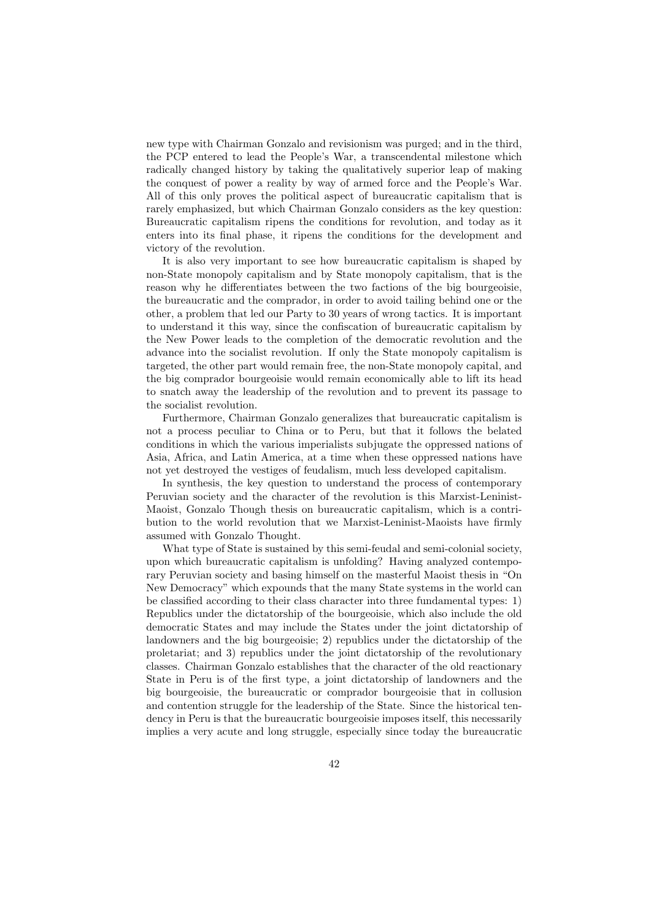new type with Chairman Gonzalo and revisionism was purged; and in the third, the PCP entered to lead the People's War, a transcendental milestone which radically changed history by taking the qualitatively superior leap of making the conquest of power a reality by way of armed force and the People's War. All of this only proves the political aspect of bureaucratic capitalism that is rarely emphasized, but which Chairman Gonzalo considers as the key question: Bureaucratic capitalism ripens the conditions for revolution, and today as it enters into its final phase, it ripens the conditions for the development and victory of the revolution.

It is also very important to see how bureaucratic capitalism is shaped by non-State monopoly capitalism and by State monopoly capitalism, that is the reason why he differentiates between the two factions of the big bourgeoisie, the bureaucratic and the comprador, in order to avoid tailing behind one or the other, a problem that led our Party to 30 years of wrong tactics. It is important to understand it this way, since the confiscation of bureaucratic capitalism by the New Power leads to the completion of the democratic revolution and the advance into the socialist revolution. If only the State monopoly capitalism is targeted, the other part would remain free, the non-State monopoly capital, and the big comprador bourgeoisie would remain economically able to lift its head to snatch away the leadership of the revolution and to prevent its passage to the socialist revolution.

Furthermore, Chairman Gonzalo generalizes that bureaucratic capitalism is not a process peculiar to China or to Peru, but that it follows the belated conditions in which the various imperialists subjugate the oppressed nations of Asia, Africa, and Latin America, at a time when these oppressed nations have not yet destroyed the vestiges of feudalism, much less developed capitalism.

In synthesis, the key question to understand the process of contemporary Peruvian society and the character of the revolution is this Marxist-Leninist-Maoist, Gonzalo Though thesis on bureaucratic capitalism, which is a contribution to the world revolution that we Marxist-Leninist-Maoists have firmly assumed with Gonzalo Thought.

What type of State is sustained by this semi-feudal and semi-colonial society, upon which bureaucratic capitalism is unfolding? Having analyzed contemporary Peruvian society and basing himself on the masterful Maoist thesis in "On New Democracy" which expounds that the many State systems in the world can be classified according to their class character into three fundamental types: 1) Republics under the dictatorship of the bourgeoisie, which also include the old democratic States and may include the States under the joint dictatorship of landowners and the big bourgeoisie; 2) republics under the dictatorship of the proletariat; and 3) republics under the joint dictatorship of the revolutionary classes. Chairman Gonzalo establishes that the character of the old reactionary State in Peru is of the first type, a joint dictatorship of landowners and the big bourgeoisie, the bureaucratic or comprador bourgeoisie that in collusion and contention struggle for the leadership of the State. Since the historical tendency in Peru is that the bureaucratic bourgeoisie imposes itself, this necessarily implies a very acute and long struggle, especially since today the bureaucratic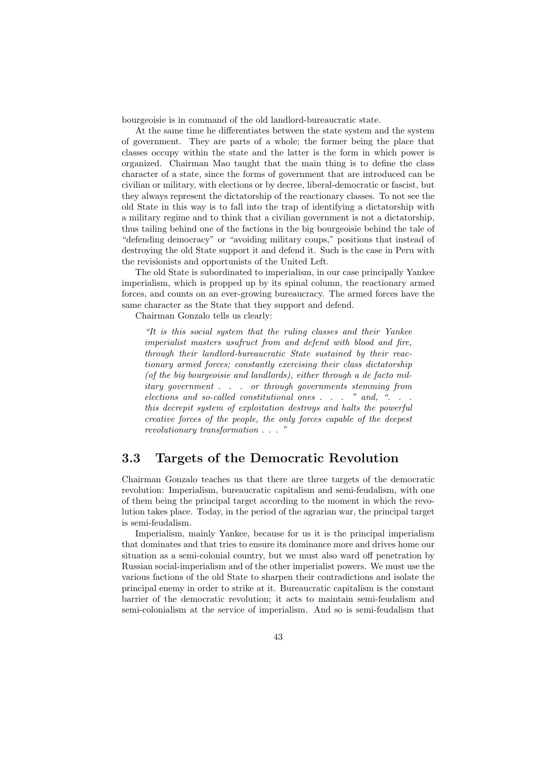bourgeoisie is in command of the old landlord-bureaucratic state.

At the same time he differentiates between the state system and the system of government. They are parts of a whole; the former being the place that classes occupy within the state and the latter is the form in which power is organized. Chairman Mao taught that the main thing is to define the class character of a state, since the forms of government that are introduced can be civilian or military, with elections or by decree, liberal-democratic or fascist, but they always represent the dictatorship of the reactionary classes. To not see the old State in this way is to fall into the trap of identifying a dictatorship with a military regime and to think that a civilian government is not a dictatorship, thus tailing behind one of the factions in the big bourgeoisie behind the tale of "defending democracy" or "avoiding military coups," positions that instead of destroying the old State support it and defend it. Such is the case in Peru with the revisionists and opportunists of the United Left.

The old State is subordinated to imperialism, in our case principally Yankee imperialism, which is propped up by its spinal column, the reactionary armed forces, and counts on an ever-growing bureaucracy. The armed forces have the same character as the State that they support and defend.

Chairman Gonzalo tells us clearly:

> *"It is this social system that the ruling classes and their Yankee imperialist masters usufruct from and defend with blood and fire, through their landlord-bureaucratic State sustained by their reactionary armed forces; constantly exercising their class dictatorship (of the big bourgeoisie and landlords), either through a de facto military government . . . or through governments stemming from elections and so-called constitutional ones . . . " and, ". . . this decrepit system of exploitation destroys and halts the powerful creative forces of the people, the only forces capable of the deepest revolutionary transformation . . . "*

## 3.3 Targets of the Democratic Revolution

Chairman Gonzalo teaches us that there are three targets of the democratic revolution: Imperialism, bureaucratic capitalism and semi-feudalism, with one of them being the principal target according to the moment in which the revolution takes place. Today, in the period of the agrarian war, the principal target is semi-feudalism.

Imperialism, mainly Yankee, because for us it is the principal imperialism that dominates and that tries to ensure its dominance more and drives home our situation as a semi-colonial country, but we must also ward off penetration by Russian social-imperialism and of the other imperialist powers. We must use the various factions of the old State to sharpen their contradictions and isolate the principal enemy in order to strike at it. Bureaucratic capitalism is the constant barrier of the democratic revolution; it acts to maintain semi-feudalism and semi-colonialism at the service of imperialism. And so is semi-feudalism that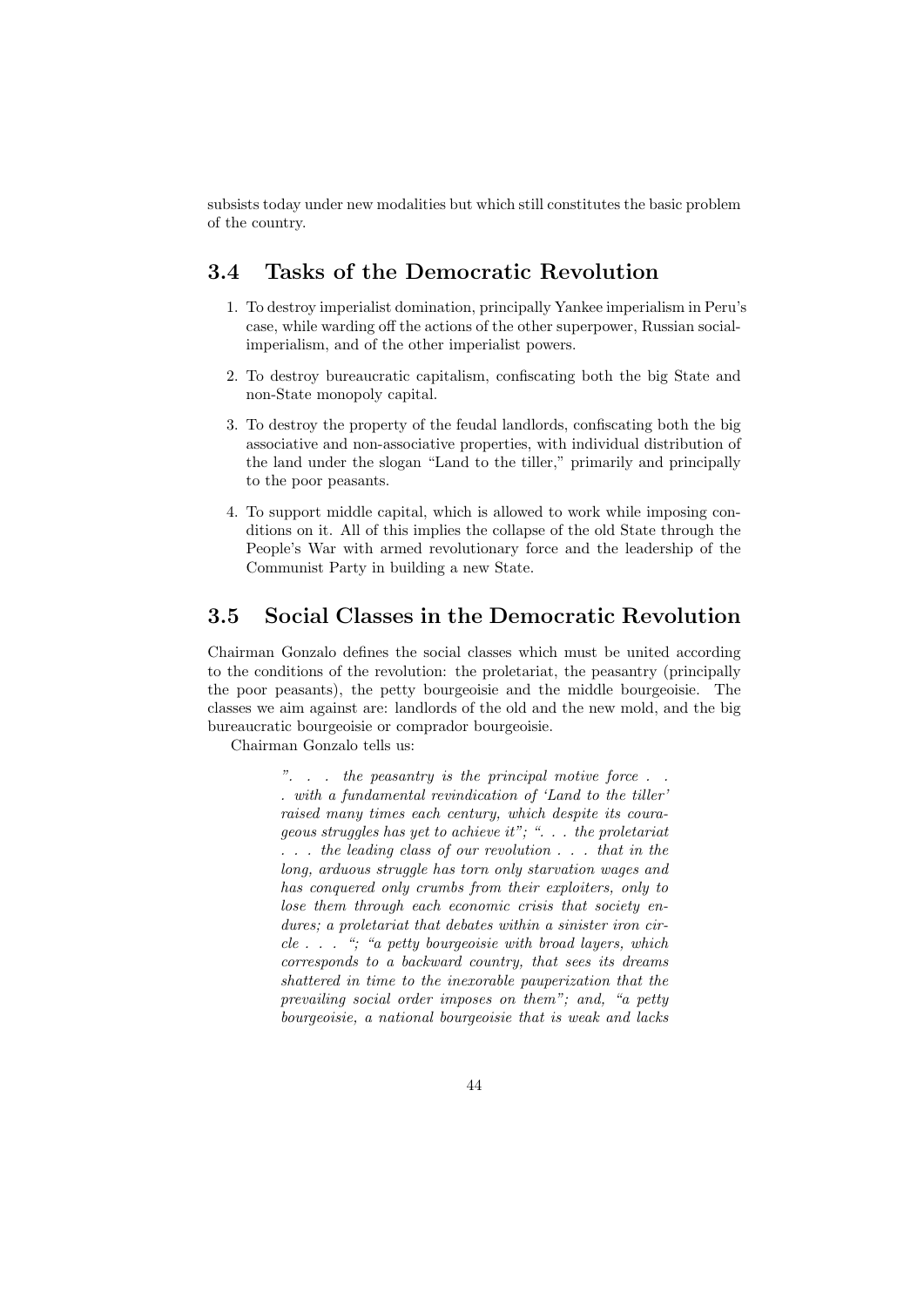subsists today under new modalities but which still constitutes the basic problem of the country.

## 3.4 Tasks of the Democratic Revolution

1. To destroy imperialist domination, principally Yankee imperialism in Peru's case, while warding off the actions of the other superpower, Russian social-imperialism, and of the other imperialist powers.

2. To destroy bureaucratic capitalism, confiscating both the big State and non-State monopoly capital.

3. To destroy the property of the feudal landlords, confiscating both the big associative and non-associative properties, with individual distribution of the land under the slogan "Land to the tiller," primarily and principally to the poor peasants.

4. To support middle capital, which is allowed to work while imposing conditions on it. All of this implies the collapse of the old State through the People's War with armed revolutionary force and the leadership of the Communist Party in building a new State.

## 3.5 Social Classes in the Democratic Revolution

Chairman Gonzalo defines the social classes which must be united according to the conditions of the revolution: the proletariat, the peasantry (principally the poor peasants), the petty bourgeoisie and the middle bourgeoisie. The classes we aim against are: landlords of the old and the new mold, and the big bureaucratic bourgeoisie or comprador bourgeoisie.

Chairman Gonzalo tells us:

> *". . . the peasantry is the principal motive force . . . with a fundamental revindication of 'Land to the tiller' raised many times each century, which despite its courageous struggles has yet to achieve it"; ". . . the proletariat . . . the leading class of our revolution . . . that in the long, arduous struggle has torn only starvation wages and has conquered only crumbs from their exploiters, only to lose them through each economic crisis that society endures; a proletariat that debates within a sinister iron circle . . . "; "a petty bourgeoisie with broad layers, which corresponds to a backward country, that sees its dreams shattered in time to the inexorable pauperization that the prevailing social order imposes on them"; and, "a petty bourgeoisie, a national bourgeoisie that is weak and lacks*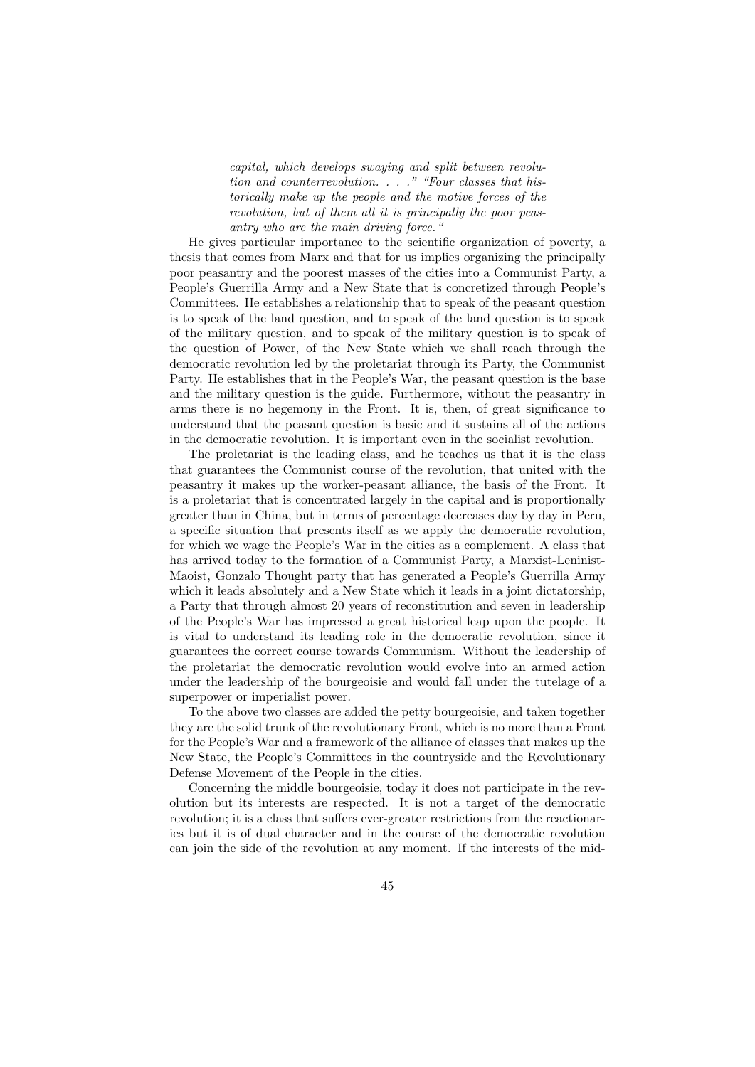> *capital, which develops swaying and split between revolution and counterrevolution. . . ." "Four classes that historically make up the people and the motive forces of the revolution, but of them all it is principally the poor peasantry who are the main driving force."*

He gives particular importance to the scientific organization of poverty, a thesis that comes from Marx and that for us implies organizing the principally poor peasantry and the poorest masses of the cities into a Communist Party, a People's Guerrilla Army and a New State that is concretized through People's Committees. He establishes a relationship that to speak of the peasant question is to speak of the land question, and to speak of the land question is to speak of the military question, and to speak of the military question is to speak of the question of Power, of the New State which we shall reach through the democratic revolution led by the proletariat through its Party, the Communist Party. He establishes that in the People's War, the peasant question is the base and the military question is the guide. Furthermore, without the peasantry in arms there is no hegemony in the Front. It is, then, of great significance to understand that the peasant question is basic and it sustains all of the actions in the democratic revolution. It is important even in the socialist revolution.

The proletariat is the leading class, and he teaches us that it is the class that guarantees the Communist course of the revolution, that united with the peasantry it makes up the worker-peasant alliance, the basis of the Front. It is a proletariat that is concentrated largely in the capital and is proportionally greater than in China, but in terms of percentage decreases day by day in Peru, a specific situation that presents itself as we apply the democratic revolution, for which we wage the People's War in the cities as a complement. A class that has arrived today to the formation of a Communist Party, a Marxist-Leninist-Maoist, Gonzalo Thought party that has generated a People's Guerrilla Army which it leads absolutely and a New State which it leads in a joint dictatorship, a Party that through almost 20 years of reconstitution and seven in leadership of the People's War has impressed a great historical leap upon the people. It is vital to understand its leading role in the democratic revolution, since it guarantees the correct course towards Communism. Without the leadership of the proletariat the democratic revolution would evolve into an armed action under the leadership of the bourgeoisie and would fall under the tutelage of a superpower or imperialist power.

To the above two classes are added the petty bourgeoisie, and taken together they are the solid trunk of the revolutionary Front, which is no more than a Front for the People's War and a framework of the alliance of classes that makes up the New State, the People's Committees in the countryside and the Revolutionary Defense Movement of the People in the cities.

Concerning the middle bourgeoisie, today it does not participate in the revolution but its interests are respected. It is not a target of the democratic revolution; it is a class that suffers ever-greater restrictions from the reactionaries but it is of dual character and in the course of the democratic revolution can join the side of the revolution at any moment. If the interests of the mid-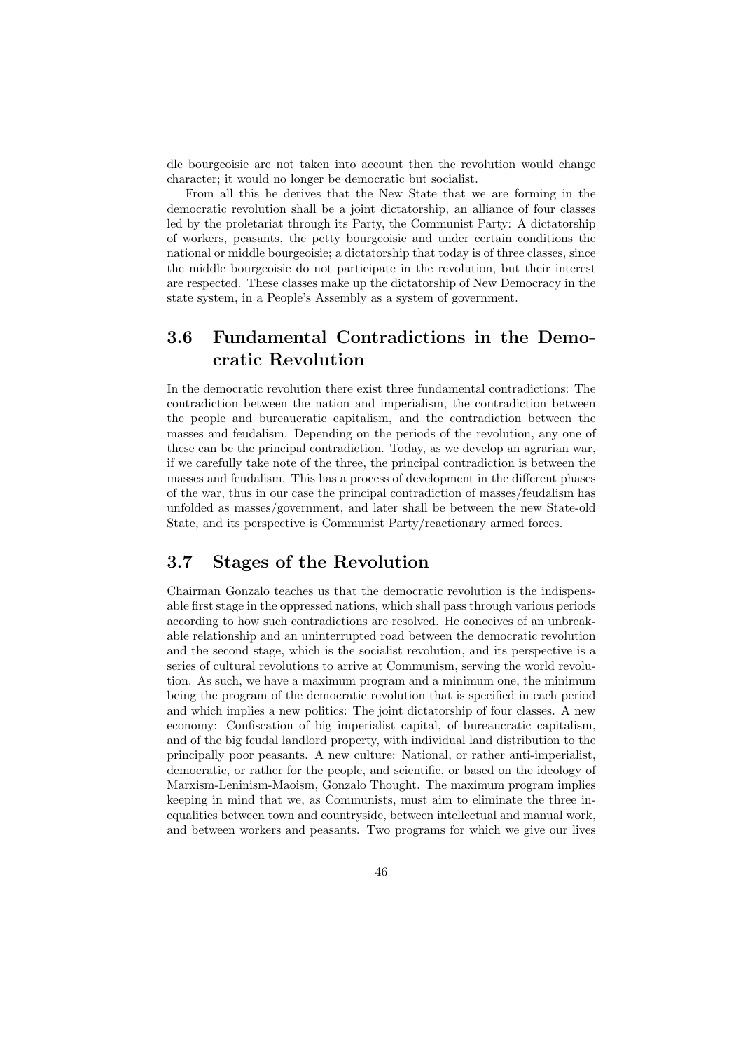dle bourgeoisie are not taken into account then the revolution would change character; it would no longer be democratic but socialist.

From all this he derives that the New State that we are forming in the democratic revolution shall be a joint dictatorship, an alliance of four classes led by the proletariat through its Party, the Communist Party: A dictatorship of workers, peasants, the petty bourgeoisie and under certain conditions the national or middle bourgeoisie; a dictatorship that today is of three classes, since the middle bourgeoisie do not participate in the revolution, but their interest are respected. These classes make up the dictatorship of New Democracy in the state system, in a People's Assembly as a system of government.

## 3.6 Fundamental Contradictions in the Democratic Revolution

In the democratic revolution there exist three fundamental contradictions: The contradiction between the nation and imperialism, the contradiction between the people and bureaucratic capitalism, and the contradiction between the masses and feudalism. Depending on the periods of the revolution, any one of these can be the principal contradiction. Today, as we develop an agrarian war, if we carefully take note of the three, the principal contradiction is between the masses and feudalism. This has a process of development in the different phases of the war, thus in our case the principal contradiction of masses/feudalism has unfolded as masses/government, and later shall be between the new State-old State, and its perspective is Communist Party/reactionary armed forces.

## 3.7 Stages of the Revolution

Chairman Gonzalo teaches us that the democratic revolution is the indispensable first stage in the oppressed nations, which shall pass through various periods according to how such contradictions are resolved. He conceives of an unbreakable relationship and an uninterrupted road between the democratic revolution and the second stage, which is the socialist revolution, and its perspective is a series of cultural revolutions to arrive at Communism, serving the world revolution. As such, we have a maximum program and a minimum one, the minimum being the program of the democratic revolution that is specified in each period and which implies a new politics: The joint dictatorship of four classes. A new economy: Confiscation of big imperialist capital, of bureaucratic capitalism, and of the big feudal landlord property, with individual land distribution to the principally poor peasants. A new culture: National, or rather anti-imperialist, democratic, or rather for the people, and scientific, or based on the ideology of Marxism-Leninism-Maoism, Gonzalo Thought. The maximum program implies keeping in mind that we, as Communists, must aim to eliminate the three inequalities between town and countryside, between intellectual and manual work, and between workers and peasants. Two programs for which we give our lives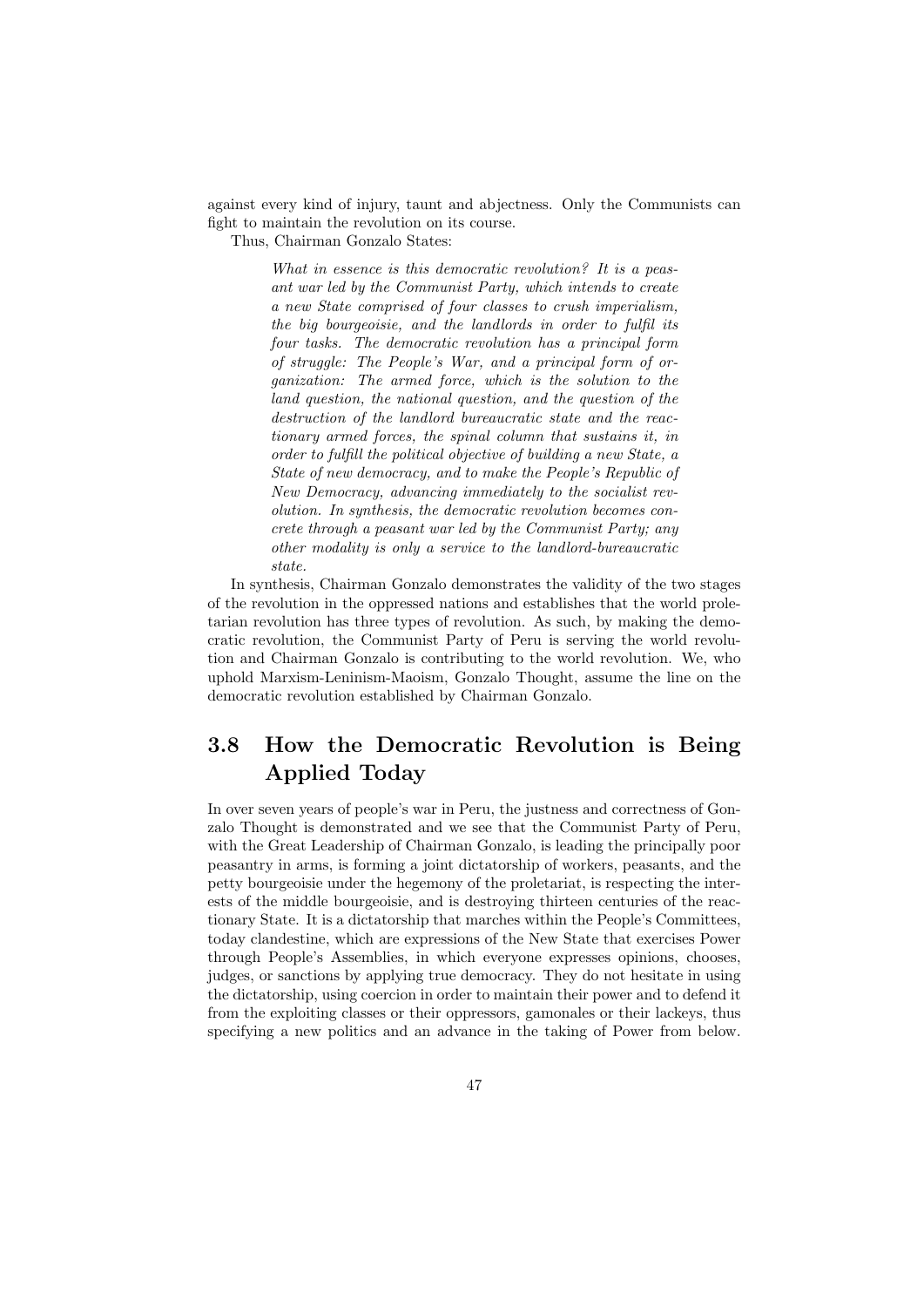against every kind of injury, taunt and abjectness. Only the Communists can fight to maintain the revolution on its course.

Thus, Chairman Gonzalo States:

> *What in essence is this democratic revolution? It is a peasant war led by the Communist Party, which intends to create a new State comprised of four classes to crush imperialism, the big bourgeoisie, and the landlords in order to fulfil its four tasks. The democratic revolution has a principal form of struggle: The People's War, and a principal form of organization: The armed force, which is the solution to the land question, the national question, and the question of the destruction of the landlord bureaucratic state and the reactionary armed forces, the spinal column that sustains it, in order to fulfill the political objective of building a new State, a State of new democracy, and to make the People's Republic of New Democracy, advancing immediately to the socialist revolution. In synthesis, the democratic revolution becomes concrete through a peasant war led by the Communist Party; any other modality is only a service to the landlord-bureaucratic state.*

In synthesis, Chairman Gonzalo demonstrates the validity of the two stages of the revolution in the oppressed nations and establishes that the world proletarian revolution has three types of revolution. As such, by making the democratic revolution, the Communist Party of Peru is serving the world revolution and Chairman Gonzalo is contributing to the world revolution. We, who uphold Marxism-Leninism-Maoism, Gonzalo Thought, assume the line on the democratic revolution established by Chairman Gonzalo.

## 3.8 How the Democratic Revolution is Being Applied Today

In over seven years of people's war in Peru, the justness and correctness of Gonzalo Thought is demonstrated and we see that the Communist Party of Peru, with the Great Leadership of Chairman Gonzalo, is leading the principally poor peasantry in arms, is forming a joint dictatorship of workers, peasants, and the petty bourgeoisie under the hegemony of the proletariat, is respecting the interests of the middle bourgeoisie, and is destroying thirteen centuries of the reactionary State. It is a dictatorship that marches within the People's Committees, today clandestine, which are expressions of the New State that exercises Power through People's Assemblies, in which everyone expresses opinions, chooses, judges, or sanctions by applying true democracy. They do not hesitate in using the dictatorship, using coercion in order to maintain their power and to defend it from the exploiting classes or their oppressors, gamonales or their lackeys, thus specifying a new politics and an advance in the taking of Power from below.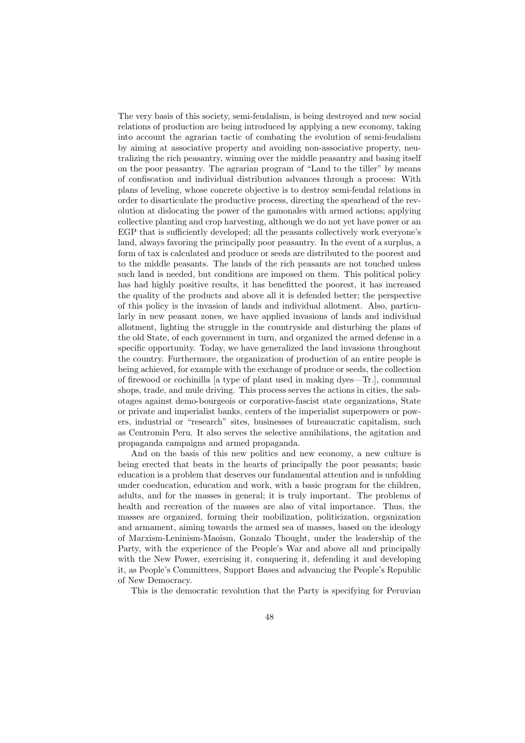The very basis of this society, semi-feudalism, is being destroyed and new social relations of production are being introduced by applying a new economy, taking into account the agrarian tactic of combating the evolution of semi-feudalism by aiming at associative property and avoiding non-associative property, neutralizing the rich peasantry, winning over the middle peasantry and basing itself on the poor peasantry. The agrarian program of "Land to the tiller" by means of confiscation and individual distribution advances through a process: With plans of leveling, whose concrete objective is to destroy semi-feudal relations in order to disarticulate the productive process, directing the spearhead of the revolution at dislocating the power of the gamonales with armed actions; applying collective planting and crop harvesting, although we do not yet have power or an EGP that is sufficiently developed; all the peasants collectively work everyone's land, always favoring the principally poor peasantry. In the event of a surplus, a form of tax is calculated and produce or seeds are distributed to the poorest and to the middle peasants. The lands of the rich peasants are not touched unless such land is needed, but conditions are imposed on them. This political policy has had highly positive results, it has benefitted the poorest, it has increased the quality of the products and above all it is defended better; the perspective of this policy is the invasion of lands and individual allotment. Also, particularly in new peasant zones, we have applied invasions of lands and individual allotment, lighting the struggle in the countryside and disturbing the plans of the old State, of each government in turn, and organized the armed defense in a specific opportunity. Today, we have generalized the land invasions throughout the country. Furthermore, the organization of production of an entire people is being achieved, for example with the exchange of produce or seeds, the collection of firewood or cochinilla [a type of plant used in making dyes—Tr.], communal shops, trade, and mule driving. This process serves the actions in cities, the sabotages against demo-bourgeois or corporative-fascist state organizations, State or private and imperialist banks, centers of the imperialist superpowers or powers, industrial or "research" sites, businesses of bureaucratic capitalism, such as Centromin Peru. It also serves the selective annihilations, the agitation and propaganda campaigns and armed propaganda.

And on the basis of this new politics and new economy, a new culture is being erected that beats in the hearts of principally the poor peasants; basic education is a problem that deserves our fundamental attention and is unfolding under coeducation, education and work, with a basic program for the children, adults, and for the masses in general; it is truly important. The problems of health and recreation of the masses are also of vital importance. Thus, the masses are organized, forming their mobilization, politicization, organization and armament, aiming towards the armed sea of masses, based on the ideology of Marxism-Leninism-Maoism, Gonzalo Thought, under the leadership of the Party, with the experience of the People's War and above all and principally with the New Power, exercising it, conquering it, defending it and developing it, as People's Committees, Support Bases and advancing the People's Republic of New Democracy.

This is the democratic revolution that the Party is specifying for Peruvian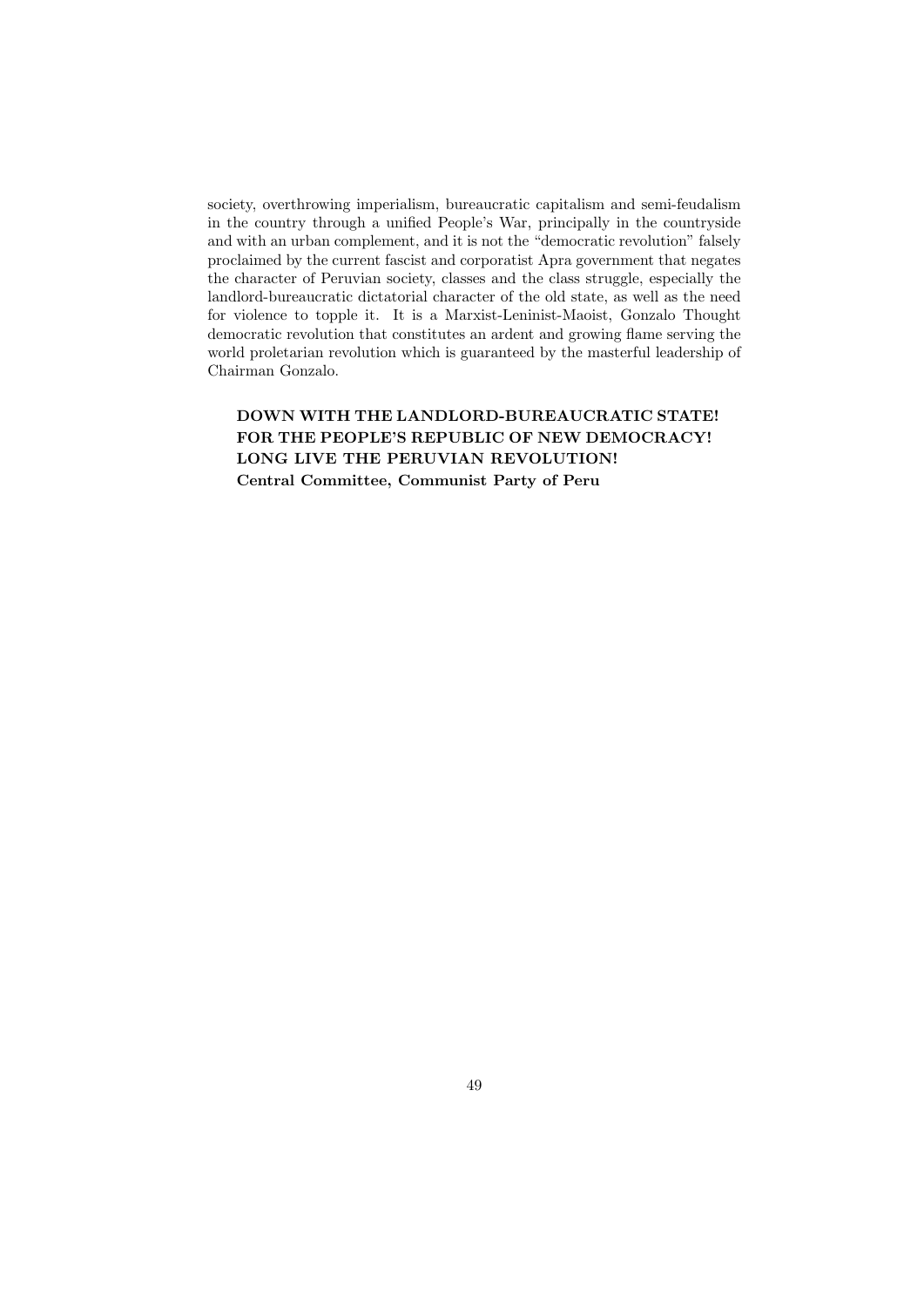society, overthrowing imperialism, bureaucratic capitalism and semi-feudalism in the country through a unified People's War, principally in the countryside and with an urban complement, and it is not the "democratic revolution" falsely proclaimed by the current fascist and corporatist Apra government that negates the character of Peruvian society, classes and the class struggle, especially the landlord-bureaucratic dictatorial character of the old state, as well as the need for violence to topple it. It is a Marxist-Leninist-Maoist, Gonzalo Thought democratic revolution that constitutes an ardent and growing flame serving the world proletarian revolution which is guaranteed by the masterful leadership of Chairman Gonzalo.

**DOWN WITH THE LANDLORD-BUREAUCRATIC STATE!**
**FOR THE PEOPLE'S REPUBLIC OF NEW DEMOCRACY!**
**LONG LIVE THE PERUVIAN REVOLUTION!**
**Central Committee, Communist Party of Peru**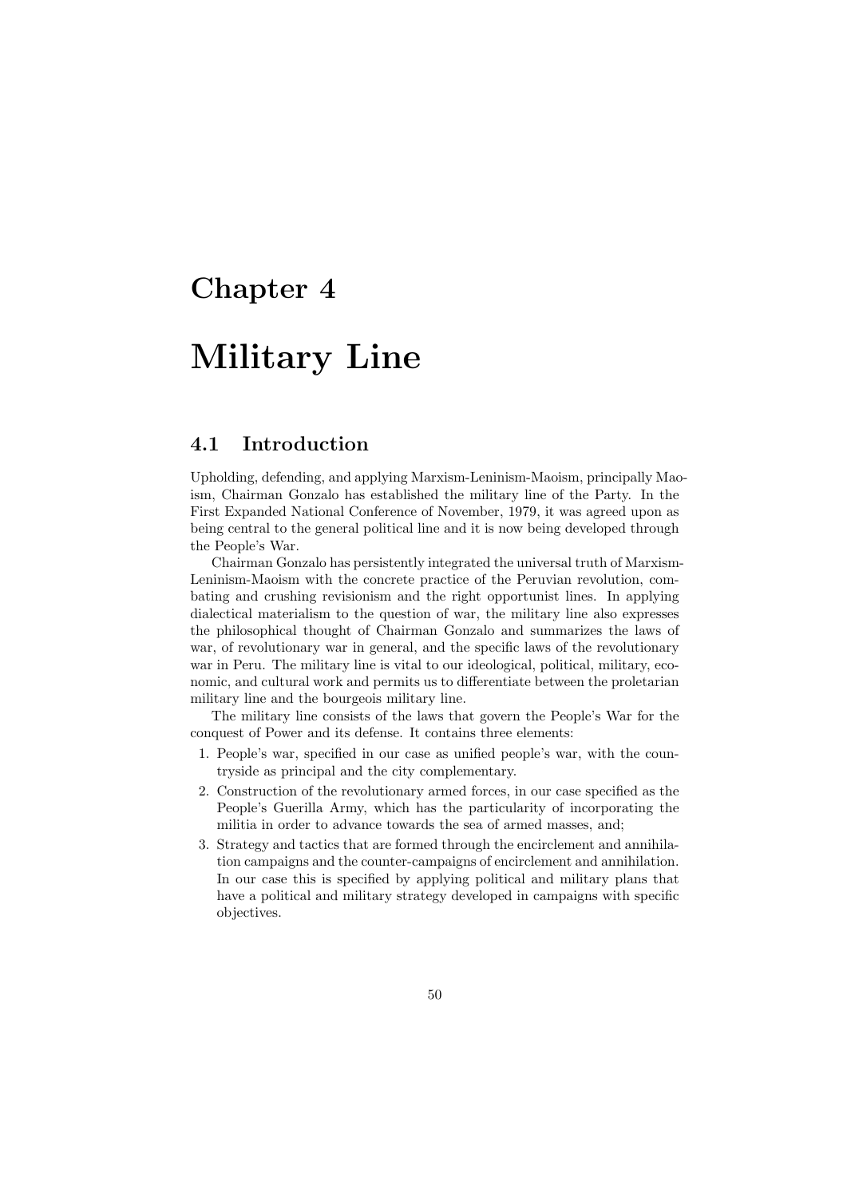# Chapter 4

# Military Line

## 4.1 Introduction

Upholding, defending, and applying Marxism-Leninism-Maoism, principally Maoism, Chairman Gonzalo has established the military line of the Party. In the First Expanded National Conference of November, 1979, it was agreed upon as being central to the general political line and it is now being developed through the People's War.

Chairman Gonzalo has persistently integrated the universal truth of Marxism-Leninism-Maoism with the concrete practice of the Peruvian revolution, combating and crushing revisionism and the right opportunist lines. In applying dialectical materialism to the question of war, the military line also expresses the philosophical thought of Chairman Gonzalo and summarizes the laws of war, of revolutionary war in general, and the specific laws of the revolutionary war in Peru. The military line is vital to our ideological, political, military, economic, and cultural work and permits us to differentiate between the proletarian military line and the bourgeois military line.

The military line consists of the laws that govern the People's War for the conquest of Power and its defense. It contains three elements:

1. People's war, specified in our case as unified people's war, with the countryside as principal and the city complementary.
2. Construction of the revolutionary armed forces, in our case specified as the People's Guerilla Army, which has the particularity of incorporating the militia in order to advance towards the sea of armed masses, and;
3. Strategy and tactics that are formed through the encirclement and annihilation campaigns and the counter-campaigns of encirclement and annihilation. In our case this is specified by applying political and military plans that have a political and military strategy developed in campaigns with specific objectives.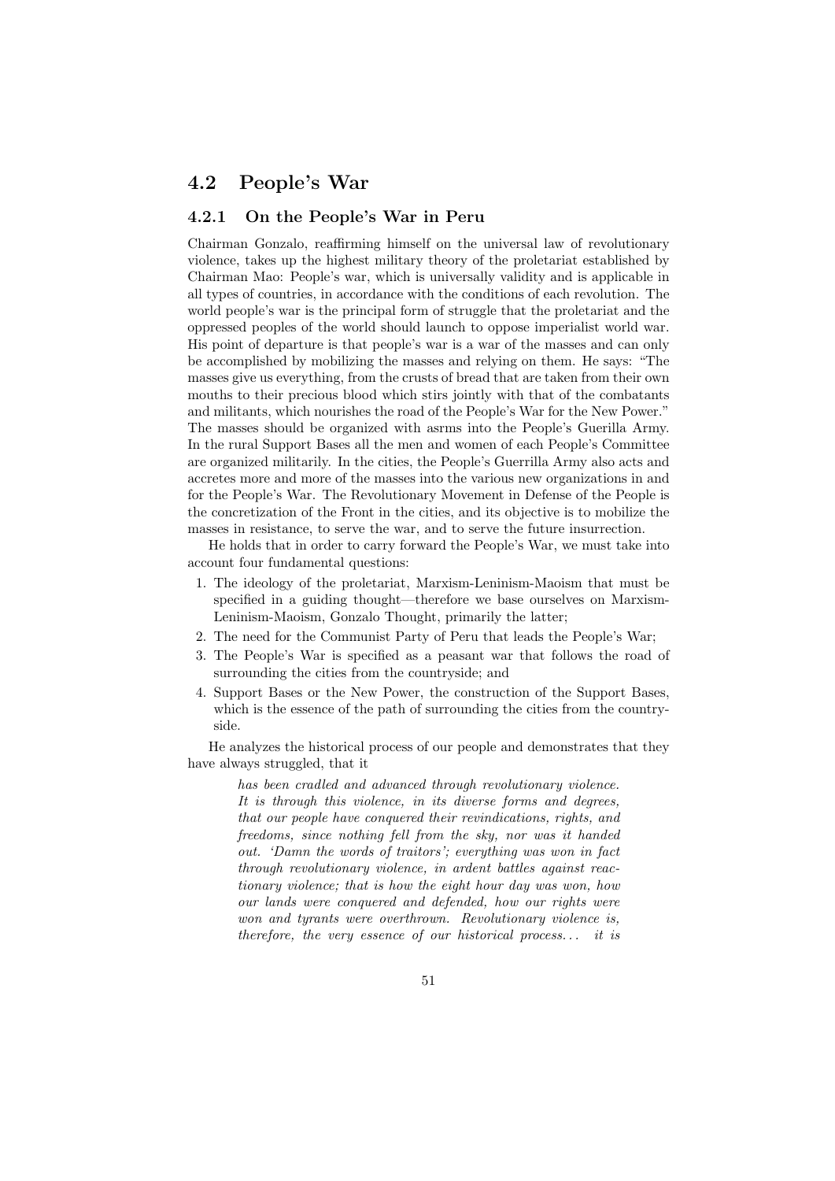## 4.2 People's War

### 4.2.1 On the People's War in Peru

Chairman Gonzalo, reaffirming himself on the universal law of revolutionary violence, takes up the highest military theory of the proletariat established by Chairman Mao: People's war, which is universally validity and is applicable in all types of countries, in accordance with the conditions of each revolution. The world people's war is the principal form of struggle that the proletariat and the oppressed peoples of the world should launch to oppose imperialist world war. His point of departure is that people's war is a war of the masses and can only be accomplished by mobilizing the masses and relying on them. He says: "The masses give us everything, from the crusts of bread that are taken from their own mouths to their precious blood which stirs jointly with that of the combatants and militants, which nourishes the road of the People's War for the New Power." The masses should be organized with asrms into the People's Guerilla Army. In the rural Support Bases all the men and women of each People's Committee are organized militarily. In the cities, the People's Guerrilla Army also acts and accretes more and more of the masses into the various new organizations in and for the People's War. The Revolutionary Movement in Defense of the People is the concretization of the Front in the cities, and its objective is to mobilize the masses in resistance, to serve the war, and to serve the future insurrection.

He holds that in order to carry forward the People's War, we must take into account four fundamental questions:

1. The ideology of the proletariat, Marxism-Leninism-Maoism that must be specified in a guiding thought—therefore we base ourselves on Marxism-Leninism-Maoism, Gonzalo Thought, primarily the latter;
2. The need for the Communist Party of Peru that leads the People's War;
3. The People's War is specified as a peasant war that follows the road of surrounding the cities from the countryside; and
4. Support Bases or the New Power, the construction of the Support Bases, which is the essence of the path of surrounding the cities from the countryside.

He analyzes the historical process of our people and demonstrates that they have always struggled, that it

> *has been cradled and advanced through revolutionary violence. It is through this violence, in its diverse forms and degrees, that our people have conquered their revindications, rights, and freedoms, since nothing fell from the sky, nor was it handed out. 'Damn the words of traitors'; everything was won in fact through revolutionary violence, in ardent battles against reactionary violence; that is how the eight hour day was won, how our lands were conquered and defended, how our rights were won and tyrants were overthrown. Revolutionary violence is, therefore, the very essence of our historical process... it is*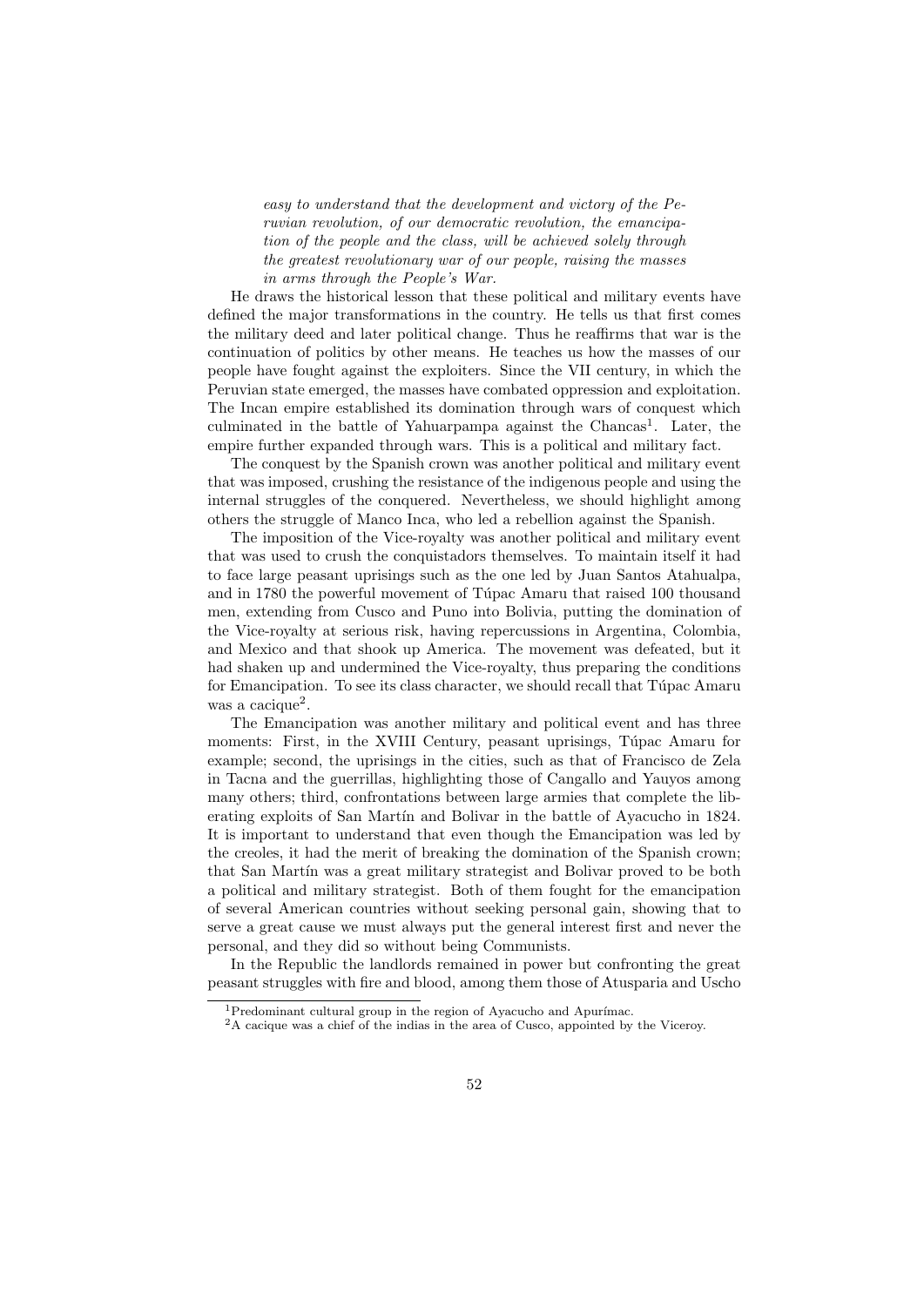*easy to understand that the development and victory of the Peruvian revolution, of our democratic revolution, the emancipation of the people and the class, will be achieved solely through the greatest revolutionary war of our people, raising the masses in arms through the People's War.*

He draws the historical lesson that these political and military events have defined the major transformations in the country. He tells us that first comes the military deed and later political change. Thus he reaffirms that war is the continuation of politics by other means. He teaches us how the masses of our people have fought against the exploiters. Since the VII century, in which the Peruvian state emerged, the masses have combated oppression and exploitation. The Incan empire established its domination through wars of conquest which culminated in the battle of Yahuarpampa against the Chancas[1]. Later, the empire further expanded through wars. This is a political and military fact.

The conquest by the Spanish crown was another political and military event that was imposed, crushing the resistance of the indigenous people and using the internal struggles of the conquered. Nevertheless, we should highlight among others the struggle of Manco Inca, who led a rebellion against the Spanish.

The imposition of the Vice-royalty was another political and military event that was used to crush the conquistadors themselves. To maintain itself it had to face large peasant uprisings such as the one led by Juan Santos Atahualpa, and in 1780 the powerful movement of Túpac Amaru that raised 100 thousand men, extending from Cusco and Puno into Bolivia, putting the domination of the Vice-royalty at serious risk, having repercussions in Argentina, Colombia, and Mexico and that shook up America. The movement was defeated, but it had shaken up and undermined the Vice-royalty, thus preparing the conditions for Emancipation. To see its class character, we should recall that Túpac Amaru was a cacique[2].

The Emancipation was another military and political event and has three moments: First, in the XVIII Century, peasant uprisings, Túpac Amaru for example; second, the uprisings in the cities, such as that of Francisco de Zela in Tacna and the guerrillas, highlighting those of Cangallo and Yauyos among many others; third, confrontations between large armies that complete the liberating exploits of San Martín and Bolivar in the battle of Ayacucho in 1824. It is important to understand that even though the Emancipation was led by the creoles, it had the merit of breaking the domination of the Spanish crown; that San Martín was a great military strategist and Bolivar proved to be both a political and military strategist. Both of them fought for the emancipation of several American countries without seeking personal gain, showing that to serve a great cause we must always put the general interest first and never the personal, and they did so without being Communists.

In the Republic the landlords remained in power but confronting the great peasant struggles with fire and blood, among them those of Atusparia and Uscho

[1] Predominant cultural group in the region of Ayacucho and Apurímac.

[2] A cacique was a chief of the indias in the area of Cusco, appointed by the Viceroy.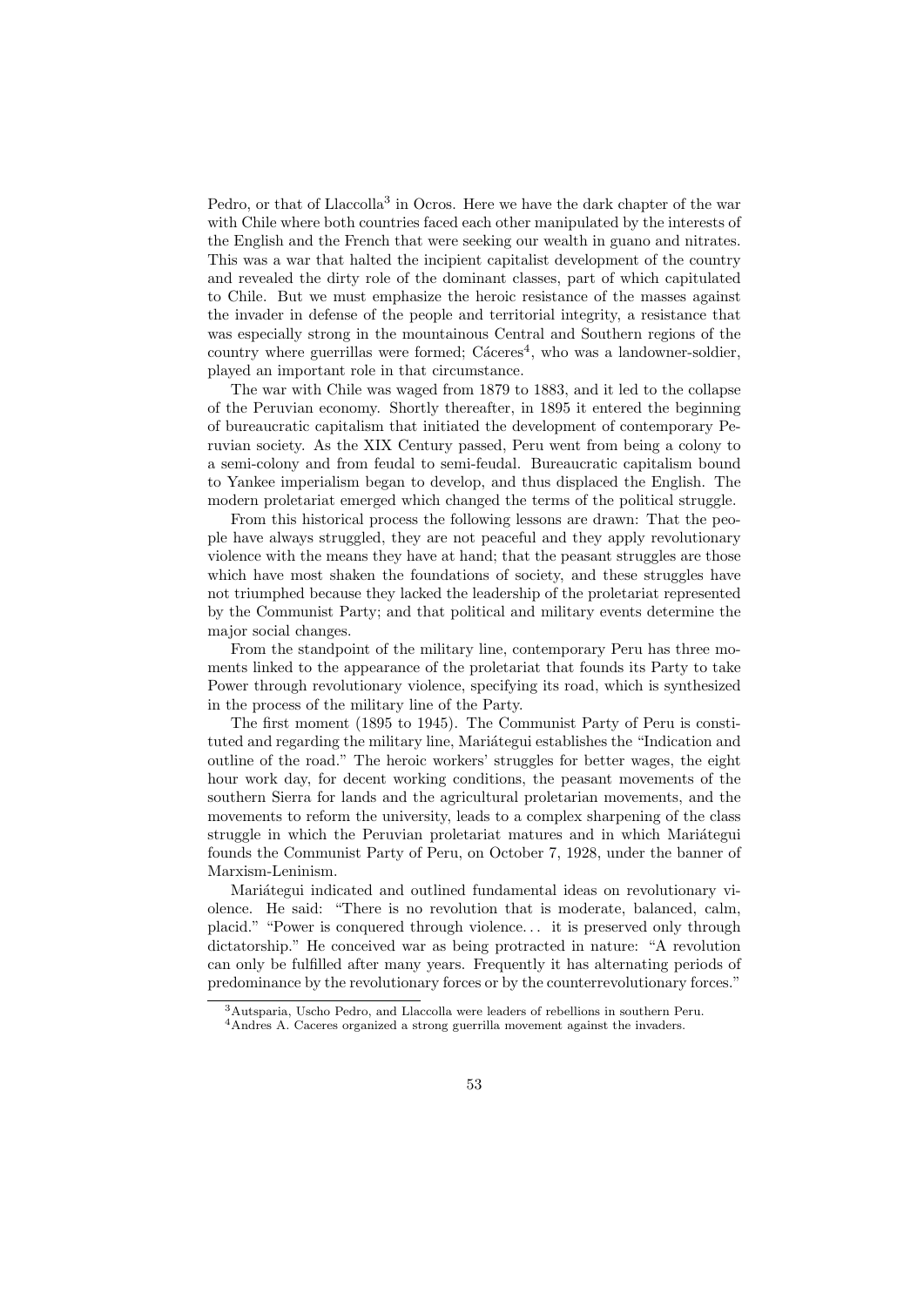Pedro, or that of Llaccolla[3] in Ocros. Here we have the dark chapter of the war with Chile where both countries faced each other manipulated by the interests of the English and the French that were seeking our wealth in guano and nitrates. This was a war that halted the incipient capitalist development of the country and revealed the dirty role of the dominant classes, part of which capitulated to Chile. But we must emphasize the heroic resistance of the masses against the invader in defense of the people and territorial integrity, a resistance that was especially strong in the mountainous Central and Southern regions of the country where guerrillas were formed; Cáceres[4], who was a landowner-soldier, played an important role in that circumstance.

The war with Chile was waged from 1879 to 1883, and it led to the collapse of the Peruvian economy. Shortly thereafter, in 1895 it entered the beginning of bureaucratic capitalism that initiated the development of contemporary Peruvian society. As the XIX Century passed, Peru went from being a colony to a semi-colony and from feudal to semi-feudal. Bureaucratic capitalism bound to Yankee imperialism began to develop, and thus displaced the English. The modern proletariat emerged which changed the terms of the political struggle.

From this historical process the following lessons are drawn: That the people have always struggled, they are not peaceful and they apply revolutionary violence with the means they have at hand; that the peasant struggles are those which have most shaken the foundations of society, and these struggles have not triumphed because they lacked the leadership of the proletariat represented by the Communist Party; and that political and military events determine the major social changes.

From the standpoint of the military line, contemporary Peru has three moments linked to the appearance of the proletariat that founds its Party to take Power through revolutionary violence, specifying its road, which is synthesized in the process of the military line of the Party.

The first moment (1895 to 1945). The Communist Party of Peru is constituted and regarding the military line, Mariátegui establishes the "Indication and outline of the road." The heroic workers' struggles for better wages, the eight hour work day, for decent working conditions, the peasant movements of the southern Sierra for lands and the agricultural proletarian movements, and the movements to reform the university, leads to a complex sharpening of the class struggle in which the Peruvian proletariat matures and in which Mariátegui founds the Communist Party of Peru, on October 7, 1928, under the banner of Marxism-Leninism.

Mariátegui indicated and outlined fundamental ideas on revolutionary violence. He said: "There is no revolution that is moderate, balanced, calm, placid." "Power is conquered through violence… it is preserved only through dictatorship." He conceived war as being protracted in nature: "A revolution can only be fulfilled after many years. Frequently it has alternating periods of predominance by the revolutionary forces or by the counterrevolutionary forces."

[3] Autsparia, Uscho Pedro, and Llaccolla were leaders of rebellions in southern Peru.

[4] Andres A. Caceres organized a strong guerrilla movement against the invaders.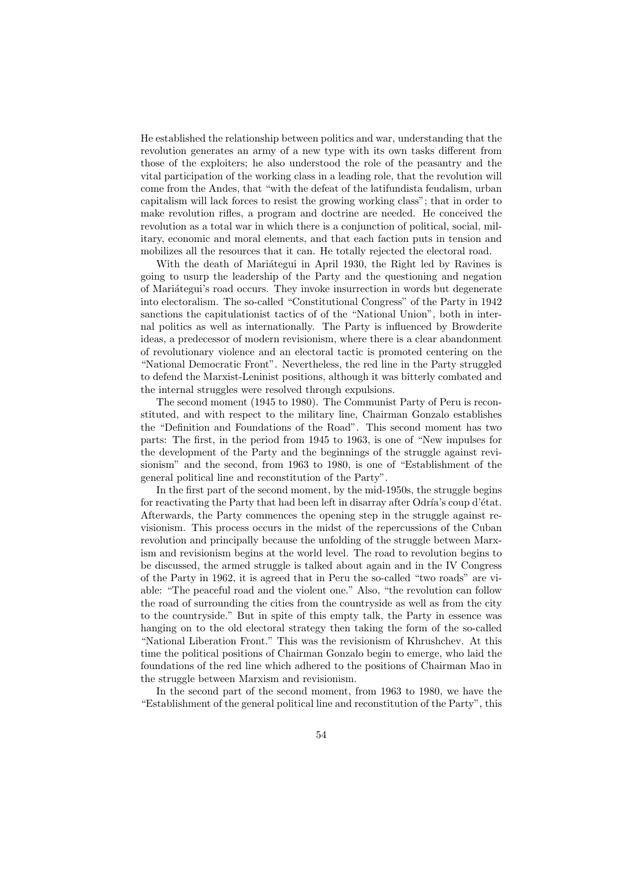He established the relationship between politics and war, understanding that the revolution generates an army of a new type with its own tasks different from those of the exploiters; he also understood the role of the peasantry and the vital participation of the working class in a leading role, that the revolution will come from the Andes, that "with the defeat of the latifundista feudalism, urban capitalism will lack forces to resist the growing working class"; that in order to make revolution rifles, a program and doctrine are needed. He conceived the revolution as a total war in which there is a conjunction of political, social, military, economic and moral elements, and that each faction puts in tension and mobilizes all the resources that it can. He totally rejected the electoral road.

With the death of Mariátegui in April 1930, the Right led by Ravines is going to usurp the leadership of the Party and the questioning and negation of Mariátegui's road occurs. They invoke insurrection in words but degenerate into electoralism. The so-called "Constitutional Congress" of the Party in 1942 sanctions the capitulationist tactics of of the "National Union", both in internal politics as well as internationally. The Party is influenced by Browderite ideas, a predecessor of modern revisionism, where there is a clear abandonment of revolutionary violence and an electoral tactic is promoted centering on the "National Democratic Front". Nevertheless, the red line in the Party struggled to defend the Marxist-Leninist positions, although it was bitterly combated and the internal struggles were resolved through expulsions.

The second moment (1945 to 1980). The Communist Party of Peru is reconstituted, and with respect to the military line, Chairman Gonzalo establishes the "Definition and Foundations of the Road". This second moment has two parts: The first, in the period from 1945 to 1963, is one of "New impulses for the development of the Party and the beginnings of the struggle against revisionism" and the second, from 1963 to 1980, is one of "Establishment of the general political line and reconstitution of the Party".

In the first part of the second moment, by the mid-1950s, the struggle begins for reactivating the Party that had been left in disarray after Odría's coup d'état. Afterwards, the Party commences the opening step in the struggle against revisionism. This process occurs in the midst of the repercussions of the Cuban revolution and principally because the unfolding of the struggle between Marxism and revisionism begins at the world level. The road to revolution begins to be discussed, the armed struggle is talked about again and in the IV Congress of the Party in 1962, it is agreed that in Peru the so-called "two roads" are viable: "The peaceful road and the violent one." Also, "the revolution can follow the road of surrounding the cities from the countryside as well as from the city to the countryside." But in spite of this empty talk, the Party in essence was hanging on to the old electoral strategy then taking the form of the so-called "National Liberation Front." This was the revisionism of Khrushchev. At this time the political positions of Chairman Gonzalo begin to emerge, who laid the foundations of the red line which adhered to the positions of Chairman Mao in the struggle between Marxism and revisionism.

In the second part of the second moment, from 1963 to 1980, we have the "Establishment of the general political line and reconstitution of the Party", this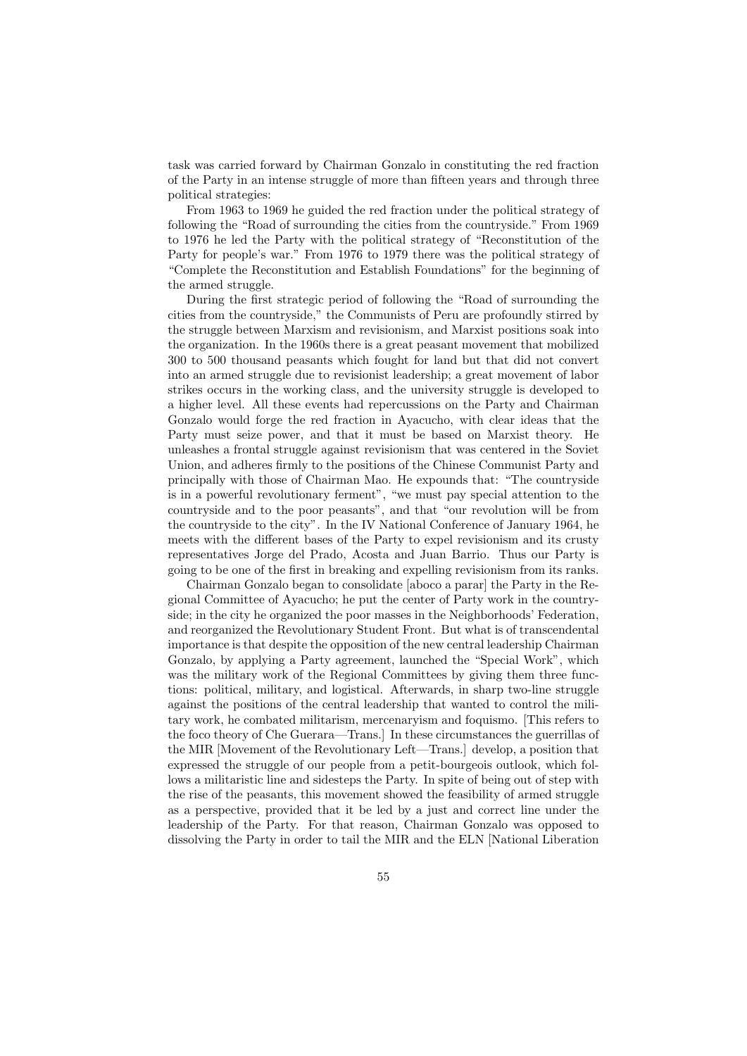task was carried forward by Chairman Gonzalo in constituting the red fraction of the Party in an intense struggle of more than fifteen years and through three political strategies:

From 1963 to 1969 he guided the red fraction under the political strategy of following the "Road of surrounding the cities from the countryside." From 1969 to 1976 he led the Party with the political strategy of "Reconstitution of the Party for people's war." From 1976 to 1979 there was the political strategy of "Complete the Reconstitution and Establish Foundations" for the beginning of the armed struggle.

During the first strategic period of following the "Road of surrounding the cities from the countryside," the Communists of Peru are profoundly stirred by the struggle between Marxism and revisionism, and Marxist positions soak into the organization. In the 1960s there is a great peasant movement that mobilized 300 to 500 thousand peasants which fought for land but that did not convert into an armed struggle due to revisionist leadership; a great movement of labor strikes occurs in the working class, and the university struggle is developed to a higher level. All these events had repercussions on the Party and Chairman Gonzalo would forge the red fraction in Ayacucho, with clear ideas that the Party must seize power, and that it must be based on Marxist theory. He unleashes a frontal struggle against revisionism that was centered in the Soviet Union, and adheres firmly to the positions of the Chinese Communist Party and principally with those of Chairman Mao. He expounds that: "The countryside is in a powerful revolutionary ferment", "we must pay special attention to the countryside and to the poor peasants", and that "our revolution will be from the countryside to the city". In the IV National Conference of January 1964, he meets with the different bases of the Party to expel revisionism and its crusty representatives Jorge del Prado, Acosta and Juan Barrio. Thus our Party is going to be one of the first in breaking and expelling revisionism from its ranks.

Chairman Gonzalo began to consolidate [aboco a parar] the Party in the Regional Committee of Ayacucho; he put the center of Party work in the countryside; in the city he organized the poor masses in the Neighborhoods' Federation, and reorganized the Revolutionary Student Front. But what is of transcendental importance is that despite the opposition of the new central leadership Chairman Gonzalo, by applying a Party agreement, launched the "Special Work", which was the military work of the Regional Committees by giving them three functions: political, military, and logistical. Afterwards, in sharp two-line struggle against the positions of the central leadership that wanted to control the military work, he combated militarism, mercenaryism and foquismo. [This refers to the foco theory of Che Guerara—Trans.] In these circumstances the guerrillas of the MIR [Movement of the Revolutionary Left—Trans.] develop, a position that expressed the struggle of our people from a petit-bourgeois outlook, which follows a militaristic line and sidesteps the Party. In spite of being out of step with the rise of the peasants, this movement showed the feasibility of armed struggle as a perspective, provided that it be led by a just and correct line under the leadership of the Party. For that reason, Chairman Gonzalo was opposed to dissolving the Party in order to tail the MIR and the ELN [National Liberation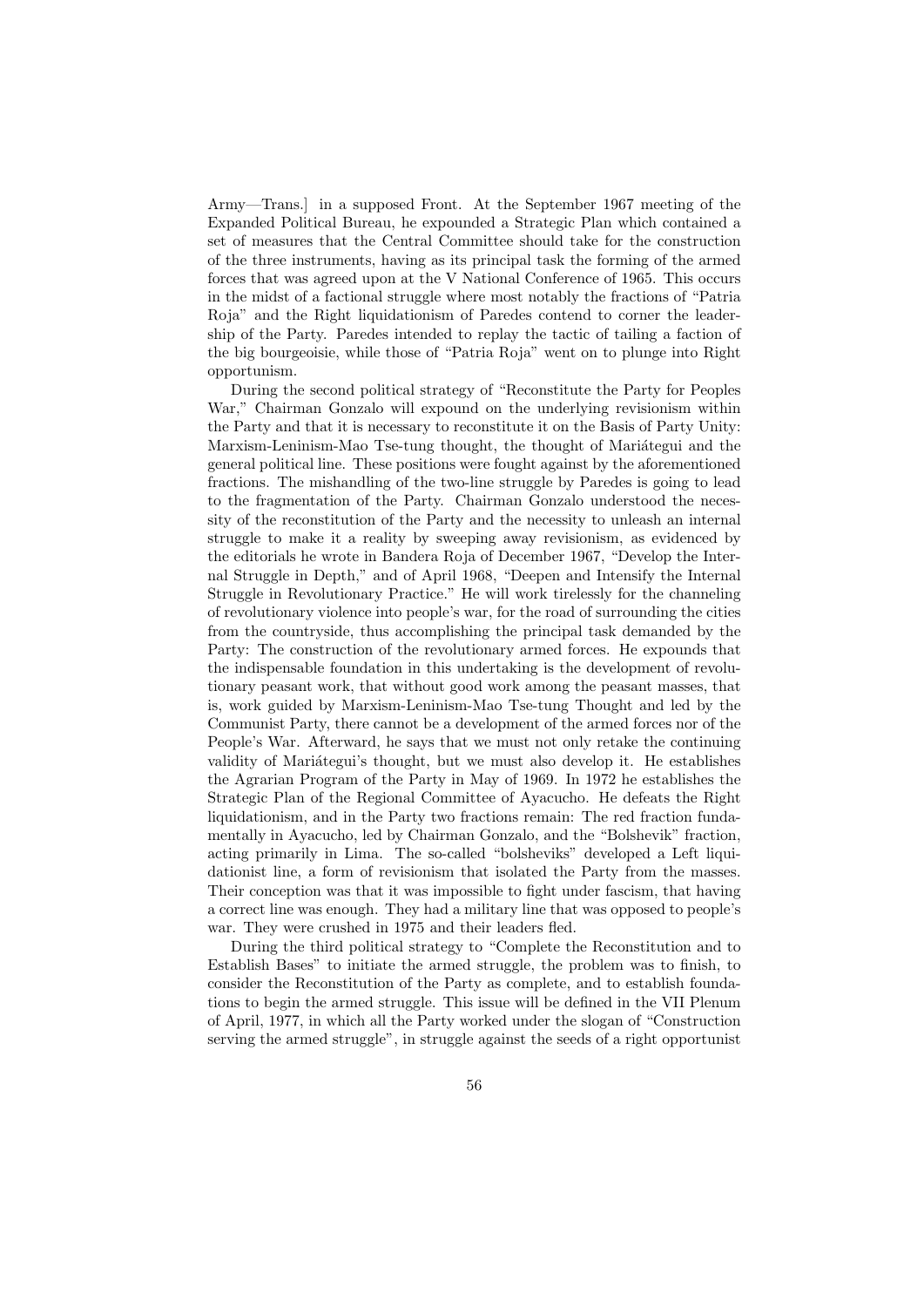Army—Trans.] in a supposed Front. At the September 1967 meeting of the Expanded Political Bureau, he expounded a Strategic Plan which contained a set of measures that the Central Committee should take for the construction of the three instruments, having as its principal task the forming of the armed forces that was agreed upon at the V National Conference of 1965. This occurs in the midst of a factional struggle where most notably the fractions of "Patria Roja" and the Right liquidationism of Paredes contend to corner the leadership of the Party. Paredes intended to replay the tactic of tailing a faction of the big bourgeoisie, while those of "Patria Roja" went on to plunge into Right opportunism.

During the second political strategy of "Reconstitute the Party for Peoples War," Chairman Gonzalo will expound on the underlying revisionism within the Party and that it is necessary to reconstitute it on the Basis of Party Unity: Marxism-Leninism-Mao Tse-tung thought, the thought of Mariátegui and the general political line. These positions were fought against by the aforementioned fractions. The mishandling of the two-line struggle by Paredes is going to lead to the fragmentation of the Party. Chairman Gonzalo understood the necessity of the reconstitution of the Party and the necessity to unleash an internal struggle to make it a reality by sweeping away revisionism, as evidenced by the editorials he wrote in Bandera Roja of December 1967, "Develop the Internal Struggle in Depth," and of April 1968, "Deepen and Intensify the Internal Struggle in Revolutionary Practice." He will work tirelessly for the channeling of revolutionary violence into people's war, for the road of surrounding the cities from the countryside, thus accomplishing the principal task demanded by the Party: The construction of the revolutionary armed forces. He expounds that the indispensable foundation in this undertaking is the development of revolutionary peasant work, that without good work among the peasant masses, that is, work guided by Marxism-Leninism-Mao Tse-tung Thought and led by the Communist Party, there cannot be a development of the armed forces nor of the People's War. Afterward, he says that we must not only retake the continuing validity of Mariátegui's thought, but we must also develop it. He establishes the Agrarian Program of the Party in May of 1969. In 1972 he establishes the Strategic Plan of the Regional Committee of Ayacucho. He defeats the Right liquidationism, and in the Party two fractions remain: The red fraction fundamentally in Ayacucho, led by Chairman Gonzalo, and the "Bolshevik" fraction, acting primarily in Lima. The so-called "bolsheviks" developed a Left liquidationist line, a form of revisionism that isolated the Party from the masses. Their conception was that it was impossible to fight under fascism, that having a correct line was enough. They had a military line that was opposed to people's war. They were crushed in 1975 and their leaders fled.

During the third political strategy to "Complete the Reconstitution and to Establish Bases" to initiate the armed struggle, the problem was to finish, to consider the Reconstitution of the Party as complete, and to establish foundations to begin the armed struggle. This issue will be defined in the VII Plenum of April, 1977, in which all the Party worked under the slogan of "Construction serving the armed struggle", in struggle against the seeds of a right opportunist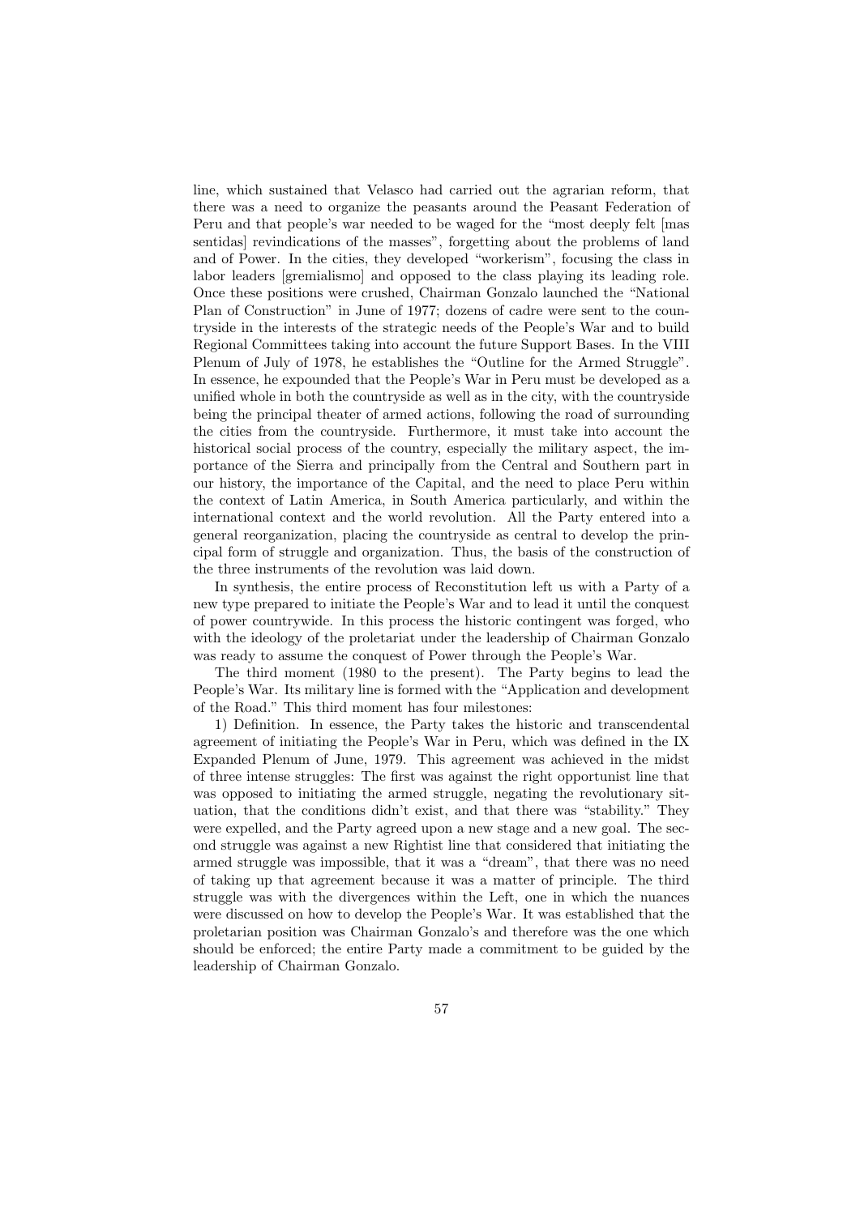line, which sustained that Velasco had carried out the agrarian reform, that there was a need to organize the peasants around the Peasant Federation of Peru and that people's war needed to be waged for the "most deeply felt [mas sentidas] revindications of the masses", forgetting about the problems of land and of Power. In the cities, they developed "workerism", focusing the class in labor leaders [gremialismo] and opposed to the class playing its leading role. Once these positions were crushed, Chairman Gonzalo launched the "National Plan of Construction" in June of 1977; dozens of cadre were sent to the countryside in the interests of the strategic needs of the People's War and to build Regional Committees taking into account the future Support Bases. In the VIII Plenum of July of 1978, he establishes the "Outline for the Armed Struggle". In essence, he expounded that the People's War in Peru must be developed as a unified whole in both the countryside as well as in the city, with the countryside being the principal theater of armed actions, following the road of surrounding the cities from the countryside. Furthermore, it must take into account the historical social process of the country, especially the military aspect, the importance of the Sierra and principally from the Central and Southern part in our history, the importance of the Capital, and the need to place Peru within the context of Latin America, in South America particularly, and within the international context and the world revolution. All the Party entered into a general reorganization, placing the countryside as central to develop the principal form of struggle and organization. Thus, the basis of the construction of the three instruments of the revolution was laid down.

In synthesis, the entire process of Reconstitution left us with a Party of a new type prepared to initiate the People's War and to lead it until the conquest of power countrywide. In this process the historic contingent was forged, who with the ideology of the proletariat under the leadership of Chairman Gonzalo was ready to assume the conquest of Power through the People's War.

The third moment (1980 to the present). The Party begins to lead the People's War. Its military line is formed with the "Application and development of the Road." This third moment has four milestones:

1) Definition. In essence, the Party takes the historic and transcendental agreement of initiating the People's War in Peru, which was defined in the IX Expanded Plenum of June, 1979. This agreement was achieved in the midst of three intense struggles: The first was against the right opportunist line that was opposed to initiating the armed struggle, negating the revolutionary situation, that the conditions didn't exist, and that there was "stability." They were expelled, and the Party agreed upon a new stage and a new goal. The second struggle was against a new Rightist line that considered that initiating the armed struggle was impossible, that it was a "dream", that there was no need of taking up that agreement because it was a matter of principle. The third struggle was with the divergences within the Left, one in which the nuances were discussed on how to develop the People's War. It was established that the proletarian position was Chairman Gonzalo's and therefore was the one which should be enforced; the entire Party made a commitment to be guided by the leadership of Chairman Gonzalo.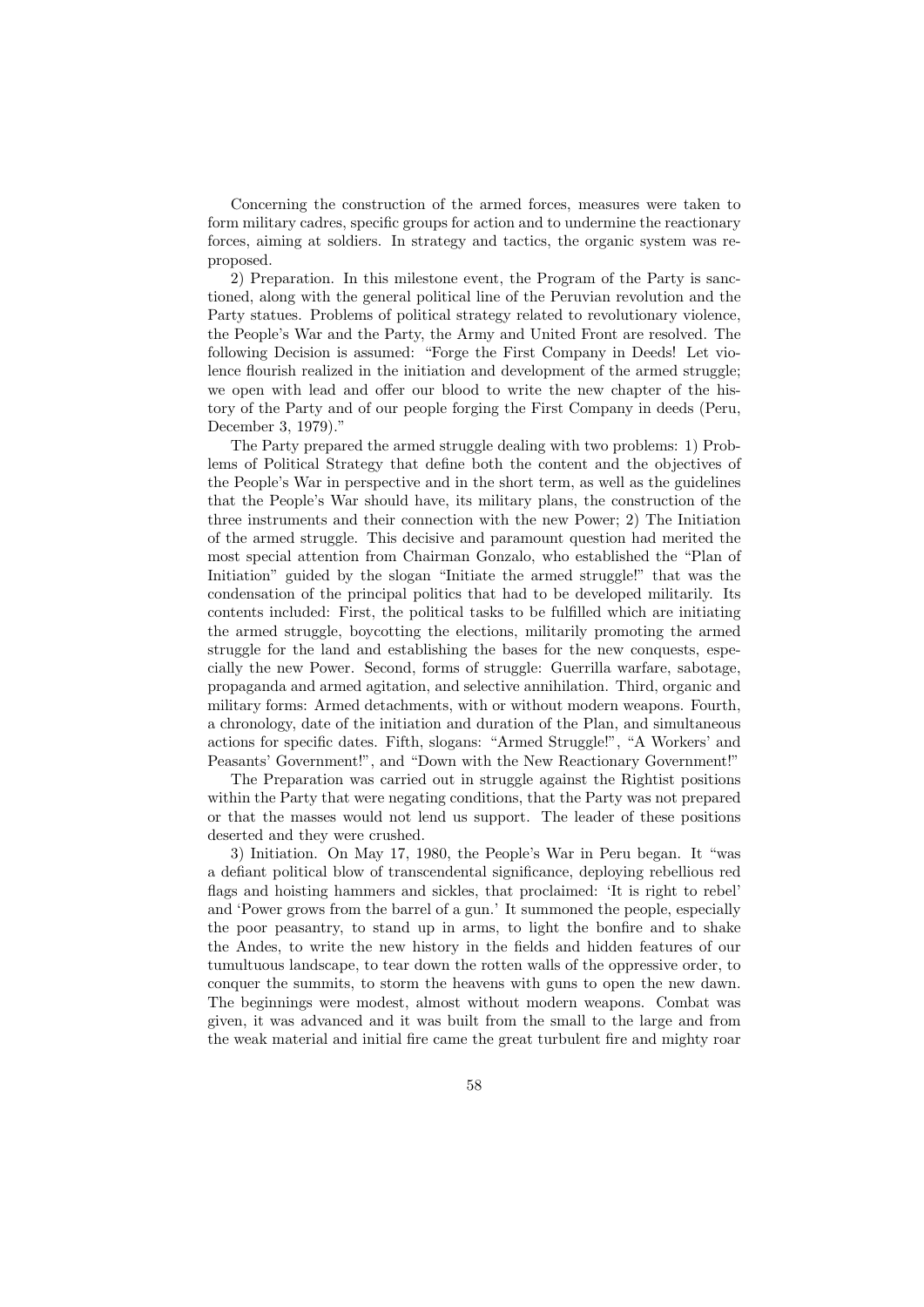Concerning the construction of the armed forces, measures were taken to form military cadres, specific groups for action and to undermine the reactionary forces, aiming at soldiers. In strategy and tactics, the organic system was re-proposed.

2) Preparation. In this milestone event, the Program of the Party is sanctioned, along with the general political line of the Peruvian revolution and the Party statues. Problems of political strategy related to revolutionary violence, the People's War and the Party, the Army and United Front are resolved. The following Decision is assumed: "Forge the First Company in Deeds! Let violence flourish realized in the initiation and development of the armed struggle; we open with lead and offer our blood to write the new chapter of the history of the Party and of our people forging the First Company in deeds (Peru, December 3, 1979)."

The Party prepared the armed struggle dealing with two problems: 1) Problems of Political Strategy that define both the content and the objectives of the People's War in perspective and in the short term, as well as the guidelines that the People's War should have, its military plans, the construction of the three instruments and their connection with the new Power; 2) The Initiation of the armed struggle. This decisive and paramount question had merited the most special attention from Chairman Gonzalo, who established the "Plan of Initiation" guided by the slogan "Initiate the armed struggle!" that was the condensation of the principal politics that had to be developed militarily. Its contents included: First, the political tasks to be fulfilled which are initiating the armed struggle, boycotting the elections, militarily promoting the armed struggle for the land and establishing the bases for the new conquests, especially the new Power. Second, forms of struggle: Guerrilla warfare, sabotage, propaganda and armed agitation, and selective annihilation. Third, organic and military forms: Armed detachments, with or without modern weapons. Fourth, a chronology, date of the initiation and duration of the Plan, and simultaneous actions for specific dates. Fifth, slogans: "Armed Struggle!", "A Workers' and Peasants' Government!", and "Down with the New Reactionary Government!"

The Preparation was carried out in struggle against the Rightist positions within the Party that were negating conditions, that the Party was not prepared or that the masses would not lend us support. The leader of these positions deserted and they were crushed.

3) Initiation. On May 17, 1980, the People's War in Peru began. It "was a defiant political blow of transcendental significance, deploying rebellious red flags and hoisting hammers and sickles, that proclaimed: 'It is right to rebel' and 'Power grows from the barrel of a gun.' It summoned the people, especially the poor peasantry, to stand up in arms, to light the bonfire and to shake the Andes, to write the new history in the fields and hidden features of our tumultuous landscape, to tear down the rotten walls of the oppressive order, to conquer the summits, to storm the heavens with guns to open the new dawn. The beginnings were modest, almost without modern weapons. Combat was given, it was advanced and it was built from the small to the large and from the weak material and initial fire came the great turbulent fire and mighty roar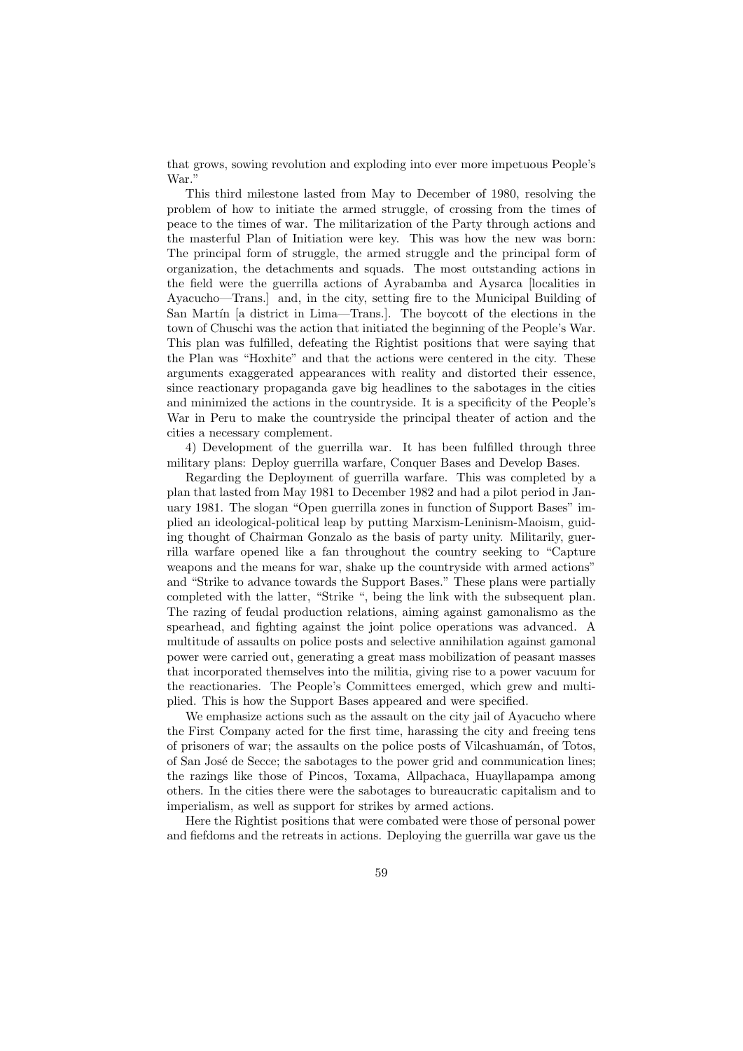that grows, sowing revolution and exploding into ever more impetuous People's War."

This third milestone lasted from May to December of 1980, resolving the problem of how to initiate the armed struggle, of crossing from the times of peace to the times of war. The militarization of the Party through actions and the masterful Plan of Initiation were key. This was how the new was born: The principal form of struggle, the armed struggle and the principal form of organization, the detachments and squads. The most outstanding actions in the field were the guerrilla actions of Ayrabamba and Aysarca [localities in Ayacucho—Trans.] and, in the city, setting fire to the Municipal Building of San Martín [a district in Lima—Trans.]. The boycott of the elections in the town of Chuschi was the action that initiated the beginning of the People's War. This plan was fulfilled, defeating the Rightist positions that were saying that the Plan was "Hoxhite" and that the actions were centered in the city. These arguments exaggerated appearances with reality and distorted their essence, since reactionary propaganda gave big headlines to the sabotages in the cities and minimized the actions in the countryside. It is a specificity of the People's War in Peru to make the countryside the principal theater of action and the cities a necessary complement.

4) Development of the guerrilla war. It has been fulfilled through three military plans: Deploy guerrilla warfare, Conquer Bases and Develop Bases.

Regarding the Deployment of guerrilla warfare. This was completed by a plan that lasted from May 1981 to December 1982 and had a pilot period in January 1981. The slogan "Open guerrilla zones in function of Support Bases" implied an ideological-political leap by putting Marxism-Leninism-Maoism, guiding thought of Chairman Gonzalo as the basis of party unity. Militarily, guerrilla warfare opened like a fan throughout the country seeking to "Capture weapons and the means for war, shake up the countryside with armed actions" and "Strike to advance towards the Support Bases." These plans were partially completed with the latter, "Strike ", being the link with the subsequent plan. The razing of feudal production relations, aiming against gamonalismo as the spearhead, and fighting against the joint police operations was advanced. A multitude of assaults on police posts and selective annihilation against gamonal power were carried out, generating a great mass mobilization of peasant masses that incorporated themselves into the militia, giving rise to a power vacuum for the reactionaries. The People's Committees emerged, which grew and multiplied. This is how the Support Bases appeared and were specified.

We emphasize actions such as the assault on the city jail of Ayacucho where the First Company acted for the first time, harassing the city and freeing tens of prisoners of war; the assaults on the police posts of Vilcashuamán, of Totos, of San José de Secce; the sabotages to the power grid and communication lines; the razings like those of Pincos, Toxama, Allpachaca, Huayllapampa among others. In the cities there were the sabotages to bureaucratic capitalism and to imperialism, as well as support for strikes by armed actions.

Here the Rightist positions that were combated were those of personal power and fiefdoms and the retreats in actions. Deploying the guerrilla war gave us the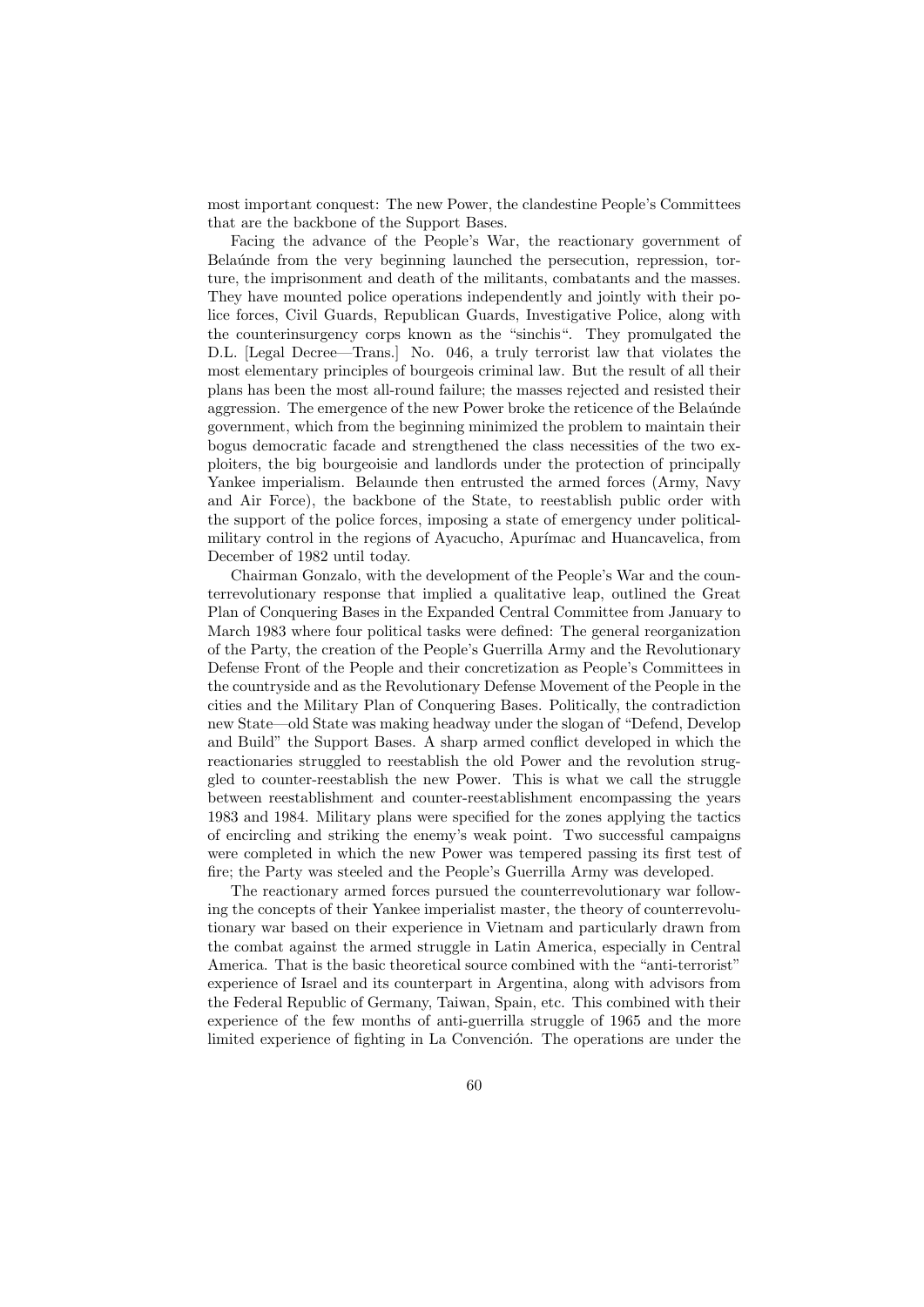most important conquest: The new Power, the clandestine People's Committees that are the backbone of the Support Bases.

Facing the advance of the People's War, the reactionary government of Belaúnde from the very beginning launched the persecution, repression, torture, the imprisonment and death of the militants, combatants and the masses. They have mounted police operations independently and jointly with their police forces, Civil Guards, Republican Guards, Investigative Police, along with the counterinsurgency corps known as the "sinchis". They promulgated the D.L. [Legal Decree—Trans.] No. 046, a truly terrorist law that violates the most elementary principles of bourgeois criminal law. But the result of all their plans has been the most all-round failure; the masses rejected and resisted their aggression. The emergence of the new Power broke the reticence of the Belaúnde government, which from the beginning minimized the problem to maintain their bogus democratic facade and strengthened the class necessities of the two exploiters, the big bourgeoisie and landlords under the protection of principally Yankee imperialism. Belaunde then entrusted the armed forces (Army, Navy and Air Force), the backbone of the State, to reestablish public order with the support of the police forces, imposing a state of emergency under political-military control in the regions of Ayacucho, Apurímac and Huancavelica, from December of 1982 until today.

Chairman Gonzalo, with the development of the People's War and the counterrevolutionary response that implied a qualitative leap, outlined the Great Plan of Conquering Bases in the Expanded Central Committee from January to March 1983 where four political tasks were defined: The general reorganization of the Party, the creation of the People's Guerrilla Army and the Revolutionary Defense Front of the People and their concretization as People's Committees in the countryside and as the Revolutionary Defense Movement of the People in the cities and the Military Plan of Conquering Bases. Politically, the contradiction new State—old State was making headway under the slogan of "Defend, Develop and Build" the Support Bases. A sharp armed conflict developed in which the reactionaries struggled to reestablish the old Power and the revolution struggled to counter-reestablish the new Power. This is what we call the struggle between reestablishment and counter-reestablishment encompassing the years 1983 and 1984. Military plans were specified for the zones applying the tactics of encircling and striking the enemy's weak point. Two successful campaigns were completed in which the new Power was tempered passing its first test of fire; the Party was steeled and the People's Guerrilla Army was developed.

The reactionary armed forces pursued the counterrevolutionary war following the concepts of their Yankee imperialist master, the theory of counterrevolutionary war based on their experience in Vietnam and particularly drawn from the combat against the armed struggle in Latin America, especially in Central America. That is the basic theoretical source combined with the "anti-terrorist" experience of Israel and its counterpart in Argentina, along with advisors from the Federal Republic of Germany, Taiwan, Spain, etc. This combined with their experience of the few months of anti-guerrilla struggle of 1965 and the more limited experience of fighting in La Convención. The operations are under the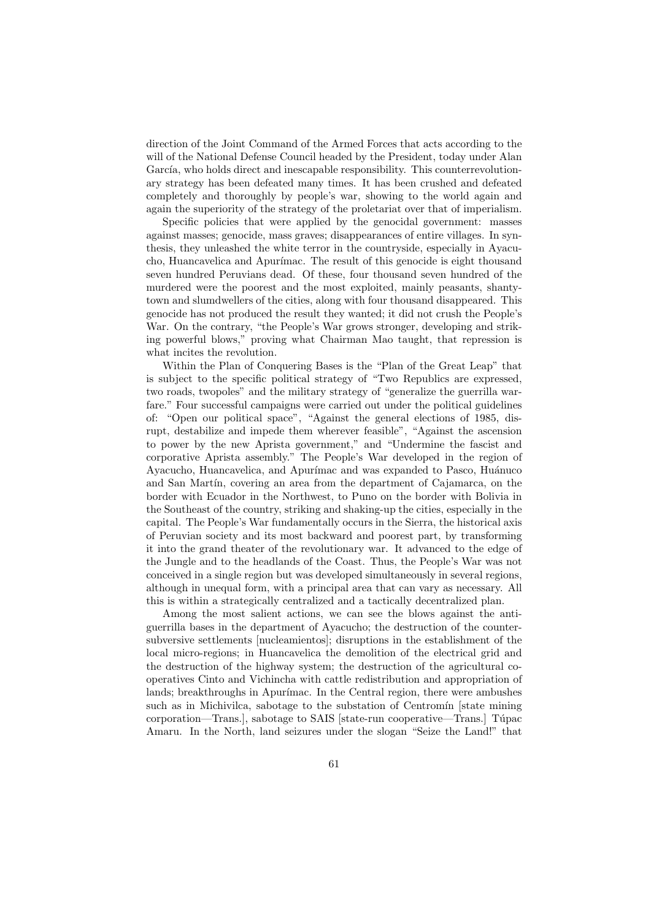direction of the Joint Command of the Armed Forces that acts according to the will of the National Defense Council headed by the President, today under Alan García, who holds direct and inescapable responsibility. This counterrevolutionary strategy has been defeated many times. It has been crushed and defeated completely and thoroughly by people's war, showing to the world again and again the superiority of the strategy of the proletariat over that of imperialism.

Specific policies that were applied by the genocidal government: masses against masses; genocide, mass graves; disappearances of entire villages. In synthesis, they unleashed the white terror in the countryside, especially in Ayacucho, Huancavelica and Apurímac. The result of this genocide is eight thousand seven hundred Peruvians dead. Of these, four thousand seven hundred of the murdered were the poorest and the most exploited, mainly peasants, shantytown and slumdwellers of the cities, along with four thousand disappeared. This genocide has not produced the result they wanted; it did not crush the People's War. On the contrary, "the People's War grows stronger, developing and striking powerful blows," proving what Chairman Mao taught, that repression is what incites the revolution.

Within the Plan of Conquering Bases is the "Plan of the Great Leap" that is subject to the specific political strategy of "Two Republics are expressed, two roads, twopoles" and the military strategy of "generalize the guerrilla warfare." Four successful campaigns were carried out under the political guidelines of: "Open our political space", "Against the general elections of 1985, disrupt, destabilize and impede them wherever feasible", "Against the ascension to power by the new Aprista government," and "Undermine the fascist and corporative Aprista assembly." The People's War developed in the region of Ayacucho, Huancavelica, and Apurímac and was expanded to Pasco, Huánuco and San Martín, covering an area from the department of Cajamarca, on the border with Ecuador in the Northwest, to Puno on the border with Bolivia in the Southeast of the country, striking and shaking-up the cities, especially in the capital. The People's War fundamentally occurs in the Sierra, the historical axis of Peruvian society and its most backward and poorest part, by transforming it into the grand theater of the revolutionary war. It advanced to the edge of the Jungle and to the headlands of the Coast. Thus, the People's War was not conceived in a single region but was developed simultaneously in several regions, although in unequal form, with a principal area that can vary as necessary. All this is within a strategically centralized and a tactically decentralized plan.

Among the most salient actions, we can see the blows against the antiguerrilla bases in the department of Ayacucho; the destruction of the countersubversive settlements [nucleamientos]; disruptions in the establishment of the local micro-regions; in Huancavelica the demolition of the electrical grid and the destruction of the highway system; the destruction of the agricultural cooperatives Cinto and Vichincha with cattle redistribution and appropriation of lands; breakthroughs in Apurímac. In the Central region, there were ambushes such as in Michivilca, sabotage to the substation of Centromín [state mining corporation—Trans.], sabotage to SAIS [state-run cooperative—Trans.] Túpac Amaru. In the North, land seizures under the slogan "Seize the Land!" that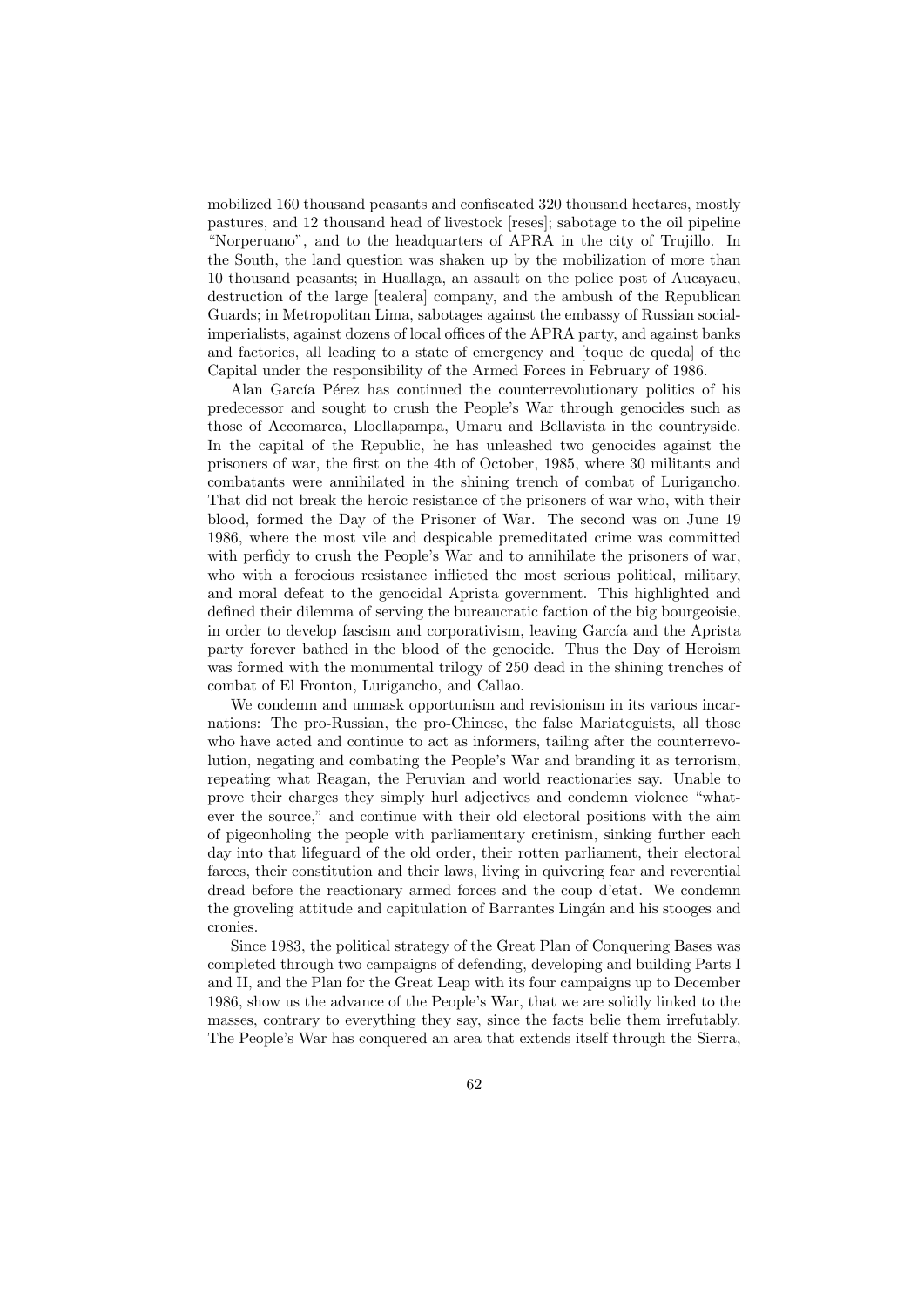mobilized 160 thousand peasants and confiscated 320 thousand hectares, mostly pastures, and 12 thousand head of livestock [reses]; sabotage to the oil pipeline "Norperuano", and to the headquarters of APRA in the city of Trujillo. In the South, the land question was shaken up by the mobilization of more than 10 thousand peasants; in Huallaga, an assault on the police post of Aucayacu, destruction of the large [tealera] company, and the ambush of the Republican Guards; in Metropolitan Lima, sabotages against the embassy of Russian social-imperialists, against dozens of local offices of the APRA party, and against banks and factories, all leading to a state of emergency and [toque de queda] of the Capital under the responsibility of the Armed Forces in February of 1986.

Alan García Pérez has continued the counterrevolutionary politics of his predecessor and sought to crush the People's War through genocides such as those of Accomarca, Llocllapampa, Umaru and Bellavista in the countryside. In the capital of the Republic, he has unleashed two genocides against the prisoners of war, the first on the 4th of October, 1985, where 30 militants and combatants were annihilated in the shining trench of combat of Lurigancho. That did not break the heroic resistance of the prisoners of war who, with their blood, formed the Day of the Prisoner of War. The second was on June 19 1986, where the most vile and despicable premeditated crime was committed with perfidy to crush the People's War and to annihilate the prisoners of war, who with a ferocious resistance inflicted the most serious political, military, and moral defeat to the genocidal Aprista government. This highlighted and defined their dilemma of serving the bureaucratic faction of the big bourgeoisie, in order to develop fascism and corporativism, leaving García and the Aprista party forever bathed in the blood of the genocide. Thus the Day of Heroism was formed with the monumental trilogy of 250 dead in the shining trenches of combat of El Fronton, Lurigancho, and Callao.

We condemn and unmask opportunism and revisionism in its various incarnations: The pro-Russian, the pro-Chinese, the false Mariateguists, all those who have acted and continue to act as informers, tailing after the counterrevolution, negating and combating the People's War and branding it as terrorism, repeating what Reagan, the Peruvian and world reactionaries say. Unable to prove their charges they simply hurl adjectives and condemn violence "whatever the source," and continue with their old electoral positions with the aim of pigeonholing the people with parliamentary cretinism, sinking further each day into that lifeguard of the old order, their rotten parliament, their electoral farces, their constitution and their laws, living in quivering fear and reverential dread before the reactionary armed forces and the coup d'etat. We condemn the groveling attitude and capitulation of Barrantes Lingán and his stooges and cronies.

Since 1983, the political strategy of the Great Plan of Conquering Bases was completed through two campaigns of defending, developing and building Parts I and II, and the Plan for the Great Leap with its four campaigns up to December 1986, show us the advance of the People's War, that we are solidly linked to the masses, contrary to everything they say, since the facts belie them irrefutably. The People's War has conquered an area that extends itself through the Sierra,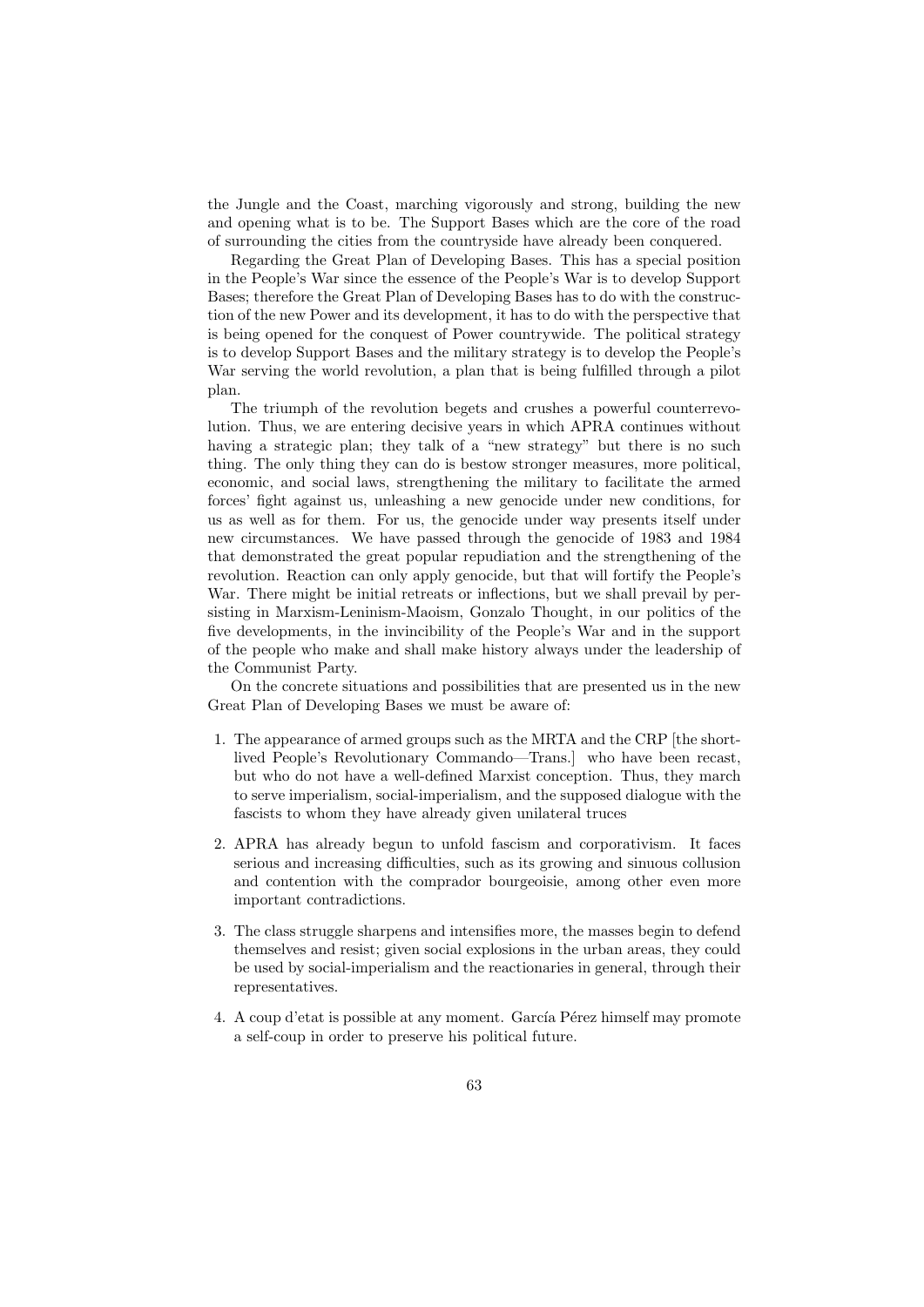the Jungle and the Coast, marching vigorously and strong, building the new and opening what is to be. The Support Bases which are the core of the road of surrounding the cities from the countryside have already been conquered.

Regarding the Great Plan of Developing Bases. This has a special position in the People's War since the essence of the People's War is to develop Support Bases; therefore the Great Plan of Developing Bases has to do with the construction of the new Power and its development, it has to do with the perspective that is being opened for the conquest of Power countrywide. The political strategy is to develop Support Bases and the military strategy is to develop the People's War serving the world revolution, a plan that is being fulfilled through a pilot plan.

The triumph of the revolution begets and crushes a powerful counterrevolution. Thus, we are entering decisive years in which APRA continues without having a strategic plan; they talk of a "new strategy" but there is no such thing. The only thing they can do is bestow stronger measures, more political, economic, and social laws, strengthening the military to facilitate the armed forces' fight against us, unleashing a new genocide under new conditions, for us as well as for them. For us, the genocide under way presents itself under new circumstances. We have passed through the genocide of 1983 and 1984 that demonstrated the great popular repudiation and the strengthening of the revolution. Reaction can only apply genocide, but that will fortify the People's War. There might be initial retreats or inflections, but we shall prevail by persisting in Marxism-Leninism-Maoism, Gonzalo Thought, in our politics of the five developments, in the invincibility of the People's War and in the support of the people who make and shall make history always under the leadership of the Communist Party.

On the concrete situations and possibilities that are presented us in the new Great Plan of Developing Bases we must be aware of:

1. The appearance of armed groups such as the MRTA and the CRP [the short-lived People's Revolutionary Commando—Trans.] who have been recast, but who do not have a well-defined Marxist conception. Thus, they march to serve imperialism, social-imperialism, and the supposed dialogue with the fascists to whom they have already given unilateral truces

2. APRA has already begun to unfold fascism and corporativism. It faces serious and increasing difficulties, such as its growing and sinuous collusion and contention with the comprador bourgeoisie, among other even more important contradictions.

3. The class struggle sharpens and intensifies more, the masses begin to defend themselves and resist; given social explosions in the urban areas, they could be used by social-imperialism and the reactionaries in general, through their representatives.

4. A coup d'etat is possible at any moment. García Pérez himself may promote a self-coup in order to preserve his political future.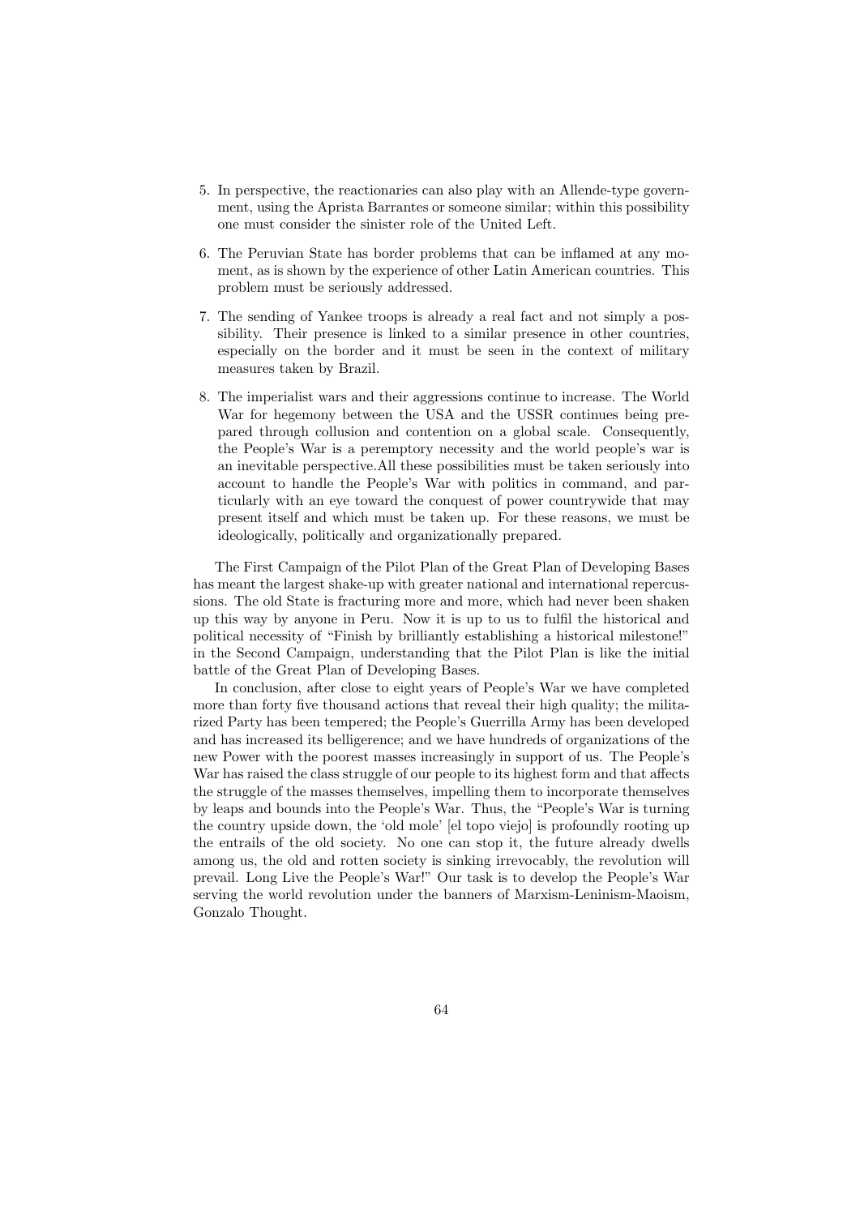5. In perspective, the reactionaries can also play with an Allende-type government, using the Aprista Barrantes or someone similar; within this possibility one must consider the sinister role of the United Left.

6. The Peruvian State has border problems that can be inflamed at any moment, as is shown by the experience of other Latin American countries. This problem must be seriously addressed.

7. The sending of Yankee troops is already a real fact and not simply a possibility. Their presence is linked to a similar presence in other countries, especially on the border and it must be seen in the context of military measures taken by Brazil.

8. The imperialist wars and their aggressions continue to increase. The World War for hegemony between the USA and the USSR continues being prepared through collusion and contention on a global scale. Consequently, the People's War is a peremptory necessity and the world people's war is an inevitable perspective.All these possibilities must be taken seriously into account to handle the People's War with politics in command, and particularly with an eye toward the conquest of power countrywide that may present itself and which must be taken up. For these reasons, we must be ideologically, politically and organizationally prepared.

The First Campaign of the Pilot Plan of the Great Plan of Developing Bases has meant the largest shake-up with greater national and international repercussions. The old State is fracturing more and more, which had never been shaken up this way by anyone in Peru. Now it is up to us to fulfil the historical and political necessity of "Finish by brilliantly establishing a historical milestone!" in the Second Campaign, understanding that the Pilot Plan is like the initial battle of the Great Plan of Developing Bases.

In conclusion, after close to eight years of People's War we have completed more than forty five thousand actions that reveal their high quality; the militarized Party has been tempered; the People's Guerrilla Army has been developed and has increased its belligerence; and we have hundreds of organizations of the new Power with the poorest masses increasingly in support of us. The People's War has raised the class struggle of our people to its highest form and that affects the struggle of the masses themselves, impelling them to incorporate themselves by leaps and bounds into the People's War. Thus, the "People's War is turning the country upside down, the 'old mole' [el topo viejo] is profoundly rooting up the entrails of the old society. No one can stop it, the future already dwells among us, the old and rotten society is sinking irrevocably, the revolution will prevail. Long Live the People's War!" Our task is to develop the People's War serving the world revolution under the banners of Marxism-Leninism-Maoism, Gonzalo Thought.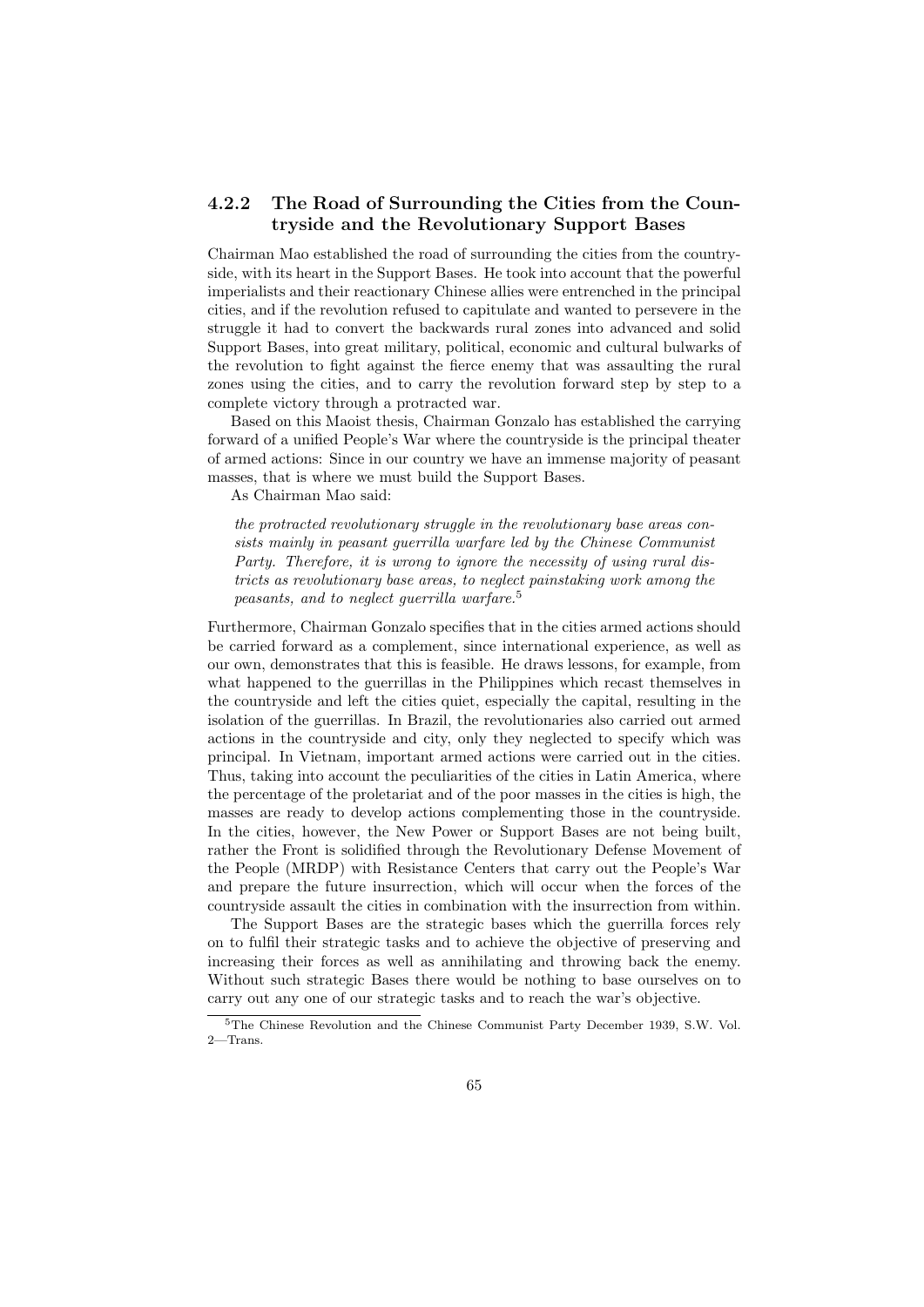### 4.2.2 The Road of Surrounding the Cities from the Countryside and the Revolutionary Support Bases

Chairman Mao established the road of surrounding the cities from the countryside, with its heart in the Support Bases. He took into account that the powerful imperialists and their reactionary Chinese allies were entrenched in the principal cities, and if the revolution refused to capitulate and wanted to persevere in the struggle it had to convert the backwards rural zones into advanced and solid Support Bases, into great military, political, economic and cultural bulwarks of the revolution to fight against the fierce enemy that was assaulting the rural zones using the cities, and to carry the revolution forward step by step to a complete victory through a protracted war.

Based on this Maoist thesis, Chairman Gonzalo has established the carrying forward of a unified People's War where the countryside is the principal theater of armed actions: Since in our country we have an immense majority of peasant masses, that is where we must build the Support Bases.

As Chairman Mao said:

> *the protracted revolutionary struggle in the revolutionary base areas consists mainly in peasant guerrilla warfare led by the Chinese Communist Party. Therefore, it is wrong to ignore the necessity of using rural districts as revolutionary base areas, to neglect painstaking work among the peasants, and to neglect guerrilla warfare.*[5]

Furthermore, Chairman Gonzalo specifies that in the cities armed actions should be carried forward as a complement, since international experience, as well as our own, demonstrates that this is feasible. He draws lessons, for example, from what happened to the guerrillas in the Philippines which recast themselves in the countryside and left the cities quiet, especially the capital, resulting in the isolation of the guerrillas. In Brazil, the revolutionaries also carried out armed actions in the countryside and city, only they neglected to specify which was principal. In Vietnam, important armed actions were carried out in the cities. Thus, taking into account the peculiarities of the cities in Latin America, where the percentage of the proletariat and of the poor masses in the cities is high, the masses are ready to develop actions complementing those in the countryside. In the cities, however, the New Power or Support Bases are not being built, rather the Front is solidified through the Revolutionary Defense Movement of the People (MRDP) with Resistance Centers that carry out the People's War and prepare the future insurrection, which will occur when the forces of the countryside assault the cities in combination with the insurrection from within.

The Support Bases are the strategic bases which the guerrilla forces rely on to fulfil their strategic tasks and to achieve the objective of preserving and increasing their forces as well as annihilating and throwing back the enemy. Without such strategic Bases there would be nothing to base ourselves on to carry out any one of our strategic tasks and to reach the war's objective.

---

[5] The Chinese Revolution and the Chinese Communist Party December 1939, S.W. Vol. 2—Trans.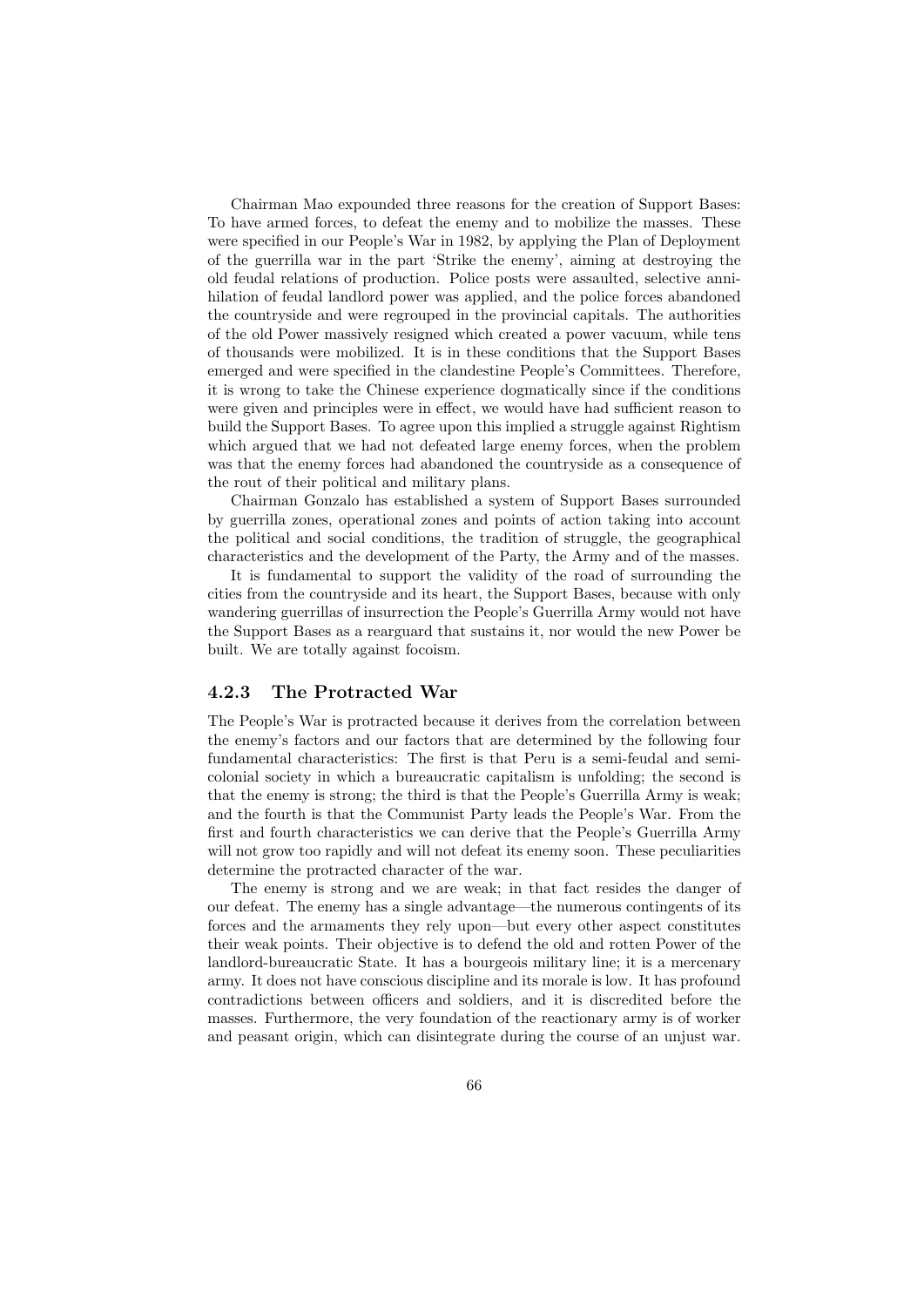Chairman Mao expounded three reasons for the creation of Support Bases: To have armed forces, to defeat the enemy and to mobilize the masses. These were specified in our People's War in 1982, by applying the Plan of Deployment of the guerrilla war in the part 'Strike the enemy', aiming at destroying the old feudal relations of production. Police posts were assaulted, selective annihilation of feudal landlord power was applied, and the police forces abandoned the countryside and were regrouped in the provincial capitals. The authorities of the old Power massively resigned which created a power vacuum, while tens of thousands were mobilized. It is in these conditions that the Support Bases emerged and were specified in the clandestine People's Committees. Therefore, it is wrong to take the Chinese experience dogmatically since if the conditions were given and principles were in effect, we would have had sufficient reason to build the Support Bases. To agree upon this implied a struggle against Rightism which argued that we had not defeated large enemy forces, when the problem was that the enemy forces had abandoned the countryside as a consequence of the rout of their political and military plans.

Chairman Gonzalo has established a system of Support Bases surrounded by guerrilla zones, operational zones and points of action taking into account the political and social conditions, the tradition of struggle, the geographical characteristics and the development of the Party, the Army and of the masses.

It is fundamental to support the validity of the road of surrounding the cities from the countryside and its heart, the Support Bases, because with only wandering guerrillas of insurrection the People's Guerrilla Army would not have the Support Bases as a rearguard that sustains it, nor would the new Power be built. We are totally against focoism.

### 4.2.3 The Protracted War

The People's War is protracted because it derives from the correlation between the enemy's factors and our factors that are determined by the following four fundamental characteristics: The first is that Peru is a semi-feudal and semi-colonial society in which a bureaucratic capitalism is unfolding; the second is that the enemy is strong; the third is that the People's Guerrilla Army is weak; and the fourth is that the Communist Party leads the People's War. From the first and fourth characteristics we can derive that the People's Guerrilla Army will not grow too rapidly and will not defeat its enemy soon. These peculiarities determine the protracted character of the war.

The enemy is strong and we are weak; in that fact resides the danger of our defeat. The enemy has a single advantage—the numerous contingents of its forces and the armaments they rely upon—but every other aspect constitutes their weak points. Their objective is to defend the old and rotten Power of the landlord-bureaucratic State. It has a bourgeois military line; it is a mercenary army. It does not have conscious discipline and its morale is low. It has profound contradictions between officers and soldiers, and it is discredited before the masses. Furthermore, the very foundation of the reactionary army is of worker and peasant origin, which can disintegrate during the course of an unjust war.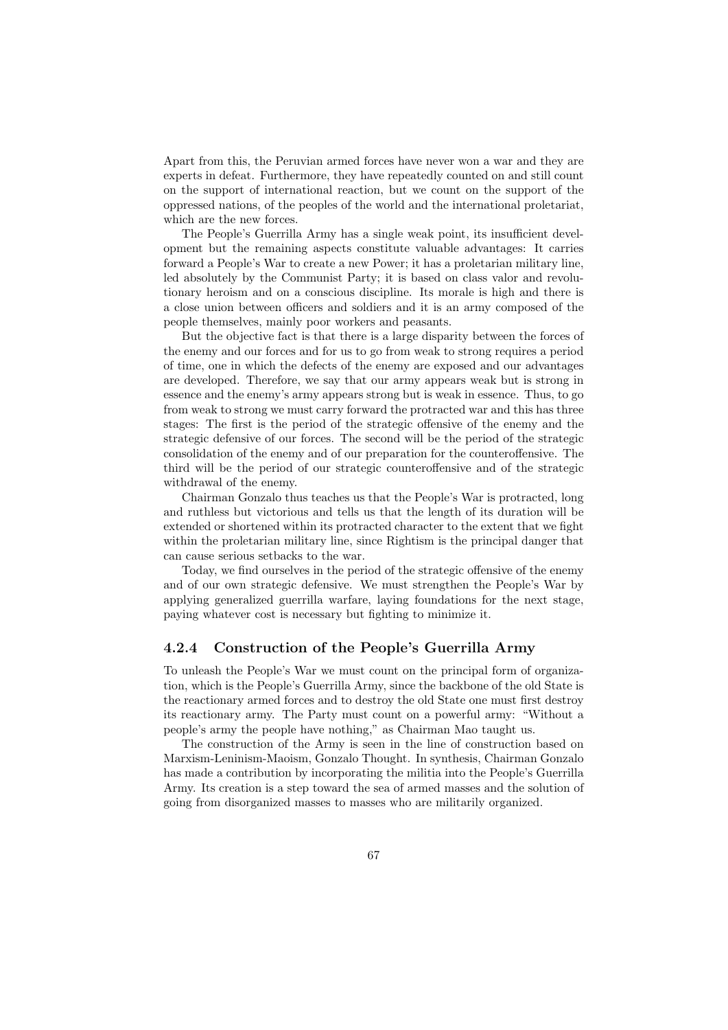Apart from this, the Peruvian armed forces have never won a war and they are experts in defeat. Furthermore, they have repeatedly counted on and still count on the support of international reaction, but we count on the support of the oppressed nations, of the peoples of the world and the international proletariat, which are the new forces.

The People's Guerrilla Army has a single weak point, its insufficient development but the remaining aspects constitute valuable advantages: It carries forward a People's War to create a new Power; it has a proletarian military line, led absolutely by the Communist Party; it is based on class valor and revolutionary heroism and on a conscious discipline. Its morale is high and there is a close union between officers and soldiers and it is an army composed of the people themselves, mainly poor workers and peasants.

But the objective fact is that there is a large disparity between the forces of the enemy and our forces and for us to go from weak to strong requires a period of time, one in which the defects of the enemy are exposed and our advantages are developed. Therefore, we say that our army appears weak but is strong in essence and the enemy's army appears strong but is weak in essence. Thus, to go from weak to strong we must carry forward the protracted war and this has three stages: The first is the period of the strategic offensive of the enemy and the strategic defensive of our forces. The second will be the period of the strategic consolidation of the enemy and of our preparation for the counteroffensive. The third will be the period of our strategic counteroffensive and of the strategic withdrawal of the enemy.

Chairman Gonzalo thus teaches us that the People's War is protracted, long and ruthless but victorious and tells us that the length of its duration will be extended or shortened within its protracted character to the extent that we fight within the proletarian military line, since Rightism is the principal danger that can cause serious setbacks to the war.

Today, we find ourselves in the period of the strategic offensive of the enemy and of our own strategic defensive. We must strengthen the People's War by applying generalized guerrilla warfare, laying foundations for the next stage, paying whatever cost is necessary but fighting to minimize it.

### 4.2.4 Construction of the People's Guerrilla Army

To unleash the People's War we must count on the principal form of organization, which is the People's Guerrilla Army, since the backbone of the old State is the reactionary armed forces and to destroy the old State one must first destroy its reactionary army. The Party must count on a powerful army: "Without a people's army the people have nothing," as Chairman Mao taught us.

The construction of the Army is seen in the line of construction based on Marxism-Leninism-Maoism, Gonzalo Thought. In synthesis, Chairman Gonzalo has made a contribution by incorporating the militia into the People's Guerrilla Army. Its creation is a step toward the sea of armed masses and the solution of going from disorganized masses to masses who are militarily organized.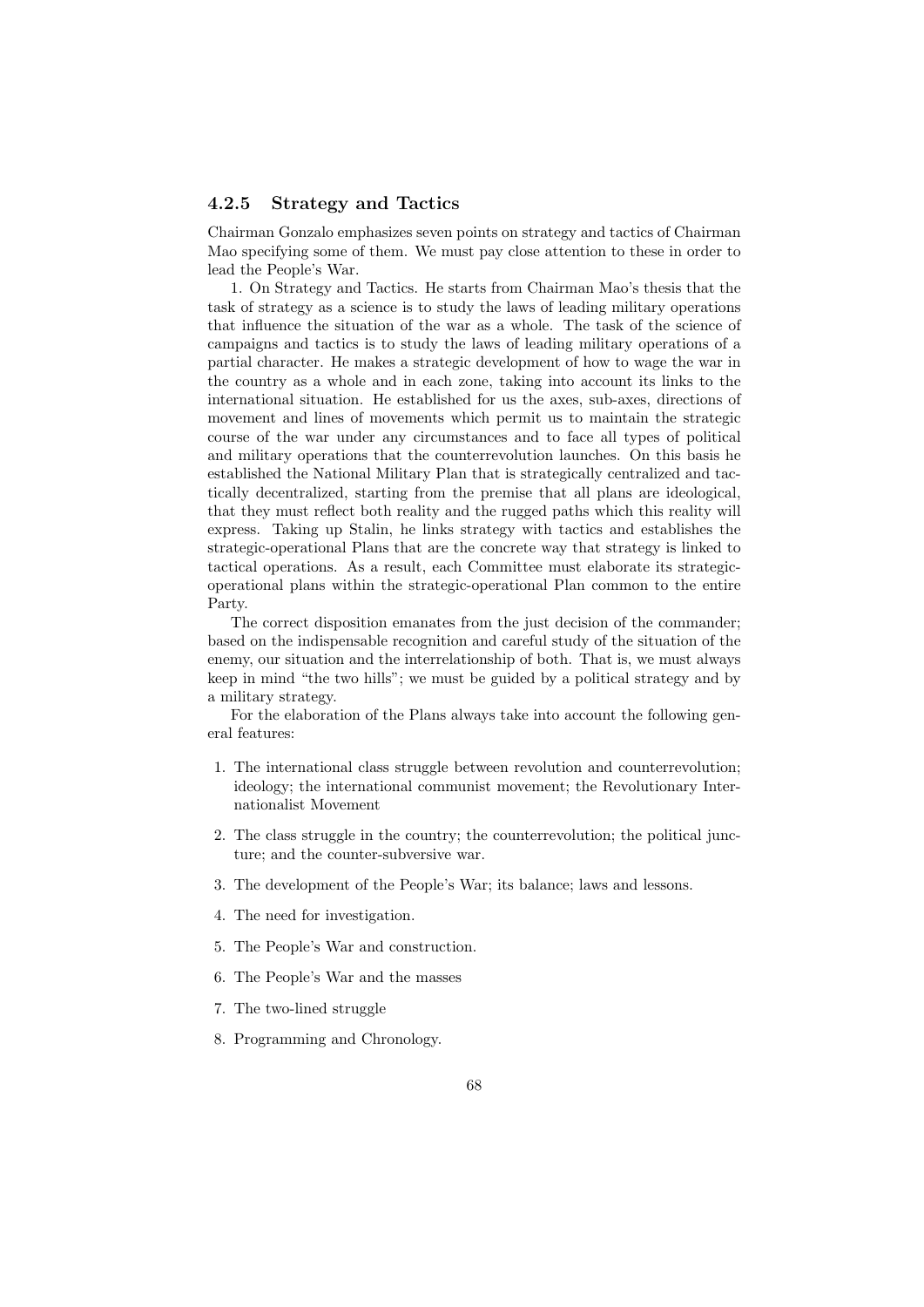### 4.2.5 Strategy and Tactics

Chairman Gonzalo emphasizes seven points on strategy and tactics of Chairman Mao specifying some of them. We must pay close attention to these in order to lead the People's War.

1. On Strategy and Tactics. He starts from Chairman Mao's thesis that the task of strategy as a science is to study the laws of leading military operations that influence the situation of the war as a whole. The task of the science of campaigns and tactics is to study the laws of leading military operations of a partial character. He makes a strategic development of how to wage the war in the country as a whole and in each zone, taking into account its links to the international situation. He established for us the axes, sub-axes, directions of movement and lines of movements which permit us to maintain the strategic course of the war under any circumstances and to face all types of political and military operations that the counterrevolution launches. On this basis he established the National Military Plan that is strategically centralized and tactically decentralized, starting from the premise that all plans are ideological, that they must reflect both reality and the rugged paths which this reality will express. Taking up Stalin, he links strategy with tactics and establishes the strategic-operational Plans that are the concrete way that strategy is linked to tactical operations. As a result, each Committee must elaborate its strategic-operational plans within the strategic-operational Plan common to the entire Party.

The correct disposition emanates from the just decision of the commander; based on the indispensable recognition and careful study of the situation of the enemy, our situation and the interrelationship of both. That is, we must always keep in mind "the two hills"; we must be guided by a political strategy and by a military strategy.

For the elaboration of the Plans always take into account the following general features:

1. The international class struggle between revolution and counterrevolution; ideology; the international communist movement; the Revolutionary Internationalist Movement
2. The class struggle in the country; the counterrevolution; the political juncture; and the counter-subversive war.
3. The development of the People's War; its balance; laws and lessons.
4. The need for investigation.
5. The People's War and construction.
6. The People's War and the masses
7. The two-lined struggle
8. Programming and Chronology.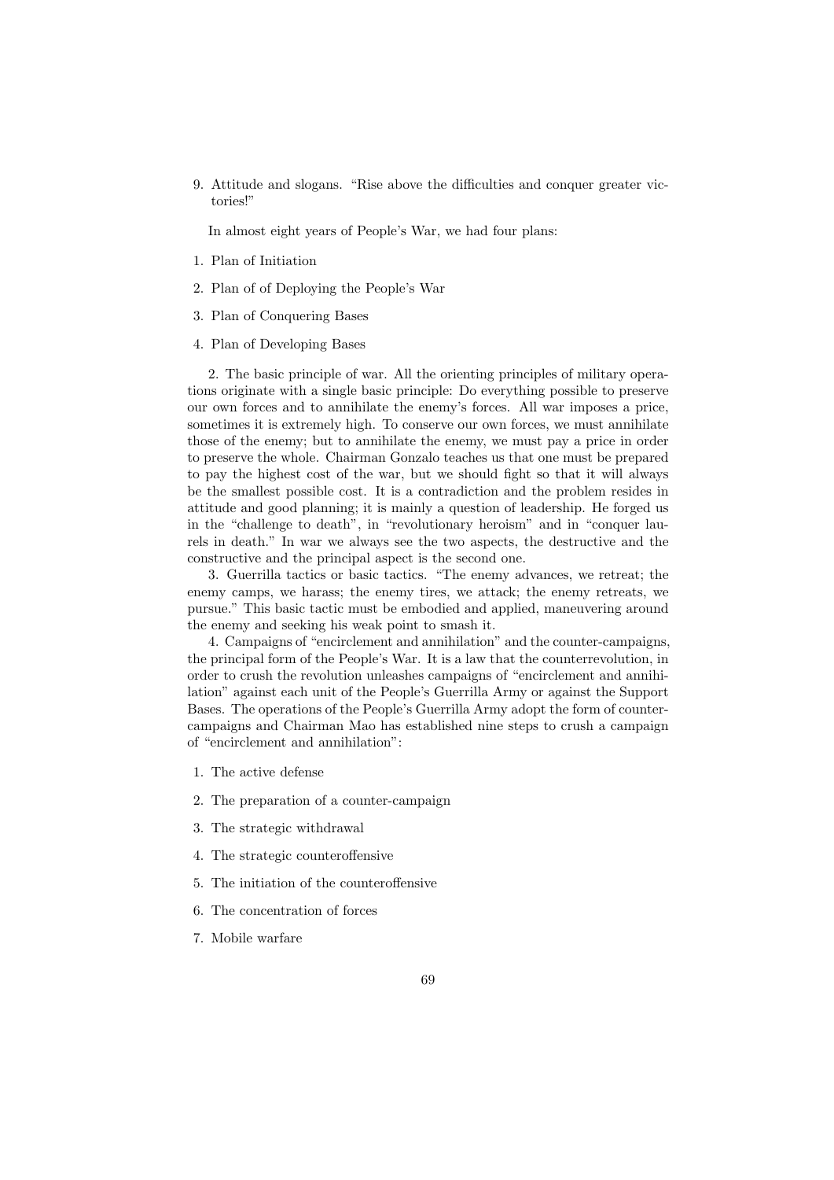9. Attitude and slogans. "Rise above the difficulties and conquer greater victories!"

In almost eight years of People's War, we had four plans:

1. Plan of Initiation
2. Plan of of Deploying the People's War
3. Plan of Conquering Bases
4. Plan of Developing Bases

2. The basic principle of war. All the orienting principles of military operations originate with a single basic principle: Do everything possible to preserve our own forces and to annihilate the enemy's forces. All war imposes a price, sometimes it is extremely high. To conserve our own forces, we must annihilate those of the enemy; but to annihilate the enemy, we must pay a price in order to preserve the whole. Chairman Gonzalo teaches us that one must be prepared to pay the highest cost of the war, but we should fight so that it will always be the smallest possible cost. It is a contradiction and the problem resides in attitude and good planning; it is mainly a question of leadership. He forged us in the "challenge to death", in "revolutionary heroism" and in "conquer laurels in death." In war we always see the two aspects, the destructive and the constructive and the principal aspect is the second one.

3. Guerrilla tactics or basic tactics. "The enemy advances, we retreat; the enemy camps, we harass; the enemy tires, we attack; the enemy retreats, we pursue." This basic tactic must be embodied and applied, maneuvering around the enemy and seeking his weak point to smash it.

4. Campaigns of "encirclement and annihilation" and the counter-campaigns, the principal form of the People's War. It is a law that the counterrevolution, in order to crush the revolution unleashes campaigns of "encirclement and annihilation" against each unit of the People's Guerrilla Army or against the Support Bases. The operations of the People's Guerrilla Army adopt the form of counter-campaigns and Chairman Mao has established nine steps to crush a campaign of "encirclement and annihilation":

1. The active defense
2. The preparation of a counter-campaign
3. The strategic withdrawal
4. The strategic counteroffensive
5. The initiation of the counteroffensive
6. The concentration of forces
7. Mobile warfare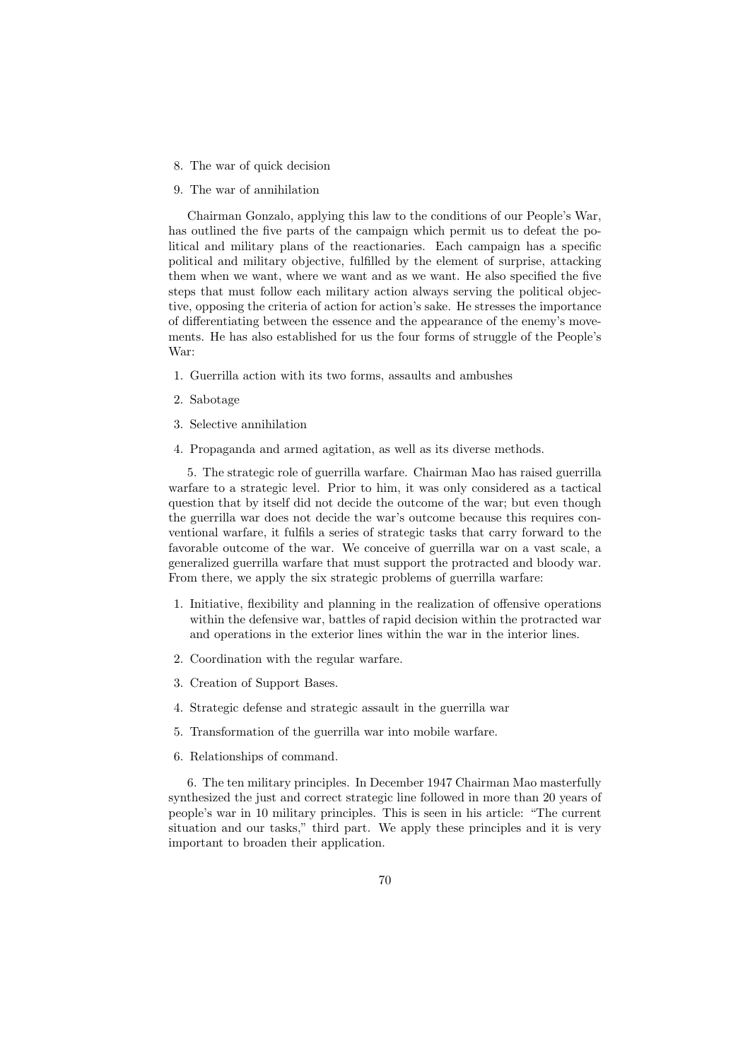8. The war of quick decision
9. The war of annihilation

Chairman Gonzalo, applying this law to the conditions of our People's War, has outlined the five parts of the campaign which permit us to defeat the political and military plans of the reactionaries. Each campaign has a specific political and military objective, fulfilled by the element of surprise, attacking them when we want, where we want and as we want. He also specified the five steps that must follow each military action always serving the political objective, opposing the criteria of action for action's sake. He stresses the importance of differentiating between the essence and the appearance of the enemy's movements. He has also established for us the four forms of struggle of the People's War:

1. Guerrilla action with its two forms, assaults and ambushes
2. Sabotage
3. Selective annihilation
4. Propaganda and armed agitation, as well as its diverse methods.

5. The strategic role of guerrilla warfare. Chairman Mao has raised guerrilla warfare to a strategic level. Prior to him, it was only considered as a tactical question that by itself did not decide the outcome of the war; but even though the guerrilla war does not decide the war's outcome because this requires conventional warfare, it fulfils a series of strategic tasks that carry forward to the favorable outcome of the war. We conceive of guerrilla war on a vast scale, a generalized guerrilla warfare that must support the protracted and bloody war. From there, we apply the six strategic problems of guerrilla warfare:

1. Initiative, flexibility and planning in the realization of offensive operations within the defensive war, battles of rapid decision within the protracted war and operations in the exterior lines within the war in the interior lines.
2. Coordination with the regular warfare.
3. Creation of Support Bases.
4. Strategic defense and strategic assault in the guerrilla war
5. Transformation of the guerrilla war into mobile warfare.
6. Relationships of command.

6. The ten military principles. In December 1947 Chairman Mao masterfully synthesized the just and correct strategic line followed in more than 20 years of people's war in 10 military principles. This is seen in his article: "The current situation and our tasks," third part. We apply these principles and it is very important to broaden their application.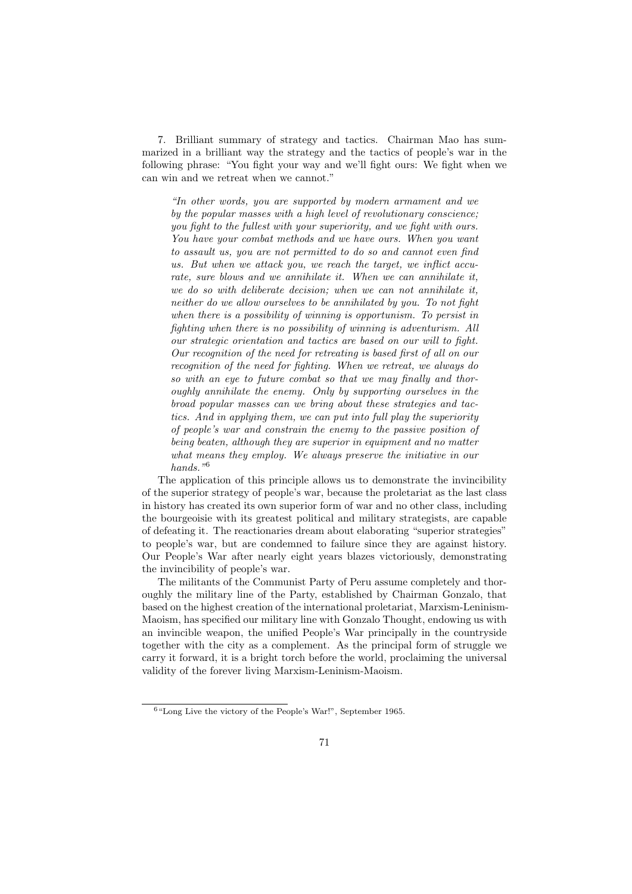7. Brilliant summary of strategy and tactics. Chairman Mao has summarized in a brilliant way the strategy and the tactics of people's war in the following phrase: "You fight your way and we'll fight ours: We fight when we can win and we retreat when we cannot."

> *"In other words, you are supported by modern armament and we by the popular masses with a high level of revolutionary conscience; you fight to the fullest with your superiority, and we fight with ours. You have your combat methods and we have ours. When you want to assault us, you are not permitted to do so and cannot even find us. But when we attack you, we reach the target, we inflict accurate, sure blows and we annihilate it. When we can annihilate it, we do so with deliberate decision; when we can not annihilate it, neither do we allow ourselves to be annihilated by you. To not fight when there is a possibility of winning is opportunism. To persist in fighting when there is no possibility of winning is adventurism. All our strategic orientation and tactics are based on our will to fight. Our recognition of the need for retreating is based first of all on our recognition of the need for fighting. When we retreat, we always do so with an eye to future combat so that we may finally and thoroughly annihilate the enemy. Only by supporting ourselves in the broad popular masses can we bring about these strategies and tactics. And in applying them, we can put into full play the superiority of people's war and constrain the enemy to the passive position of being beaten, although they are superior in equipment and no matter what means they employ. We always preserve the initiative in our hands."*[6]

The application of this principle allows us to demonstrate the invincibility of the superior strategy of people's war, because the proletariat as the last class in history has created its own superior form of war and no other class, including the bourgeoisie with its greatest political and military strategists, are capable of defeating it. The reactionaries dream about elaborating "superior strategies" to people's war, but are condemned to failure since they are against history. Our People's War after nearly eight years blazes victoriously, demonstrating the invincibility of people's war.

The militants of the Communist Party of Peru assume completely and thoroughly the military line of the Party, established by Chairman Gonzalo, that based on the highest creation of the international proletariat, Marxism-Leninism-Maoism, has specified our military line with Gonzalo Thought, endowing us with an invincible weapon, the unified People's War principally in the countryside together with the city as a complement. As the principal form of struggle we carry it forward, it is a bright torch before the world, proclaiming the universal validity of the forever living Marxism-Leninism-Maoism.

---

[6] "Long Live the victory of the People's War!", September 1965.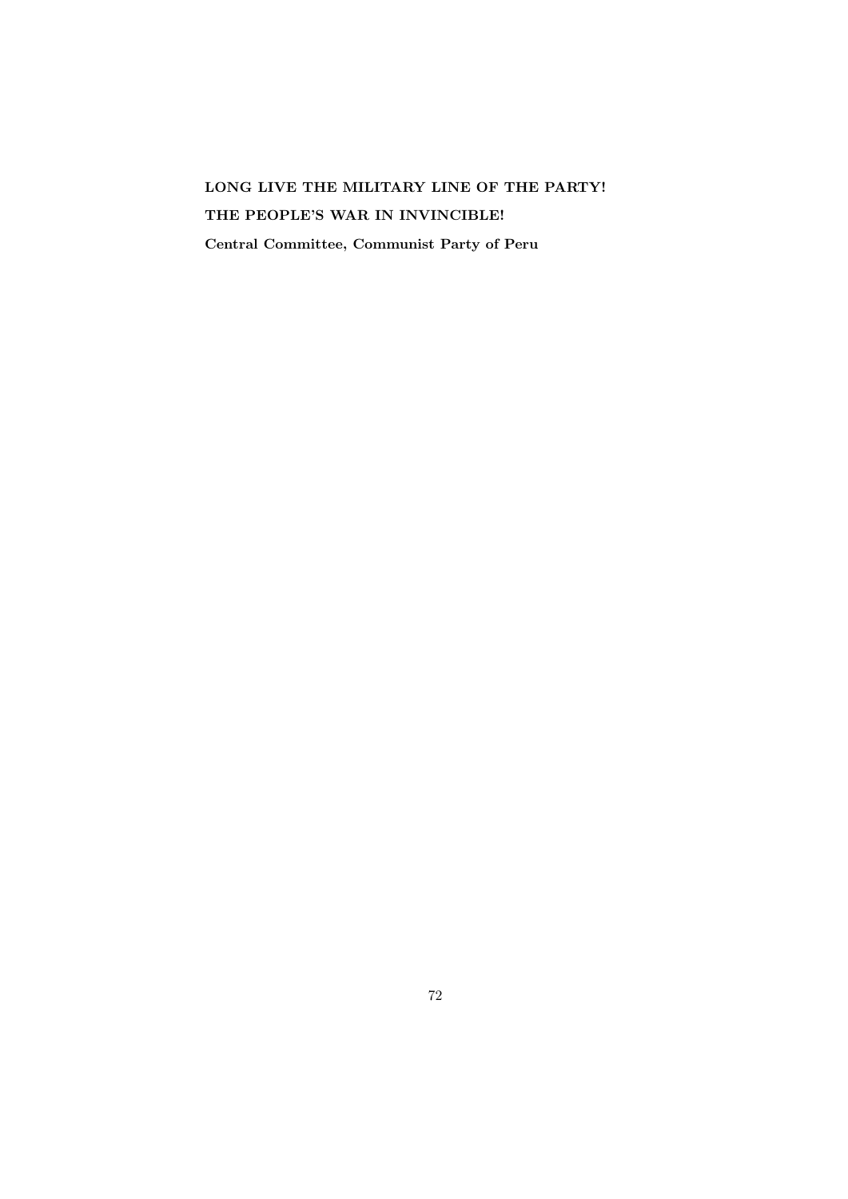**LONG LIVE THE MILITARY LINE OF THE PARTY!**

**THE PEOPLE'S WAR IN INVINCIBLE!**

**Central Committee, Communist Party of Peru**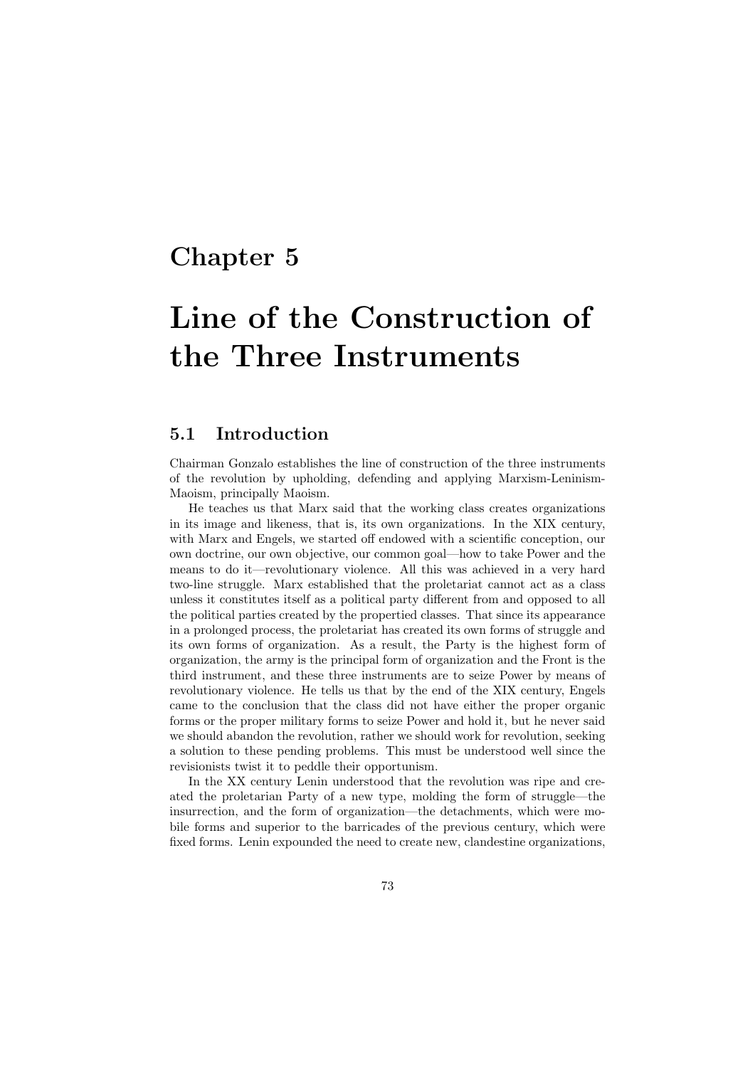# Chapter 5

# Line of the Construction of the Three Instruments

## 5.1 Introduction

Chairman Gonzalo establishes the line of construction of the three instruments of the revolution by upholding, defending and applying Marxism-Leninism-Maoism, principally Maoism.

He teaches us that Marx said that the working class creates organizations in its image and likeness, that is, its own organizations. In the XIX century, with Marx and Engels, we started off endowed with a scientific conception, our own doctrine, our own objective, our common goal—how to take Power and the means to do it—revolutionary violence. All this was achieved in a very hard two-line struggle. Marx established that the proletariat cannot act as a class unless it constitutes itself as a political party different from and opposed to all the political parties created by the propertied classes. That since its appearance in a prolonged process, the proletariat has created its own forms of struggle and its own forms of organization. As a result, the Party is the highest form of organization, the army is the principal form of organization and the Front is the third instrument, and these three instruments are to seize Power by means of revolutionary violence. He tells us that by the end of the XIX century, Engels came to the conclusion that the class did not have either the proper organic forms or the proper military forms to seize Power and hold it, but he never said we should abandon the revolution, rather we should work for revolution, seeking a solution to these pending problems. This must be understood well since the revisionists twist it to peddle their opportunism.

In the XX century Lenin understood that the revolution was ripe and created the proletarian Party of a new type, molding the form of struggle—the insurrection, and the form of organization—the detachments, which were mobile forms and superior to the barricades of the previous century, which were fixed forms. Lenin expounded the need to create new, clandestine organizations,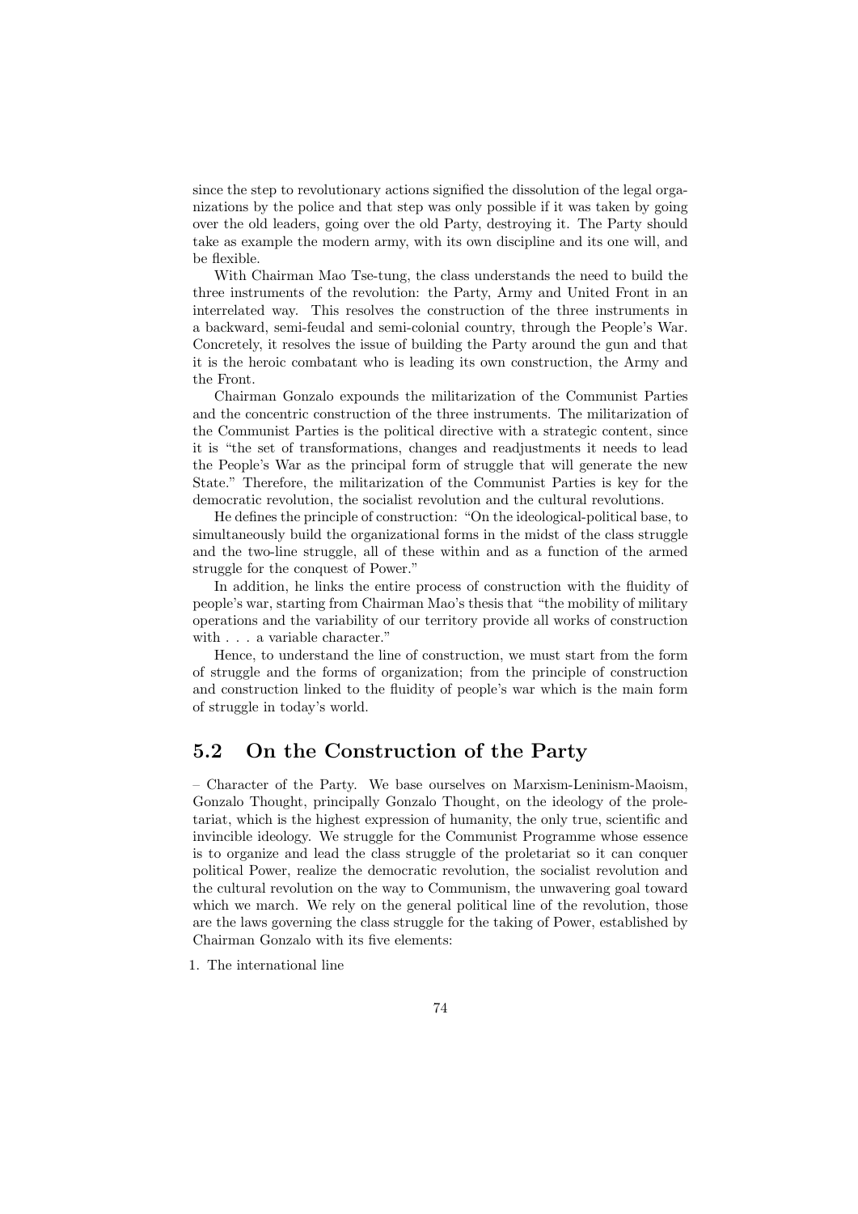since the step to revolutionary actions signified the dissolution of the legal organizations by the police and that step was only possible if it was taken by going over the old leaders, going over the old Party, destroying it. The Party should take as example the modern army, with its own discipline and its one will, and be flexible.

With Chairman Mao Tse-tung, the class understands the need to build the three instruments of the revolution: the Party, Army and United Front in an interrelated way. This resolves the construction of the three instruments in a backward, semi-feudal and semi-colonial country, through the People's War. Concretely, it resolves the issue of building the Party around the gun and that it is the heroic combatant who is leading its own construction, the Army and the Front.

Chairman Gonzalo expounds the militarization of the Communist Parties and the concentric construction of the three instruments. The militarization of the Communist Parties is the political directive with a strategic content, since it is "the set of transformations, changes and readjustments it needs to lead the People's War as the principal form of struggle that will generate the new State." Therefore, the militarization of the Communist Parties is key for the democratic revolution, the socialist revolution and the cultural revolutions.

He defines the principle of construction: "On the ideological-political base, to simultaneously build the organizational forms in the midst of the class struggle and the two-line struggle, all of these within and as a function of the armed struggle for the conquest of Power."

In addition, he links the entire process of construction with the fluidity of people's war, starting from Chairman Mao's thesis that "the mobility of military operations and the variability of our territory provide all works of construction with . . . a variable character."

Hence, to understand the line of construction, we must start from the form of struggle and the forms of organization; from the principle of construction and construction linked to the fluidity of people's war which is the main form of struggle in today's world.

## 5.2 On the Construction of the Party

– Character of the Party. We base ourselves on Marxism-Leninism-Maoism, Gonzalo Thought, principally Gonzalo Thought, on the ideology of the proletariat, which is the highest expression of humanity, the only true, scientific and invincible ideology. We struggle for the Communist Programme whose essence is to organize and lead the class struggle of the proletariat so it can conquer political Power, realize the democratic revolution, the socialist revolution and the cultural revolution on the way to Communism, the unwavering goal toward which we march. We rely on the general political line of the revolution, those are the laws governing the class struggle for the taking of Power, established by Chairman Gonzalo with its five elements:

1. The international line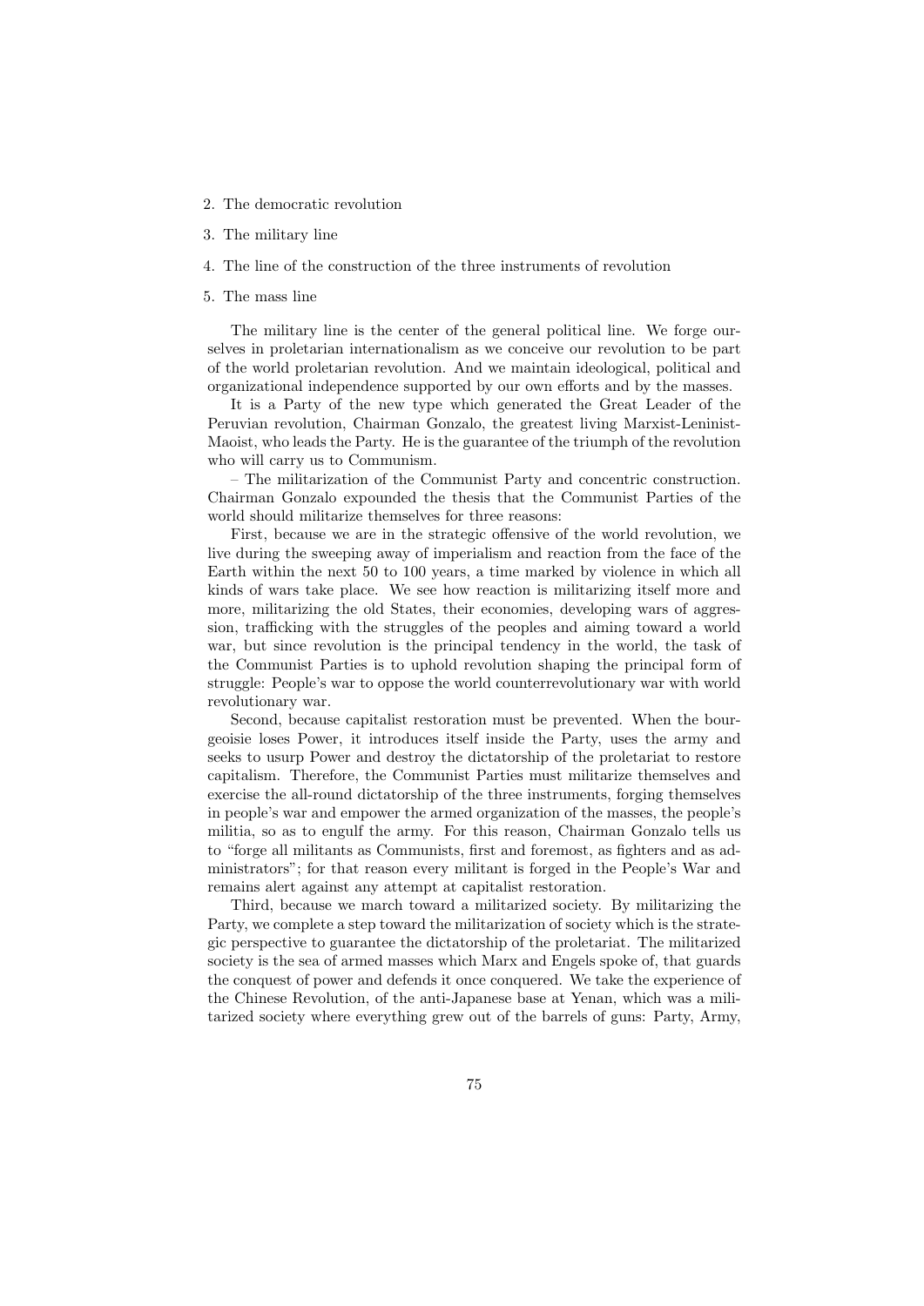2. The democratic revolution
3. The military line
4. The line of the construction of the three instruments of revolution
5. The mass line

The military line is the center of the general political line. We forge ourselves in proletarian internationalism as we conceive our revolution to be part of the world proletarian revolution. And we maintain ideological, political and organizational independence supported by our own efforts and by the masses.

It is a Party of the new type which generated the Great Leader of the Peruvian revolution, Chairman Gonzalo, the greatest living Marxist-Leninist-Maoist, who leads the Party. He is the guarantee of the triumph of the revolution who will carry us to Communism.

– The militarization of the Communist Party and concentric construction. Chairman Gonzalo expounded the thesis that the Communist Parties of the world should militarize themselves for three reasons:

First, because we are in the strategic offensive of the world revolution, we live during the sweeping away of imperialism and reaction from the face of the Earth within the next 50 to 100 years, a time marked by violence in which all kinds of wars take place. We see how reaction is militarizing itself more and more, militarizing the old States, their economies, developing wars of aggression, trafficking with the struggles of the peoples and aiming toward a world war, but since revolution is the principal tendency in the world, the task of the Communist Parties is to uphold revolution shaping the principal form of struggle: People's war to oppose the world counterrevolutionary war with world revolutionary war.

Second, because capitalist restoration must be prevented. When the bourgeoisie loses Power, it introduces itself inside the Party, uses the army and seeks to usurp Power and destroy the dictatorship of the proletariat to restore capitalism. Therefore, the Communist Parties must militarize themselves and exercise the all-round dictatorship of the three instruments, forging themselves in people's war and empower the armed organization of the masses, the people's militia, so as to engulf the army. For this reason, Chairman Gonzalo tells us to "forge all militants as Communists, first and foremost, as fighters and as administrators"; for that reason every militant is forged in the People's War and remains alert against any attempt at capitalist restoration.

Third, because we march toward a militarized society. By militarizing the Party, we complete a step toward the militarization of society which is the strategic perspective to guarantee the dictatorship of the proletariat. The militarized society is the sea of armed masses which Marx and Engels spoke of, that guards the conquest of power and defends it once conquered. We take the experience of the Chinese Revolution, of the anti-Japanese base at Yenan, which was a militarized society where everything grew out of the barrels of guns: Party, Army,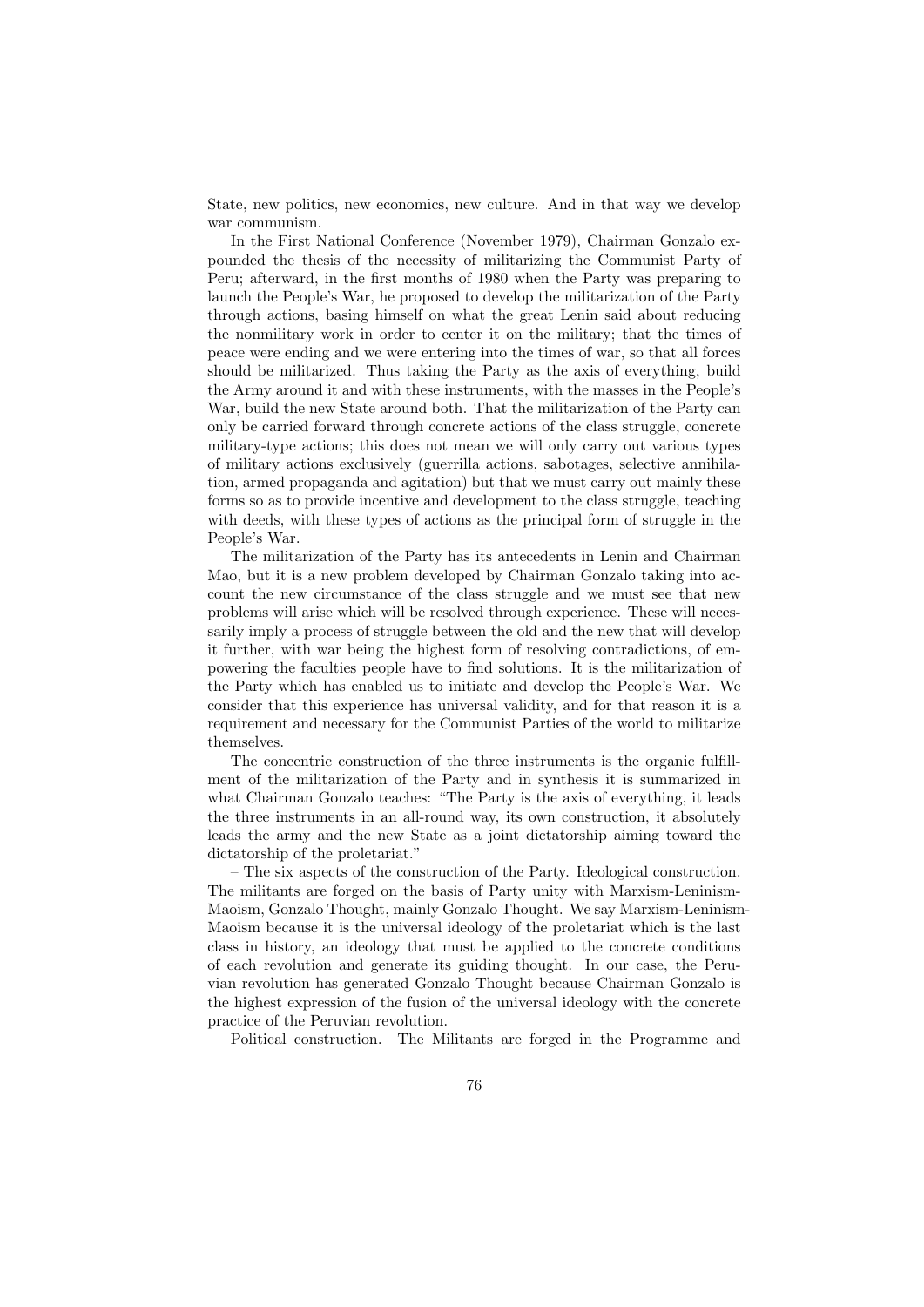State, new politics, new economics, new culture. And in that way we develop war communism.

In the First National Conference (November 1979), Chairman Gonzalo expounded the thesis of the necessity of militarizing the Communist Party of Peru; afterward, in the first months of 1980 when the Party was preparing to launch the People's War, he proposed to develop the militarization of the Party through actions, basing himself on what the great Lenin said about reducing the nonmilitary work in order to center it on the military; that the times of peace were ending and we were entering into the times of war, so that all forces should be militarized. Thus taking the Party as the axis of everything, build the Army around it and with these instruments, with the masses in the People's War, build the new State around both. That the militarization of the Party can only be carried forward through concrete actions of the class struggle, concrete military-type actions; this does not mean we will only carry out various types of military actions exclusively (guerrilla actions, sabotages, selective annihilation, armed propaganda and agitation) but that we must carry out mainly these forms so as to provide incentive and development to the class struggle, teaching with deeds, with these types of actions as the principal form of struggle in the People's War.

The militarization of the Party has its antecedents in Lenin and Chairman Mao, but it is a new problem developed by Chairman Gonzalo taking into account the new circumstance of the class struggle and we must see that new problems will arise which will be resolved through experience. These will necessarily imply a process of struggle between the old and the new that will develop it further, with war being the highest form of resolving contradictions, of empowering the faculties people have to find solutions. It is the militarization of the Party which has enabled us to initiate and develop the People's War. We consider that this experience has universal validity, and for that reason it is a requirement and necessary for the Communist Parties of the world to militarize themselves.

The concentric construction of the three instruments is the organic fulfillment of the militarization of the Party and in synthesis it is summarized in what Chairman Gonzalo teaches: "The Party is the axis of everything, it leads the three instruments in an all-round way, its own construction, it absolutely leads the army and the new State as a joint dictatorship aiming toward the dictatorship of the proletariat."

– The six aspects of the construction of the Party. Ideological construction. The militants are forged on the basis of Party unity with Marxism-Leninism-Maoism, Gonzalo Thought, mainly Gonzalo Thought. We say Marxism-Leninism-Maoism because it is the universal ideology of the proletariat which is the last class in history, an ideology that must be applied to the concrete conditions of each revolution and generate its guiding thought. In our case, the Peruvian revolution has generated Gonzalo Thought because Chairman Gonzalo is the highest expression of the fusion of the universal ideology with the concrete practice of the Peruvian revolution.

Political construction. The Militants are forged in the Programme and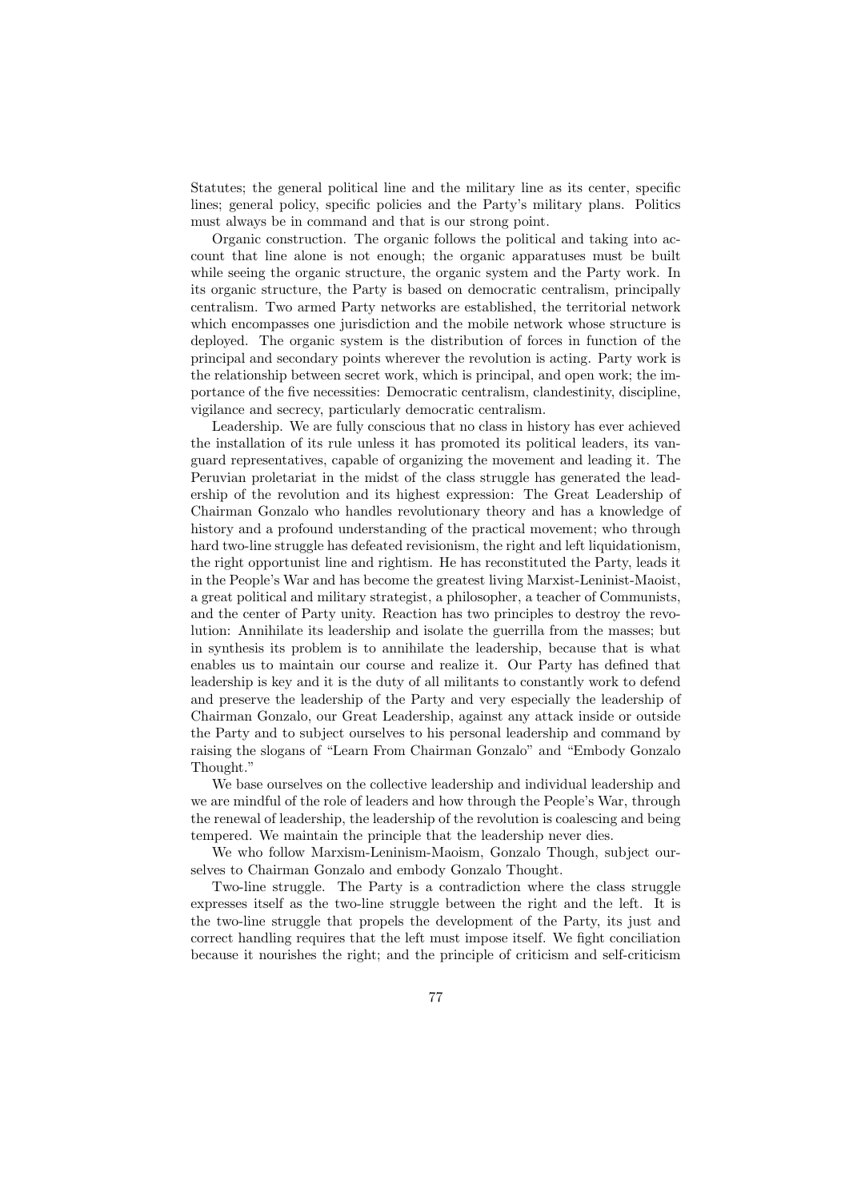Statutes; the general political line and the military line as its center, specific lines; general policy, specific policies and the Party's military plans. Politics must always be in command and that is our strong point.

Organic construction. The organic follows the political and taking into account that line alone is not enough; the organic apparatuses must be built while seeing the organic structure, the organic system and the Party work. In its organic structure, the Party is based on democratic centralism, principally centralism. Two armed Party networks are established, the territorial network which encompasses one jurisdiction and the mobile network whose structure is deployed. The organic system is the distribution of forces in function of the principal and secondary points wherever the revolution is acting. Party work is the relationship between secret work, which is principal, and open work; the importance of the five necessities: Democratic centralism, clandestinity, discipline, vigilance and secrecy, particularly democratic centralism.

Leadership. We are fully conscious that no class in history has ever achieved the installation of its rule unless it has promoted its political leaders, its vanguard representatives, capable of organizing the movement and leading it. The Peruvian proletariat in the midst of the class struggle has generated the leadership of the revolution and its highest expression: The Great Leadership of Chairman Gonzalo who handles revolutionary theory and has a knowledge of history and a profound understanding of the practical movement; who through hard two-line struggle has defeated revisionism, the right and left liquidationism, the right opportunist line and rightism. He has reconstituted the Party, leads it in the People's War and has become the greatest living Marxist-Leninist-Maoist, a great political and military strategist, a philosopher, a teacher of Communists, and the center of Party unity. Reaction has two principles to destroy the revolution: Annihilate its leadership and isolate the guerrilla from the masses; but in synthesis its problem is to annihilate the leadership, because that is what enables us to maintain our course and realize it. Our Party has defined that leadership is key and it is the duty of all militants to constantly work to defend and preserve the leadership of the Party and very especially the leadership of Chairman Gonzalo, our Great Leadership, against any attack inside or outside the Party and to subject ourselves to his personal leadership and command by raising the slogans of "Learn From Chairman Gonzalo" and "Embody Gonzalo Thought."

We base ourselves on the collective leadership and individual leadership and we are mindful of the role of leaders and how through the People's War, through the renewal of leadership, the leadership of the revolution is coalescing and being tempered. We maintain the principle that the leadership never dies.

We who follow Marxism-Leninism-Maoism, Gonzalo Though, subject ourselves to Chairman Gonzalo and embody Gonzalo Thought.

Two-line struggle. The Party is a contradiction where the class struggle expresses itself as the two-line struggle between the right and the left. It is the two-line struggle that propels the development of the Party, its just and correct handling requires that the left must impose itself. We fight conciliation because it nourishes the right; and the principle of criticism and self-criticism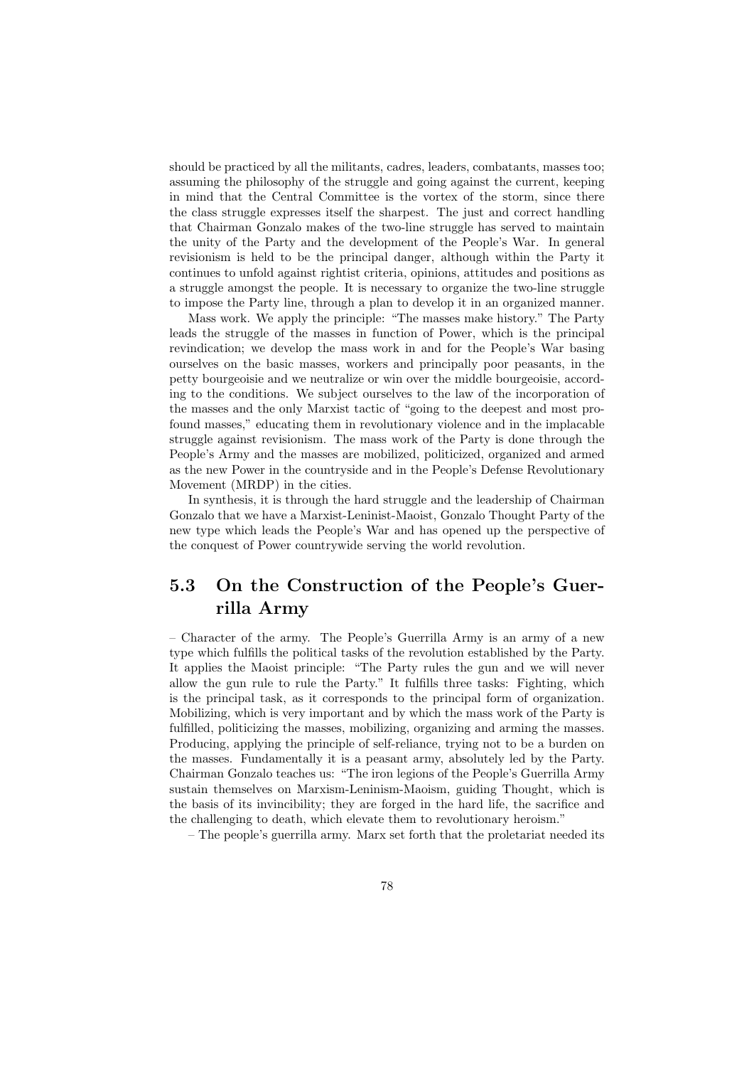should be practiced by all the militants, cadres, leaders, combatants, masses too; assuming the philosophy of the struggle and going against the current, keeping in mind that the Central Committee is the vortex of the storm, since there the class struggle expresses itself the sharpest. The just and correct handling that Chairman Gonzalo makes of the two-line struggle has served to maintain the unity of the Party and the development of the People's War. In general revisionism is held to be the principal danger, although within the Party it continues to unfold against rightist criteria, opinions, attitudes and positions as a struggle amongst the people. It is necessary to organize the two-line struggle to impose the Party line, through a plan to develop it in an organized manner.

Mass work. We apply the principle: "The masses make history." The Party leads the struggle of the masses in function of Power, which is the principal revindication; we develop the mass work in and for the People's War basing ourselves on the basic masses, workers and principally poor peasants, in the petty bourgeoisie and we neutralize or win over the middle bourgeoisie, according to the conditions. We subject ourselves to the law of the incorporation of the masses and the only Marxist tactic of "going to the deepest and most profound masses," educating them in revolutionary violence and in the implacable struggle against revisionism. The mass work of the Party is done through the People's Army and the masses are mobilized, politicized, organized and armed as the new Power in the countryside and in the People's Defense Revolutionary Movement (MRDP) in the cities.

In synthesis, it is through the hard struggle and the leadership of Chairman Gonzalo that we have a Marxist-Leninist-Maoist, Gonzalo Thought Party of the new type which leads the People's War and has opened up the perspective of the conquest of Power countrywide serving the world revolution.

## 5.3 On the Construction of the People's Guerrilla Army

– Character of the army. The People's Guerrilla Army is an army of a new type which fulfills the political tasks of the revolution established by the Party. It applies the Maoist principle: "The Party rules the gun and we will never allow the gun rule to rule the Party." It fulfills three tasks: Fighting, which is the principal task, as it corresponds to the principal form of organization. Mobilizing, which is very important and by which the mass work of the Party is fulfilled, politicizing the masses, mobilizing, organizing and arming the masses. Producing, applying the principle of self-reliance, trying not to be a burden on the masses. Fundamentally it is a peasant army, absolutely led by the Party. Chairman Gonzalo teaches us: "The iron legions of the People's Guerrilla Army sustain themselves on Marxism-Leninism-Maoism, guiding Thought, which is the basis of its invincibility; they are forged in the hard life, the sacrifice and the challenging to death, which elevate them to revolutionary heroism."

– The people's guerrilla army. Marx set forth that the proletariat needed its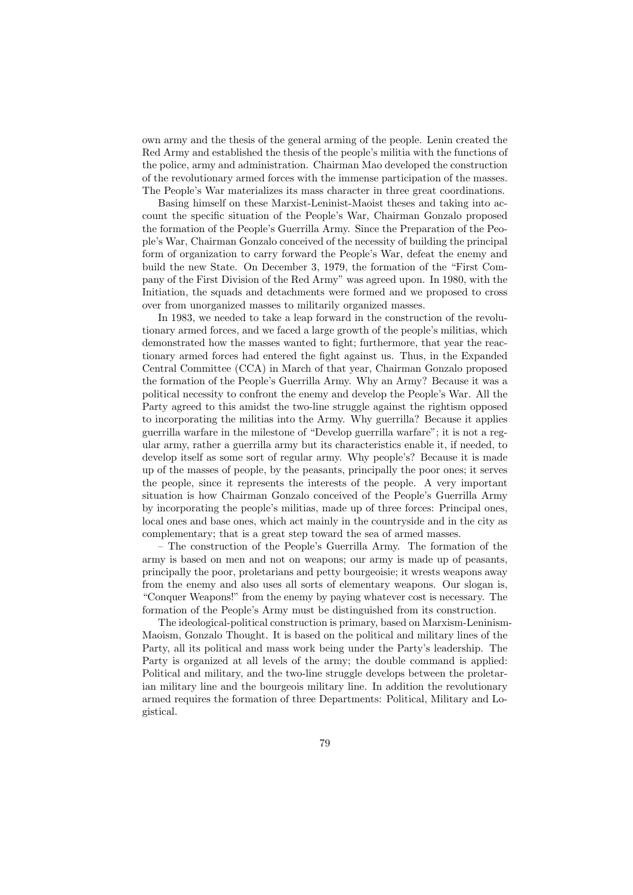own army and the thesis of the general arming of the people. Lenin created the Red Army and established the thesis of the people's militia with the functions of the police, army and administration. Chairman Mao developed the construction of the revolutionary armed forces with the immense participation of the masses. The People's War materializes its mass character in three great coordinations.

Basing himself on these Marxist-Leninist-Maoist theses and taking into account the specific situation of the People's War, Chairman Gonzalo proposed the formation of the People's Guerrilla Army. Since the Preparation of the People's War, Chairman Gonzalo conceived of the necessity of building the principal form of organization to carry forward the People's War, defeat the enemy and build the new State. On December 3, 1979, the formation of the "First Company of the First Division of the Red Army" was agreed upon. In 1980, with the Initiation, the squads and detachments were formed and we proposed to cross over from unorganized masses to militarily organized masses.

In 1983, we needed to take a leap forward in the construction of the revolutionary armed forces, and we faced a large growth of the people's militias, which demonstrated how the masses wanted to fight; furthermore, that year the reactionary armed forces had entered the fight against us. Thus, in the Expanded Central Committee (CCA) in March of that year, Chairman Gonzalo proposed the formation of the People's Guerrilla Army. Why an Army? Because it was a political necessity to confront the enemy and develop the People's War. All the Party agreed to this amidst the two-line struggle against the rightism opposed to incorporating the militias into the Army. Why guerrilla? Because it applies guerrilla warfare in the milestone of "Develop guerrilla warfare"; it is not a regular army, rather a guerrilla army but its characteristics enable it, if needed, to develop itself as some sort of regular army. Why people's? Because it is made up of the masses of people, by the peasants, principally the poor ones; it serves the people, since it represents the interests of the people. A very important situation is how Chairman Gonzalo conceived of the People's Guerrilla Army by incorporating the people's militias, made up of three forces: Principal ones, local ones and base ones, which act mainly in the countryside and in the city as complementary; that is a great step toward the sea of armed masses.

– The construction of the People's Guerrilla Army. The formation of the army is based on men and not on weapons; our army is made up of peasants, principally the poor, proletarians and petty bourgeoisie; it wrests weapons away from the enemy and also uses all sorts of elementary weapons. Our slogan is, "Conquer Weapons!" from the enemy by paying whatever cost is necessary. The formation of the People's Army must be distinguished from its construction.

The ideological-political construction is primary, based on Marxism-Leninism-Maoism, Gonzalo Thought. It is based on the political and military lines of the Party, all its political and mass work being under the Party's leadership. The Party is organized at all levels of the army; the double command is applied: Political and military, and the two-line struggle develops between the proletarian military line and the bourgeois military line. In addition the revolutionary armed requires the formation of three Departments: Political, Military and Logistical.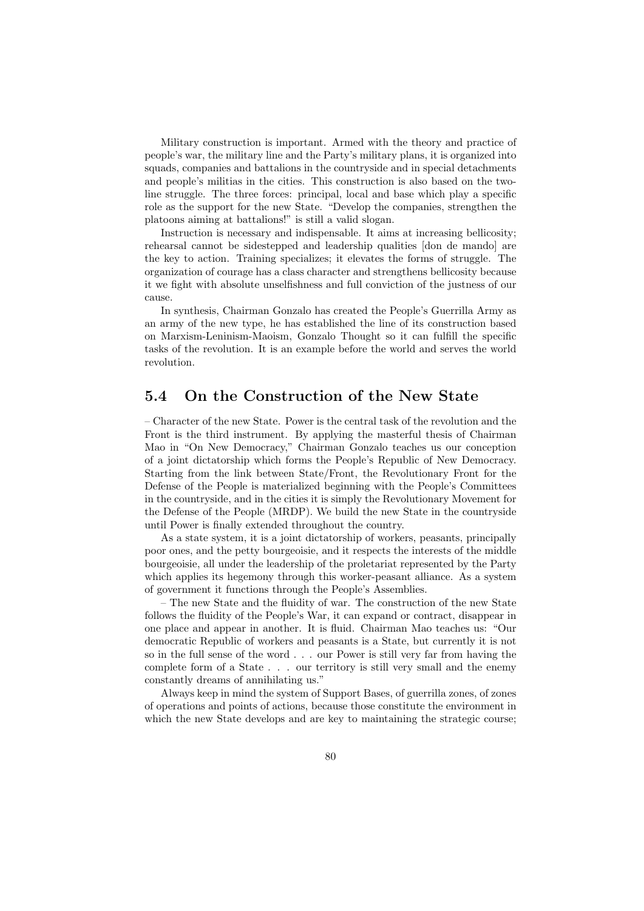Military construction is important. Armed with the theory and practice of people's war, the military line and the Party's military plans, it is organized into squads, companies and battalions in the countryside and in special detachments and people's militias in the cities. This construction is also based on the two-line struggle. The three forces: principal, local and base which play a specific role as the support for the new State. "Develop the companies, strengthen the platoons aiming at battalions!" is still a valid slogan.

Instruction is necessary and indispensable. It aims at increasing bellicosity; rehearsal cannot be sidestepped and leadership qualities [don de mando] are the key to action. Training specializes; it elevates the forms of struggle. The organization of courage has a class character and strengthens bellicosity because it we fight with absolute unselfishness and full conviction of the justness of our cause.

In synthesis, Chairman Gonzalo has created the People's Guerrilla Army as an army of the new type, he has established the line of its construction based on Marxism-Leninism-Maoism, Gonzalo Thought so it can fulfill the specific tasks of the revolution. It is an example before the world and serves the world revolution.

## 5.4 On the Construction of the New State

– Character of the new State. Power is the central task of the revolution and the Front is the third instrument. By applying the masterful thesis of Chairman Mao in "On New Democracy," Chairman Gonzalo teaches us our conception of a joint dictatorship which forms the People's Republic of New Democracy. Starting from the link between State/Front, the Revolutionary Front for the Defense of the People is materialized beginning with the People's Committees in the countryside, and in the cities it is simply the Revolutionary Movement for the Defense of the People (MRDP). We build the new State in the countryside until Power is finally extended throughout the country.

As a state system, it is a joint dictatorship of workers, peasants, principally poor ones, and the petty bourgeoisie, and it respects the interests of the middle bourgeoisie, all under the leadership of the proletariat represented by the Party which applies its hegemony through this worker-peasant alliance. As a system of government it functions through the People's Assemblies.

– The new State and the fluidity of war. The construction of the new State follows the fluidity of the People's War, it can expand or contract, disappear in one place and appear in another. It is fluid. Chairman Mao teaches us: "Our democratic Republic of workers and peasants is a State, but currently it is not so in the full sense of the word . . . our Power is still very far from having the complete form of a State . . . our territory is still very small and the enemy constantly dreams of annihilating us."

Always keep in mind the system of Support Bases, of guerrilla zones, of zones of operations and points of actions, because those constitute the environment in which the new State develops and are key to maintaining the strategic course;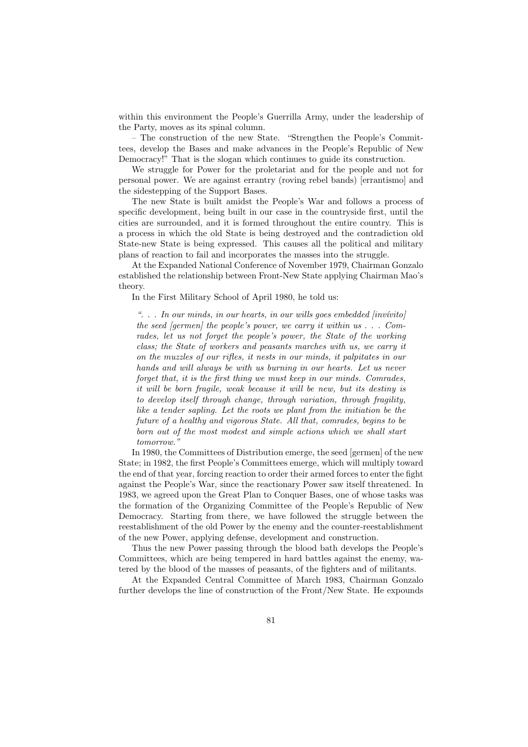within this environment the People's Guerrilla Army, under the leadership of the Party, moves as its spinal column.

– The construction of the new State. "Strengthen the People's Committees, develop the Bases and make advances in the People's Republic of New Democracy!" That is the slogan which continues to guide its construction.

We struggle for Power for the proletariat and for the people and not for personal power. We are against errantry (roving rebel bands) [errantismo] and the sidestepping of the Support Bases.

The new State is built amidst the People's War and follows a process of specific development, being built in our case in the countryside first, until the cities are surrounded, and it is formed throughout the entire country. This is a process in which the old State is being destroyed and the contradiction old State-new State is being expressed. This causes all the political and military plans of reaction to fail and incorporates the masses into the struggle.

At the Expanded National Conference of November 1979, Chairman Gonzalo established the relationship between Front-New State applying Chairman Mao's theory.

In the First Military School of April 1980, he told us:

> *". . . In our minds, in our hearts, in our wills goes embedded [invívito] the seed [germen] the people's power, we carry it within us . . . Comrades, let us not forget the people's power, the State of the working class; the State of workers and peasants marches with us, we carry it on the muzzles of our rifles, it nests in our minds, it palpitates in our hands and will always be with us burning in our hearts. Let us never forget that, it is the first thing we must keep in our minds. Comrades, it will be born fragile, weak because it will be new, but its destiny is to develop itself through change, through variation, through fragility, like a tender sapling. Let the roots we plant from the initiation be the future of a healthy and vigorous State. All that, comrades, begins to be born out of the most modest and simple actions which we shall start tomorrow."*

In 1980, the Committees of Distribution emerge, the seed [germen] of the new State; in 1982, the first People's Committees emerge, which will multiply toward the end of that year, forcing reaction to order their armed forces to enter the fight against the People's War, since the reactionary Power saw itself threatened. In 1983, we agreed upon the Great Plan to Conquer Bases, one of whose tasks was the formation of the Organizing Committee of the People's Republic of New Democracy. Starting from there, we have followed the struggle between the reestablishment of the old Power by the enemy and the counter-reestablishment of the new Power, applying defense, development and construction.

Thus the new Power passing through the blood bath develops the People's Committees, which are being tempered in hard battles against the enemy, watered by the blood of the masses of peasants, of the fighters and of militants.

At the Expanded Central Committee of March 1983, Chairman Gonzalo further develops the line of construction of the Front/New State. He expounds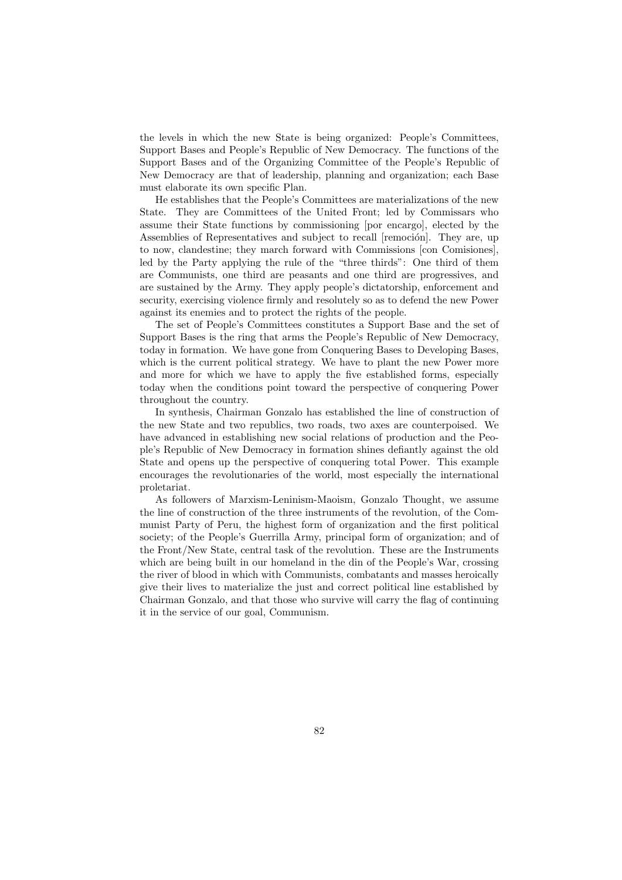the levels in which the new State is being organized: People's Committees, Support Bases and People's Republic of New Democracy. The functions of the Support Bases and of the Organizing Committee of the People's Republic of New Democracy are that of leadership, planning and organization; each Base must elaborate its own specific Plan.

He establishes that the People's Committees are materializations of the new State. They are Committees of the United Front; led by Commissars who assume their State functions by commissioning [por encargo], elected by the Assemblies of Representatives and subject to recall [remoción]. They are, up to now, clandestine; they march forward with Commissions [con Comisiones], led by the Party applying the rule of the "three thirds": One third of them are Communists, one third are peasants and one third are progressives, and are sustained by the Army. They apply people's dictatorship, enforcement and security, exercising violence firmly and resolutely so as to defend the new Power against its enemies and to protect the rights of the people.

The set of People's Committees constitutes a Support Base and the set of Support Bases is the ring that arms the People's Republic of New Democracy, today in formation. We have gone from Conquering Bases to Developing Bases, which is the current political strategy. We have to plant the new Power more and more for which we have to apply the five established forms, especially today when the conditions point toward the perspective of conquering Power throughout the country.

In synthesis, Chairman Gonzalo has established the line of construction of the new State and two republics, two roads, two axes are counterpoised. We have advanced in establishing new social relations of production and the People's Republic of New Democracy in formation shines defiantly against the old State and opens up the perspective of conquering total Power. This example encourages the revolutionaries of the world, most especially the international proletariat.

As followers of Marxism-Leninism-Maoism, Gonzalo Thought, we assume the line of construction of the three instruments of the revolution, of the Communist Party of Peru, the highest form of organization and the first political society; of the People's Guerrilla Army, principal form of organization; and of the Front/New State, central task of the revolution. These are the Instruments which are being built in our homeland in the din of the People's War, crossing the river of blood in which with Communists, combatants and masses heroically give their lives to materialize the just and correct political line established by Chairman Gonzalo, and that those who survive will carry the flag of continuing it in the service of our goal, Communism.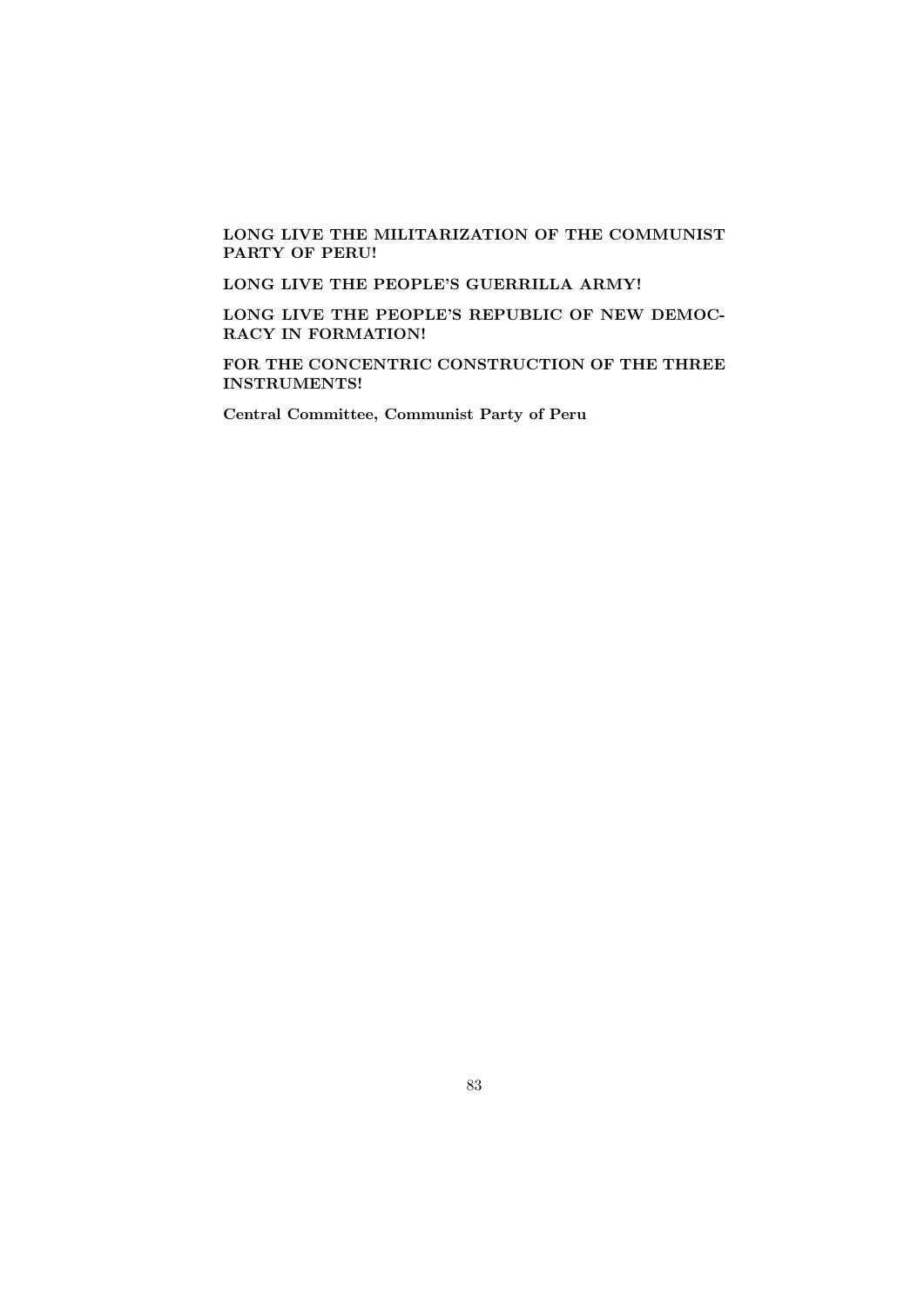**LONG LIVE THE MILITARIZATION OF THE COMMUNIST PARTY OF PERU!**

**LONG LIVE THE PEOPLE'S GUERRILLA ARMY!**

**LONG LIVE THE PEOPLE'S REPUBLIC OF NEW DEMOCRACY IN FORMATION!**

**FOR THE CONCENTRIC CONSTRUCTION OF THE THREE INSTRUMENTS!**

**Central Committee, Communist Party of Peru**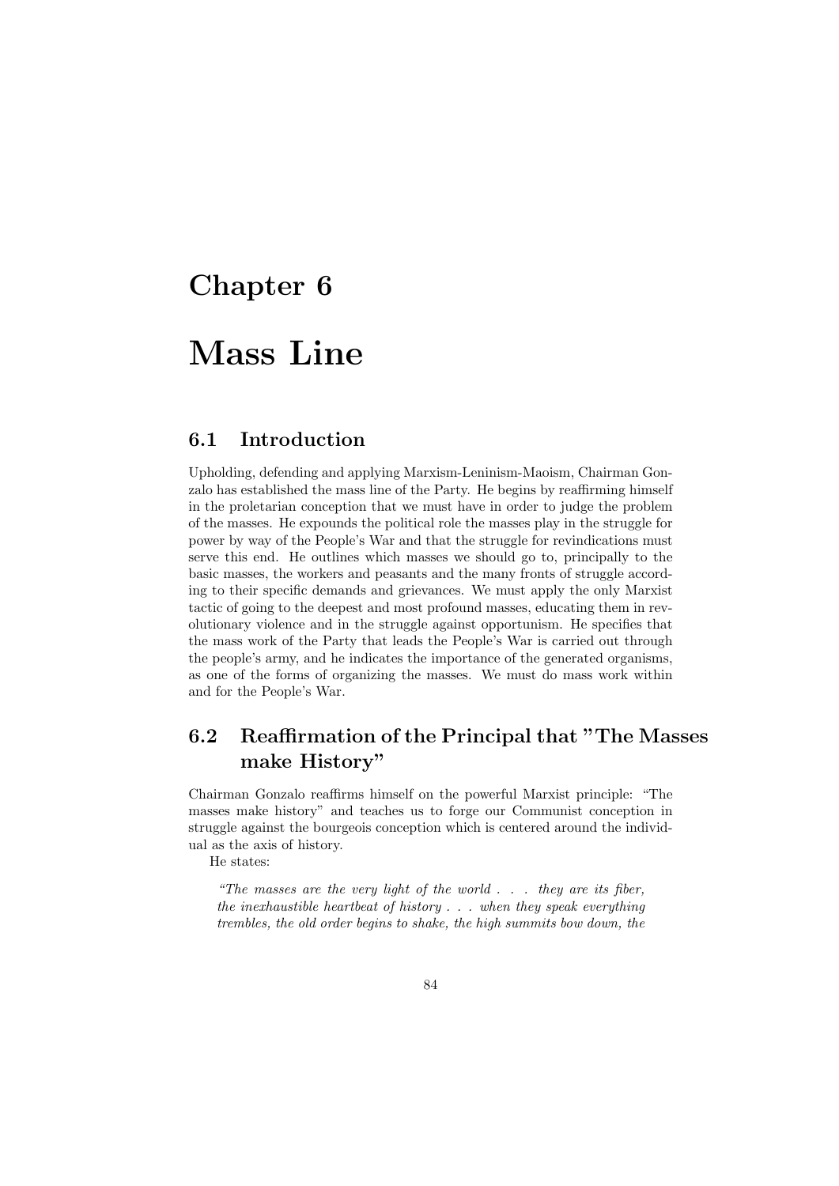# Chapter 6

# Mass Line

## 6.1 Introduction

Upholding, defending and applying Marxism-Leninism-Maoism, Chairman Gonzalo has established the mass line of the Party. He begins by reaffirming himself in the proletarian conception that we must have in order to judge the problem of the masses. He expounds the political role the masses play in the struggle for power by way of the People's War and that the struggle for revindications must serve this end. He outlines which masses we should go to, principally to the basic masses, the workers and peasants and the many fronts of struggle according to their specific demands and grievances. We must apply the only Marxist tactic of going to the deepest and most profound masses, educating them in revolutionary violence and in the struggle against opportunism. He specifies that the mass work of the Party that leads the People's War is carried out through the people's army, and he indicates the importance of the generated organisms, as one of the forms of organizing the masses. We must do mass work within and for the People's War.

## 6.2 Reaffirmation of the Principal that "The Masses make History"

Chairman Gonzalo reaffirms himself on the powerful Marxist principle: "The masses make history" and teaches us to forge our Communist conception in struggle against the bourgeois conception which is centered around the individual as the axis of history.

He states:

> *"The masses are the very light of the world . . . they are its fiber, the inexhaustible heartbeat of history . . . when they speak everything trembles, the old order begins to shake, the high summits bow down, the*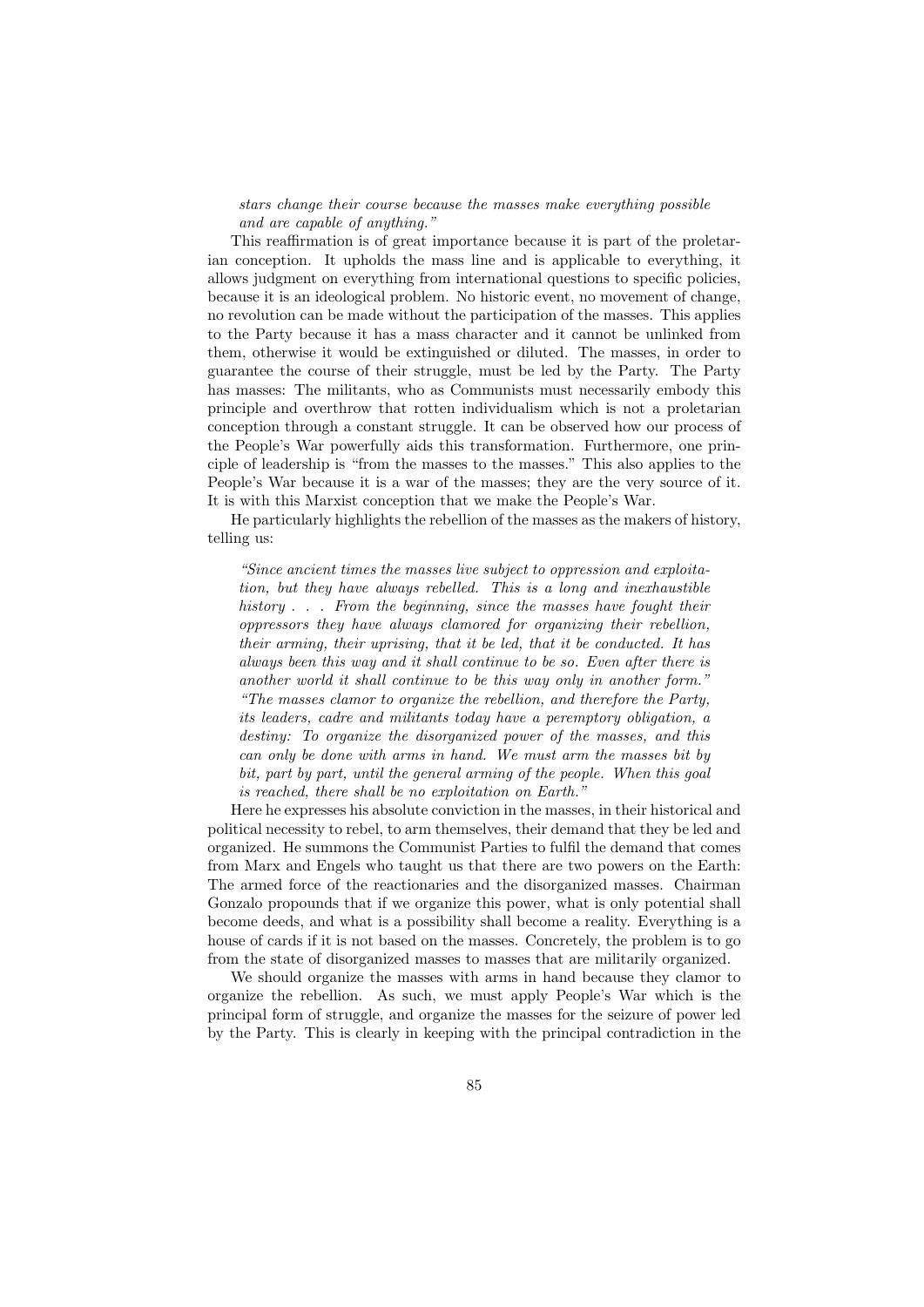*stars change their course because the masses make everything possible and are capable of anything."*

This reaffirmation is of great importance because it is part of the proletarian conception. It upholds the mass line and is applicable to everything, it allows judgment on everything from international questions to specific policies, because it is an ideological problem. No historic event, no movement of change, no revolution can be made without the participation of the masses. This applies to the Party because it has a mass character and it cannot be unlinked from them, otherwise it would be extinguished or diluted. The masses, in order to guarantee the course of their struggle, must be led by the Party. The Party has masses: The militants, who as Communists must necessarily embody this principle and overthrow that rotten individualism which is not a proletarian conception through a constant struggle. It can be observed how our process of the People's War powerfully aids this transformation. Furthermore, one principle of leadership is "from the masses to the masses." This also applies to the People's War because it is a war of the masses; they are the very source of it. It is with this Marxist conception that we make the People's War.

He particularly highlights the rebellion of the masses as the makers of history, telling us:

> *"Since ancient times the masses live subject to oppression and exploitation, but they have always rebelled. This is a long and inexhaustible history . . . From the beginning, since the masses have fought their oppressors they have always clamored for organizing their rebellion, their arming, their uprising, that it be led, that it be conducted. It has always been this way and it shall continue to be so. Even after there is another world it shall continue to be this way only in another form."*
> *"The masses clamor to organize the rebellion, and therefore the Party, its leaders, cadre and militants today have a peremptory obligation, a destiny: To organize the disorganized power of the masses, and this can only be done with arms in hand. We must arm the masses bit by bit, part by part, until the general arming of the people. When this goal is reached, there shall be no exploitation on Earth."*

Here he expresses his absolute conviction in the masses, in their historical and political necessity to rebel, to arm themselves, their demand that they be led and organized. He summons the Communist Parties to fulfil the demand that comes from Marx and Engels who taught us that there are two powers on the Earth: The armed force of the reactionaries and the disorganized masses. Chairman Gonzalo propounds that if we organize this power, what is only potential shall become deeds, and what is a possibility shall become a reality. Everything is a house of cards if it is not based on the masses. Concretely, the problem is to go from the state of disorganized masses to masses that are militarily organized.

We should organize the masses with arms in hand because they clamor to organize the rebellion. As such, we must apply People's War which is the principal form of struggle, and organize the masses for the seizure of power led by the Party. This is clearly in keeping with the principal contradiction in the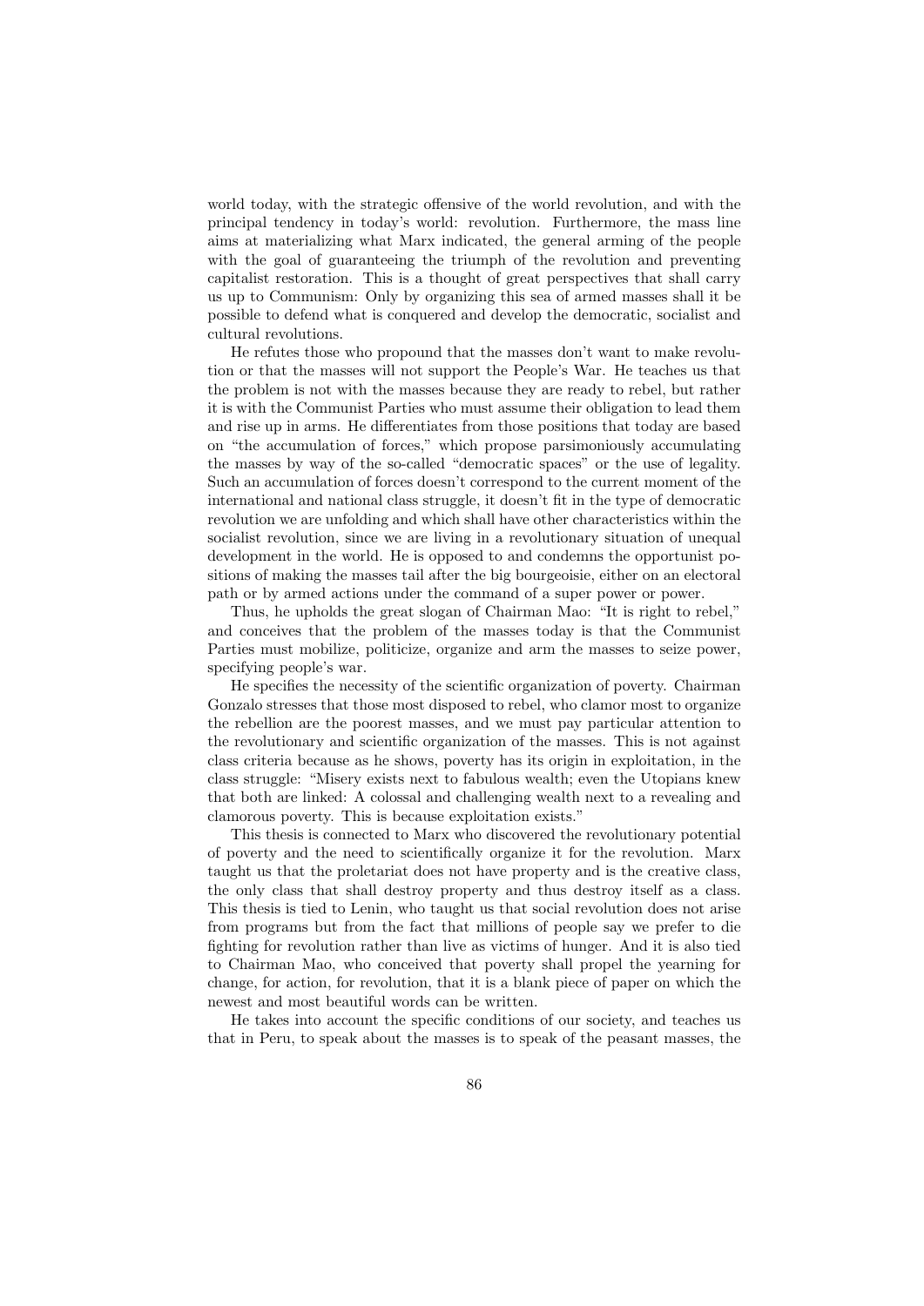world today, with the strategic offensive of the world revolution, and with the principal tendency in today's world: revolution. Furthermore, the mass line aims at materializing what Marx indicated, the general arming of the people with the goal of guaranteeing the triumph of the revolution and preventing capitalist restoration. This is a thought of great perspectives that shall carry us up to Communism: Only by organizing this sea of armed masses shall it be possible to defend what is conquered and develop the democratic, socialist and cultural revolutions.

He refutes those who propound that the masses don't want to make revolution or that the masses will not support the People's War. He teaches us that the problem is not with the masses because they are ready to rebel, but rather it is with the Communist Parties who must assume their obligation to lead them and rise up in arms. He differentiates from those positions that today are based on "the accumulation of forces," which propose parsimoniously accumulating the masses by way of the so-called "democratic spaces" or the use of legality. Such an accumulation of forces doesn't correspond to the current moment of the international and national class struggle, it doesn't fit in the type of democratic revolution we are unfolding and which shall have other characteristics within the socialist revolution, since we are living in a revolutionary situation of unequal development in the world. He is opposed to and condemns the opportunist positions of making the masses tail after the big bourgeoisie, either on an electoral path or by armed actions under the command of a super power or power.

Thus, he upholds the great slogan of Chairman Mao: "It is right to rebel," and conceives that the problem of the masses today is that the Communist Parties must mobilize, politicize, organize and arm the masses to seize power, specifying people's war.

He specifies the necessity of the scientific organization of poverty. Chairman Gonzalo stresses that those most disposed to rebel, who clamor most to organize the rebellion are the poorest masses, and we must pay particular attention to the revolutionary and scientific organization of the masses. This is not against class criteria because as he shows, poverty has its origin in exploitation, in the class struggle: "Misery exists next to fabulous wealth; even the Utopians knew that both are linked: A colossal and challenging wealth next to a revealing and clamorous poverty. This is because exploitation exists."

This thesis is connected to Marx who discovered the revolutionary potential of poverty and the need to scientifically organize it for the revolution. Marx taught us that the proletariat does not have property and is the creative class, the only class that shall destroy property and thus destroy itself as a class. This thesis is tied to Lenin, who taught us that social revolution does not arise from programs but from the fact that millions of people say we prefer to die fighting for revolution rather than live as victims of hunger. And it is also tied to Chairman Mao, who conceived that poverty shall propel the yearning for change, for action, for revolution, that it is a blank piece of paper on which the newest and most beautiful words can be written.

He takes into account the specific conditions of our society, and teaches us that in Peru, to speak about the masses is to speak of the peasant masses, the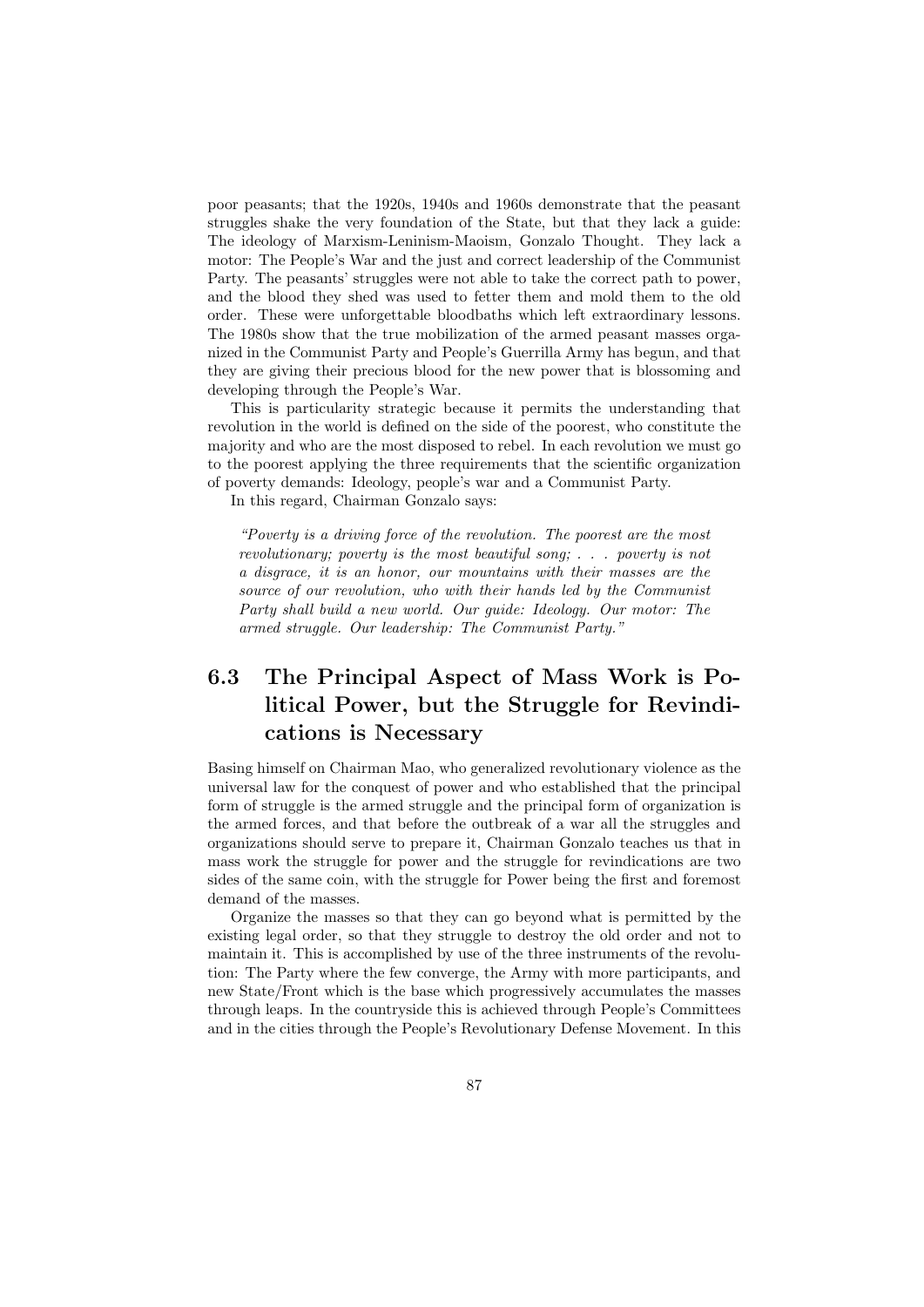poor peasants; that the 1920s, 1940s and 1960s demonstrate that the peasant struggles shake the very foundation of the State, but that they lack a guide: The ideology of Marxism-Leninism-Maoism, Gonzalo Thought. They lack a motor: The People's War and the just and correct leadership of the Communist Party. The peasants' struggles were not able to take the correct path to power, and the blood they shed was used to fetter them and mold them to the old order. These were unforgettable bloodbaths which left extraordinary lessons. The 1980s show that the true mobilization of the armed peasant masses organized in the Communist Party and People's Guerrilla Army has begun, and that they are giving their precious blood for the new power that is blossoming and developing through the People's War.

This is particularity strategic because it permits the understanding that revolution in the world is defined on the side of the poorest, who constitute the majority and who are the most disposed to rebel. In each revolution we must go to the poorest applying the three requirements that the scientific organization of poverty demands: Ideology, people's war and a Communist Party.

In this regard, Chairman Gonzalo says:

> *"Poverty is a driving force of the revolution. The poorest are the most revolutionary; poverty is the most beautiful song; . . . poverty is not a disgrace, it is an honor, our mountains with their masses are the source of our revolution, who with their hands led by the Communist Party shall build a new world. Our guide: Ideology. Our motor: The armed struggle. Our leadership: The Communist Party."*

## 6.3 The Principal Aspect of Mass Work is Political Power, but the Struggle for Revindications is Necessary

Basing himself on Chairman Mao, who generalized revolutionary violence as the universal law for the conquest of power and who established that the principal form of struggle is the armed struggle and the principal form of organization is the armed forces, and that before the outbreak of a war all the struggles and organizations should serve to prepare it, Chairman Gonzalo teaches us that in mass work the struggle for power and the struggle for revindications are two sides of the same coin, with the struggle for Power being the first and foremost demand of the masses.

Organize the masses so that they can go beyond what is permitted by the existing legal order, so that they struggle to destroy the old order and not to maintain it. This is accomplished by use of the three instruments of the revolution: The Party where the few converge, the Army with more participants, and new State/Front which is the base which progressively accumulates the masses through leaps. In the countryside this is achieved through People's Committees and in the cities through the People's Revolutionary Defense Movement. In this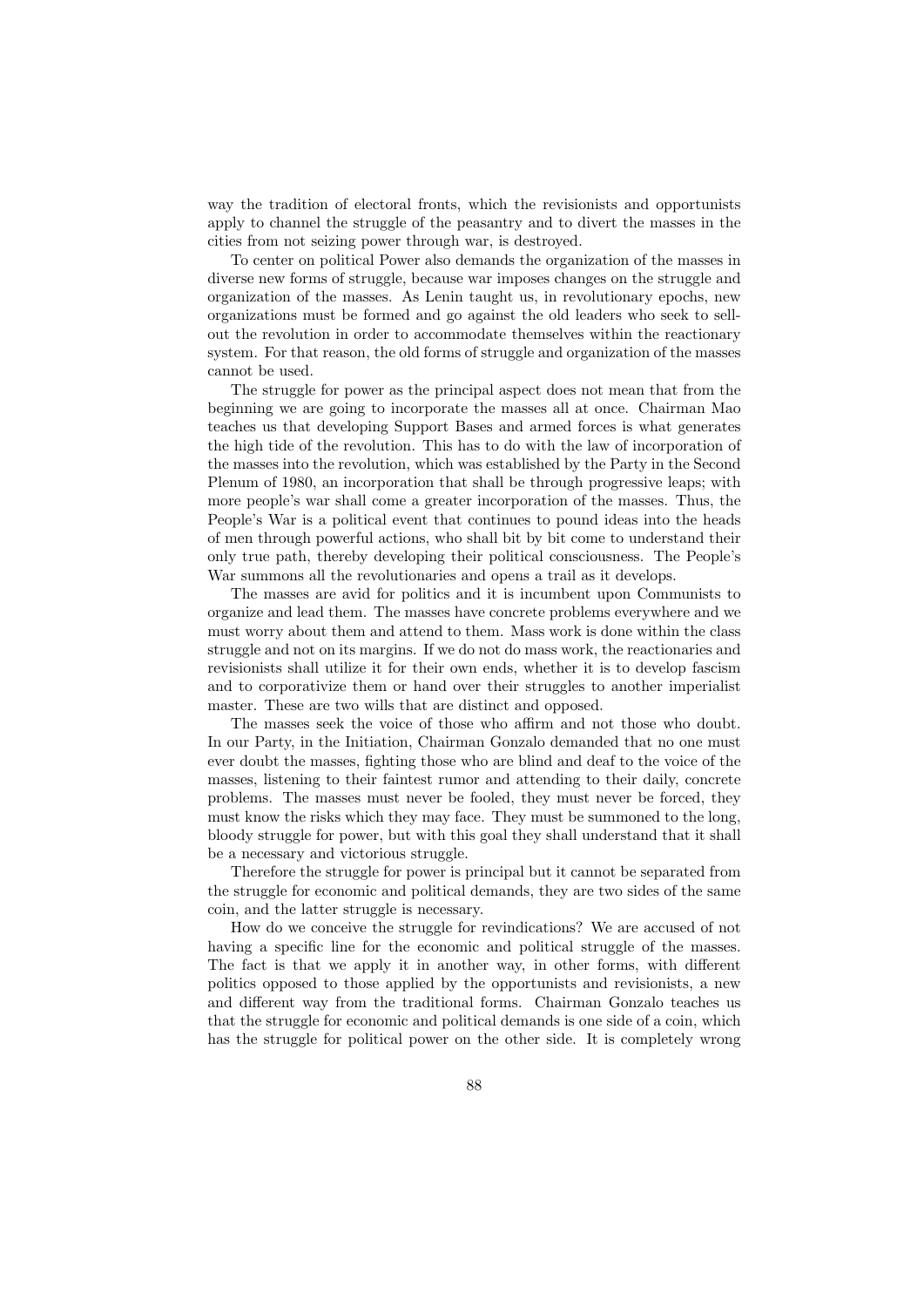way the tradition of electoral fronts, which the revisionists and opportunists apply to channel the struggle of the peasantry and to divert the masses in the cities from not seizing power through war, is destroyed.

To center on political Power also demands the organization of the masses in diverse new forms of struggle, because war imposes changes on the struggle and organization of the masses. As Lenin taught us, in revolutionary epochs, new organizations must be formed and go against the old leaders who seek to sell-out the revolution in order to accommodate themselves within the reactionary system. For that reason, the old forms of struggle and organization of the masses cannot be used.

The struggle for power as the principal aspect does not mean that from the beginning we are going to incorporate the masses all at once. Chairman Mao teaches us that developing Support Bases and armed forces is what generates the high tide of the revolution. This has to do with the law of incorporation of the masses into the revolution, which was established by the Party in the Second Plenum of 1980, an incorporation that shall be through progressive leaps; with more people's war shall come a greater incorporation of the masses. Thus, the People's War is a political event that continues to pound ideas into the heads of men through powerful actions, who shall bit by bit come to understand their only true path, thereby developing their political consciousness. The People's War summons all the revolutionaries and opens a trail as it develops.

The masses are avid for politics and it is incumbent upon Communists to organize and lead them. The masses have concrete problems everywhere and we must worry about them and attend to them. Mass work is done within the class struggle and not on its margins. If we do not do mass work, the reactionaries and revisionists shall utilize it for their own ends, whether it is to develop fascism and to corporativize them or hand over their struggles to another imperialist master. These are two wills that are distinct and opposed.

The masses seek the voice of those who affirm and not those who doubt. In our Party, in the Initiation, Chairman Gonzalo demanded that no one must ever doubt the masses, fighting those who are blind and deaf to the voice of the masses, listening to their faintest rumor and attending to their daily, concrete problems. The masses must never be fooled, they must never be forced, they must know the risks which they may face. They must be summoned to the long, bloody struggle for power, but with this goal they shall understand that it shall be a necessary and victorious struggle.

Therefore the struggle for power is principal but it cannot be separated from the struggle for economic and political demands, they are two sides of the same coin, and the latter struggle is necessary.

How do we conceive the struggle for revindications? We are accused of not having a specific line for the economic and political struggle of the masses. The fact is that we apply it in another way, in other forms, with different politics opposed to those applied by the opportunists and revisionists, a new and different way from the traditional forms. Chairman Gonzalo teaches us that the struggle for economic and political demands is one side of a coin, which has the struggle for political power on the other side. It is completely wrong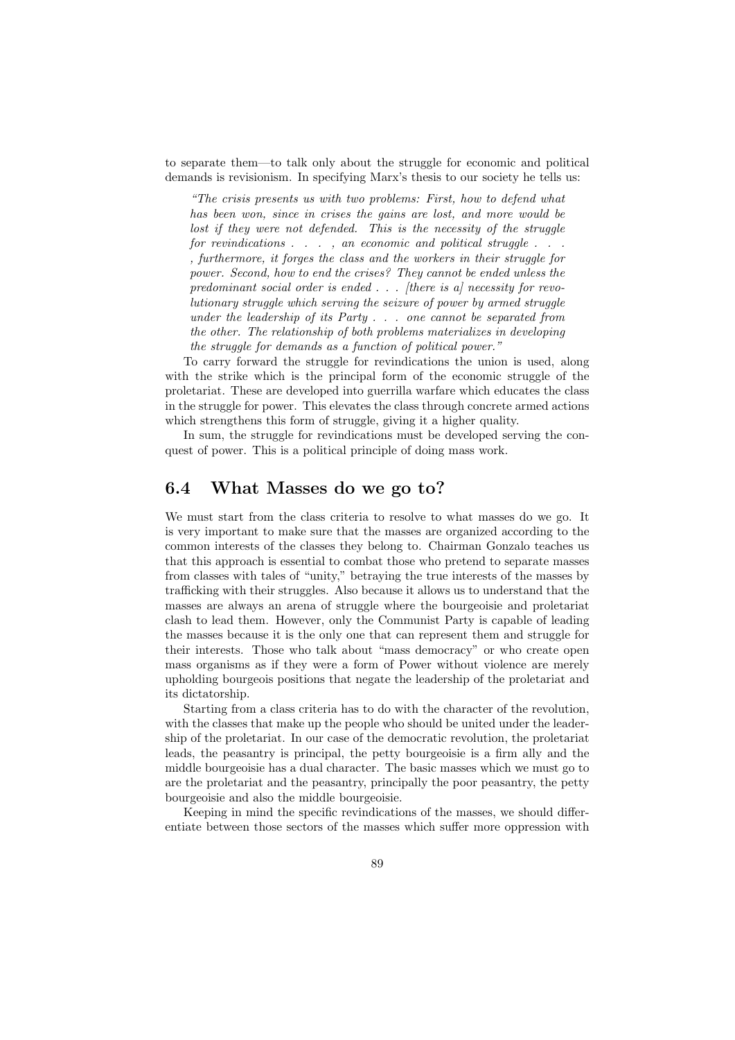to separate them—to talk only about the struggle for economic and political demands is revisionism. In specifying Marx's thesis to our society he tells us:

> *"The crisis presents us with two problems: First, how to defend what has been won, since in crises the gains are lost, and more would be lost if they were not defended. This is the necessity of the struggle for revindications . . . , an economic and political struggle . . . , furthermore, it forges the class and the workers in their struggle for power. Second, how to end the crises? They cannot be ended unless the predominant social order is ended . . . [there is a] necessity for revolutionary struggle which serving the seizure of power by armed struggle under the leadership of its Party . . . one cannot be separated from the other. The relationship of both problems materializes in developing the struggle for demands as a function of political power."*

To carry forward the struggle for revindications the union is used, along with the strike which is the principal form of the economic struggle of the proletariat. These are developed into guerrilla warfare which educates the class in the struggle for power. This elevates the class through concrete armed actions which strengthens this form of struggle, giving it a higher quality.

In sum, the struggle for revindications must be developed serving the conquest of power. This is a political principle of doing mass work.

## 6.4 What Masses do we go to?

We must start from the class criteria to resolve to what masses do we go. It is very important to make sure that the masses are organized according to the common interests of the classes they belong to. Chairman Gonzalo teaches us that this approach is essential to combat those who pretend to separate masses from classes with tales of "unity," betraying the true interests of the masses by trafficking with their struggles. Also because it allows us to understand that the masses are always an arena of struggle where the bourgeoisie and proletariat clash to lead them. However, only the Communist Party is capable of leading the masses because it is the only one that can represent them and struggle for their interests. Those who talk about "mass democracy" or who create open mass organisms as if they were a form of Power without violence are merely upholding bourgeois positions that negate the leadership of the proletariat and its dictatorship.

Starting from a class criteria has to do with the character of the revolution, with the classes that make up the people who should be united under the leadership of the proletariat. In our case of the democratic revolution, the proletariat leads, the peasantry is principal, the petty bourgeoisie is a firm ally and the middle bourgeoisie has a dual character. The basic masses which we must go to are the proletariat and the peasantry, principally the poor peasantry, the petty bourgeoisie and also the middle bourgeoisie.

Keeping in mind the specific revindications of the masses, we should differentiate between those sectors of the masses which suffer more oppression with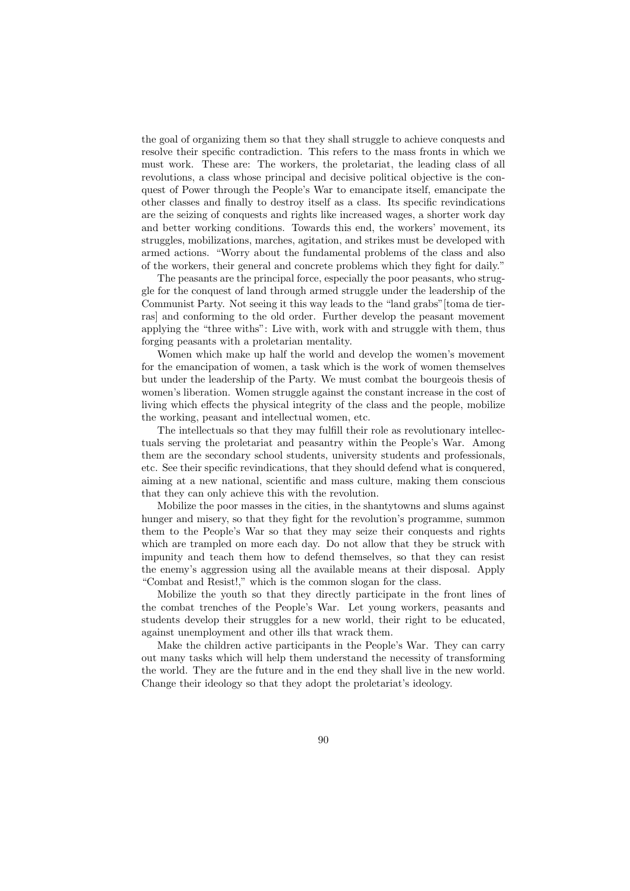the goal of organizing them so that they shall struggle to achieve conquests and resolve their specific contradiction. This refers to the mass fronts in which we must work. These are: The workers, the proletariat, the leading class of all revolutions, a class whose principal and decisive political objective is the conquest of Power through the People's War to emancipate itself, emancipate the other classes and finally to destroy itself as a class. Its specific revindications are the seizing of conquests and rights like increased wages, a shorter work day and better working conditions. Towards this end, the workers' movement, its struggles, mobilizations, marches, agitation, and strikes must be developed with armed actions. "Worry about the fundamental problems of the class and also of the workers, their general and concrete problems which they fight for daily."

The peasants are the principal force, especially the poor peasants, who struggle for the conquest of land through armed struggle under the leadership of the Communist Party. Not seeing it this way leads to the "land grabs"[toma de tierras] and conforming to the old order. Further develop the peasant movement applying the "three withs": Live with, work with and struggle with them, thus forging peasants with a proletarian mentality.

Women which make up half the world and develop the women's movement for the emancipation of women, a task which is the work of women themselves but under the leadership of the Party. We must combat the bourgeois thesis of women's liberation. Women struggle against the constant increase in the cost of living which effects the physical integrity of the class and the people, mobilize the working, peasant and intellectual women, etc.

The intellectuals so that they may fulfill their role as revolutionary intellectuals serving the proletariat and peasantry within the People's War. Among them are the secondary school students, university students and professionals, etc. See their specific revindications, that they should defend what is conquered, aiming at a new national, scientific and mass culture, making them conscious that they can only achieve this with the revolution.

Mobilize the poor masses in the cities, in the shantytowns and slums against hunger and misery, so that they fight for the revolution's programme, summon them to the People's War so that they may seize their conquests and rights which are trampled on more each day. Do not allow that they be struck with impunity and teach them how to defend themselves, so that they can resist the enemy's aggression using all the available means at their disposal. Apply "Combat and Resist!," which is the common slogan for the class.

Mobilize the youth so that they directly participate in the front lines of the combat trenches of the People's War. Let young workers, peasants and students develop their struggles for a new world, their right to be educated, against unemployment and other ills that wrack them.

Make the children active participants in the People's War. They can carry out many tasks which will help them understand the necessity of transforming the world. They are the future and in the end they shall live in the new world. Change their ideology so that they adopt the proletariat's ideology.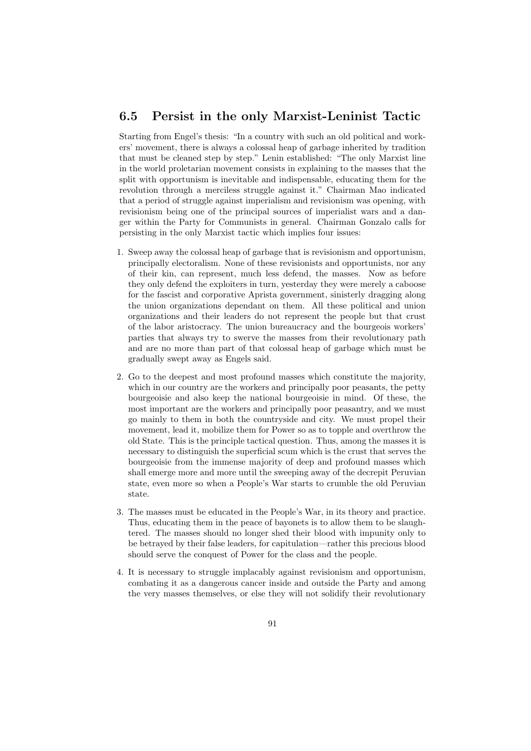## 6.5 Persist in the only Marxist-Leninist Tactic

Starting from Engel's thesis: "In a country with such an old political and workers' movement, there is always a colossal heap of garbage inherited by tradition that must be cleaned step by step." Lenin established: "The only Marxist line in the world proletarian movement consists in explaining to the masses that the split with opportunism is inevitable and indispensable, educating them for the revolution through a merciless struggle against it." Chairman Mao indicated that a period of struggle against imperialism and revisionism was opening, with revisionism being one of the principal sources of imperialist wars and a danger within the Party for Communists in general. Chairman Gonzalo calls for persisting in the only Marxist tactic which implies four issues:

1. Sweep away the colossal heap of garbage that is revisionism and opportunism, principally electoralism. None of these revisionists and opportunists, nor any of their kin, can represent, much less defend, the masses. Now as before they only defend the exploiters in turn, yesterday they were merely a caboose for the fascist and corporative Aprista government, sinisterly dragging along the union organizations dependant on them. All these political and union organizations and their leaders do not represent the people but that crust of the labor aristocracy. The union bureaucracy and the bourgeois workers' parties that always try to swerve the masses from their revolutionary path and are no more than part of that colossal heap of garbage which must be gradually swept away as Engels said.

2. Go to the deepest and most profound masses which constitute the majority, which in our country are the workers and principally poor peasants, the petty bourgeoisie and also keep the national bourgeoisie in mind. Of these, the most important are the workers and principally poor peasantry, and we must go mainly to them in both the countryside and city. We must propel their movement, lead it, mobilize them for Power so as to topple and overthrow the old State. This is the principle tactical question. Thus, among the masses it is necessary to distinguish the superficial scum which is the crust that serves the bourgeoisie from the immense majority of deep and profound masses which shall emerge more and more until the sweeping away of the decrepit Peruvian state, even more so when a People's War starts to crumble the old Peruvian state.

3. The masses must be educated in the People's War, in its theory and practice. Thus, educating them in the peace of bayonets is to allow them to be slaughtered. The masses should no longer shed their blood with impunity only to be betrayed by their false leaders, for capitulation—rather this precious blood should serve the conquest of Power for the class and the people.

4. It is necessary to struggle implacably against revisionism and opportunism, combating it as a dangerous cancer inside and outside the Party and among the very masses themselves, or else they will not solidify their revolutionary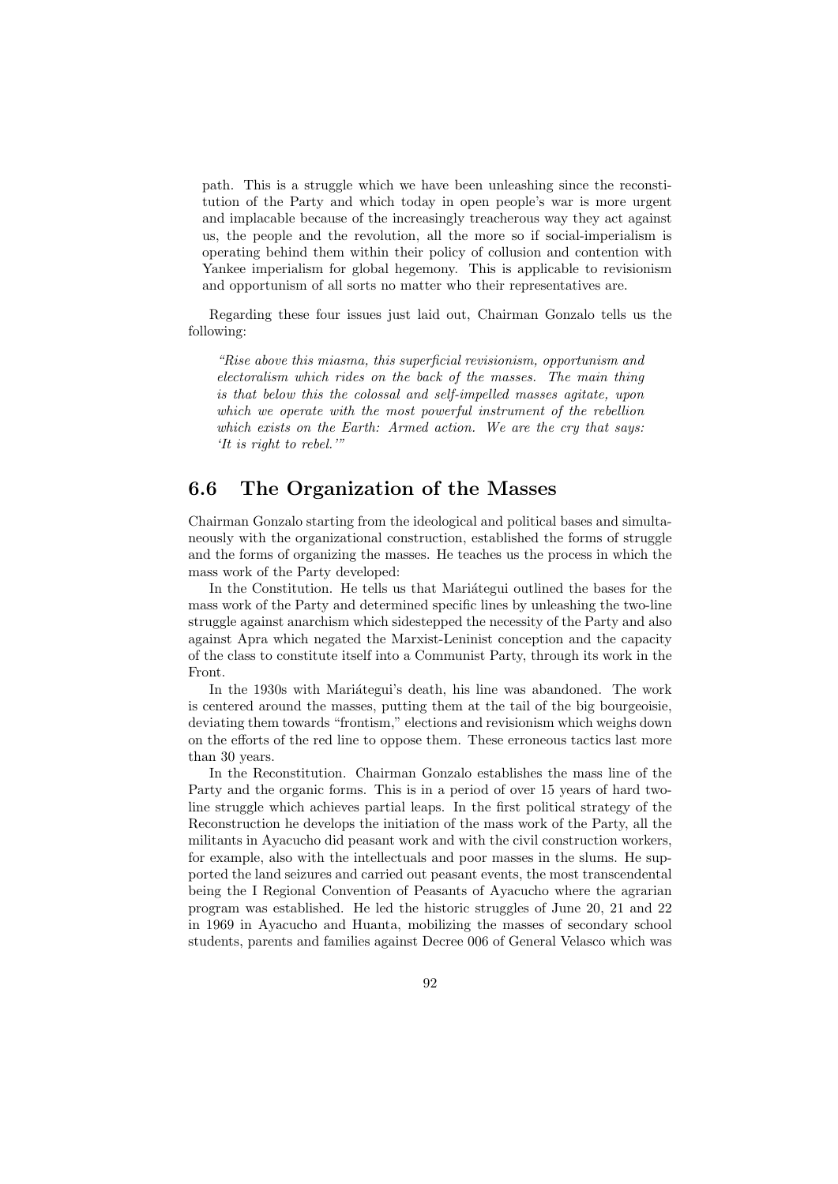path. This is a struggle which we have been unleashing since the reconstitution of the Party and which today in open people's war is more urgent and implacable because of the increasingly treacherous way they act against us, the people and the revolution, all the more so if social-imperialism is operating behind them within their policy of collusion and contention with Yankee imperialism for global hegemony. This is applicable to revisionism and opportunism of all sorts no matter who their representatives are.

Regarding these four issues just laid out, Chairman Gonzalo tells us the following:

> *"Rise above this miasma, this superficial revisionism, opportunism and electoralism which rides on the back of the masses. The main thing is that below this the colossal and self-impelled masses agitate, upon which we operate with the most powerful instrument of the rebellion which exists on the Earth: Armed action. We are the cry that says: 'It is right to rebel.'"*

## 6.6 The Organization of the Masses

Chairman Gonzalo starting from the ideological and political bases and simultaneously with the organizational construction, established the forms of struggle and the forms of organizing the masses. He teaches us the process in which the mass work of the Party developed:

In the Constitution. He tells us that Mariátegui outlined the bases for the mass work of the Party and determined specific lines by unleashing the two-line struggle against anarchism which sidestepped the necessity of the Party and also against Apra which negated the Marxist-Leninist conception and the capacity of the class to constitute itself into a Communist Party, through its work in the Front.

In the 1930s with Mariátegui's death, his line was abandoned. The work is centered around the masses, putting them at the tail of the big bourgeoisie, deviating them towards "frontism," elections and revisionism which weighs down on the efforts of the red line to oppose them. These erroneous tactics last more than 30 years.

In the Reconstitution. Chairman Gonzalo establishes the mass line of the Party and the organic forms. This is in a period of over 15 years of hard two-line struggle which achieves partial leaps. In the first political strategy of the Reconstruction he develops the initiation of the mass work of the Party, all the militants in Ayacucho did peasant work and with the civil construction workers, for example, also with the intellectuals and poor masses in the slums. He supported the land seizures and carried out peasant events, the most transcendental being the I Regional Convention of Peasants of Ayacucho where the agrarian program was established. He led the historic struggles of June 20, 21 and 22 in 1969 in Ayacucho and Huanta, mobilizing the masses of secondary school students, parents and families against Decree 006 of General Velasco which was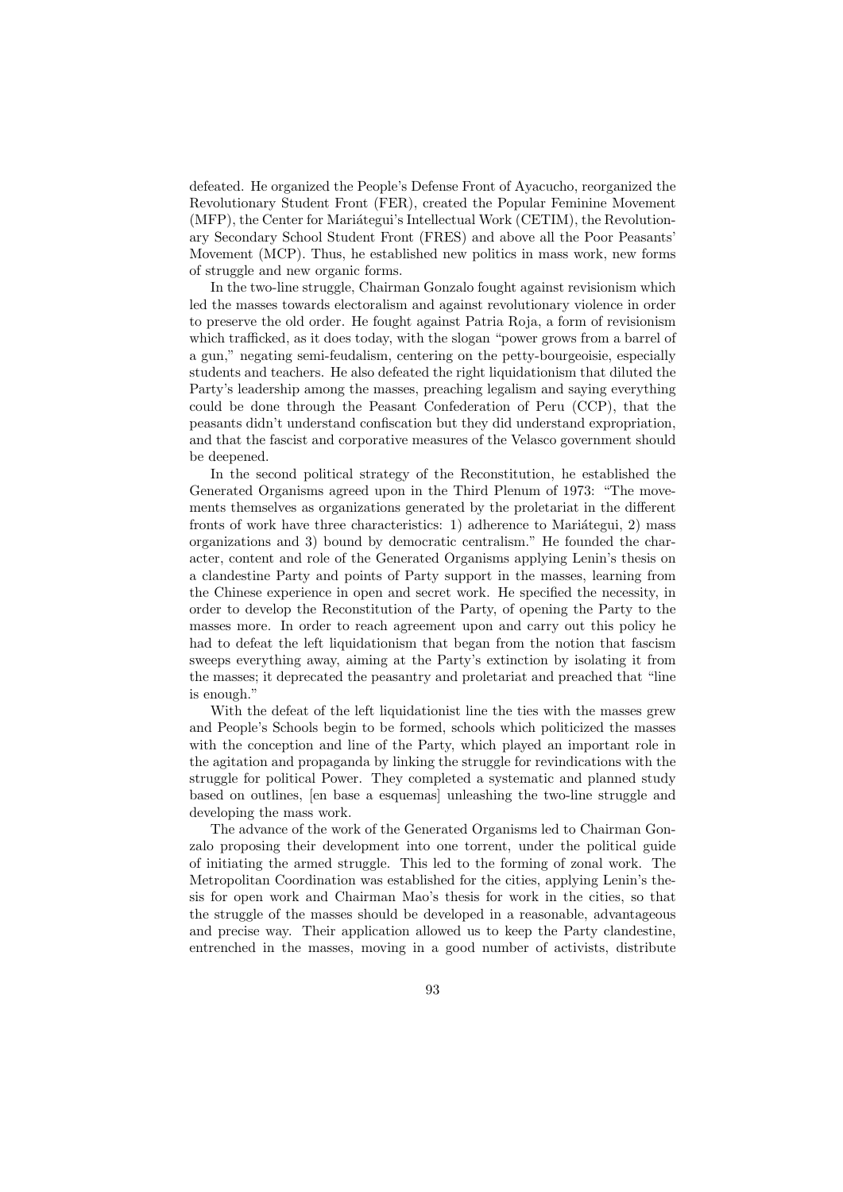defeated. He organized the People's Defense Front of Ayacucho, reorganized the Revolutionary Student Front (FER), created the Popular Feminine Movement (MFP), the Center for Mariátegui's Intellectual Work (CETIM), the Revolutionary Secondary School Student Front (FRES) and above all the Poor Peasants' Movement (MCP). Thus, he established new politics in mass work, new forms of struggle and new organic forms.

In the two-line struggle, Chairman Gonzalo fought against revisionism which led the masses towards electoralism and against revolutionary violence in order to preserve the old order. He fought against Patria Roja, a form of revisionism which trafficked, as it does today, with the slogan "power grows from a barrel of a gun," negating semi-feudalism, centering on the petty-bourgeoisie, especially students and teachers. He also defeated the right liquidationism that diluted the Party's leadership among the masses, preaching legalism and saying everything could be done through the Peasant Confederation of Peru (CCP), that the peasants didn't understand confiscation but they did understand expropriation, and that the fascist and corporative measures of the Velasco government should be deepened.

In the second political strategy of the Reconstitution, he established the Generated Organisms agreed upon in the Third Plenum of 1973: "The movements themselves as organizations generated by the proletariat in the different fronts of work have three characteristics: 1) adherence to Mariátegui, 2) mass organizations and 3) bound by democratic centralism." He founded the character, content and role of the Generated Organisms applying Lenin's thesis on a clandestine Party and points of Party support in the masses, learning from the Chinese experience in open and secret work. He specified the necessity, in order to develop the Reconstitution of the Party, of opening the Party to the masses more. In order to reach agreement upon and carry out this policy he had to defeat the left liquidationism that began from the notion that fascism sweeps everything away, aiming at the Party's extinction by isolating it from the masses; it deprecated the peasantry and proletariat and preached that "line is enough."

With the defeat of the left liquidationist line the ties with the masses grew and People's Schools begin to be formed, schools which politicized the masses with the conception and line of the Party, which played an important role in the agitation and propaganda by linking the struggle for revindications with the struggle for political Power. They completed a systematic and planned study based on outlines, [en base a esquemas] unleashing the two-line struggle and developing the mass work.

The advance of the work of the Generated Organisms led to Chairman Gonzalo proposing their development into one torrent, under the political guide of initiating the armed struggle. This led to the forming of zonal work. The Metropolitan Coordination was established for the cities, applying Lenin's thesis for open work and Chairman Mao's thesis for work in the cities, so that the struggle of the masses should be developed in a reasonable, advantageous and precise way. Their application allowed us to keep the Party clandestine, entrenched in the masses, moving in a good number of activists, distribute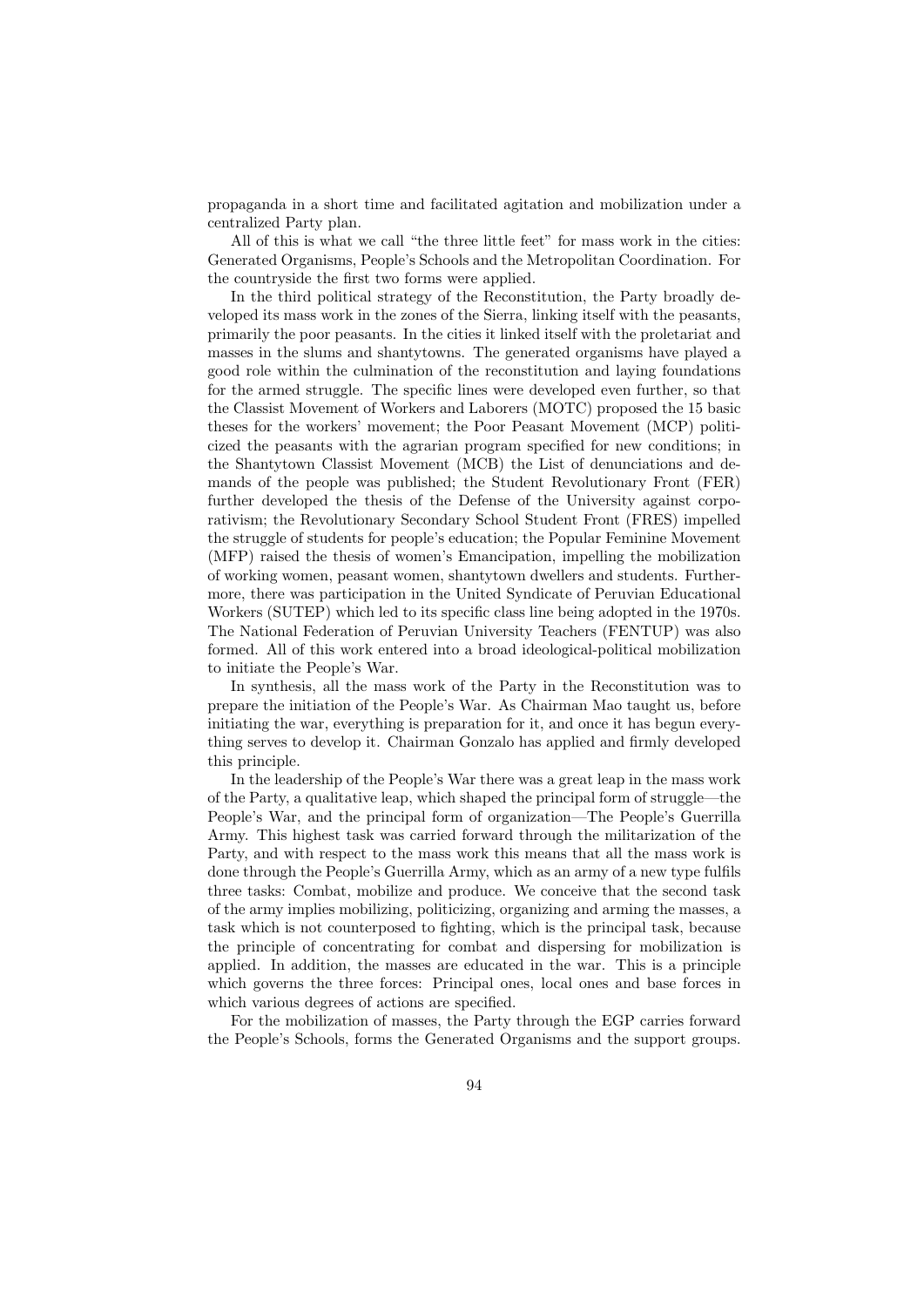propaganda in a short time and facilitated agitation and mobilization under a centralized Party plan.

All of this is what we call "the three little feet" for mass work in the cities: Generated Organisms, People's Schools and the Metropolitan Coordination. For the countryside the first two forms were applied.

In the third political strategy of the Reconstitution, the Party broadly developed its mass work in the zones of the Sierra, linking itself with the peasants, primarily the poor peasants. In the cities it linked itself with the proletariat and masses in the slums and shantytowns. The generated organisms have played a good role within the culmination of the reconstitution and laying foundations for the armed struggle. The specific lines were developed even further, so that the Classist Movement of Workers and Laborers (MOTC) proposed the 15 basic theses for the workers' movement; the Poor Peasant Movement (MCP) politicized the peasants with the agrarian program specified for new conditions; in the Shantytown Classist Movement (MCB) the List of denunciations and demands of the people was published; the Student Revolutionary Front (FER) further developed the thesis of the Defense of the University against corporativism; the Revolutionary Secondary School Student Front (FRES) impelled the struggle of students for people's education; the Popular Feminine Movement (MFP) raised the thesis of women's Emancipation, impelling the mobilization of working women, peasant women, shantytown dwellers and students. Furthermore, there was participation in the United Syndicate of Peruvian Educational Workers (SUTEP) which led to its specific class line being adopted in the 1970s. The National Federation of Peruvian University Teachers (FENTUP) was also formed. All of this work entered into a broad ideological-political mobilization to initiate the People's War.

In synthesis, all the mass work of the Party in the Reconstitution was to prepare the initiation of the People's War. As Chairman Mao taught us, before initiating the war, everything is preparation for it, and once it has begun everything serves to develop it. Chairman Gonzalo has applied and firmly developed this principle.

In the leadership of the People's War there was a great leap in the mass work of the Party, a qualitative leap, which shaped the principal form of struggle—the People's War, and the principal form of organization—The People's Guerrilla Army. This highest task was carried forward through the militarization of the Party, and with respect to the mass work this means that all the mass work is done through the People's Guerrilla Army, which as an army of a new type fulfils three tasks: Combat, mobilize and produce. We conceive that the second task of the army implies mobilizing, politicizing, organizing and arming the masses, a task which is not counterposed to fighting, which is the principal task, because the principle of concentrating for combat and dispersing for mobilization is applied. In addition, the masses are educated in the war. This is a principle which governs the three forces: Principal ones, local ones and base forces in which various degrees of actions are specified.

For the mobilization of masses, the Party through the EGP carries forward the People's Schools, forms the Generated Organisms and the support groups.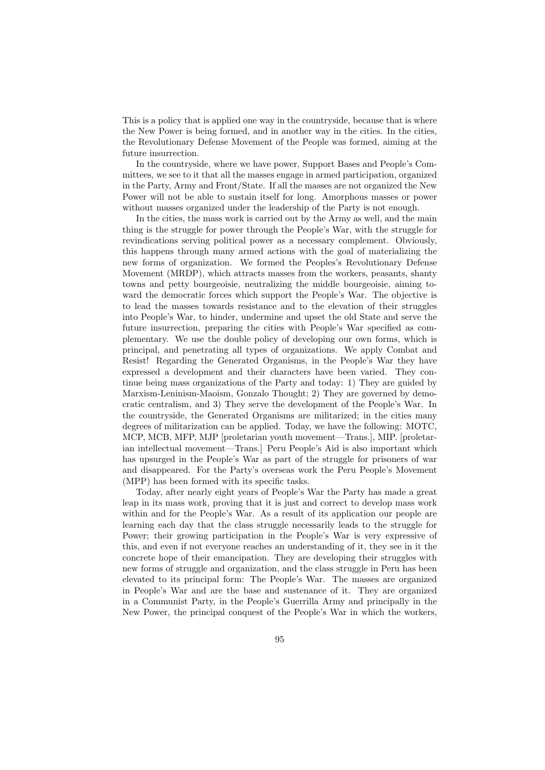This is a policy that is applied one way in the countryside, because that is where the New Power is being formed, and in another way in the cities. In the cities, the Revolutionary Defense Movement of the People was formed, aiming at the future insurrection.

In the countryside, where we have power, Support Bases and People's Committees, we see to it that all the masses engage in armed participation, organized in the Party, Army and Front/State. If all the masses are not organized the New Power will not be able to sustain itself for long. Amorphous masses or power without masses organized under the leadership of the Party is not enough.

In the cities, the mass work is carried out by the Army as well, and the main thing is the struggle for power through the People's War, with the struggle for revindications serving political power as a necessary complement. Obviously, this happens through many armed actions with the goal of materializing the new forms of organization. We formed the Peoples's Revolutionary Defense Movement (MRDP), which attracts masses from the workers, peasants, shanty towns and petty bourgeoisie, neutralizing the middle bourgeoisie, aiming toward the democratic forces which support the People's War. The objective is to lead the masses towards resistance and to the elevation of their struggles into People's War, to hinder, undermine and upset the old State and serve the future insurrection, preparing the cities with People's War specified as complementary. We use the double policy of developing our own forms, which is principal, and penetrating all types of organizations. We apply Combat and Resist! Regarding the Generated Organisms, in the People's War they have expressed a development and their characters have been varied. They continue being mass organizations of the Party and today: 1) They are guided by Marxism-Leninism-Maoism, Gonzalo Thought; 2) They are governed by democratic centralism, and 3) They serve the development of the People's War. In the countryside, the Generated Organisms are militarized; in the cities many degrees of militarization can be applied. Today, we have the following: MOTC, MCP, MCB, MFP, MJP [proletarian youth movement—Trans.], MIP. [proletarian intellectual movement—Trans.] Peru People's Aid is also important which has upsurged in the People's War as part of the struggle for prisoners of war and disappeared. For the Party's overseas work the Peru People's Movement (MPP) has been formed with its specific tasks.

Today, after nearly eight years of People's War the Party has made a great leap in its mass work, proving that it is just and correct to develop mass work within and for the People's War. As a result of its application our people are learning each day that the class struggle necessarily leads to the struggle for Power; their growing participation in the People's War is very expressive of this, and even if not everyone reaches an understanding of it, they see in it the concrete hope of their emancipation. They are developing their struggles with new forms of struggle and organization, and the class struggle in Peru has been elevated to its principal form: The People's War. The masses are organized in People's War and are the base and sustenance of it. They are organized in a Communist Party, in the People's Guerrilla Army and principally in the New Power, the principal conquest of the People's War in which the workers,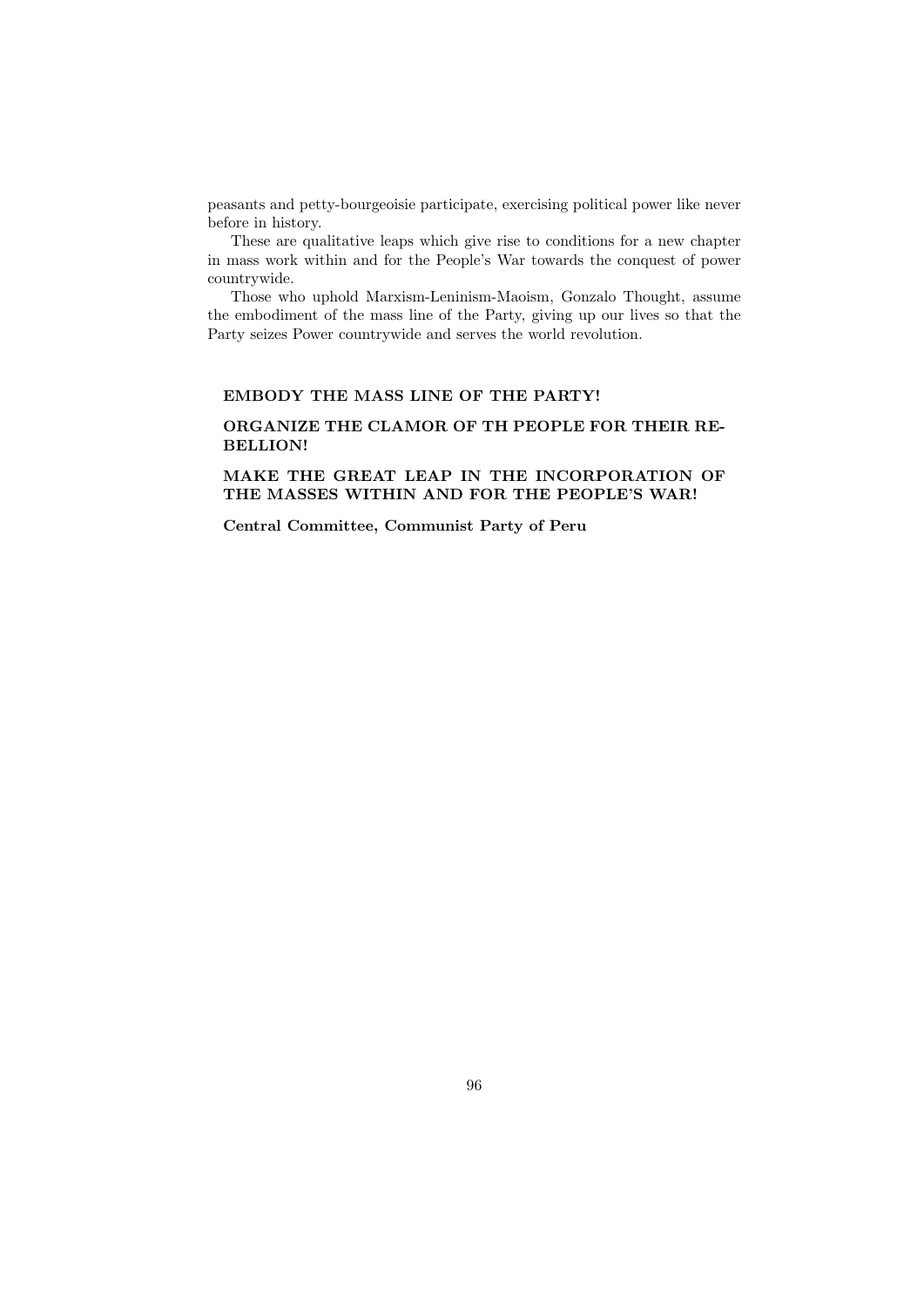peasants and petty-bourgeoisie participate, exercising political power like never before in history.

These are qualitative leaps which give rise to conditions for a new chapter in mass work within and for the People's War towards the conquest of power countrywide.

Those who uphold Marxism-Leninism-Maoism, Gonzalo Thought, assume the embodiment of the mass line of the Party, giving up our lives so that the Party seizes Power countrywide and serves the world revolution.

**EMBODY THE MASS LINE OF THE PARTY!**

**ORGANIZE THE CLAMOR OF TH PEOPLE FOR THEIR REBELLION!**

**MAKE THE GREAT LEAP IN THE INCORPORATION OF THE MASSES WITHIN AND FOR THE PEOPLE'S WAR!**

**Central Committee, Communist Party of Peru**